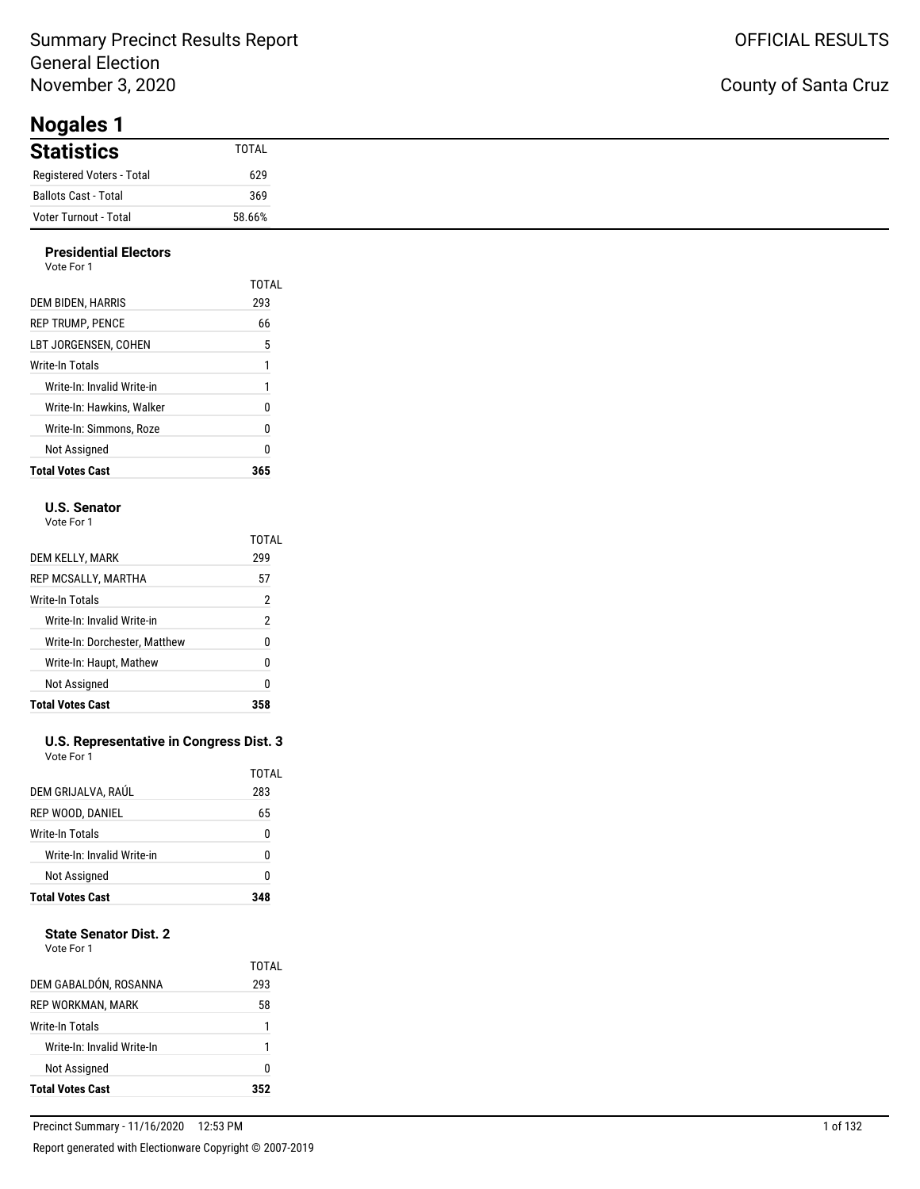Summary Precinct Results Report
General Election
November 3, 2020

OFFICIAL RESULTS

County of Santa Cruz

# Nogales 1

## Statistics

| Statistics | TOTAL |
|---|---|
| Registered Voters - Total | 629 |
| Ballots Cast - Total | 369 |
| Voter Turnout - Total | 58.66% |

### Presidential Electors
Vote For 1

| | TOTAL |
|---|---|
| DEM BIDEN, HARRIS | 293 |
| REP TRUMP, PENCE | 66 |
| LBT JORGENSEN, COHEN | 5 |
| Write-In Totals | 1 |
| Write-In: Invalid Write-in | 1 |
| Write-In: Hawkins, Walker | 0 |
| Write-In: Simmons, Roze | 0 |
| Not Assigned | 0 |
| **Total Votes Cast** | **365** |

### U.S. Senator
Vote For 1

| | TOTAL |
|---|---|
| DEM KELLY, MARK | 299 |
| REP MCSALLY, MARTHA | 57 |
| Write-In Totals | 2 |
| Write-In: Invalid Write-in | 2 |
| Write-In: Dorchester, Matthew | 0 |
| Write-In: Haupt, Mathew | 0 |
| Not Assigned | 0 |
| **Total Votes Cast** | **358** |

### U.S. Representative in Congress Dist. 3
Vote For 1

| | TOTAL |
|---|---|
| DEM GRIJALVA, RAÚL | 283 |
| REP WOOD, DANIEL | 65 |
| Write-In Totals | 0 |
| Write-In: Invalid Write-in | 0 |
| Not Assigned | 0 |
| **Total Votes Cast** | **348** |

### State Senator Dist. 2
Vote For 1

| | TOTAL |
|---|---|
| DEM GABALDÓN, ROSANNA | 293 |
| REP WORKMAN, MARK | 58 |
| Write-In Totals | 1 |
| Write-In: Invalid Write-In | 1 |
| Not Assigned | 0 |
| **Total Votes Cast** | **352** |

Precinct Summary - 11/16/2020 12:53 PM

Report generated with Electionware Copyright © 2007-2019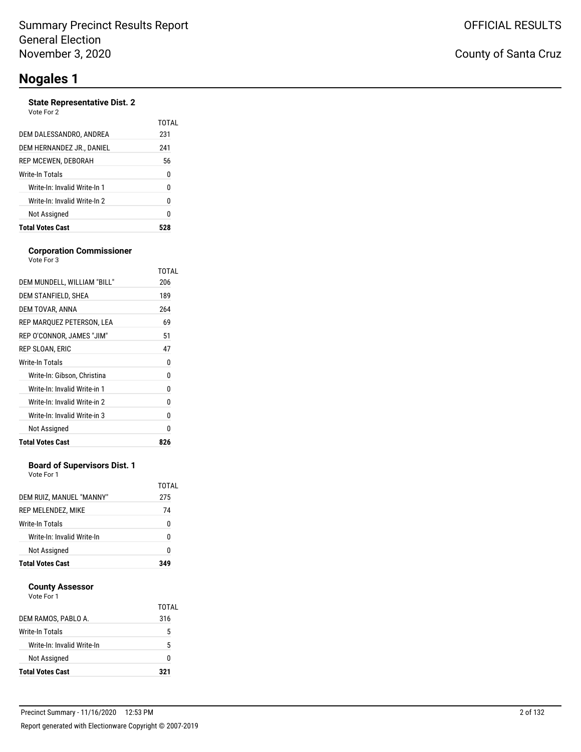# Nogales 1

### State Representative Dist. 2

Vote For 2

| | TOTAL |
|---|---|
| DEM DALESSANDRO, ANDREA | 231 |
| DEM HERNANDEZ JR., DANIEL | 241 |
| REP MCEWEN, DEBORAH | 56 |
| Write-In Totals | 0 |
| Write-In: Invalid Write-In 1 | 0 |
| Write-In: Invalid Write-In 2 | 0 |
| Not Assigned | 0 |
| **Total Votes Cast** | **528** |

### Corporation Commissioner

Vote For 3

| | TOTAL |
|---|---|
| DEM MUNDELL, WILLIAM "BILL" | 206 |
| DEM STANFIELD, SHEA | 189 |
| DEM TOVAR, ANNA | 264 |
| REP MARQUEZ PETERSON, LEA | 69 |
| REP O'CONNOR, JAMES "JIM" | 51 |
| REP SLOAN, ERIC | 47 |
| Write-In Totals | 0 |
| Write-In: Gibson, Christina | 0 |
| Write-In: Invalid Write-in 1 | 0 |
| Write-In: Invalid Write-in 2 | 0 |
| Write-In: Invalid Write-in 3 | 0 |
| Not Assigned | 0 |
| **Total Votes Cast** | **826** |

### Board of Supervisors Dist. 1

Vote For 1

| | TOTAL |
|---|---|
| DEM RUIZ, MANUEL "MANNY" | 275 |
| REP MELENDEZ, MIKE | 74 |
| Write-In Totals | 0 |
| Write-In: Invalid Write-In | 0 |
| Not Assigned | 0 |
| **Total Votes Cast** | **349** |

### County Assessor

Vote For 1

| | TOTAL |
|---|---|
| DEM RAMOS, PABLO A. | 316 |
| Write-In Totals | 5 |
| Write-In: Invalid Write-In | 5 |
| Not Assigned | 0 |
| **Total Votes Cast** | **321** |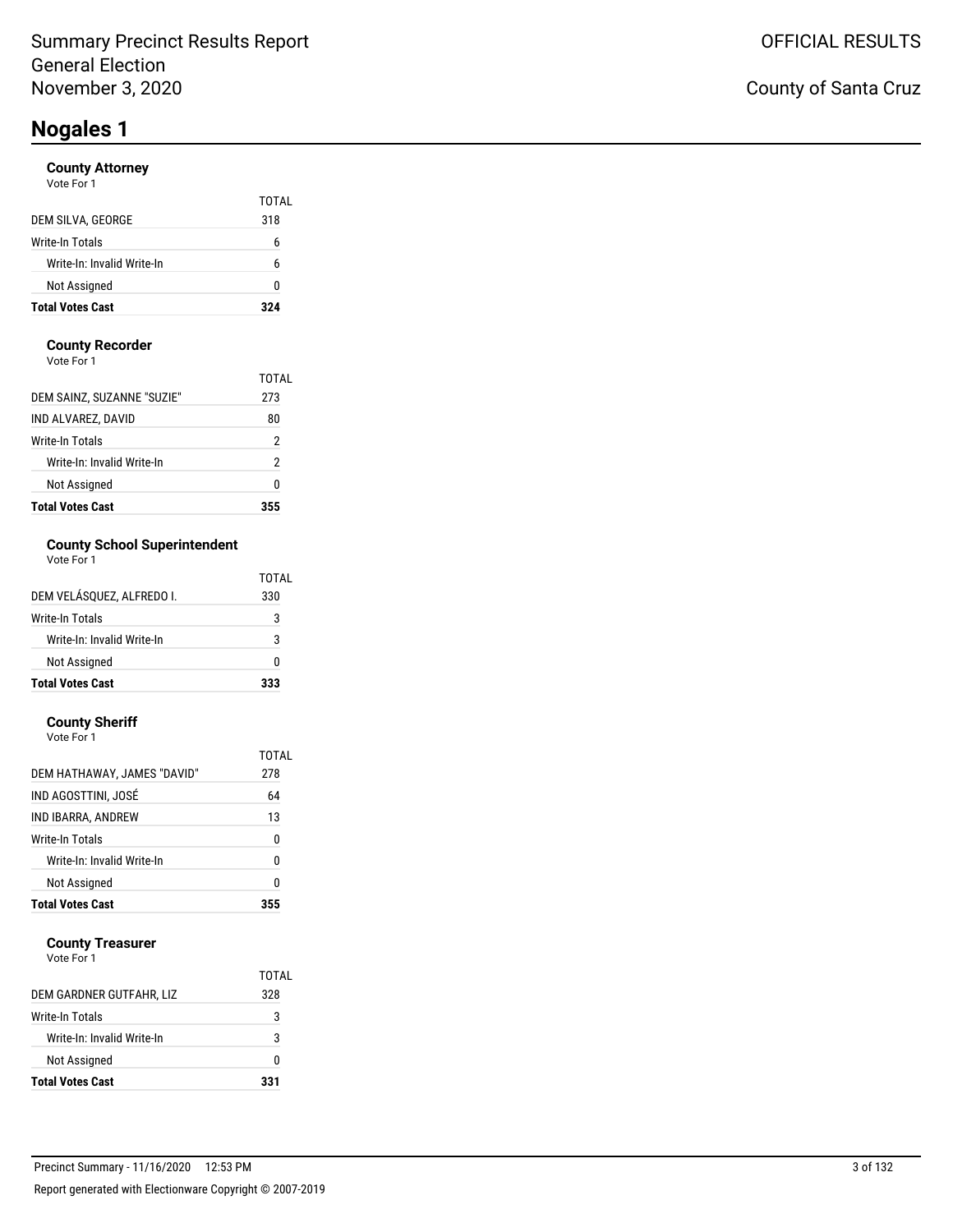# Nogales 1

### County Attorney

Vote For 1

| | TOTAL |
|---|---|
| DEM SILVA, GEORGE | 318 |
| Write-In Totals | 6 |
| Write-In: Invalid Write-In | 6 |
| Not Assigned | 0 |
| **Total Votes Cast** | **324** |

### County Recorder

Vote For 1

| | TOTAL |
|---|---|
| DEM SAINZ, SUZANNE "SUZIE" | 273 |
| IND ALVAREZ, DAVID | 80 |
| Write-In Totals | 2 |
| Write-In: Invalid Write-In | 2 |
| Not Assigned | 0 |
| **Total Votes Cast** | **355** |

### County School Superintendent

Vote For 1

| | TOTAL |
|---|---|
| DEM VELÁSQUEZ, ALFREDO I. | 330 |
| Write-In Totals | 3 |
| Write-In: Invalid Write-In | 3 |
| Not Assigned | 0 |
| **Total Votes Cast** | **333** |

### County Sheriff

Vote For 1

| | TOTAL |
|---|---|
| DEM HATHAWAY, JAMES "DAVID" | 278 |
| IND AGOSTTINI, JOSÉ | 64 |
| IND IBARRA, ANDREW | 13 |
| Write-In Totals | 0 |
| Write-In: Invalid Write-In | 0 |
| Not Assigned | 0 |
| **Total Votes Cast** | **355** |

### County Treasurer

Vote For 1

| | TOTAL |
|---|---|
| DEM GARDNER GUTFAHR, LIZ | 328 |
| Write-In Totals | 3 |
| Write-In: Invalid Write-In | 3 |
| Not Assigned | 0 |
| **Total Votes Cast** | **331** |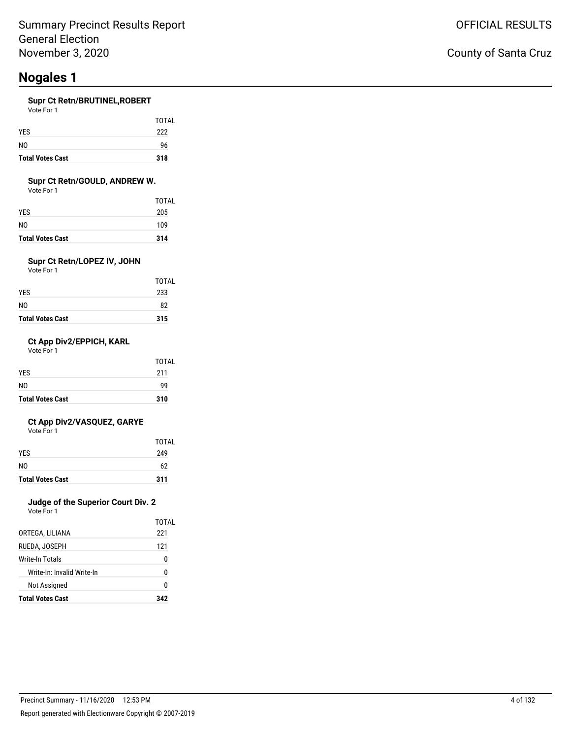Summary Precinct Results Report
General Election
November 3, 2020

OFFICIAL RESULTS

County of Santa Cruz

# Nogales 1

### Supr Ct Retn/BRUTINEL,ROBERT

Vote For 1

| | TOTAL |
|---|---|
| YES | 222 |
| NO | 96 |
| **Total Votes Cast** | **318** |

### Supr Ct Retn/GOULD, ANDREW W.

Vote For 1

| | TOTAL |
|---|---|
| YES | 205 |
| NO | 109 |
| **Total Votes Cast** | **314** |

### Supr Ct Retn/LOPEZ IV, JOHN

Vote For 1

| | TOTAL |
|---|---|
| YES | 233 |
| NO | 82 |
| **Total Votes Cast** | **315** |

### Ct App Div2/EPPICH, KARL

Vote For 1

| | TOTAL |
|---|---|
| YES | 211 |
| NO | 99 |
| **Total Votes Cast** | **310** |

### Ct App Div2/VASQUEZ, GARYE

Vote For 1

| | TOTAL |
|---|---|
| YES | 249 |
| NO | 62 |
| **Total Votes Cast** | **311** |

### Judge of the Superior Court Div. 2

Vote For 1

| | TOTAL |
|---|---|
| ORTEGA, LILIANA | 221 |
| RUEDA, JOSEPH | 121 |
| Write-In Totals | 0 |
| Write-In: Invalid Write-In | 0 |
| Not Assigned | 0 |
| **Total Votes Cast** | **342** |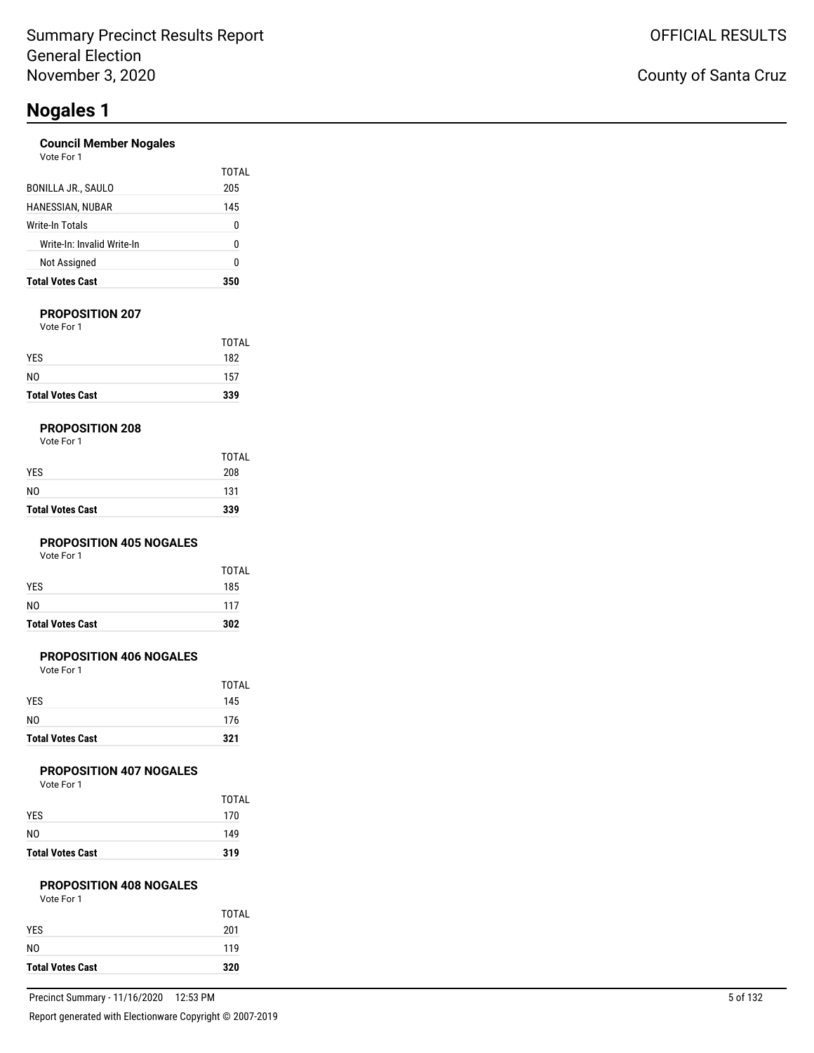Summary Precinct Results Report
General Election
November 3, 2020

OFFICIAL RESULTS

County of Santa Cruz

# Nogales 1

### Council Member Nogales

Vote For 1

| | TOTAL |
|---|---|
| BONILLA JR., SAULO | 205 |
| HANESSIAN, NUBAR | 145 |
| Write-In Totals | 0 |
| Write-In: Invalid Write-In | 0 |
| Not Assigned | 0 |
| **Total Votes Cast** | **350** |

### PROPOSITION 207

Vote For 1

| | TOTAL |
|---|---|
| YES | 182 |
| NO | 157 |
| **Total Votes Cast** | **339** |

### PROPOSITION 208

Vote For 1

| | TOTAL |
|---|---|
| YES | 208 |
| NO | 131 |
| **Total Votes Cast** | **339** |

### PROPOSITION 405 NOGALES

Vote For 1

| | TOTAL |
|---|---|
| YES | 185 |
| NO | 117 |
| **Total Votes Cast** | **302** |

### PROPOSITION 406 NOGALES

Vote For 1

| | TOTAL |
|---|---|
| YES | 145 |
| NO | 176 |
| **Total Votes Cast** | **321** |

### PROPOSITION 407 NOGALES

Vote For 1

| | TOTAL |
|---|---|
| YES | 170 |
| NO | 149 |
| **Total Votes Cast** | **319** |

### PROPOSITION 408 NOGALES

Vote For 1

| | TOTAL |
|---|---|
| YES | 201 |
| NO | 119 |
| **Total Votes Cast** | **320** |

Precinct Summary - 11/16/2020 12:53 PM

Report generated with Electionware Copyright © 2007-2019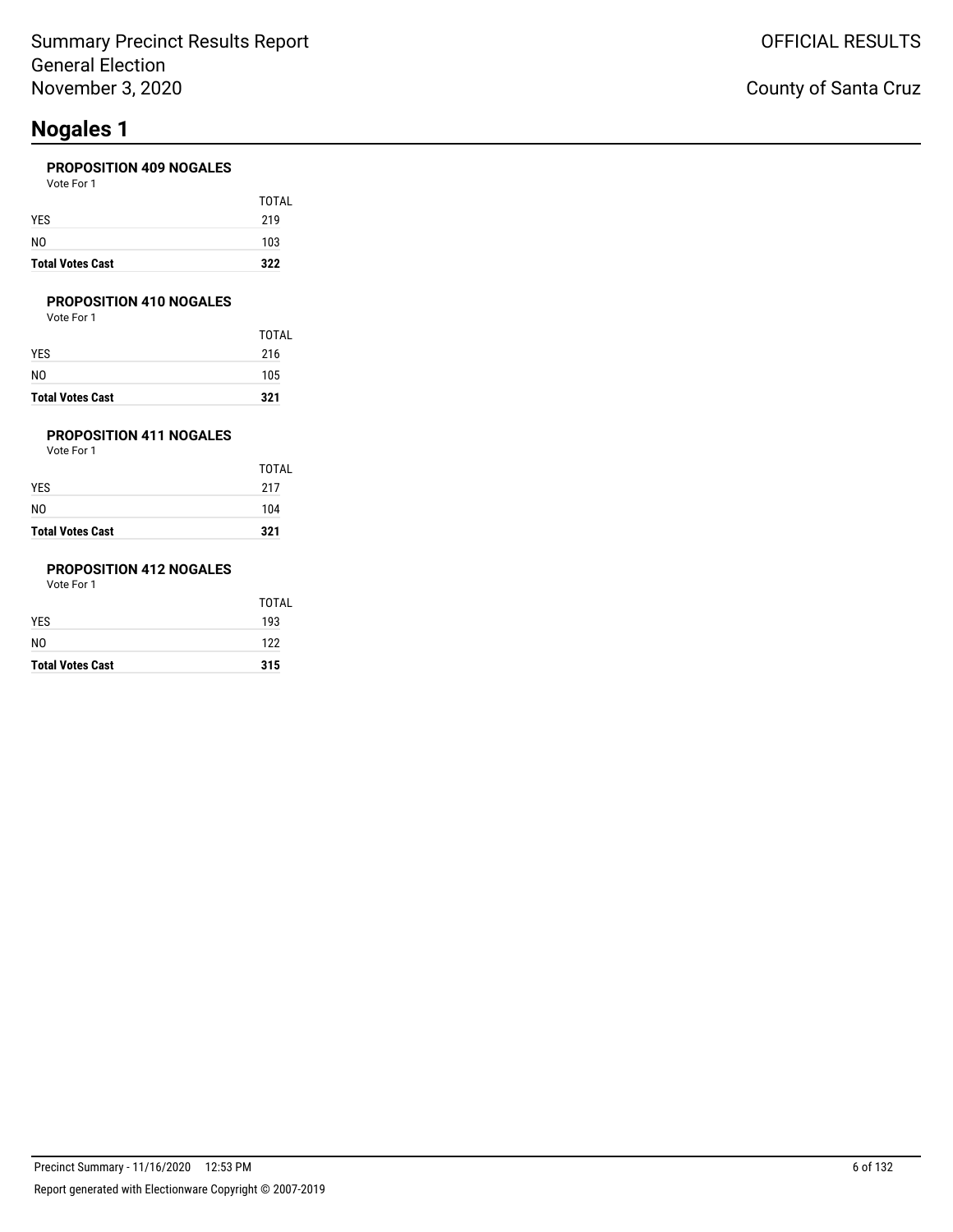# Nogales 1

### PROPOSITION 409 NOGALES

Vote For 1

| | TOTAL |
|---|---|
| YES | 219 |
| NO | 103 |
| **Total Votes Cast** | **322** |

### PROPOSITION 410 NOGALES

Vote For 1

| | TOTAL |
|---|---|
| YES | 216 |
| NO | 105 |
| **Total Votes Cast** | **321** |

### PROPOSITION 411 NOGALES

Vote For 1

| | TOTAL |
|---|---|
| YES | 217 |
| NO | 104 |
| **Total Votes Cast** | **321** |

### PROPOSITION 412 NOGALES

Vote For 1

| | TOTAL |
|---|---|
| YES | 193 |
| NO | 122 |
| **Total Votes Cast** | **315** |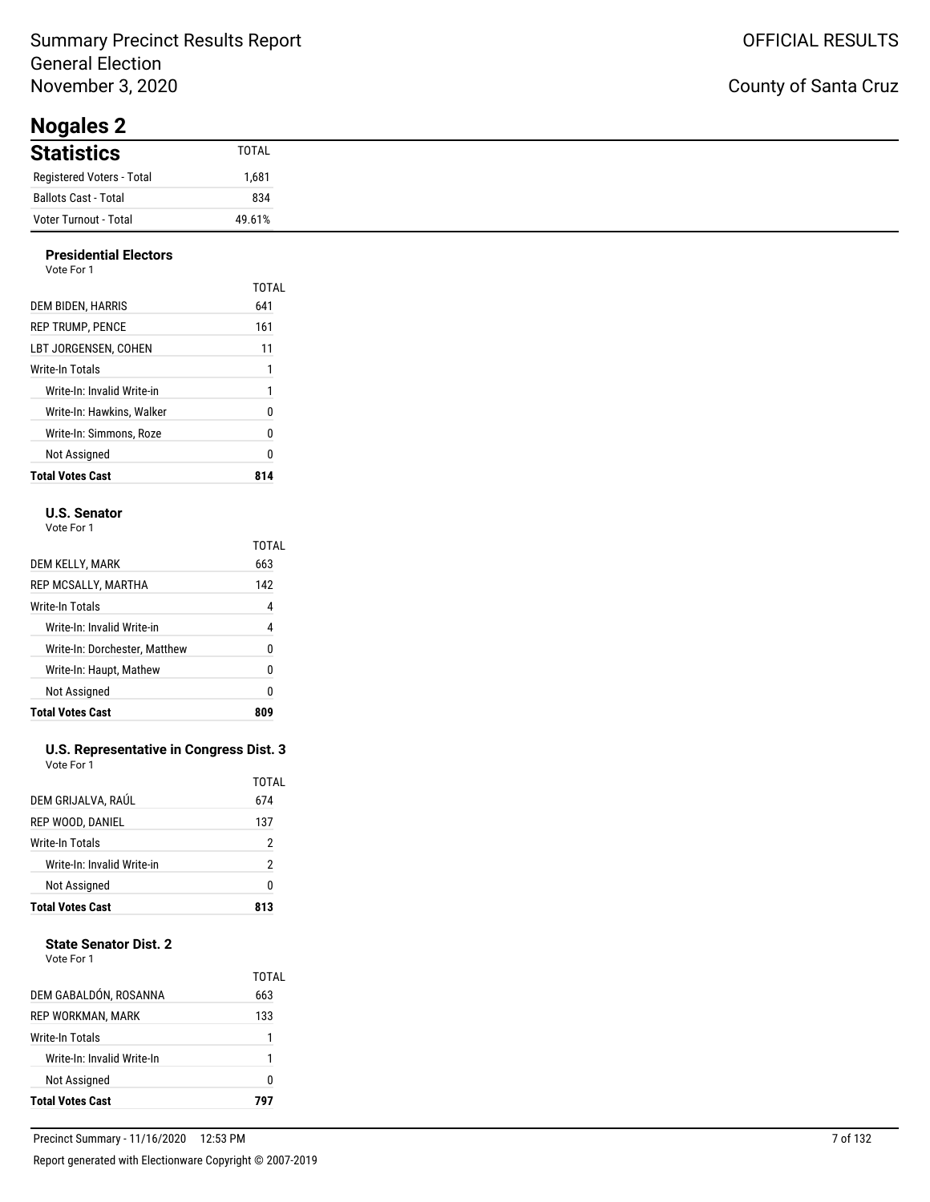# Summary Precinct Results Report
General Election
November 3, 2020

OFFICIAL RESULTS

County of Santa Cruz

## Nogales 2

| Statistics | TOTAL |
|---|---|
| Registered Voters - Total | 1,681 |
| Ballots Cast - Total | 834 |
| Voter Turnout - Total | 49.61% |

### Presidential Electors
Vote For 1

| | TOTAL |
|---|---|
| DEM BIDEN, HARRIS | 641 |
| REP TRUMP, PENCE | 161 |
| LBT JORGENSEN, COHEN | 11 |
| Write-In Totals | 1 |
| Write-In: Invalid Write-in | 1 |
| Write-In: Hawkins, Walker | 0 |
| Write-In: Simmons, Roze | 0 |
| Not Assigned | 0 |
| **Total Votes Cast** | **814** |

### U.S. Senator
Vote For 1

| | TOTAL |
|---|---|
| DEM KELLY, MARK | 663 |
| REP MCSALLY, MARTHA | 142 |
| Write-In Totals | 4 |
| Write-In: Invalid Write-in | 4 |
| Write-In: Dorchester, Matthew | 0 |
| Write-In: Haupt, Mathew | 0 |
| Not Assigned | 0 |
| **Total Votes Cast** | **809** |

### U.S. Representative in Congress Dist. 3
Vote For 1

| | TOTAL |
|---|---|
| DEM GRIJALVA, RAÚL | 674 |
| REP WOOD, DANIEL | 137 |
| Write-In Totals | 2 |
| Write-In: Invalid Write-in | 2 |
| Not Assigned | 0 |
| **Total Votes Cast** | **813** |

### State Senator Dist. 2
Vote For 1

| | TOTAL |
|---|---|
| DEM GABALDÓN, ROSANNA | 663 |
| REP WORKMAN, MARK | 133 |
| Write-In Totals | 1 |
| Write-In: Invalid Write-In | 1 |
| Not Assigned | 0 |
| **Total Votes Cast** | **797** |

Precinct Summary - 11/16/2020 12:53 PM

Report generated with Electionware Copyright © 2007-2019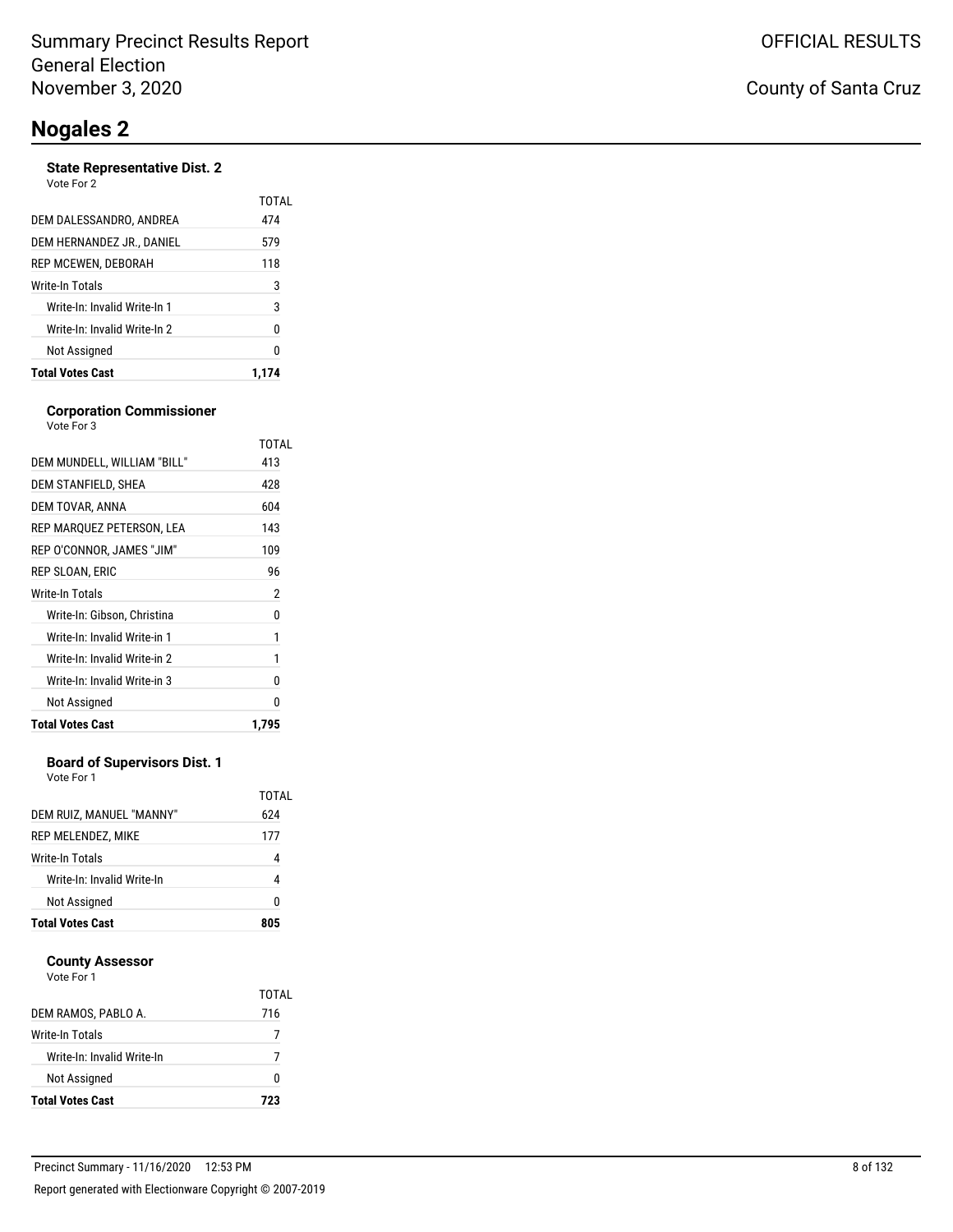# Nogales 2

### State Representative Dist. 2

Vote For 2

| | TOTAL |
|---|---|
| DEM DALESSANDRO, ANDREA | 474 |
| DEM HERNANDEZ JR., DANIEL | 579 |
| REP MCEWEN, DEBORAH | 118 |
| Write-In Totals | 3 |
| Write-In: Invalid Write-In 1 | 3 |
| Write-In: Invalid Write-In 2 | 0 |
| Not Assigned | 0 |
| **Total Votes Cast** | **1,174** |

### Corporation Commissioner

Vote For 3

| | TOTAL |
|---|---|
| DEM MUNDELL, WILLIAM "BILL" | 413 |
| DEM STANFIELD, SHEA | 428 |
| DEM TOVAR, ANNA | 604 |
| REP MARQUEZ PETERSON, LEA | 143 |
| REP O'CONNOR, JAMES "JIM" | 109 |
| REP SLOAN, ERIC | 96 |
| Write-In Totals | 2 |
| Write-In: Gibson, Christina | 0 |
| Write-In: Invalid Write-in 1 | 1 |
| Write-In: Invalid Write-in 2 | 1 |
| Write-In: Invalid Write-in 3 | 0 |
| Not Assigned | 0 |
| **Total Votes Cast** | **1,795** |

### Board of Supervisors Dist. 1

Vote For 1

| | TOTAL |
|---|---|
| DEM RUIZ, MANUEL "MANNY" | 624 |
| REP MELENDEZ, MIKE | 177 |
| Write-In Totals | 4 |
| Write-In: Invalid Write-In | 4 |
| Not Assigned | 0 |
| **Total Votes Cast** | **805** |

### County Assessor

Vote For 1

| | TOTAL |
|---|---|
| DEM RAMOS, PABLO A. | 716 |
| Write-In Totals | 7 |
| Write-In: Invalid Write-In | 7 |
| Not Assigned | 0 |
| **Total Votes Cast** | **723** |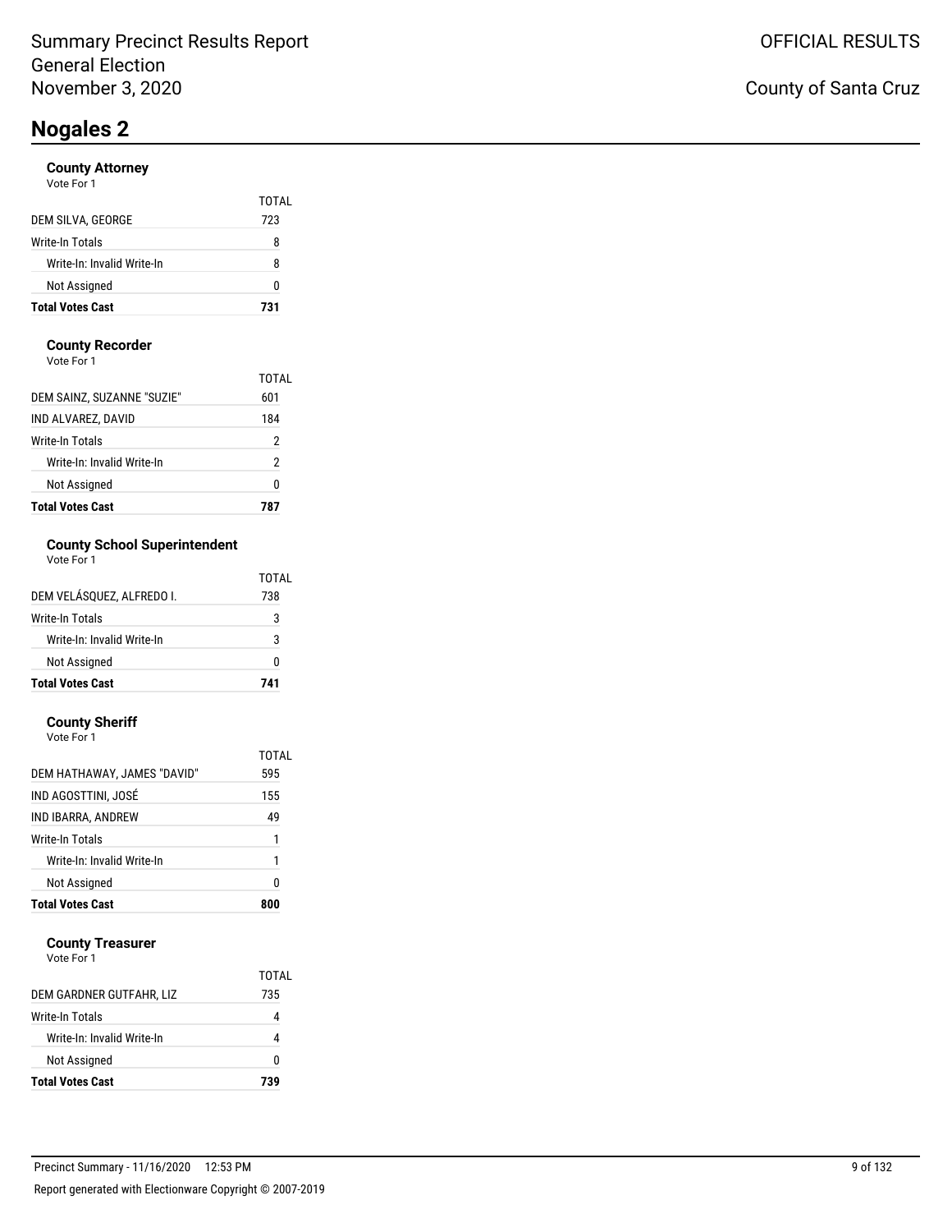Summary Precinct Results Report
General Election
November 3, 2020

OFFICIAL RESULTS

County of Santa Cruz

# Nogales 2

### County Attorney
Vote For 1

| | TOTAL |
|---|---|
| DEM SILVA, GEORGE | 723 |
| Write-In Totals | 8 |
| Write-In: Invalid Write-In | 8 |
| Not Assigned | 0 |
| **Total Votes Cast** | **731** |

### County Recorder
Vote For 1

| | TOTAL |
|---|---|
| DEM SAINZ, SUZANNE "SUZIE" | 601 |
| IND ALVAREZ, DAVID | 184 |
| Write-In Totals | 2 |
| Write-In: Invalid Write-In | 2 |
| Not Assigned | 0 |
| **Total Votes Cast** | **787** |

### County School Superintendent
Vote For 1

| | TOTAL |
|---|---|
| DEM VELÁSQUEZ, ALFREDO I. | 738 |
| Write-In Totals | 3 |
| Write-In: Invalid Write-In | 3 |
| Not Assigned | 0 |
| **Total Votes Cast** | **741** |

### County Sheriff
Vote For 1

| | TOTAL |
|---|---|
| DEM HATHAWAY, JAMES "DAVID" | 595 |
| IND AGOSTTINI, JOSÉ | 155 |
| IND IBARRA, ANDREW | 49 |
| Write-In Totals | 1 |
| Write-In: Invalid Write-In | 1 |
| Not Assigned | 0 |
| **Total Votes Cast** | **800** |

### County Treasurer
Vote For 1

| | TOTAL |
|---|---|
| DEM GARDNER GUTFAHR, LIZ | 735 |
| Write-In Totals | 4 |
| Write-In: Invalid Write-In | 4 |
| Not Assigned | 0 |
| **Total Votes Cast** | **739** |

Precinct Summary - 11/16/2020 12:53 PM

Report generated with Electionware Copyright © 2007-2019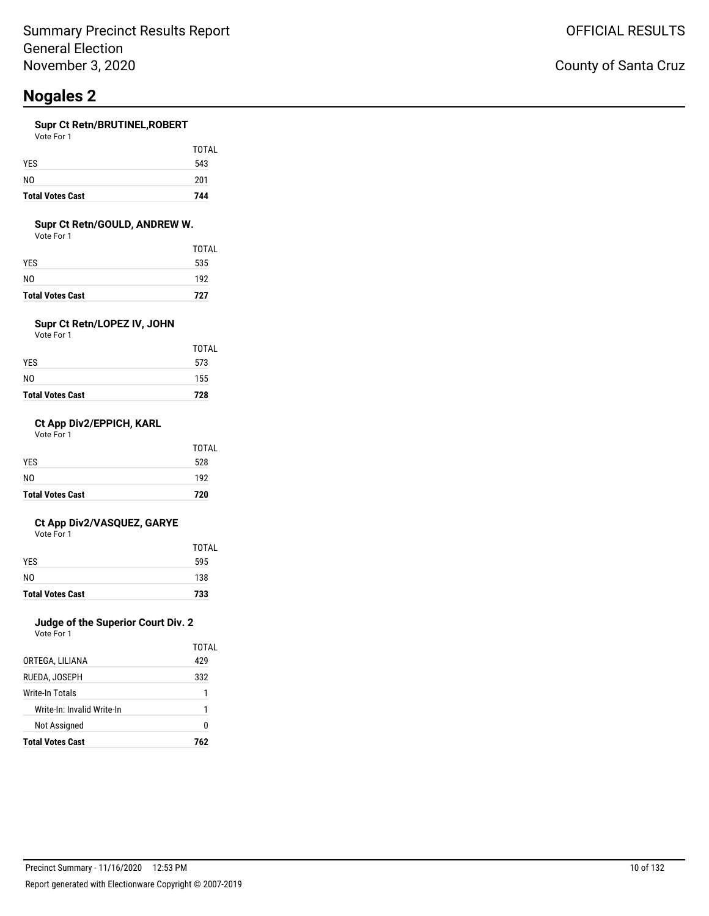# Nogales 2

### Supr Ct Retn/BRUTINEL,ROBERT

Vote For 1

| | TOTAL |
|---|---|
| YES | 543 |
| NO | 201 |
| **Total Votes Cast** | **744** |

### Supr Ct Retn/GOULD, ANDREW W.

Vote For 1

| | TOTAL |
|---|---|
| YES | 535 |
| NO | 192 |
| **Total Votes Cast** | **727** |

### Supr Ct Retn/LOPEZ IV, JOHN

Vote For 1

| | TOTAL |
|---|---|
| YES | 573 |
| NO | 155 |
| **Total Votes Cast** | **728** |

### Ct App Div2/EPPICH, KARL

Vote For 1

| | TOTAL |
|---|---|
| YES | 528 |
| NO | 192 |
| **Total Votes Cast** | **720** |

### Ct App Div2/VASQUEZ, GARYE

Vote For 1

| | TOTAL |
|---|---|
| YES | 595 |
| NO | 138 |
| **Total Votes Cast** | **733** |

### Judge of the Superior Court Div. 2

Vote For 1

| | TOTAL |
|---|---|
| ORTEGA, LILIANA | 429 |
| RUEDA, JOSEPH | 332 |
| Write-In Totals | 1 |
| Write-In: Invalid Write-In | 1 |
| Not Assigned | 0 |
| **Total Votes Cast** | **762** |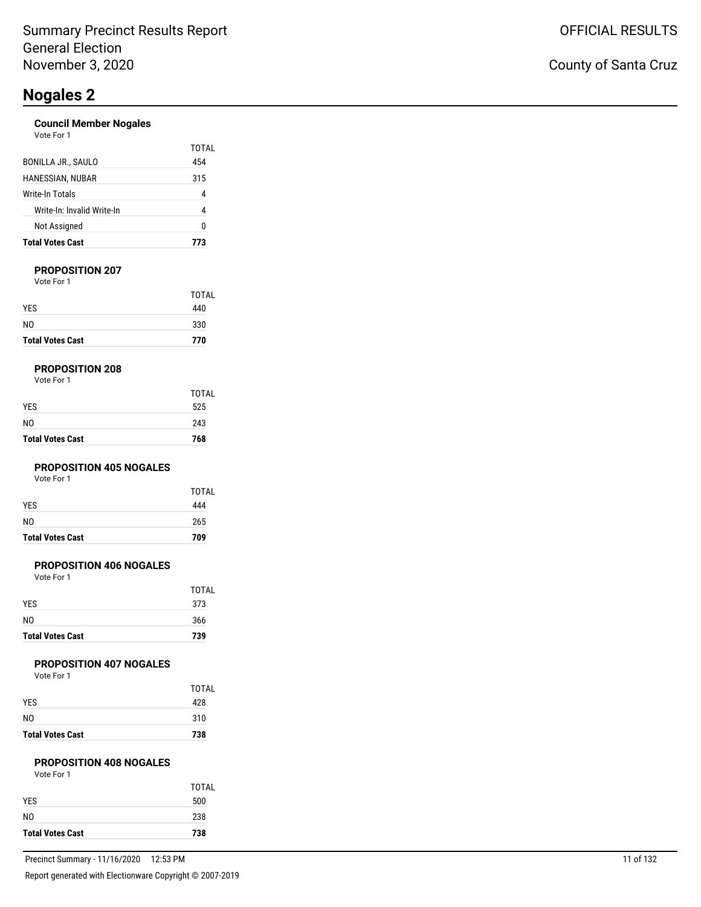# Nogales 2

### Council Member Nogales

Vote For 1

| | TOTAL |
|---|---|
| BONILLA JR., SAULO | 454 |
| HANESSIAN, NUBAR | 315 |
| Write-In Totals | 4 |
| Write-In: Invalid Write-In | 4 |
| Not Assigned | 0 |
| **Total Votes Cast** | **773** |

### PROPOSITION 207

Vote For 1

| | TOTAL |
|---|---|
| YES | 440 |
| NO | 330 |
| **Total Votes Cast** | **770** |

### PROPOSITION 208

Vote For 1

| | TOTAL |
|---|---|
| YES | 525 |
| NO | 243 |
| **Total Votes Cast** | **768** |

### PROPOSITION 405 NOGALES

Vote For 1

| | TOTAL |
|---|---|
| YES | 444 |
| NO | 265 |
| **Total Votes Cast** | **709** |

### PROPOSITION 406 NOGALES

Vote For 1

| | TOTAL |
|---|---|
| YES | 373 |
| NO | 366 |
| **Total Votes Cast** | **739** |

### PROPOSITION 407 NOGALES

Vote For 1

| | TOTAL |
|---|---|
| YES | 428 |
| NO | 310 |
| **Total Votes Cast** | **738** |

### PROPOSITION 408 NOGALES

Vote For 1

| | TOTAL |
|---|---|
| YES | 500 |
| NO | 238 |
| **Total Votes Cast** | **738** |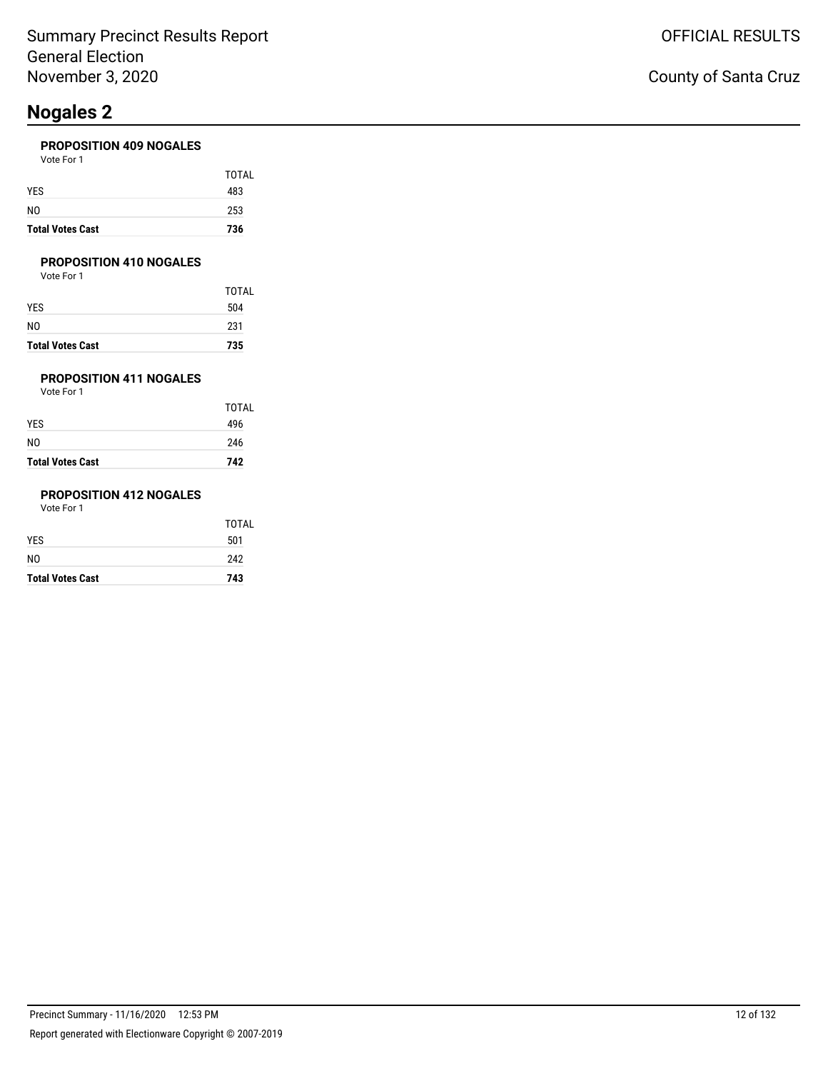# Nogales 2

### PROPOSITION 409 NOGALES

Vote For 1

| | TOTAL |
|---|---|
| YES | 483 |
| NO | 253 |
| **Total Votes Cast** | **736** |

### PROPOSITION 410 NOGALES

Vote For 1

| | TOTAL |
|---|---|
| YES | 504 |
| NO | 231 |
| **Total Votes Cast** | **735** |

### PROPOSITION 411 NOGALES

Vote For 1

| | TOTAL |
|---|---|
| YES | 496 |
| NO | 246 |
| **Total Votes Cast** | **742** |

### PROPOSITION 412 NOGALES

Vote For 1

| | TOTAL |
|---|---|
| YES | 501 |
| NO | 242 |
| **Total Votes Cast** | **743** |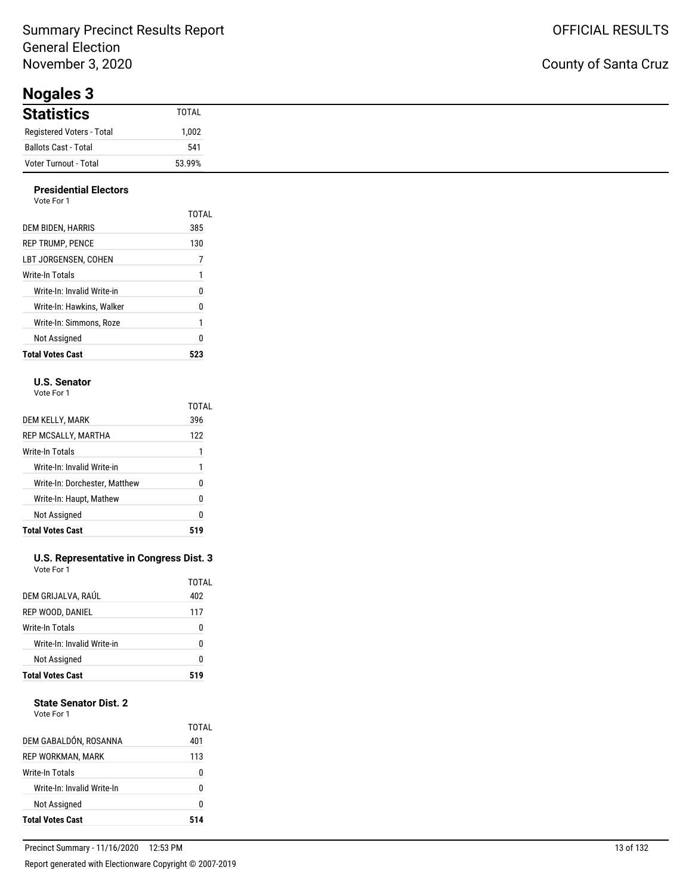# Nogales 3

## Statistics

| Statistics | TOTAL |
|---|---|
| Registered Voters - Total | 1,002 |
| Ballots Cast - Total | 541 |
| Voter Turnout - Total | 53.99% |

### Presidential Electors

Vote For 1

| | TOTAL |
|---|---|
| DEM BIDEN, HARRIS | 385 |
| REP TRUMP, PENCE | 130 |
| LBT JORGENSEN, COHEN | 7 |
| Write-In Totals | 1 |
| Write-In: Invalid Write-in | 0 |
| Write-In: Hawkins, Walker | 0 |
| Write-In: Simmons, Roze | 1 |
| Not Assigned | 0 |
| **Total Votes Cast** | **523** |

### U.S. Senator

Vote For 1

| | TOTAL |
|---|---|
| DEM KELLY, MARK | 396 |
| REP MCSALLY, MARTHA | 122 |
| Write-In Totals | 1 |
| Write-In: Invalid Write-in | 1 |
| Write-In: Dorchester, Matthew | 0 |
| Write-In: Haupt, Mathew | 0 |
| Not Assigned | 0 |
| **Total Votes Cast** | **519** |

### U.S. Representative in Congress Dist. 3

Vote For 1

| | TOTAL |
|---|---|
| DEM GRIJALVA, RAÚL | 402 |
| REP WOOD, DANIEL | 117 |
| Write-In Totals | 0 |
| Write-In: Invalid Write-in | 0 |
| Not Assigned | 0 |
| **Total Votes Cast** | **519** |

### State Senator Dist. 2

Vote For 1

| | TOTAL |
|---|---|
| DEM GABALDÓN, ROSANNA | 401 |
| REP WORKMAN, MARK | 113 |
| Write-In Totals | 0 |
| Write-In: Invalid Write-In | 0 |
| Not Assigned | 0 |
| **Total Votes Cast** | **514** |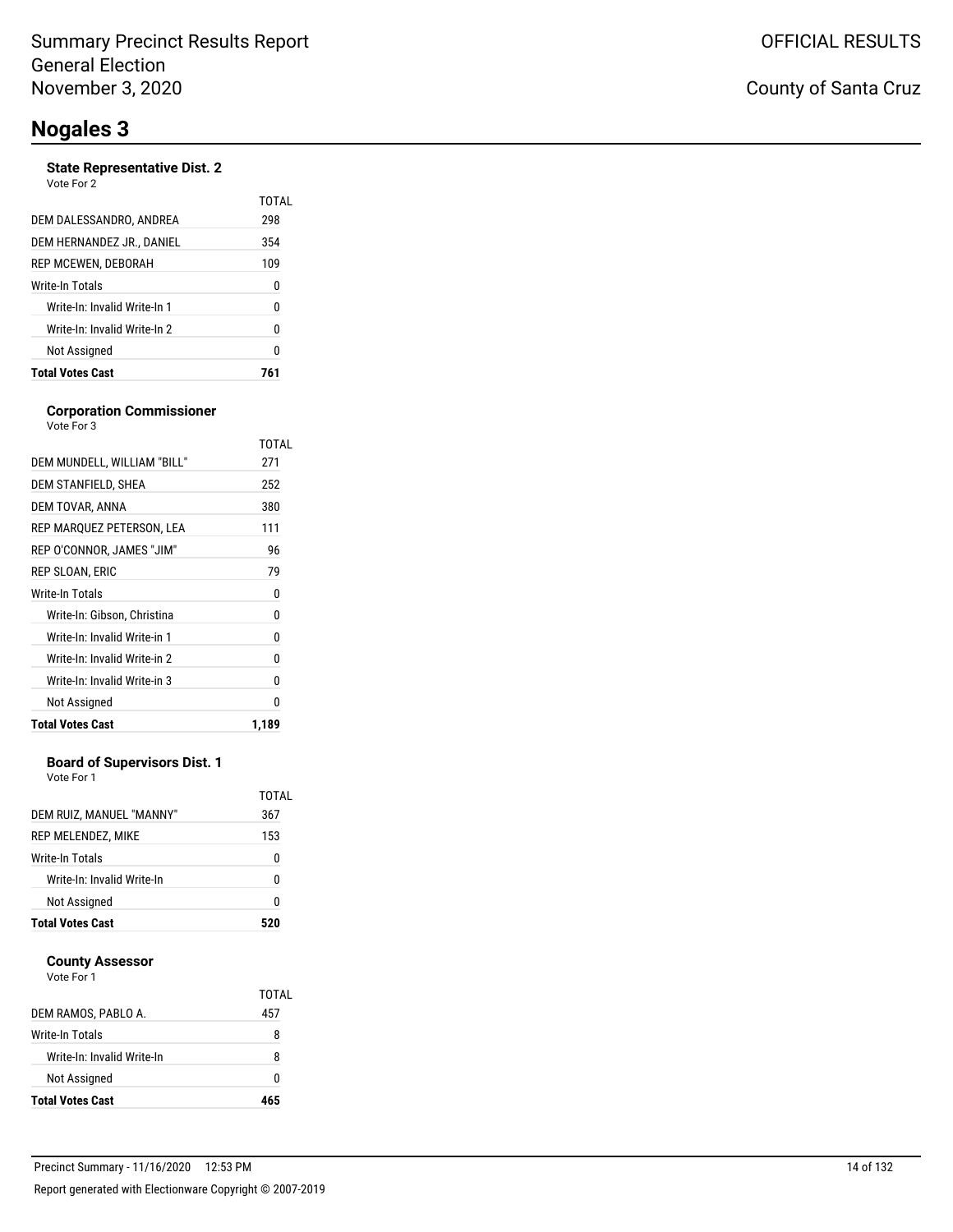# Nogales 3

### State Representative Dist. 2

Vote For 2

| | TOTAL |
|---|---|
| DEM DALESSANDRO, ANDREA | 298 |
| DEM HERNANDEZ JR., DANIEL | 354 |
| REP MCEWEN, DEBORAH | 109 |
| Write-In Totals | 0 |
| Write-In: Invalid Write-In 1 | 0 |
| Write-In: Invalid Write-In 2 | 0 |
| Not Assigned | 0 |
| **Total Votes Cast** | **761** |

### Corporation Commissioner

Vote For 3

| | TOTAL |
|---|---|
| DEM MUNDELL, WILLIAM "BILL" | 271 |
| DEM STANFIELD, SHEA | 252 |
| DEM TOVAR, ANNA | 380 |
| REP MARQUEZ PETERSON, LEA | 111 |
| REP O'CONNOR, JAMES "JIM" | 96 |
| REP SLOAN, ERIC | 79 |
| Write-In Totals | 0 |
| Write-In: Gibson, Christina | 0 |
| Write-In: Invalid Write-in 1 | 0 |
| Write-In: Invalid Write-in 2 | 0 |
| Write-In: Invalid Write-in 3 | 0 |
| Not Assigned | 0 |
| **Total Votes Cast** | **1,189** |

### Board of Supervisors Dist. 1

Vote For 1

| | TOTAL |
|---|---|
| DEM RUIZ, MANUEL "MANNY" | 367 |
| REP MELENDEZ, MIKE | 153 |
| Write-In Totals | 0 |
| Write-In: Invalid Write-In | 0 |
| Not Assigned | 0 |
| **Total Votes Cast** | **520** |

### County Assessor

Vote For 1

| | TOTAL |
|---|---|
| DEM RAMOS, PABLO A. | 457 |
| Write-In Totals | 8 |
| Write-In: Invalid Write-In | 8 |
| Not Assigned | 0 |
| **Total Votes Cast** | **465** |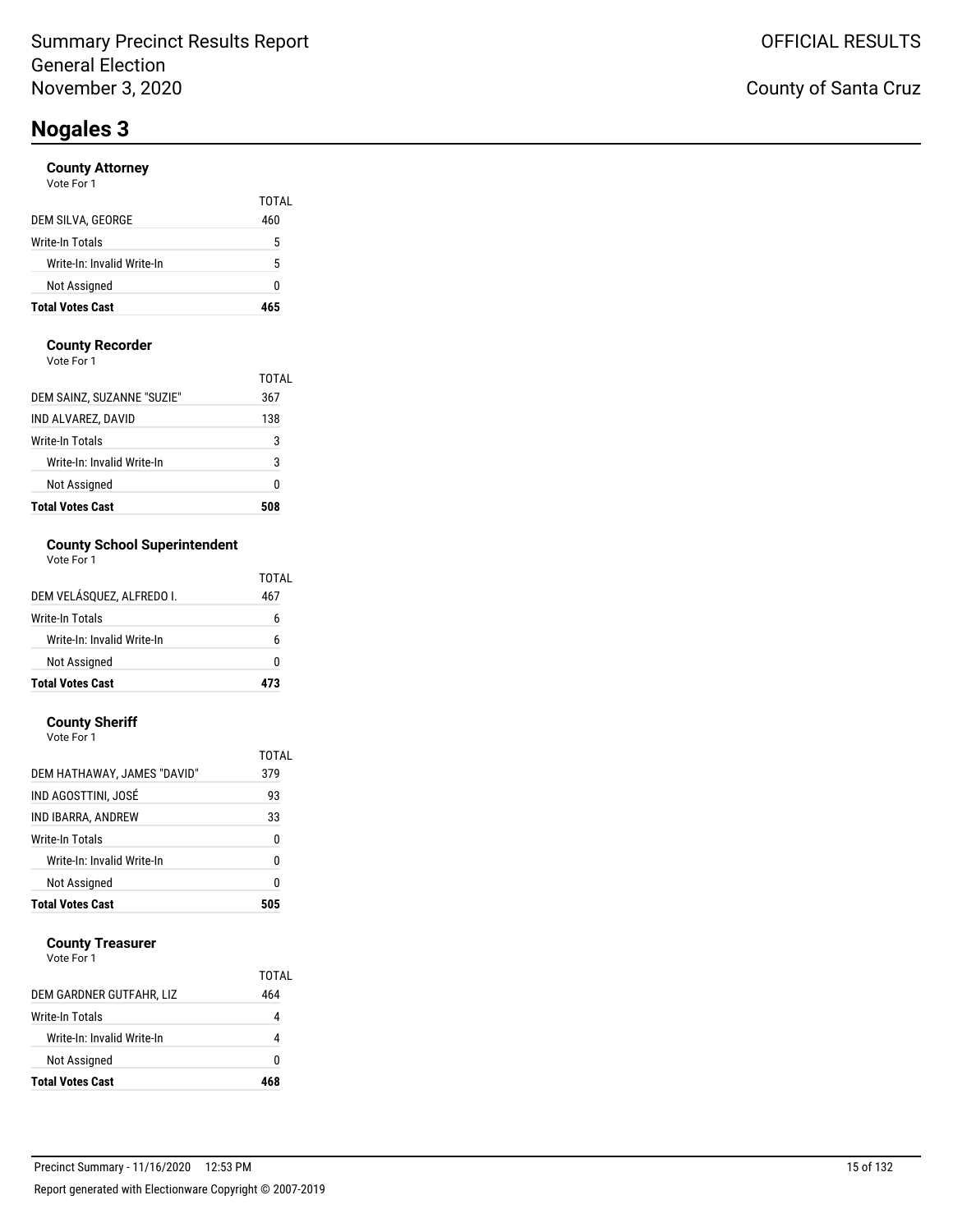Summary Precinct Results Report
General Election
November 3, 2020

OFFICIAL RESULTS

County of Santa Cruz

# Nogales 3

### County Attorney
Vote For 1

| | TOTAL |
|---|---|
| DEM SILVA, GEORGE | 460 |
| Write-In Totals | 5 |
| Write-In: Invalid Write-In | 5 |
| Not Assigned | 0 |
| **Total Votes Cast** | **465** |

### County Recorder
Vote For 1

| | TOTAL |
|---|---|
| DEM SAINZ, SUZANNE "SUZIE" | 367 |
| IND ALVAREZ, DAVID | 138 |
| Write-In Totals | 3 |
| Write-In: Invalid Write-In | 3 |
| Not Assigned | 0 |
| **Total Votes Cast** | **508** |

### County School Superintendent
Vote For 1

| | TOTAL |
|---|---|
| DEM VELÁSQUEZ, ALFREDO I. | 467 |
| Write-In Totals | 6 |
| Write-In: Invalid Write-In | 6 |
| Not Assigned | 0 |
| **Total Votes Cast** | **473** |

### County Sheriff
Vote For 1

| | TOTAL |
|---|---|
| DEM HATHAWAY, JAMES "DAVID" | 379 |
| IND AGOSTTINI, JOSÉ | 93 |
| IND IBARRA, ANDREW | 33 |
| Write-In Totals | 0 |
| Write-In: Invalid Write-In | 0 |
| Not Assigned | 0 |
| **Total Votes Cast** | **505** |

### County Treasurer
Vote For 1

| | TOTAL |
|---|---|
| DEM GARDNER GUTFAHR, LIZ | 464 |
| Write-In Totals | 4 |
| Write-In: Invalid Write-In | 4 |
| Not Assigned | 0 |
| **Total Votes Cast** | **468** |

Precinct Summary - 11/16/2020 12:53 PM

Report generated with Electionware Copyright © 2007-2019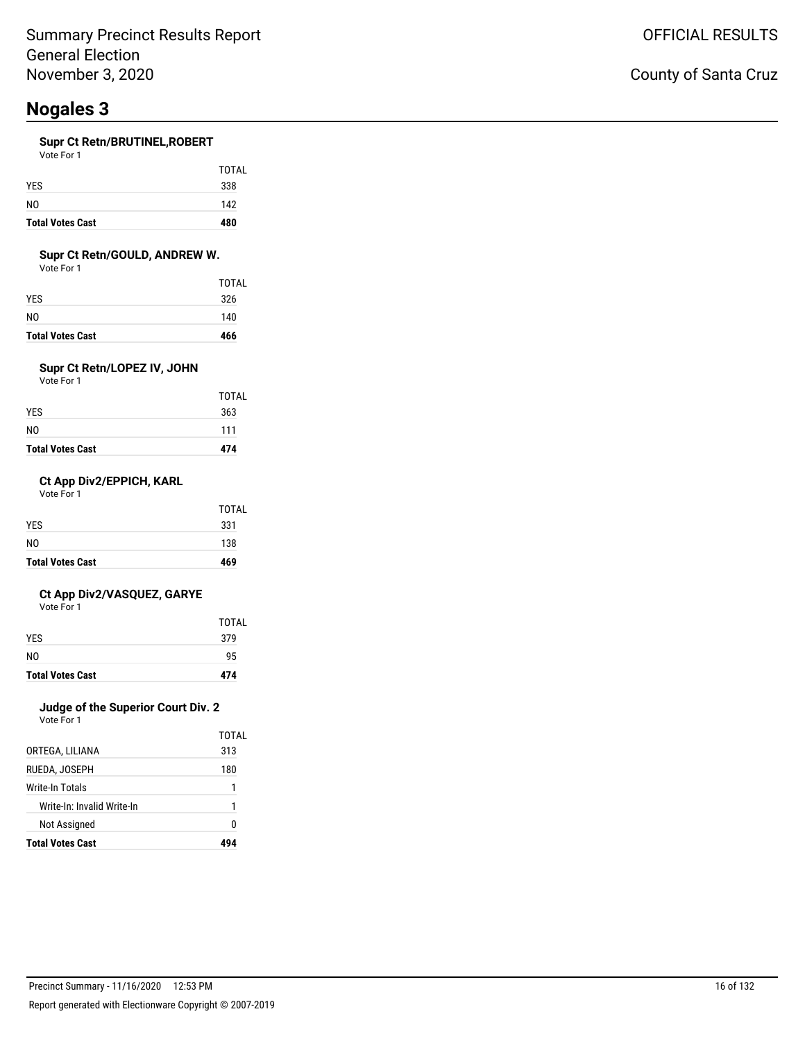Summary Precinct Results Report
General Election
November 3, 2020

OFFICIAL RESULTS

County of Santa Cruz

# Nogales 3

### Supr Ct Retn/BRUTINEL,ROBERT

Vote For 1

| | TOTAL |
|---|---|
| YES | 338 |
| NO | 142 |
| **Total Votes Cast** | **480** |

### Supr Ct Retn/GOULD, ANDREW W.

Vote For 1

| | TOTAL |
|---|---|
| YES | 326 |
| NO | 140 |
| **Total Votes Cast** | **466** |

### Supr Ct Retn/LOPEZ IV, JOHN

Vote For 1

| | TOTAL |
|---|---|
| YES | 363 |
| NO | 111 |
| **Total Votes Cast** | **474** |

### Ct App Div2/EPPICH, KARL

Vote For 1

| | TOTAL |
|---|---|
| YES | 331 |
| NO | 138 |
| **Total Votes Cast** | **469** |

### Ct App Div2/VASQUEZ, GARYE

Vote For 1

| | TOTAL |
|---|---|
| YES | 379 |
| NO | 95 |
| **Total Votes Cast** | **474** |

### Judge of the Superior Court Div. 2

Vote For 1

| | TOTAL |
|---|---|
| ORTEGA, LILIANA | 313 |
| RUEDA, JOSEPH | 180 |
| Write-In Totals | 1 |
| Write-In: Invalid Write-In | 1 |
| Not Assigned | 0 |
| **Total Votes Cast** | **494** |

Precinct Summary - 11/16/2020 12:53 PM

Report generated with Electionware Copyright © 2007-2019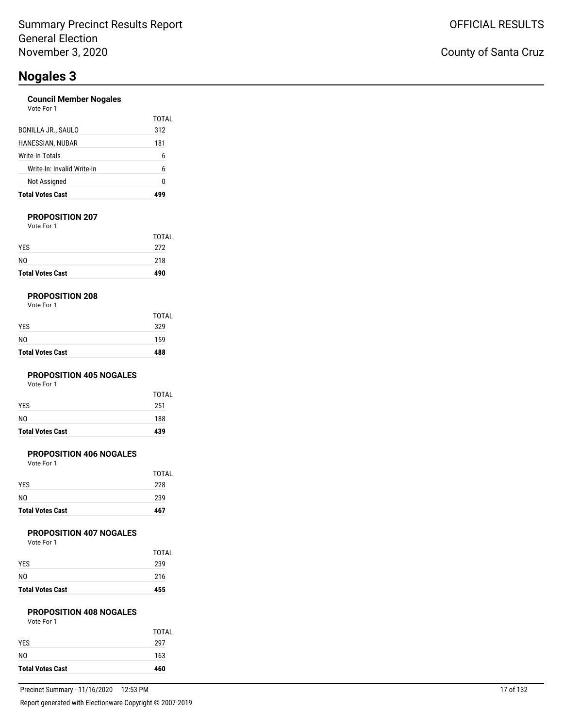# Nogales 3

### Council Member Nogales

Vote For 1

| | TOTAL |
|---|---|
| BONILLA JR., SAULO | 312 |
| HANESSIAN, NUBAR | 181 |
| Write-In Totals | 6 |
| Write-In: Invalid Write-In | 6 |
| Not Assigned | 0 |
| **Total Votes Cast** | **499** |

### PROPOSITION 207

Vote For 1

| | TOTAL |
|---|---|
| YES | 272 |
| NO | 218 |
| **Total Votes Cast** | **490** |

### PROPOSITION 208

Vote For 1

| | TOTAL |
|---|---|
| YES | 329 |
| NO | 159 |
| **Total Votes Cast** | **488** |

### PROPOSITION 405 NOGALES

Vote For 1

| | TOTAL |
|---|---|
| YES | 251 |
| NO | 188 |
| **Total Votes Cast** | **439** |

### PROPOSITION 406 NOGALES

Vote For 1

| | TOTAL |
|---|---|
| YES | 228 |
| NO | 239 |
| **Total Votes Cast** | **467** |

### PROPOSITION 407 NOGALES

Vote For 1

| | TOTAL |
|---|---|
| YES | 239 |
| NO | 216 |
| **Total Votes Cast** | **455** |

### PROPOSITION 408 NOGALES

Vote For 1

| | TOTAL |
|---|---|
| YES | 297 |
| NO | 163 |
| **Total Votes Cast** | **460** |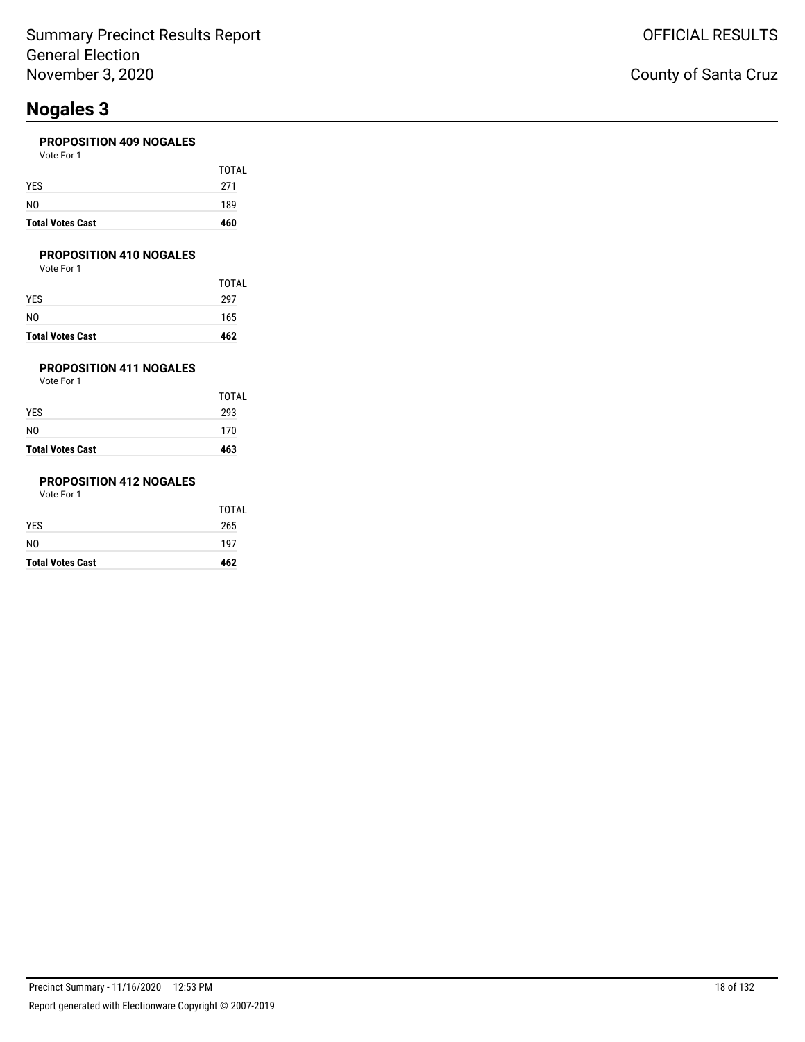# Nogales 3

### PROPOSITION 409 NOGALES

Vote For 1

| | TOTAL |
|---|---|
| YES | 271 |
| NO | 189 |
| **Total Votes Cast** | **460** |

### PROPOSITION 410 NOGALES

Vote For 1

| | TOTAL |
|---|---|
| YES | 297 |
| NO | 165 |
| **Total Votes Cast** | **462** |

### PROPOSITION 411 NOGALES

Vote For 1

| | TOTAL |
|---|---|
| YES | 293 |
| NO | 170 |
| **Total Votes Cast** | **463** |

### PROPOSITION 412 NOGALES

Vote For 1

| | TOTAL |
|---|---|
| YES | 265 |
| NO | 197 |
| **Total Votes Cast** | **462** |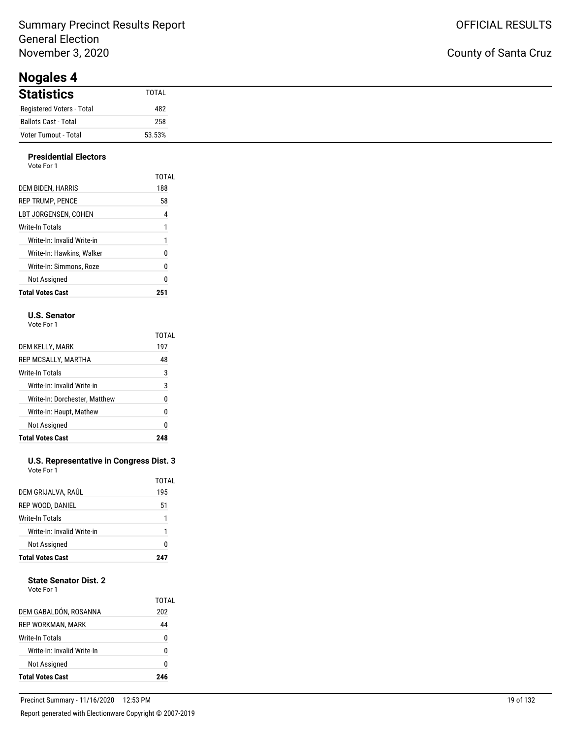Summary Precinct Results Report
General Election
November 3, 2020

OFFICIAL RESULTS

County of Santa Cruz

# Nogales 4

| **Statistics** | TOTAL |
|---|---|
| Registered Voters - Total | 482 |
| Ballots Cast - Total | 258 |
| Voter Turnout - Total | 53.53% |

### Presidential Electors

Vote For 1

| | TOTAL |
|---|---|
| DEM BIDEN, HARRIS | 188 |
| REP TRUMP, PENCE | 58 |
| LBT JORGENSEN, COHEN | 4 |
| Write-In Totals | 1 |
| Write-In: Invalid Write-in | 1 |
| Write-In: Hawkins, Walker | 0 |
| Write-In: Simmons, Roze | 0 |
| Not Assigned | 0 |
| **Total Votes Cast** | **251** |

### U.S. Senator

Vote For 1

| | TOTAL |
|---|---|
| DEM KELLY, MARK | 197 |
| REP MCSALLY, MARTHA | 48 |
| Write-In Totals | 3 |
| Write-In: Invalid Write-in | 3 |
| Write-In: Dorchester, Matthew | 0 |
| Write-In: Haupt, Mathew | 0 |
| Not Assigned | 0 |
| **Total Votes Cast** | **248** |

### U.S. Representative in Congress Dist. 3

Vote For 1

| | TOTAL |
|---|---|
| DEM GRIJALVA, RAÚL | 195 |
| REP WOOD, DANIEL | 51 |
| Write-In Totals | 1 |
| Write-In: Invalid Write-in | 1 |
| Not Assigned | 0 |
| **Total Votes Cast** | **247** |

### State Senator Dist. 2

Vote For 1

| | TOTAL |
|---|---|
| DEM GABALDÓN, ROSANNA | 202 |
| REP WORKMAN, MARK | 44 |
| Write-In Totals | 0 |
| Write-In: Invalid Write-In | 0 |
| Not Assigned | 0 |
| **Total Votes Cast** | **246** |

Precinct Summary - 11/16/2020 12:53 PM

Report generated with Electionware Copyright © 2007-2019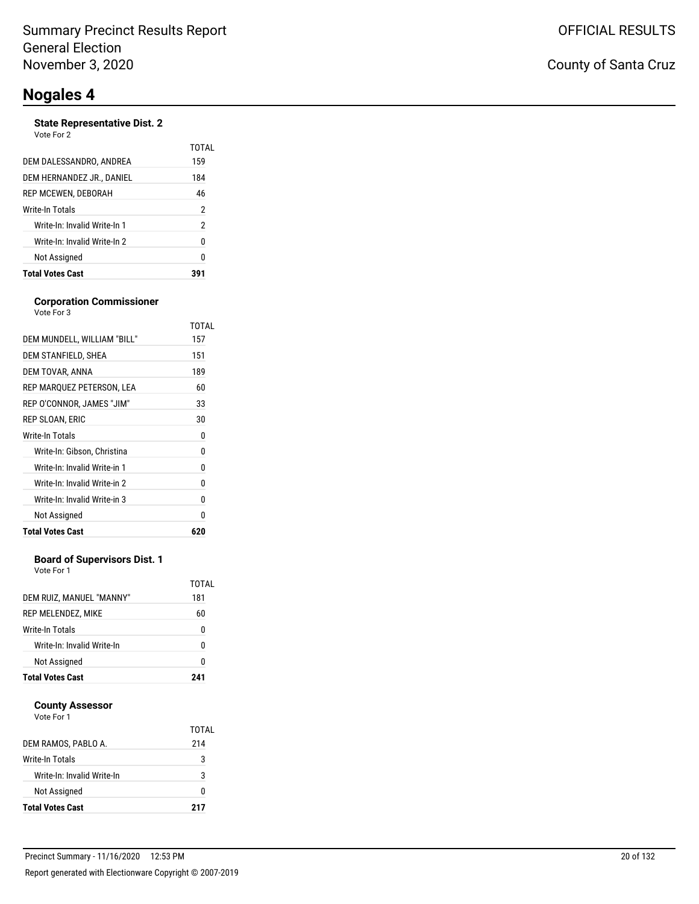# Nogales 4

### State Representative Dist. 2

Vote For 2

| | TOTAL |
|---|---|
| DEM DALESSANDRO, ANDREA | 159 |
| DEM HERNANDEZ JR., DANIEL | 184 |
| REP MCEWEN, DEBORAH | 46 |
| Write-In Totals | 2 |
| Write-In: Invalid Write-In 1 | 2 |
| Write-In: Invalid Write-In 2 | 0 |
| Not Assigned | 0 |
| **Total Votes Cast** | **391** |

### Corporation Commissioner

Vote For 3

| | TOTAL |
|---|---|
| DEM MUNDELL, WILLIAM "BILL" | 157 |
| DEM STANFIELD, SHEA | 151 |
| DEM TOVAR, ANNA | 189 |
| REP MARQUEZ PETERSON, LEA | 60 |
| REP O'CONNOR, JAMES "JIM" | 33 |
| REP SLOAN, ERIC | 30 |
| Write-In Totals | 0 |
| Write-In: Gibson, Christina | 0 |
| Write-In: Invalid Write-in 1 | 0 |
| Write-In: Invalid Write-in 2 | 0 |
| Write-In: Invalid Write-in 3 | 0 |
| Not Assigned | 0 |
| **Total Votes Cast** | **620** |

### Board of Supervisors Dist. 1

Vote For 1

| | TOTAL |
|---|---|
| DEM RUIZ, MANUEL "MANNY" | 181 |
| REP MELENDEZ, MIKE | 60 |
| Write-In Totals | 0 |
| Write-In: Invalid Write-In | 0 |
| Not Assigned | 0 |
| **Total Votes Cast** | **241** |

### County Assessor

Vote For 1

| | TOTAL |
|---|---|
| DEM RAMOS, PABLO A. | 214 |
| Write-In Totals | 3 |
| Write-In: Invalid Write-In | 3 |
| Not Assigned | 0 |
| **Total Votes Cast** | **217** |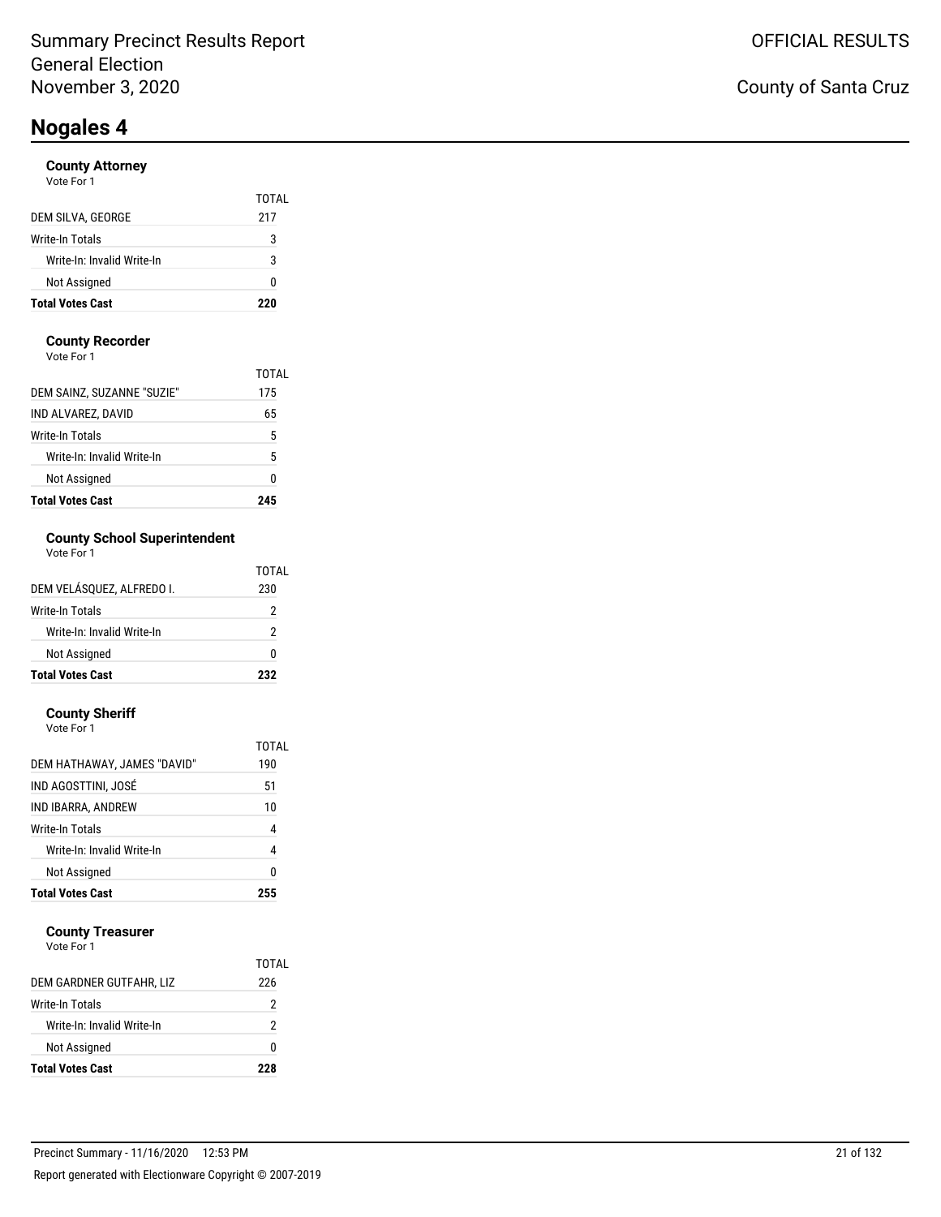Summary Precinct Results Report
General Election
November 3, 2020

OFFICIAL RESULTS

County of Santa Cruz

# Nogales 4

### County Attorney
Vote For 1

| | TOTAL |
|---|---|
| DEM SILVA, GEORGE | 217 |
| Write-In Totals | 3 |
| Write-In: Invalid Write-In | 3 |
| Not Assigned | 0 |
| **Total Votes Cast** | **220** |

### County Recorder
Vote For 1

| | TOTAL |
|---|---|
| DEM SAINZ, SUZANNE "SUZIE" | 175 |
| IND ALVAREZ, DAVID | 65 |
| Write-In Totals | 5 |
| Write-In: Invalid Write-In | 5 |
| Not Assigned | 0 |
| **Total Votes Cast** | **245** |

### County School Superintendent
Vote For 1

| | TOTAL |
|---|---|
| DEM VELÁSQUEZ, ALFREDO I. | 230 |
| Write-In Totals | 2 |
| Write-In: Invalid Write-In | 2 |
| Not Assigned | 0 |
| **Total Votes Cast** | **232** |

### County Sheriff
Vote For 1

| | TOTAL |
|---|---|
| DEM HATHAWAY, JAMES "DAVID" | 190 |
| IND AGOSTTINI, JOSÉ | 51 |
| IND IBARRA, ANDREW | 10 |
| Write-In Totals | 4 |
| Write-In: Invalid Write-In | 4 |
| Not Assigned | 0 |
| **Total Votes Cast** | **255** |

### County Treasurer
Vote For 1

| | TOTAL |
|---|---|
| DEM GARDNER GUTFAHR, LIZ | 226 |
| Write-In Totals | 2 |
| Write-In: Invalid Write-In | 2 |
| Not Assigned | 0 |
| **Total Votes Cast** | **228** |

Precinct Summary - 11/16/2020 12:53 PM

Report generated with Electionware Copyright © 2007-2019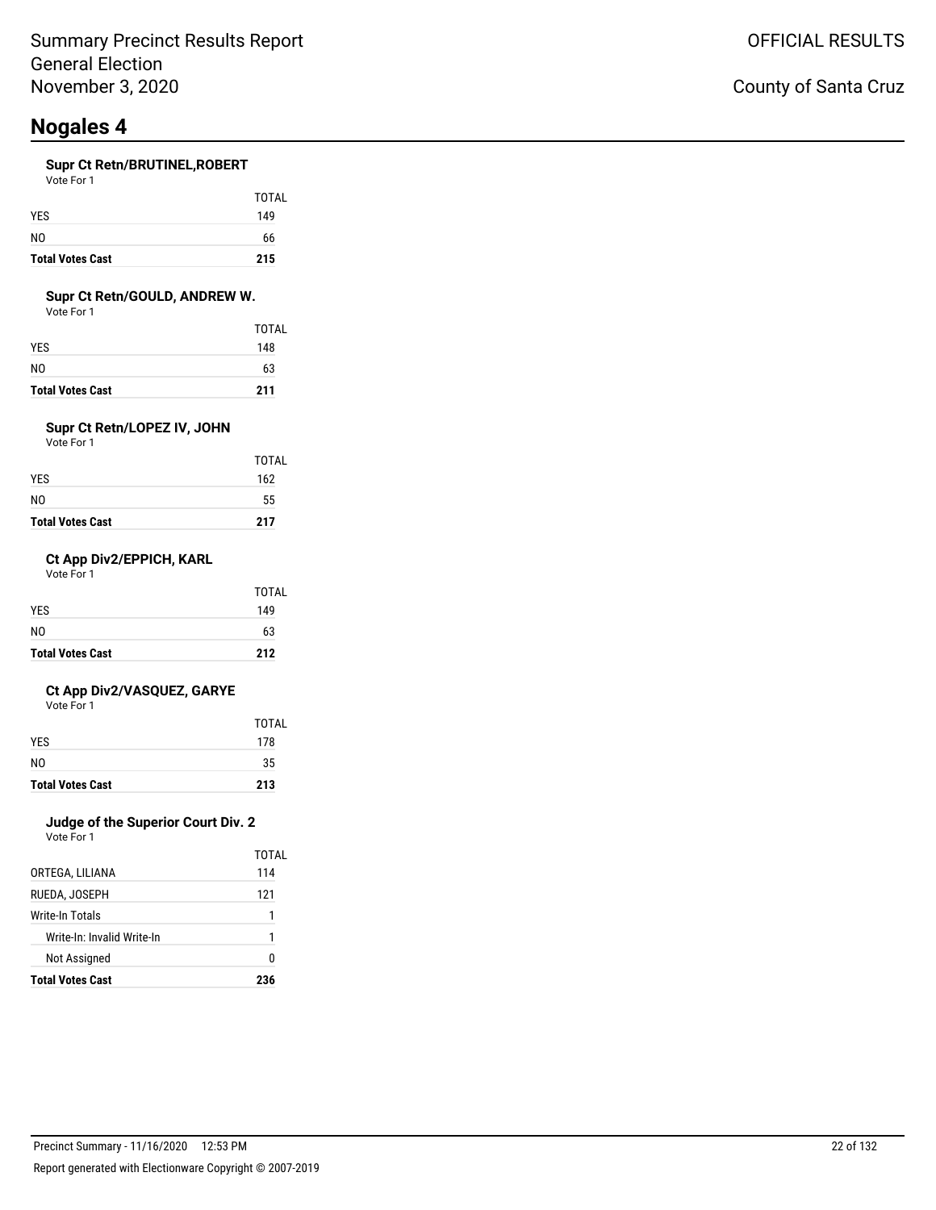# Nogales 4

### Supr Ct Retn/BRUTINEL,ROBERT

Vote For 1

| | TOTAL |
|---|---|
| YES | 149 |
| NO | 66 |
| **Total Votes Cast** | **215** |

### Supr Ct Retn/GOULD, ANDREW W.

Vote For 1

| | TOTAL |
|---|---|
| YES | 148 |
| NO | 63 |
| **Total Votes Cast** | **211** |

### Supr Ct Retn/LOPEZ IV, JOHN

Vote For 1

| | TOTAL |
|---|---|
| YES | 162 |
| NO | 55 |
| **Total Votes Cast** | **217** |

### Ct App Div2/EPPICH, KARL

Vote For 1

| | TOTAL |
|---|---|
| YES | 149 |
| NO | 63 |
| **Total Votes Cast** | **212** |

### Ct App Div2/VASQUEZ, GARYE

Vote For 1

| | TOTAL |
|---|---|
| YES | 178 |
| NO | 35 |
| **Total Votes Cast** | **213** |

### Judge of the Superior Court Div. 2

Vote For 1

| | TOTAL |
|---|---|
| ORTEGA, LILIANA | 114 |
| RUEDA, JOSEPH | 121 |
| Write-In Totals | 1 |
| Write-In: Invalid Write-In | 1 |
| Not Assigned | 0 |
| **Total Votes Cast** | **236** |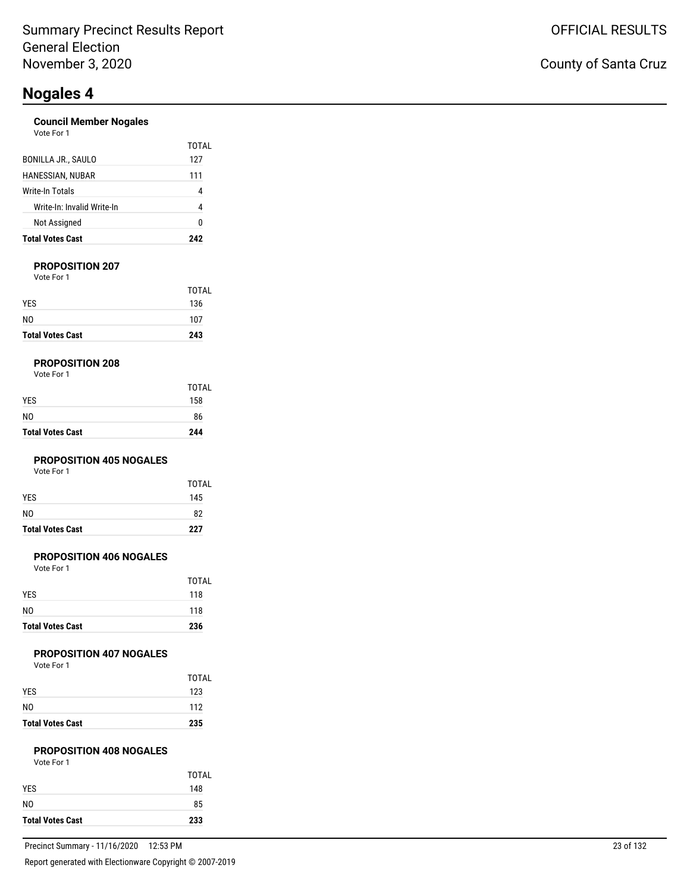Summary Precinct Results Report
General Election
November 3, 2020

OFFICIAL RESULTS

County of Santa Cruz

# Nogales 4

### Council Member Nogales

Vote For 1

| | TOTAL |
|---|---|
| BONILLA JR., SAULO | 127 |
| HANESSIAN, NUBAR | 111 |
| Write-In Totals | 4 |
| Write-In: Invalid Write-In | 4 |
| Not Assigned | 0 |
| **Total Votes Cast** | **242** |

### PROPOSITION 207

Vote For 1

| | TOTAL |
|---|---|
| YES | 136 |
| NO | 107 |
| **Total Votes Cast** | **243** |

### PROPOSITION 208

Vote For 1

| | TOTAL |
|---|---|
| YES | 158 |
| NO | 86 |
| **Total Votes Cast** | **244** |

### PROPOSITION 405 NOGALES

Vote For 1

| | TOTAL |
|---|---|
| YES | 145 |
| NO | 82 |
| **Total Votes Cast** | **227** |

### PROPOSITION 406 NOGALES

Vote For 1

| | TOTAL |
|---|---|
| YES | 118 |
| NO | 118 |
| **Total Votes Cast** | **236** |

### PROPOSITION 407 NOGALES

Vote For 1

| | TOTAL |
|---|---|
| YES | 123 |
| NO | 112 |
| **Total Votes Cast** | **235** |

### PROPOSITION 408 NOGALES

Vote For 1

| | TOTAL |
|---|---|
| YES | 148 |
| NO | 85 |
| **Total Votes Cast** | **233** |

Precinct Summary - 11/16/2020 12:53 PM

Report generated with Electionware Copyright © 2007-2019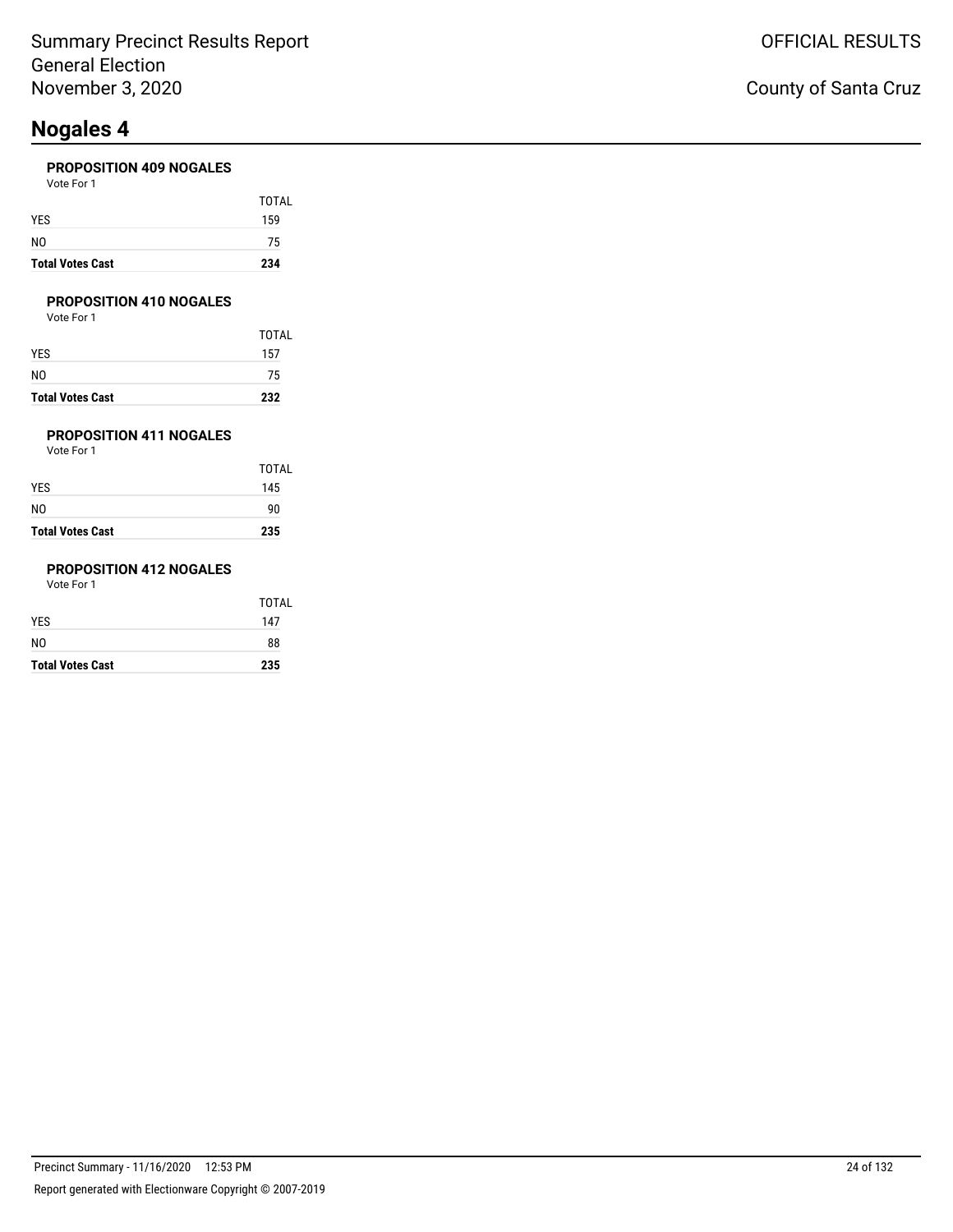# Nogales 4

### PROPOSITION 409 NOGALES

Vote For 1

| | TOTAL |
|---|---|
| YES | 159 |
| NO | 75 |
| **Total Votes Cast** | **234** |

### PROPOSITION 410 NOGALES

Vote For 1

| | TOTAL |
|---|---|
| YES | 157 |
| NO | 75 |
| **Total Votes Cast** | **232** |

### PROPOSITION 411 NOGALES

Vote For 1

| | TOTAL |
|---|---|
| YES | 145 |
| NO | 90 |
| **Total Votes Cast** | **235** |

### PROPOSITION 412 NOGALES

Vote For 1

| | TOTAL |
|---|---|
| YES | 147 |
| NO | 88 |
| **Total Votes Cast** | **235** |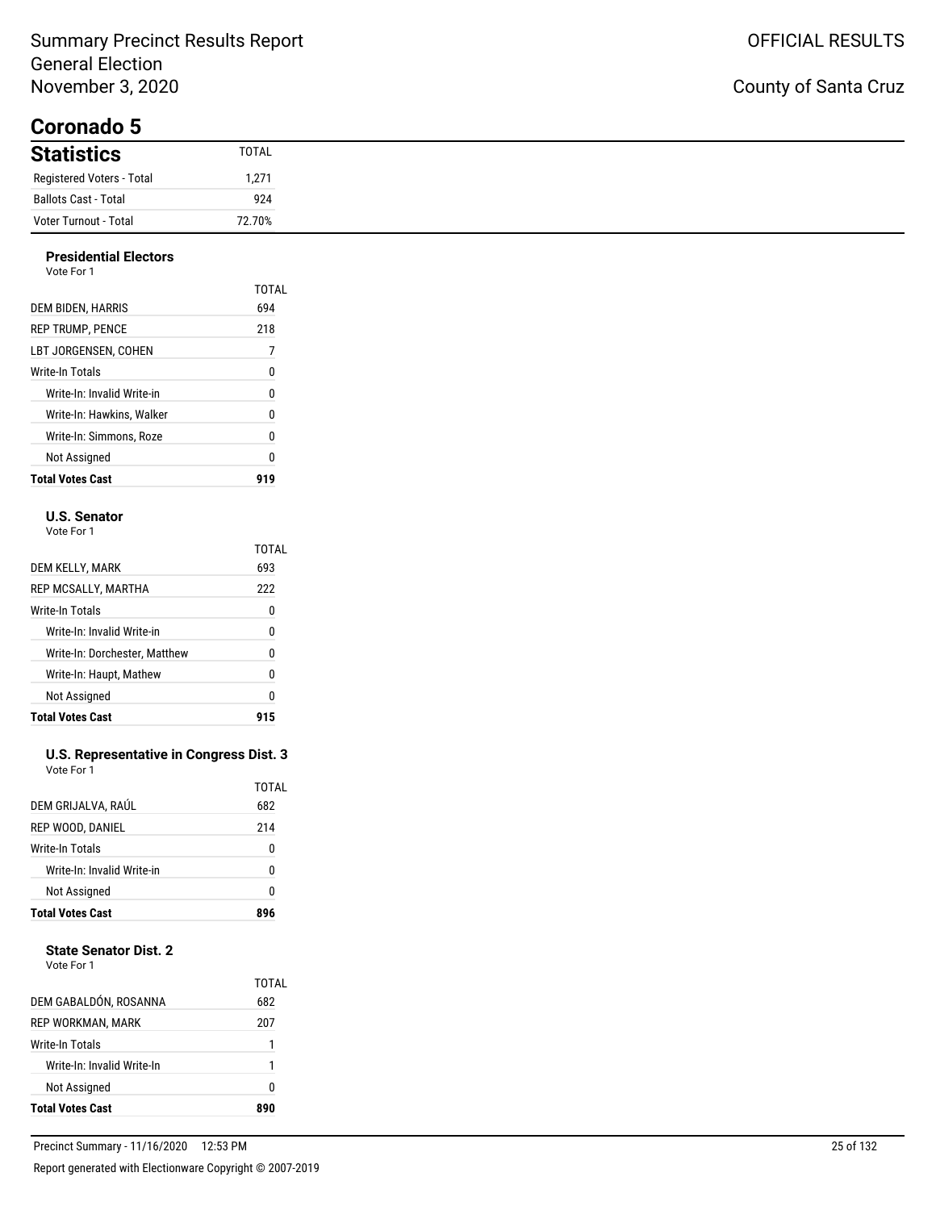Summary Precinct Results Report
General Election
November 3, 2020

OFFICIAL RESULTS

County of Santa Cruz

# Coronado 5

## Statistics

| Statistics | TOTAL |
|---|---|
| Registered Voters - Total | 1,271 |
| Ballots Cast - Total | 924 |
| Voter Turnout - Total | 72.70% |

### Presidential Electors

Vote For 1

| | TOTAL |
|---|---|
| DEM BIDEN, HARRIS | 694 |
| REP TRUMP, PENCE | 218 |
| LBT JORGENSEN, COHEN | 7 |
| Write-In Totals | 0 |
| Write-In: Invalid Write-in | 0 |
| Write-In: Hawkins, Walker | 0 |
| Write-In: Simmons, Roze | 0 |
| Not Assigned | 0 |
| **Total Votes Cast** | **919** |

### U.S. Senator

Vote For 1

| | TOTAL |
|---|---|
| DEM KELLY, MARK | 693 |
| REP MCSALLY, MARTHA | 222 |
| Write-In Totals | 0 |
| Write-In: Invalid Write-in | 0 |
| Write-In: Dorchester, Matthew | 0 |
| Write-In: Haupt, Mathew | 0 |
| Not Assigned | 0 |
| **Total Votes Cast** | **915** |

### U.S. Representative in Congress Dist. 3

Vote For 1

| | TOTAL |
|---|---|
| DEM GRIJALVA, RAÚL | 682 |
| REP WOOD, DANIEL | 214 |
| Write-In Totals | 0 |
| Write-In: Invalid Write-in | 0 |
| Not Assigned | 0 |
| **Total Votes Cast** | **896** |

### State Senator Dist. 2

Vote For 1

| | TOTAL |
|---|---|
| DEM GABALDÓN, ROSANNA | 682 |
| REP WORKMAN, MARK | 207 |
| Write-In Totals | 1 |
| Write-In: Invalid Write-In | 1 |
| Not Assigned | 0 |
| **Total Votes Cast** | **890** |

Precinct Summary - 11/16/2020 12:53 PM

Report generated with Electionware Copyright © 2007-2019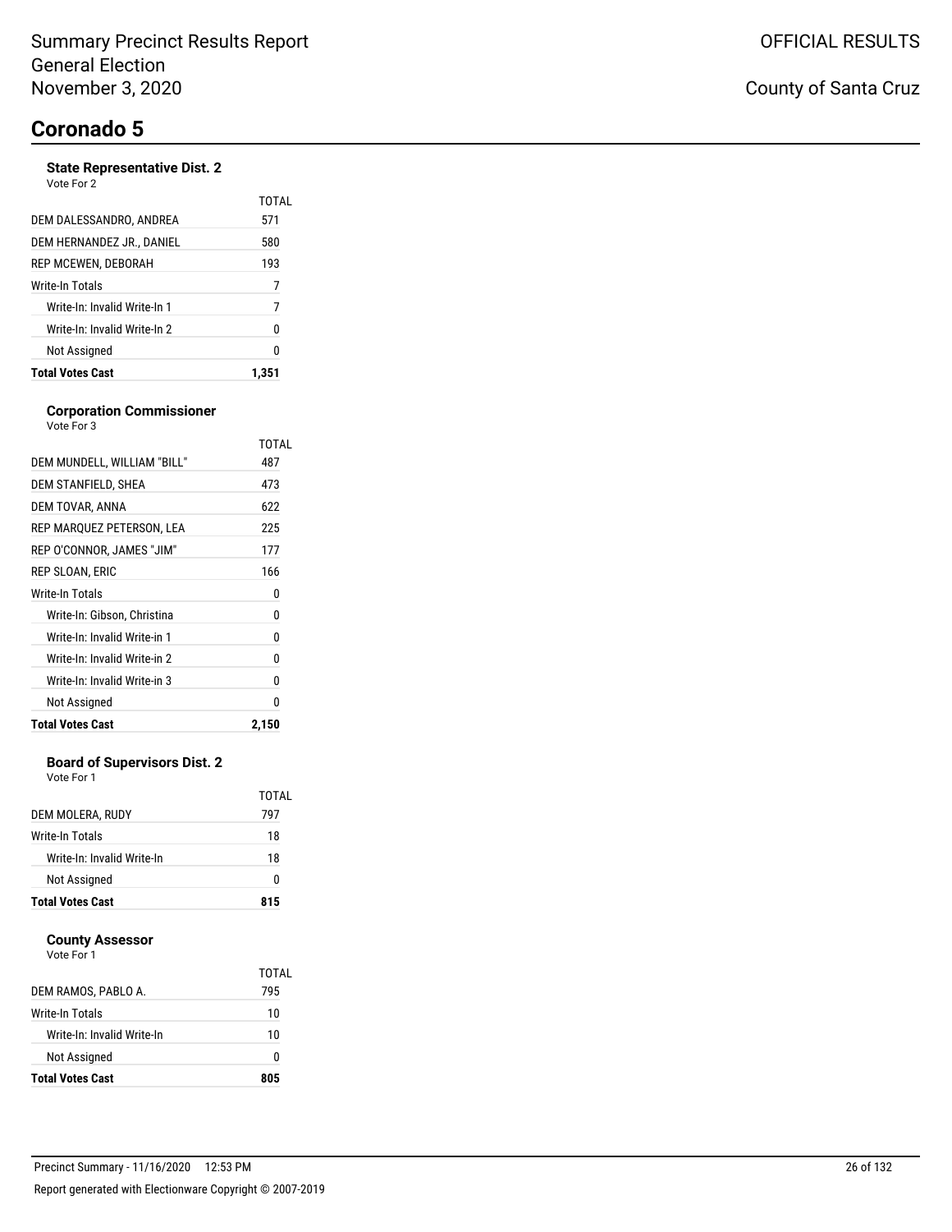# Coronado 5

### State Representative Dist. 2

Vote For 2

| | TOTAL |
|---|---|
| DEM DALESSANDRO, ANDREA | 571 |
| DEM HERNANDEZ JR., DANIEL | 580 |
| REP MCEWEN, DEBORAH | 193 |
| Write-In Totals | 7 |
| Write-In: Invalid Write-In 1 | 7 |
| Write-In: Invalid Write-In 2 | 0 |
| Not Assigned | 0 |
| **Total Votes Cast** | **1,351** |

### Corporation Commissioner

Vote For 3

| | TOTAL |
|---|---|
| DEM MUNDELL, WILLIAM "BILL" | 487 |
| DEM STANFIELD, SHEA | 473 |
| DEM TOVAR, ANNA | 622 |
| REP MARQUEZ PETERSON, LEA | 225 |
| REP O'CONNOR, JAMES "JIM" | 177 |
| REP SLOAN, ERIC | 166 |
| Write-In Totals | 0 |
| Write-In: Gibson, Christina | 0 |
| Write-In: Invalid Write-in 1 | 0 |
| Write-In: Invalid Write-in 2 | 0 |
| Write-In: Invalid Write-in 3 | 0 |
| Not Assigned | 0 |
| **Total Votes Cast** | **2,150** |

### Board of Supervisors Dist. 2

Vote For 1

| | TOTAL |
|---|---|
| DEM MOLERA, RUDY | 797 |
| Write-In Totals | 18 |
| Write-In: Invalid Write-In | 18 |
| Not Assigned | 0 |
| **Total Votes Cast** | **815** |

### County Assessor

Vote For 1

| | TOTAL |
|---|---|
| DEM RAMOS, PABLO A. | 795 |
| Write-In Totals | 10 |
| Write-In: Invalid Write-In | 10 |
| Not Assigned | 0 |
| **Total Votes Cast** | **805** |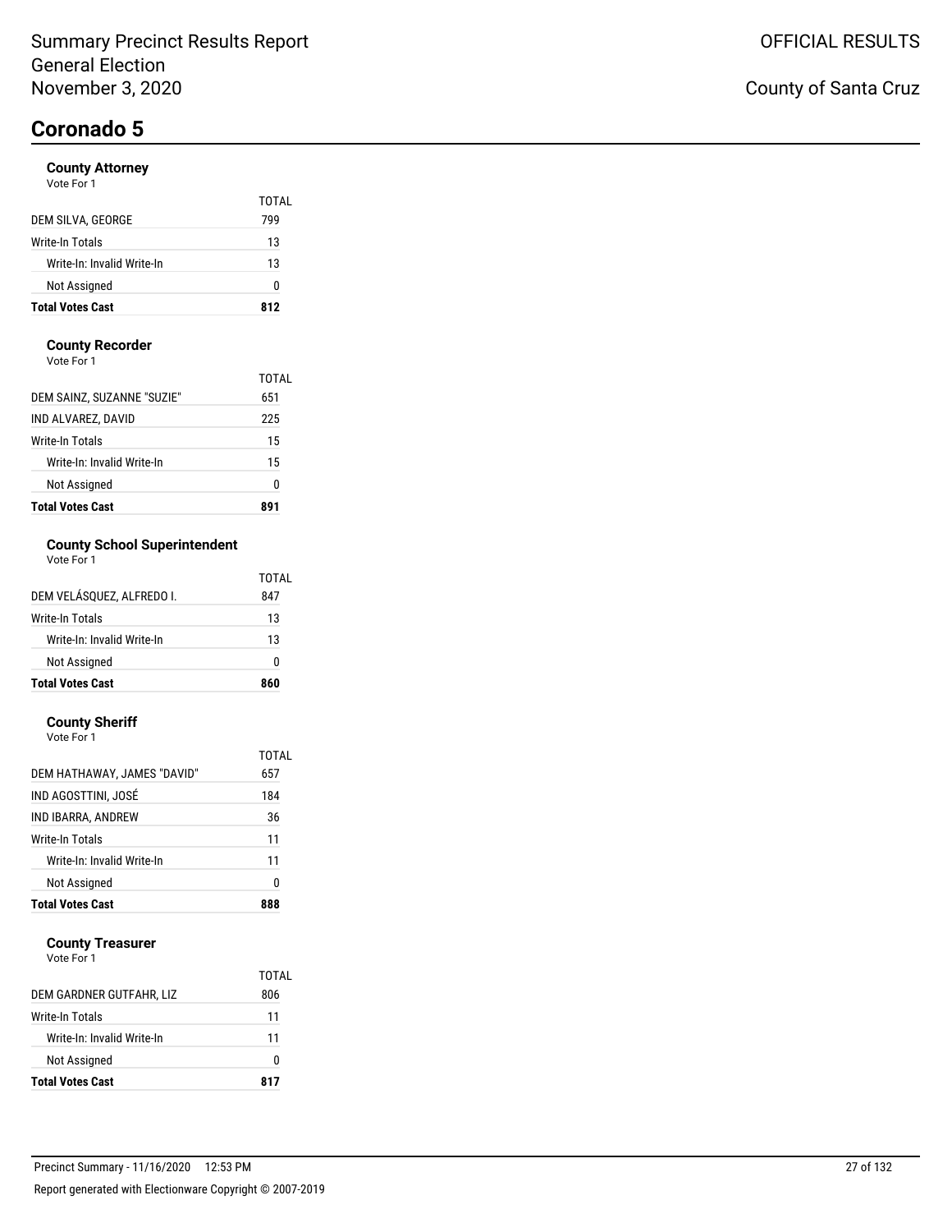Summary Precinct Results Report
General Election
November 3, 2020

OFFICIAL RESULTS

County of Santa Cruz

# Coronado 5

### County Attorney
Vote For 1

| | TOTAL |
|---|---|
| DEM SILVA, GEORGE | 799 |
| Write-In Totals | 13 |
| Write-In: Invalid Write-In | 13 |
| Not Assigned | 0 |
| **Total Votes Cast** | **812** |

### County Recorder
Vote For 1

| | TOTAL |
|---|---|
| DEM SAINZ, SUZANNE "SUZIE" | 651 |
| IND ALVAREZ, DAVID | 225 |
| Write-In Totals | 15 |
| Write-In: Invalid Write-In | 15 |
| Not Assigned | 0 |
| **Total Votes Cast** | **891** |

### County School Superintendent
Vote For 1

| | TOTAL |
|---|---|
| DEM VELÁSQUEZ, ALFREDO I. | 847 |
| Write-In Totals | 13 |
| Write-In: Invalid Write-In | 13 |
| Not Assigned | 0 |
| **Total Votes Cast** | **860** |

### County Sheriff
Vote For 1

| | TOTAL |
|---|---|
| DEM HATHAWAY, JAMES "DAVID" | 657 |
| IND AGOSTTINI, JOSÉ | 184 |
| IND IBARRA, ANDREW | 36 |
| Write-In Totals | 11 |
| Write-In: Invalid Write-In | 11 |
| Not Assigned | 0 |
| **Total Votes Cast** | **888** |

### County Treasurer
Vote For 1

| | TOTAL |
|---|---|
| DEM GARDNER GUTFAHR, LIZ | 806 |
| Write-In Totals | 11 |
| Write-In: Invalid Write-In | 11 |
| Not Assigned | 0 |
| **Total Votes Cast** | **817** |

Precinct Summary - 11/16/2020 12:53 PM

Report generated with Electionware Copyright © 2007-2019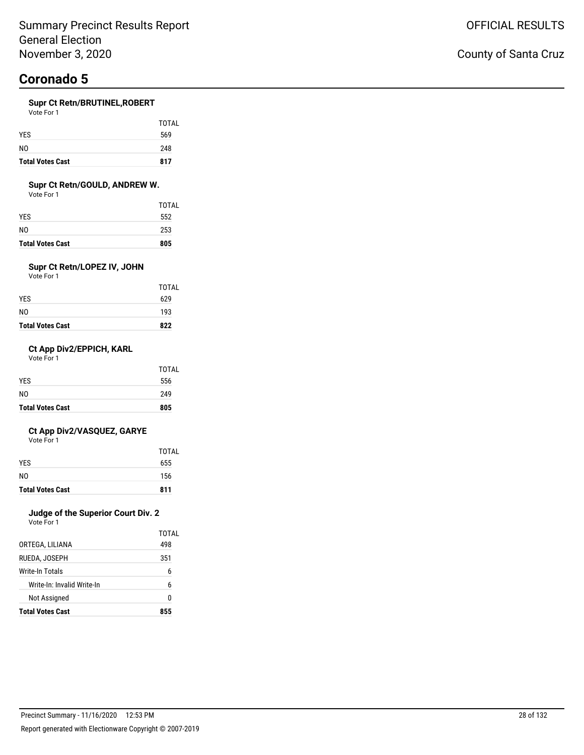# Coronado 5

### Supr Ct Retn/BRUTINEL,ROBERT

Vote For 1

| | TOTAL |
|---|---|
| YES | 569 |
| NO | 248 |
| **Total Votes Cast** | **817** |

### Supr Ct Retn/GOULD, ANDREW W.

Vote For 1

| | TOTAL |
|---|---|
| YES | 552 |
| NO | 253 |
| **Total Votes Cast** | **805** |

### Supr Ct Retn/LOPEZ IV, JOHN

Vote For 1

| | TOTAL |
|---|---|
| YES | 629 |
| NO | 193 |
| **Total Votes Cast** | **822** |

### Ct App Div2/EPPICH, KARL

Vote For 1

| | TOTAL |
|---|---|
| YES | 556 |
| NO | 249 |
| **Total Votes Cast** | **805** |

### Ct App Div2/VASQUEZ, GARYE

Vote For 1

| | TOTAL |
|---|---|
| YES | 655 |
| NO | 156 |
| **Total Votes Cast** | **811** |

### Judge of the Superior Court Div. 2

Vote For 1

| | TOTAL |
|---|---|
| ORTEGA, LILIANA | 498 |
| RUEDA, JOSEPH | 351 |
| Write-In Totals | 6 |
| Write-In: Invalid Write-In | 6 |
| Not Assigned | 0 |
| **Total Votes Cast** | **855** |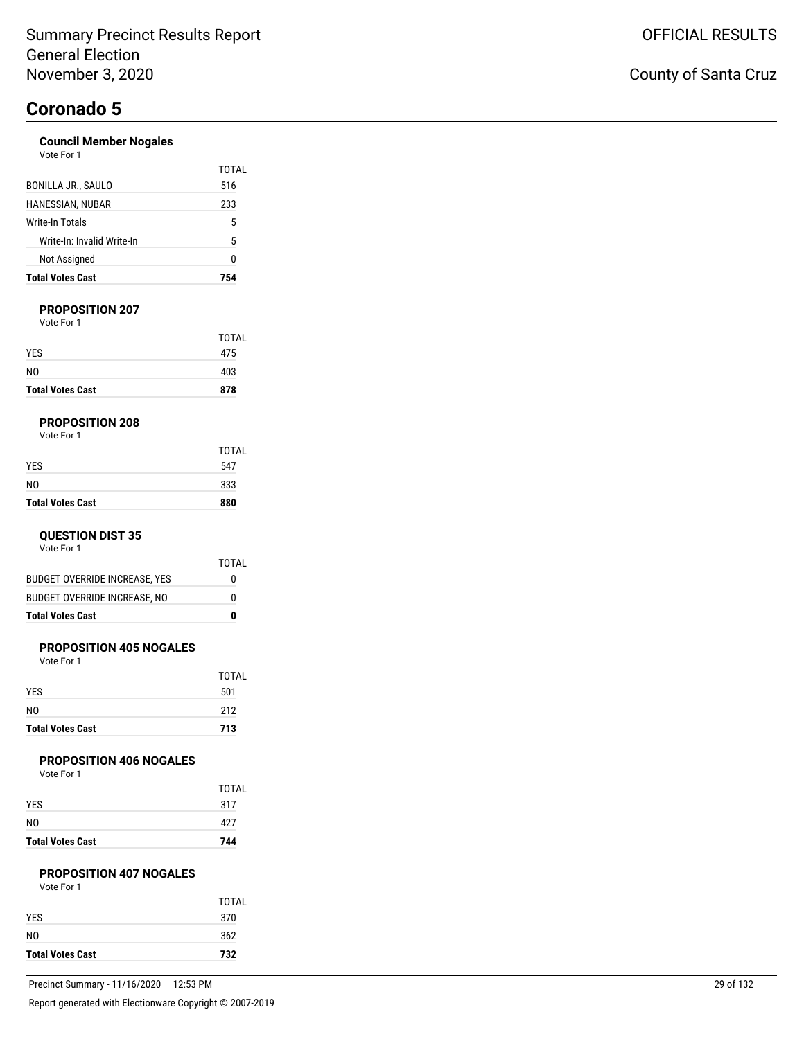# Coronado 5

### Council Member Nogales

Vote For 1

| | TOTAL |
|---|---|
| BONILLA JR., SAULO | 516 |
| HANESSIAN, NUBAR | 233 |
| Write-In Totals | 5 |
| Write-In: Invalid Write-In | 5 |
| Not Assigned | 0 |
| **Total Votes Cast** | **754** |

### PROPOSITION 207

Vote For 1

| | TOTAL |
|---|---|
| YES | 475 |
| NO | 403 |
| **Total Votes Cast** | **878** |

### PROPOSITION 208

Vote For 1

| | TOTAL |
|---|---|
| YES | 547 |
| NO | 333 |
| **Total Votes Cast** | **880** |

### QUESTION DIST 35

Vote For 1

| | TOTAL |
|---|---|
| BUDGET OVERRIDE INCREASE, YES | 0 |
| BUDGET OVERRIDE INCREASE, NO | 0 |
| **Total Votes Cast** | **0** |

### PROPOSITION 405 NOGALES

Vote For 1

| | TOTAL |
|---|---|
| YES | 501 |
| NO | 212 |
| **Total Votes Cast** | **713** |

### PROPOSITION 406 NOGALES

Vote For 1

| | TOTAL |
|---|---|
| YES | 317 |
| NO | 427 |
| **Total Votes Cast** | **744** |

### PROPOSITION 407 NOGALES

Vote For 1

| | TOTAL |
|---|---|
| YES | 370 |
| NO | 362 |
| **Total Votes Cast** | **732** |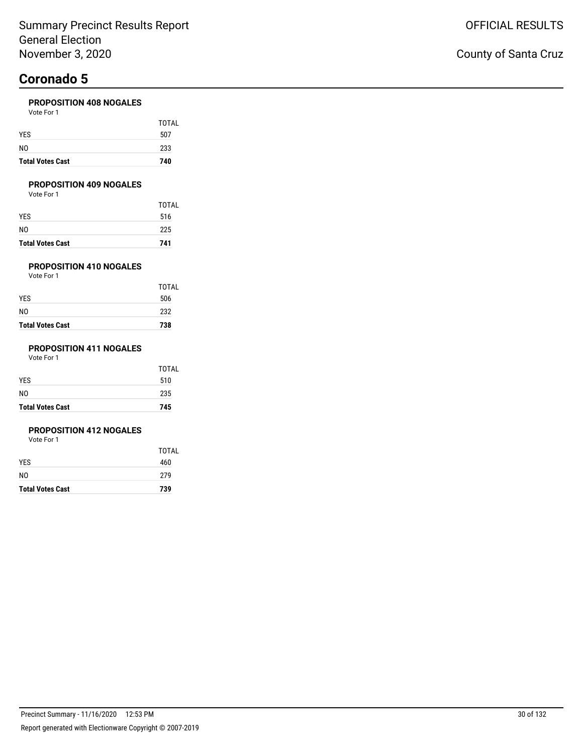# Coronado 5

### PROPOSITION 408 NOGALES

Vote For 1

| | TOTAL |
|---|---|
| YES | 507 |
| NO | 233 |
| **Total Votes Cast** | **740** |

### PROPOSITION 409 NOGALES

Vote For 1

| | TOTAL |
|---|---|
| YES | 516 |
| NO | 225 |
| **Total Votes Cast** | **741** |

### PROPOSITION 410 NOGALES

Vote For 1

| | TOTAL |
|---|---|
| YES | 506 |
| NO | 232 |
| **Total Votes Cast** | **738** |

### PROPOSITION 411 NOGALES

Vote For 1

| | TOTAL |
|---|---|
| YES | 510 |
| NO | 235 |
| **Total Votes Cast** | **745** |

### PROPOSITION 412 NOGALES

Vote For 1

| | TOTAL |
|---|---|
| YES | 460 |
| NO | 279 |
| **Total Votes Cast** | **739** |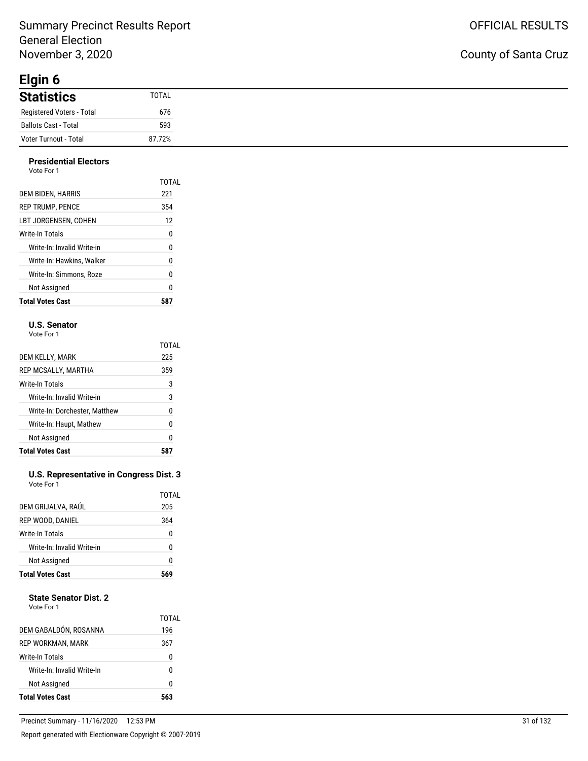Summary Precinct Results Report
General Election
November 3, 2020

OFFICIAL RESULTS

County of Santa Cruz

# Elgin 6

## Statistics

| Statistics | TOTAL |
|---|---|
| Registered Voters - Total | 676 |
| Ballots Cast - Total | 593 |
| Voter Turnout - Total | 87.72% |

### Presidential Electors

Vote For 1

| | TOTAL |
|---|---|
| DEM BIDEN, HARRIS | 221 |
| REP TRUMP, PENCE | 354 |
| LBT JORGENSEN, COHEN | 12 |
| Write-In Totals | 0 |
| Write-In: Invalid Write-in | 0 |
| Write-In: Hawkins, Walker | 0 |
| Write-In: Simmons, Roze | 0 |
| Not Assigned | 0 |
| **Total Votes Cast** | **587** |

### U.S. Senator

Vote For 1

| | TOTAL |
|---|---|
| DEM KELLY, MARK | 225 |
| REP MCSALLY, MARTHA | 359 |
| Write-In Totals | 3 |
| Write-In: Invalid Write-in | 3 |
| Write-In: Dorchester, Matthew | 0 |
| Write-In: Haupt, Mathew | 0 |
| Not Assigned | 0 |
| **Total Votes Cast** | **587** |

### U.S. Representative in Congress Dist. 3

Vote For 1

| | TOTAL |
|---|---|
| DEM GRIJALVA, RAÚL | 205 |
| REP WOOD, DANIEL | 364 |
| Write-In Totals | 0 |
| Write-In: Invalid Write-in | 0 |
| Not Assigned | 0 |
| **Total Votes Cast** | **569** |

### State Senator Dist. 2

Vote For 1

| | TOTAL |
|---|---|
| DEM GABALDÓN, ROSANNA | 196 |
| REP WORKMAN, MARK | 367 |
| Write-In Totals | 0 |
| Write-In: Invalid Write-In | 0 |
| Not Assigned | 0 |
| **Total Votes Cast** | **563** |

Precinct Summary - 11/16/2020 12:53 PM

Report generated with Electionware Copyright © 2007-2019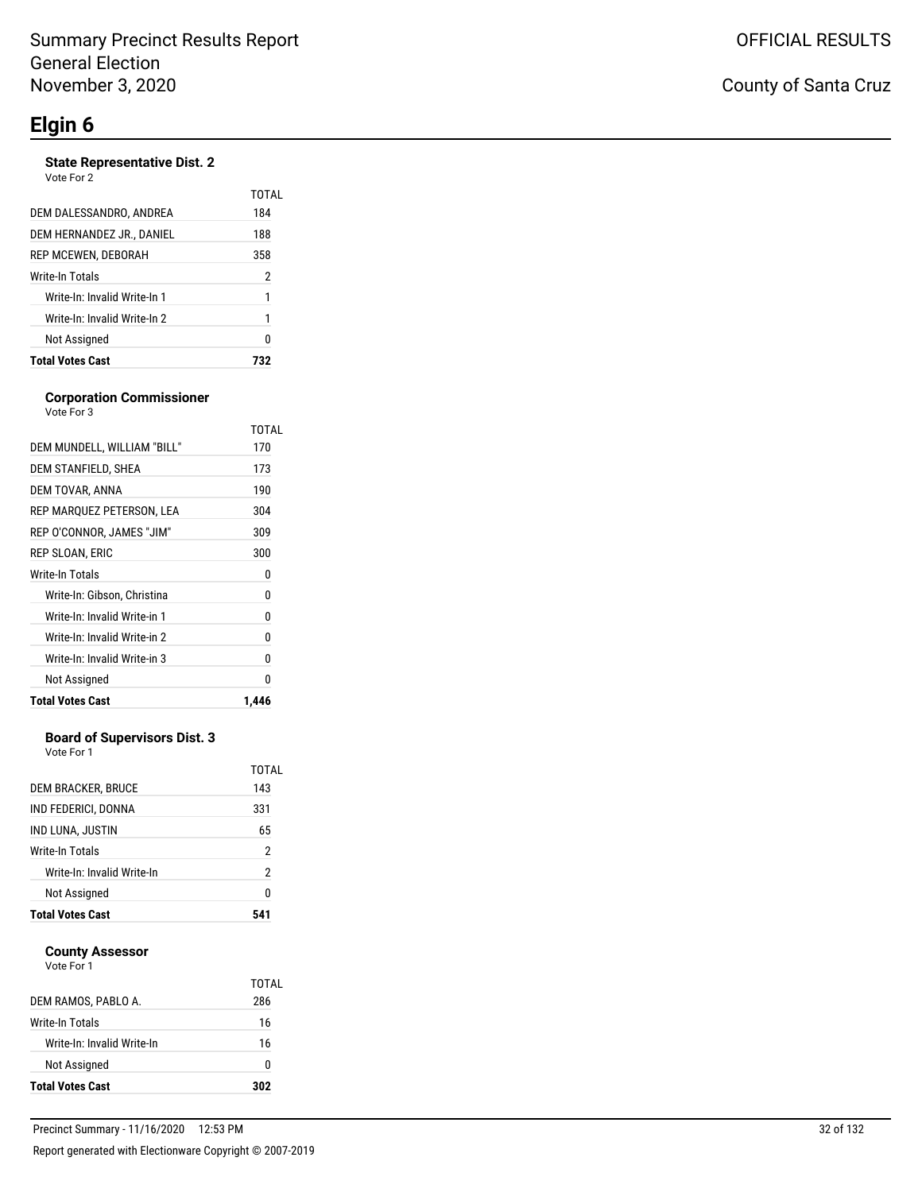Summary Precinct Results Report
General Election
November 3, 2020

OFFICIAL RESULTS

County of Santa Cruz

# Elgin 6

### State Representative Dist. 2

Vote For 2

| | TOTAL |
|---|---|
| DEM DALESSANDRO, ANDREA | 184 |
| DEM HERNANDEZ JR., DANIEL | 188 |
| REP MCEWEN, DEBORAH | 358 |
| Write-In Totals | 2 |
| Write-In: Invalid Write-In 1 | 1 |
| Write-In: Invalid Write-In 2 | 1 |
| Not Assigned | 0 |
| **Total Votes Cast** | **732** |

### Corporation Commissioner

Vote For 3

| | TOTAL |
|---|---|
| DEM MUNDELL, WILLIAM "BILL" | 170 |
| DEM STANFIELD, SHEA | 173 |
| DEM TOVAR, ANNA | 190 |
| REP MARQUEZ PETERSON, LEA | 304 |
| REP O'CONNOR, JAMES "JIM" | 309 |
| REP SLOAN, ERIC | 300 |
| Write-In Totals | 0 |
| Write-In: Gibson, Christina | 0 |
| Write-In: Invalid Write-in 1 | 0 |
| Write-In: Invalid Write-in 2 | 0 |
| Write-In: Invalid Write-in 3 | 0 |
| Not Assigned | 0 |
| **Total Votes Cast** | **1,446** |

### Board of Supervisors Dist. 3

Vote For 1

| | TOTAL |
|---|---|
| DEM BRACKER, BRUCE | 143 |
| IND FEDERICI, DONNA | 331 |
| IND LUNA, JUSTIN | 65 |
| Write-In Totals | 2 |
| Write-In: Invalid Write-In | 2 |
| Not Assigned | 0 |
| **Total Votes Cast** | **541** |

### County Assessor

Vote For 1

| | TOTAL |
|---|---|
| DEM RAMOS, PABLO A. | 286 |
| Write-In Totals | 16 |
| Write-In: Invalid Write-In | 16 |
| Not Assigned | 0 |
| **Total Votes Cast** | **302** |

Precinct Summary - 11/16/2020 12:53 PM

Report generated with Electionware Copyright © 2007-2019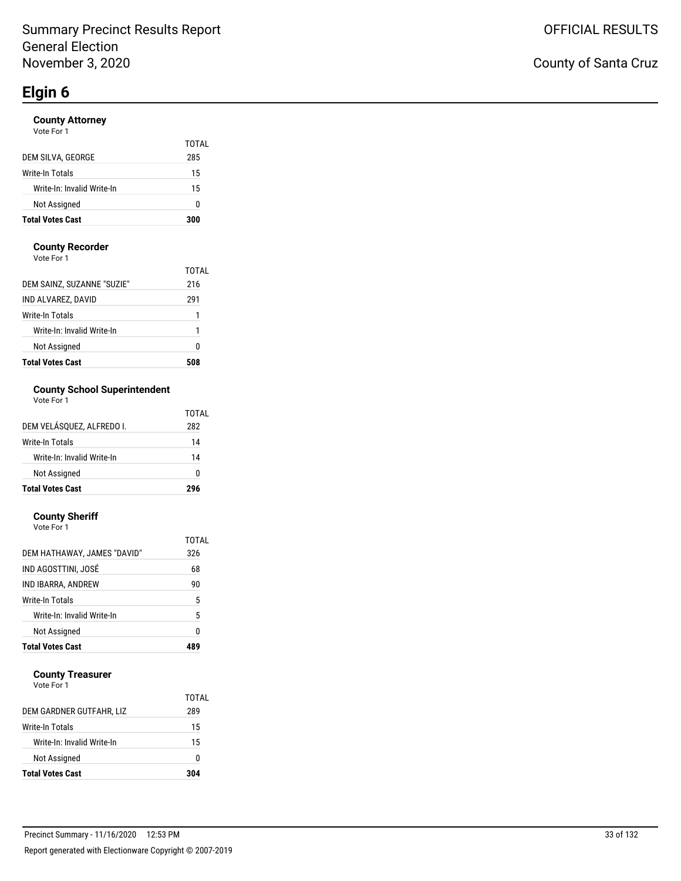# Elgin 6

### County Attorney

Vote For 1

| | TOTAL |
|---|---|
| DEM SILVA, GEORGE | 285 |
| Write-In Totals | 15 |
| Write-In: Invalid Write-In | 15 |
| Not Assigned | 0 |
| **Total Votes Cast** | **300** |

### County Recorder

Vote For 1

| | TOTAL |
|---|---|
| DEM SAINZ, SUZANNE "SUZIE" | 216 |
| IND ALVAREZ, DAVID | 291 |
| Write-In Totals | 1 |
| Write-In: Invalid Write-In | 1 |
| Not Assigned | 0 |
| **Total Votes Cast** | **508** |

### County School Superintendent

Vote For 1

| | TOTAL |
|---|---|
| DEM VELÁSQUEZ, ALFREDO I. | 282 |
| Write-In Totals | 14 |
| Write-In: Invalid Write-In | 14 |
| Not Assigned | 0 |
| **Total Votes Cast** | **296** |

### County Sheriff

Vote For 1

| | TOTAL |
|---|---|
| DEM HATHAWAY, JAMES "DAVID" | 326 |
| IND AGOSTTINI, JOSÉ | 68 |
| IND IBARRA, ANDREW | 90 |
| Write-In Totals | 5 |
| Write-In: Invalid Write-In | 5 |
| Not Assigned | 0 |
| **Total Votes Cast** | **489** |

### County Treasurer

Vote For 1

| | TOTAL |
|---|---|
| DEM GARDNER GUTFAHR, LIZ | 289 |
| Write-In Totals | 15 |
| Write-In: Invalid Write-In | 15 |
| Not Assigned | 0 |
| **Total Votes Cast** | **304** |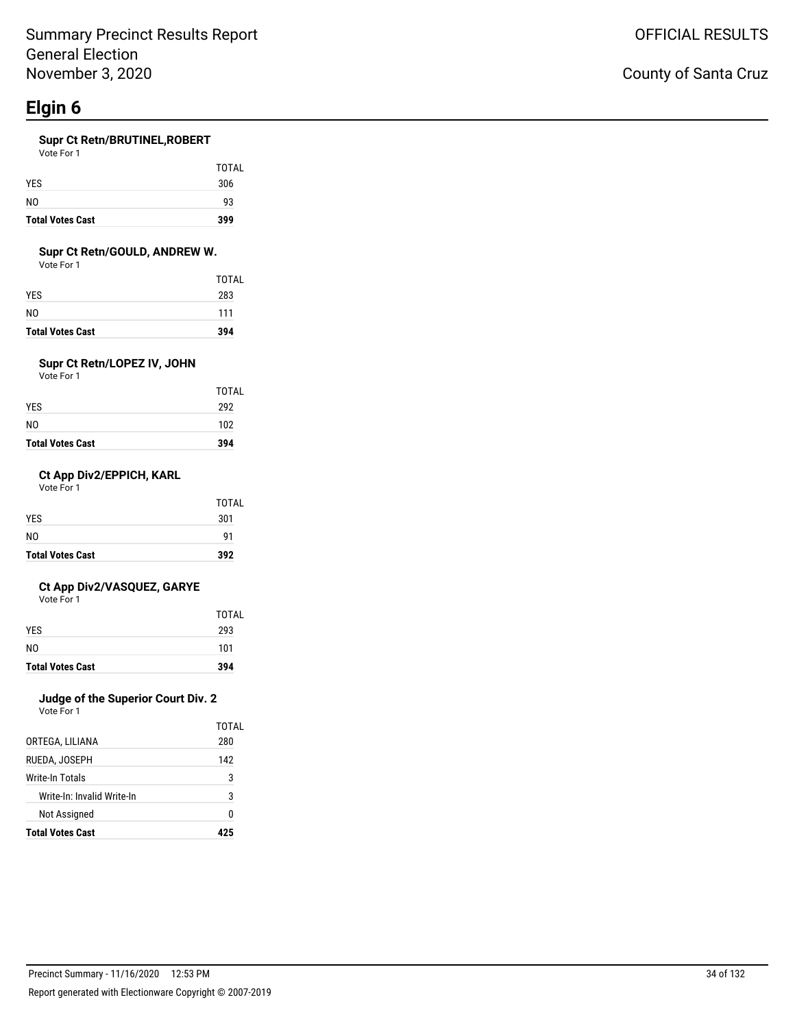# Elgin 6

### Supr Ct Retn/BRUTINEL,ROBERT

Vote For 1

| | TOTAL |
|---|---|
| YES | 306 |
| NO | 93 |
| **Total Votes Cast** | **399** |

### Supr Ct Retn/GOULD, ANDREW W.

Vote For 1

| | TOTAL |
|---|---|
| YES | 283 |
| NO | 111 |
| **Total Votes Cast** | **394** |

### Supr Ct Retn/LOPEZ IV, JOHN

Vote For 1

| | TOTAL |
|---|---|
| YES | 292 |
| NO | 102 |
| **Total Votes Cast** | **394** |

### Ct App Div2/EPPICH, KARL

Vote For 1

| | TOTAL |
|---|---|
| YES | 301 |
| NO | 91 |
| **Total Votes Cast** | **392** |

### Ct App Div2/VASQUEZ, GARYE

Vote For 1

| | TOTAL |
|---|---|
| YES | 293 |
| NO | 101 |
| **Total Votes Cast** | **394** |

### Judge of the Superior Court Div. 2

Vote For 1

| | TOTAL |
|---|---|
| ORTEGA, LILIANA | 280 |
| RUEDA, JOSEPH | 142 |
| Write-In Totals | 3 |
| Write-In: Invalid Write-In | 3 |
| Not Assigned | 0 |
| **Total Votes Cast** | **425** |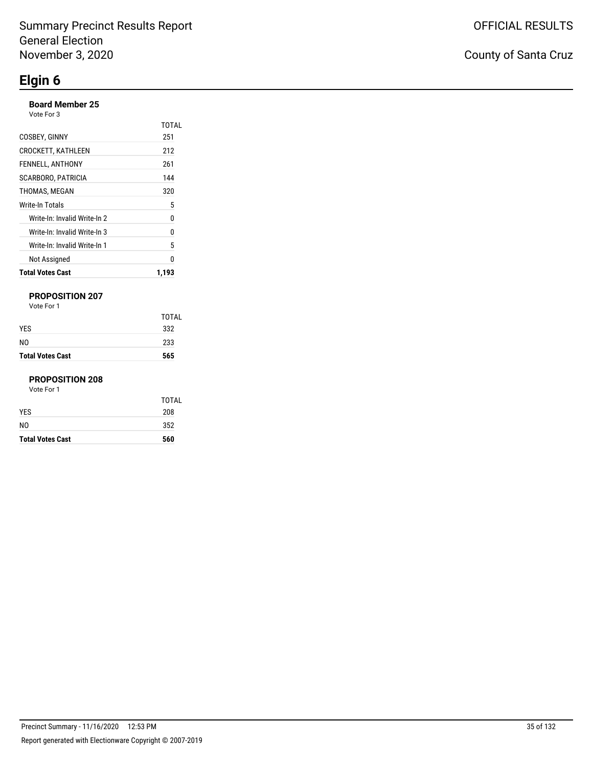# Elgin 6

### Board Member 25

Vote For 3

| | TOTAL |
|---|---|
| COSBEY, GINNY | 251 |
| CROCKETT, KATHLEEN | 212 |
| FENNELL, ANTHONY | 261 |
| SCARBORO, PATRICIA | 144 |
| THOMAS, MEGAN | 320 |
| Write-In Totals | 5 |
| Write-In: Invalid Write-In 2 | 0 |
| Write-In: Invalid Write-In 3 | 0 |
| Write-In: Invalid Write-In 1 | 5 |
| Not Assigned | 0 |
| **Total Votes Cast** | **1,193** |

### PROPOSITION 207

Vote For 1

| | TOTAL |
|---|---|
| YES | 332 |
| NO | 233 |
| **Total Votes Cast** | **565** |

### PROPOSITION 208

Vote For 1

| | TOTAL |
|---|---|
| YES | 208 |
| NO | 352 |
| **Total Votes Cast** | **560** |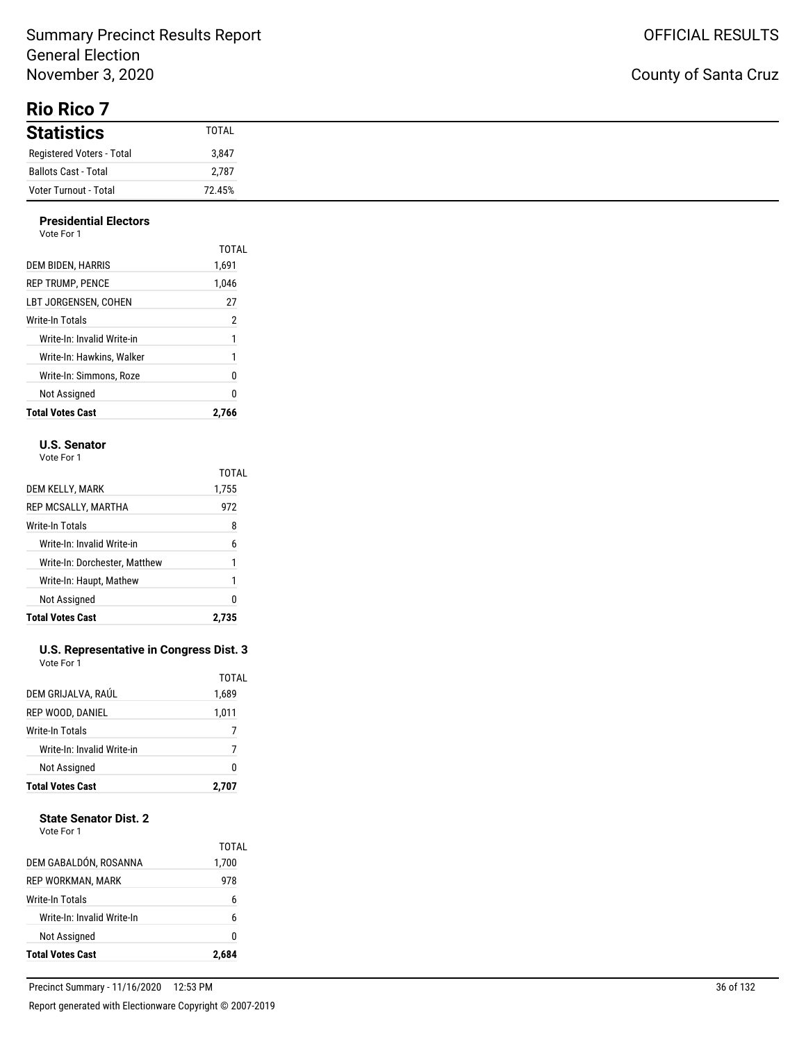Summary Precinct Results Report
General Election
November 3, 2020

OFFICIAL RESULTS

County of Santa Cruz

## Rio Rico 7

| Statistics | TOTAL |
|---|---|
| Registered Voters - Total | 3,847 |
| Ballots Cast - Total | 2,787 |
| Voter Turnout - Total | 72.45% |

### Presidential Electors

Vote For 1

| | TOTAL |
|---|---|
| DEM BIDEN, HARRIS | 1,691 |
| REP TRUMP, PENCE | 1,046 |
| LBT JORGENSEN, COHEN | 27 |
| Write-In Totals | 2 |
| Write-In: Invalid Write-in | 1 |
| Write-In: Hawkins, Walker | 1 |
| Write-In: Simmons, Roze | 0 |
| Not Assigned | 0 |
| **Total Votes Cast** | **2,766** |

### U.S. Senator

Vote For 1

| | TOTAL |
|---|---|
| DEM KELLY, MARK | 1,755 |
| REP MCSALLY, MARTHA | 972 |
| Write-In Totals | 8 |
| Write-In: Invalid Write-in | 6 |
| Write-In: Dorchester, Matthew | 1 |
| Write-In: Haupt, Mathew | 1 |
| Not Assigned | 0 |
| **Total Votes Cast** | **2,735** |

### U.S. Representative in Congress Dist. 3

Vote For 1

| | TOTAL |
|---|---|
| DEM GRIJALVA, RAÚL | 1,689 |
| REP WOOD, DANIEL | 1,011 |
| Write-In Totals | 7 |
| Write-In: Invalid Write-in | 7 |
| Not Assigned | 0 |
| **Total Votes Cast** | **2,707** |

### State Senator Dist. 2

Vote For 1

| | TOTAL |
|---|---|
| DEM GABALDÓN, ROSANNA | 1,700 |
| REP WORKMAN, MARK | 978 |
| Write-In Totals | 6 |
| Write-In: Invalid Write-In | 6 |
| Not Assigned | 0 |
| **Total Votes Cast** | **2,684** |

Precinct Summary - 11/16/2020 12:53 PM

Report generated with Electionware Copyright © 2007-2019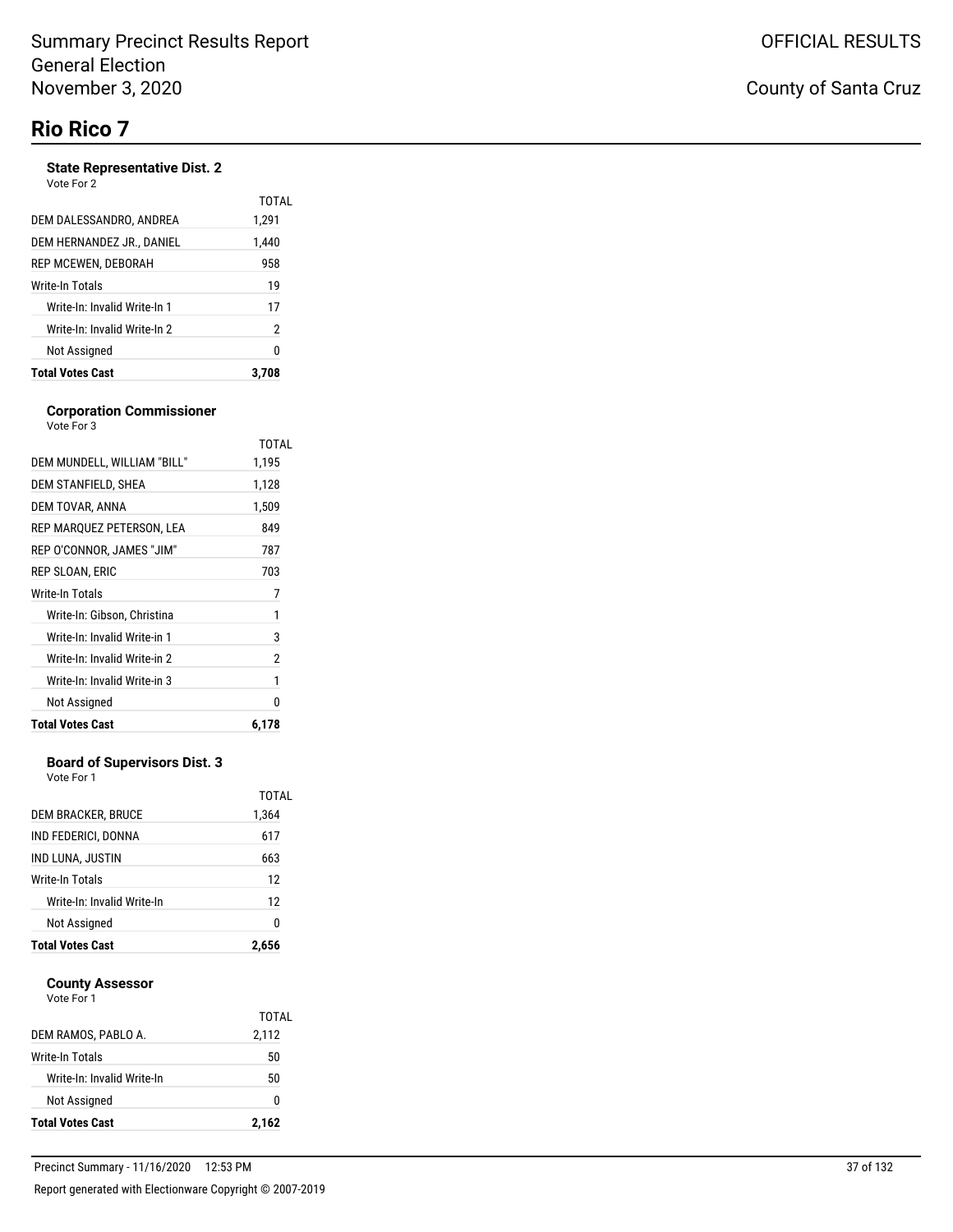Summary Precinct Results Report
General Election
November 3, 2020

OFFICIAL RESULTS

County of Santa Cruz

# Rio Rico 7

### State Representative Dist. 2
Vote For 2

| | TOTAL |
|---|---|
| DEM DALESSANDRO, ANDREA | 1,291 |
| DEM HERNANDEZ JR., DANIEL | 1,440 |
| REP MCEWEN, DEBORAH | 958 |
| Write-In Totals | 19 |
| Write-In: Invalid Write-In 1 | 17 |
| Write-In: Invalid Write-In 2 | 2 |
| Not Assigned | 0 |
| **Total Votes Cast** | **3,708** |

### Corporation Commissioner
Vote For 3

| | TOTAL |
|---|---|
| DEM MUNDELL, WILLIAM "BILL" | 1,195 |
| DEM STANFIELD, SHEA | 1,128 |
| DEM TOVAR, ANNA | 1,509 |
| REP MARQUEZ PETERSON, LEA | 849 |
| REP O'CONNOR, JAMES "JIM" | 787 |
| REP SLOAN, ERIC | 703 |
| Write-In Totals | 7 |
| Write-In: Gibson, Christina | 1 |
| Write-In: Invalid Write-in 1 | 3 |
| Write-In: Invalid Write-in 2 | 2 |
| Write-In: Invalid Write-in 3 | 1 |
| Not Assigned | 0 |
| **Total Votes Cast** | **6,178** |

### Board of Supervisors Dist. 3
Vote For 1

| | TOTAL |
|---|---|
| DEM BRACKER, BRUCE | 1,364 |
| IND FEDERICI, DONNA | 617 |
| IND LUNA, JUSTIN | 663 |
| Write-In Totals | 12 |
| Write-In: Invalid Write-In | 12 |
| Not Assigned | 0 |
| **Total Votes Cast** | **2,656** |

### County Assessor
Vote For 1

| | TOTAL |
|---|---|
| DEM RAMOS, PABLO A. | 2,112 |
| Write-In Totals | 50 |
| Write-In: Invalid Write-In | 50 |
| Not Assigned | 0 |
| **Total Votes Cast** | **2,162** |

Precinct Summary - 11/16/2020 12:53 PM

Report generated with Electionware Copyright © 2007-2019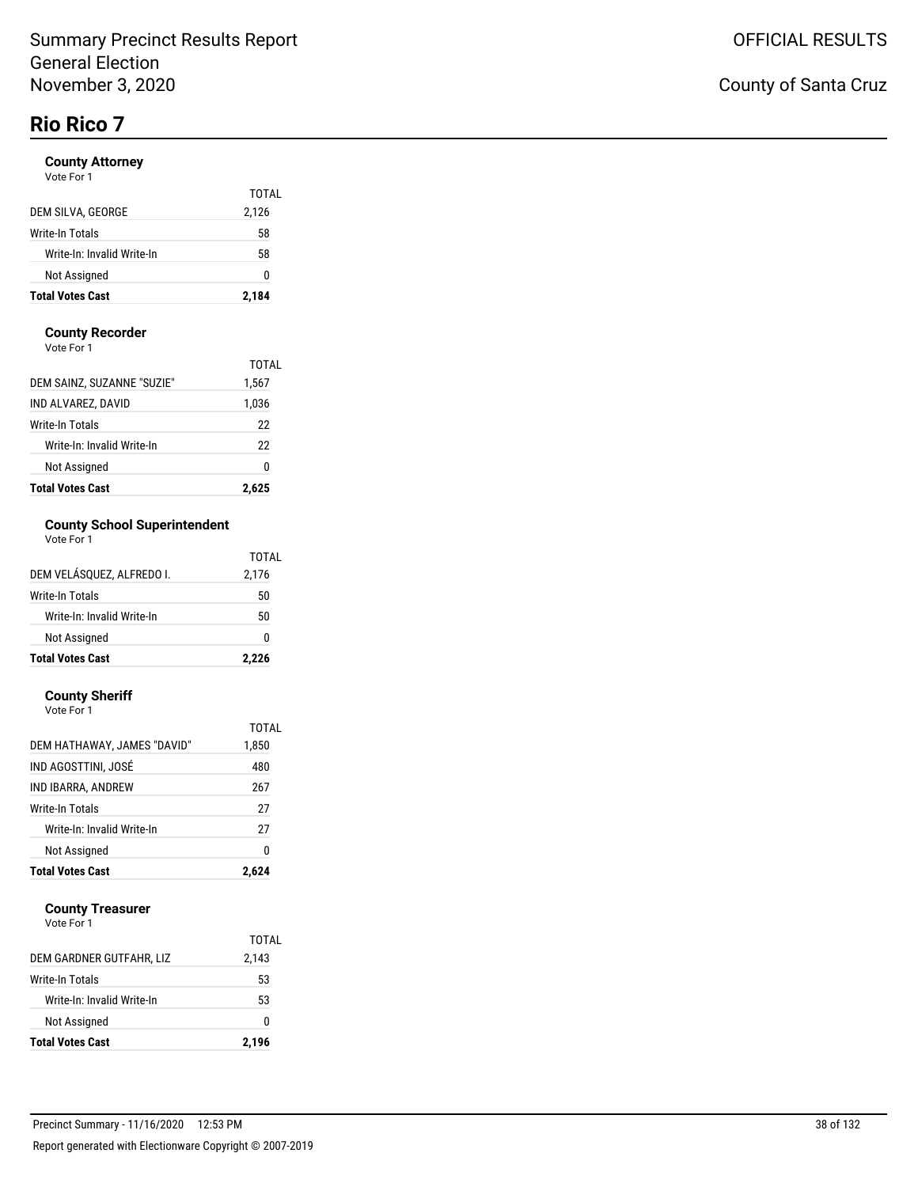# Rio Rico 7

### County Attorney
Vote For 1

| | TOTAL |
|---|---|
| DEM SILVA, GEORGE | 2,126 |
| Write-In Totals | 58 |
| Write-In: Invalid Write-In | 58 |
| Not Assigned | 0 |
| **Total Votes Cast** | **2,184** |

### County Recorder
Vote For 1

| | TOTAL |
|---|---|
| DEM SAINZ, SUZANNE "SUZIE" | 1,567 |
| IND ALVAREZ, DAVID | 1,036 |
| Write-In Totals | 22 |
| Write-In: Invalid Write-In | 22 |
| Not Assigned | 0 |
| **Total Votes Cast** | **2,625** |

### County School Superintendent
Vote For 1

| | TOTAL |
|---|---|
| DEM VELÁSQUEZ, ALFREDO I. | 2,176 |
| Write-In Totals | 50 |
| Write-In: Invalid Write-In | 50 |
| Not Assigned | 0 |
| **Total Votes Cast** | **2,226** |

### County Sheriff
Vote For 1

| | TOTAL |
|---|---|
| DEM HATHAWAY, JAMES "DAVID" | 1,850 |
| IND AGOSTTINI, JOSÉ | 480 |
| IND IBARRA, ANDREW | 267 |
| Write-In Totals | 27 |
| Write-In: Invalid Write-In | 27 |
| Not Assigned | 0 |
| **Total Votes Cast** | **2,624** |

### County Treasurer
Vote For 1

| | TOTAL |
|---|---|
| DEM GARDNER GUTFAHR, LIZ | 2,143 |
| Write-In Totals | 53 |
| Write-In: Invalid Write-In | 53 |
| Not Assigned | 0 |
| **Total Votes Cast** | **2,196** |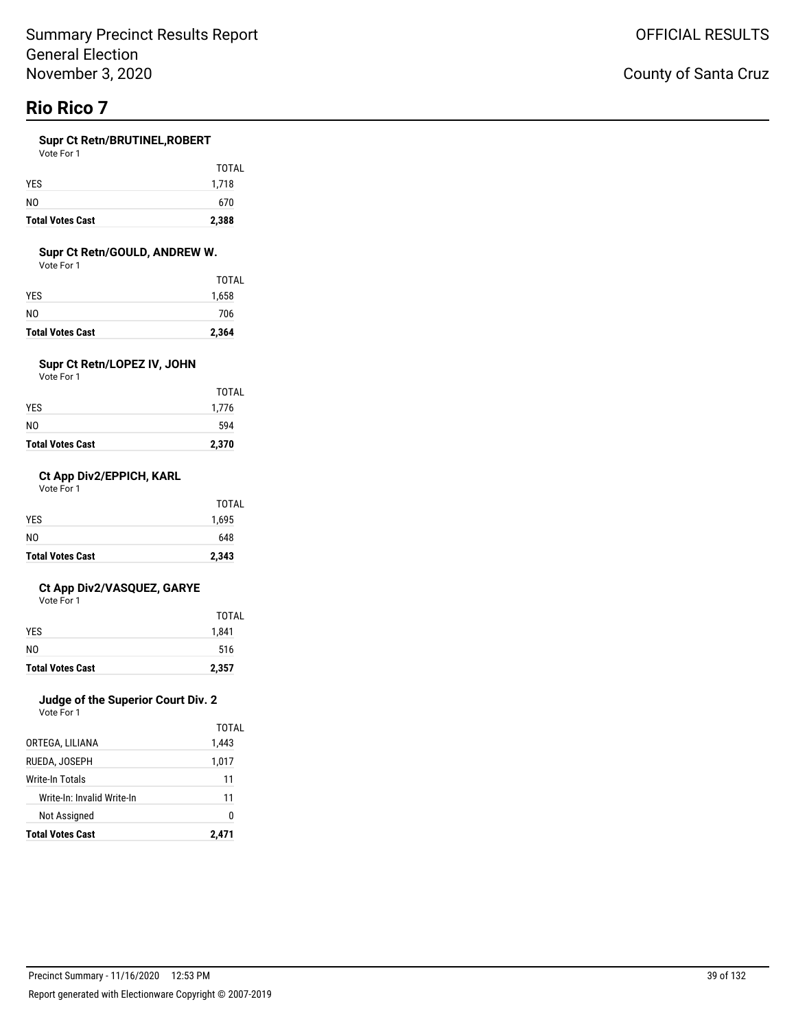Summary Precinct Results Report
General Election
November 3, 2020

OFFICIAL RESULTS

County of Santa Cruz

# Rio Rico 7

### Supr Ct Retn/BRUTINEL,ROBERT

Vote For 1

| | TOTAL |
|---|---|
| YES | 1,718 |
| NO | 670 |
| **Total Votes Cast** | **2,388** |

### Supr Ct Retn/GOULD, ANDREW W.

Vote For 1

| | TOTAL |
|---|---|
| YES | 1,658 |
| NO | 706 |
| **Total Votes Cast** | **2,364** |

### Supr Ct Retn/LOPEZ IV, JOHN

Vote For 1

| | TOTAL |
|---|---|
| YES | 1,776 |
| NO | 594 |
| **Total Votes Cast** | **2,370** |

### Ct App Div2/EPPICH, KARL

Vote For 1

| | TOTAL |
|---|---|
| YES | 1,695 |
| NO | 648 |
| **Total Votes Cast** | **2,343** |

### Ct App Div2/VASQUEZ, GARYE

Vote For 1

| | TOTAL |
|---|---|
| YES | 1,841 |
| NO | 516 |
| **Total Votes Cast** | **2,357** |

### Judge of the Superior Court Div. 2

Vote For 1

| | TOTAL |
|---|---|
| ORTEGA, LILIANA | 1,443 |
| RUEDA, JOSEPH | 1,017 |
| Write-In Totals | 11 |
| Write-In: Invalid Write-In | 11 |
| Not Assigned | 0 |
| **Total Votes Cast** | **2,471** |

Precinct Summary - 11/16/2020 12:53 PM

Report generated with Electionware Copyright © 2007-2019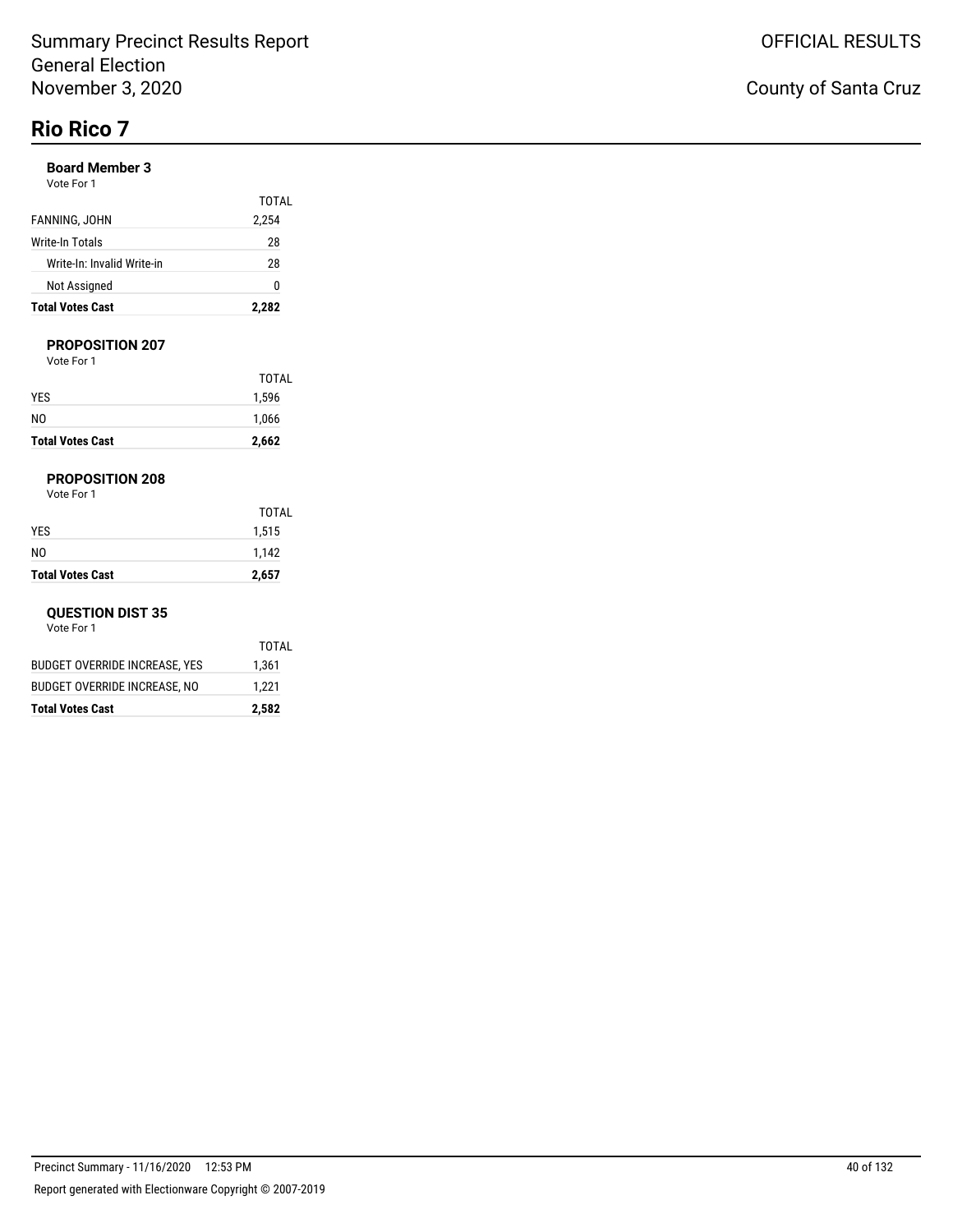# Rio Rico 7

### Board Member 3

Vote For 1

| | TOTAL |
|---|---|
| FANNING, JOHN | 2,254 |
| Write-In Totals | 28 |
| Write-In: Invalid Write-in | 28 |
| Not Assigned | 0 |
| **Total Votes Cast** | **2,282** |

### PROPOSITION 207

Vote For 1

| | TOTAL |
|---|---|
| YES | 1,596 |
| NO | 1,066 |
| **Total Votes Cast** | **2,662** |

### PROPOSITION 208

Vote For 1

| | TOTAL |
|---|---|
| YES | 1,515 |
| NO | 1,142 |
| **Total Votes Cast** | **2,657** |

### QUESTION DIST 35

Vote For 1

| | TOTAL |
|---|---|
| BUDGET OVERRIDE INCREASE, YES | 1,361 |
| BUDGET OVERRIDE INCREASE, NO | 1,221 |
| **Total Votes Cast** | **2,582** |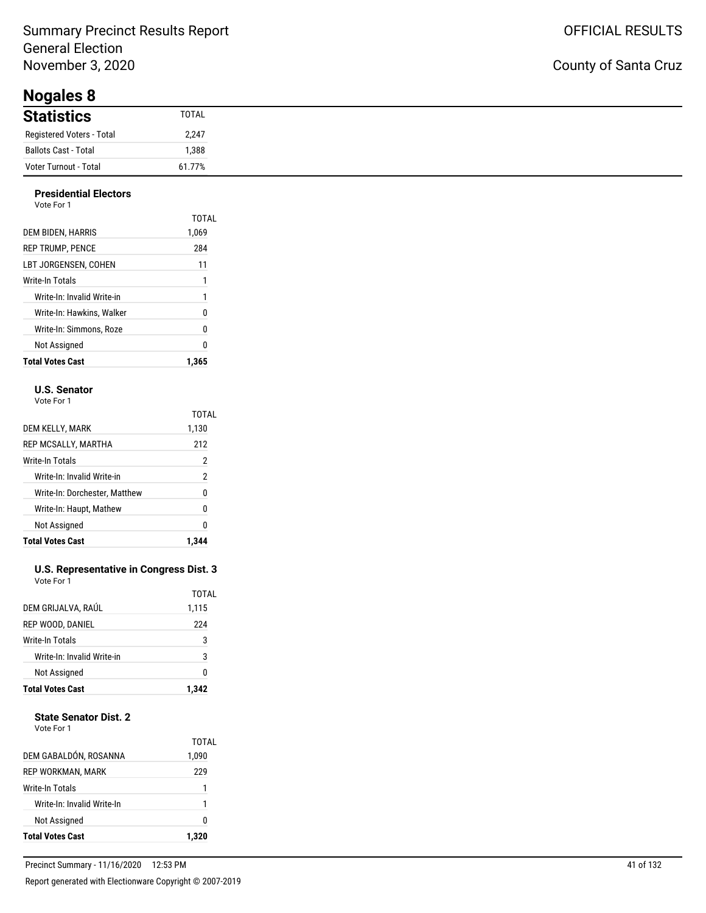Summary Precinct Results Report
General Election
November 3, 2020

OFFICIAL RESULTS

County of Santa Cruz

# Nogales 8

## Statistics

| Statistics | TOTAL |
|---|---|
| Registered Voters - Total | 2,247 |
| Ballots Cast - Total | 1,388 |
| Voter Turnout - Total | 61.77% |

### Presidential Electors

Vote For 1

| | TOTAL |
|---|---|
| DEM BIDEN, HARRIS | 1,069 |
| REP TRUMP, PENCE | 284 |
| LBT JORGENSEN, COHEN | 11 |
| Write-In Totals | 1 |
| Write-In: Invalid Write-in | 1 |
| Write-In: Hawkins, Walker | 0 |
| Write-In: Simmons, Roze | 0 |
| Not Assigned | 0 |
| **Total Votes Cast** | **1,365** |

### U.S. Senator

Vote For 1

| | TOTAL |
|---|---|
| DEM KELLY, MARK | 1,130 |
| REP MCSALLY, MARTHA | 212 |
| Write-In Totals | 2 |
| Write-In: Invalid Write-in | 2 |
| Write-In: Dorchester, Matthew | 0 |
| Write-In: Haupt, Mathew | 0 |
| Not Assigned | 0 |
| **Total Votes Cast** | **1,344** |

### U.S. Representative in Congress Dist. 3

Vote For 1

| | TOTAL |
|---|---|
| DEM GRIJALVA, RAÚL | 1,115 |
| REP WOOD, DANIEL | 224 |
| Write-In Totals | 3 |
| Write-In: Invalid Write-in | 3 |
| Not Assigned | 0 |
| **Total Votes Cast** | **1,342** |

### State Senator Dist. 2

Vote For 1

| | TOTAL |
|---|---|
| DEM GABALDÓN, ROSANNA | 1,090 |
| REP WORKMAN, MARK | 229 |
| Write-In Totals | 1 |
| Write-In: Invalid Write-In | 1 |
| Not Assigned | 0 |
| **Total Votes Cast** | **1,320** |

Precinct Summary - 11/16/2020 12:53 PM

Report generated with Electionware Copyright © 2007-2019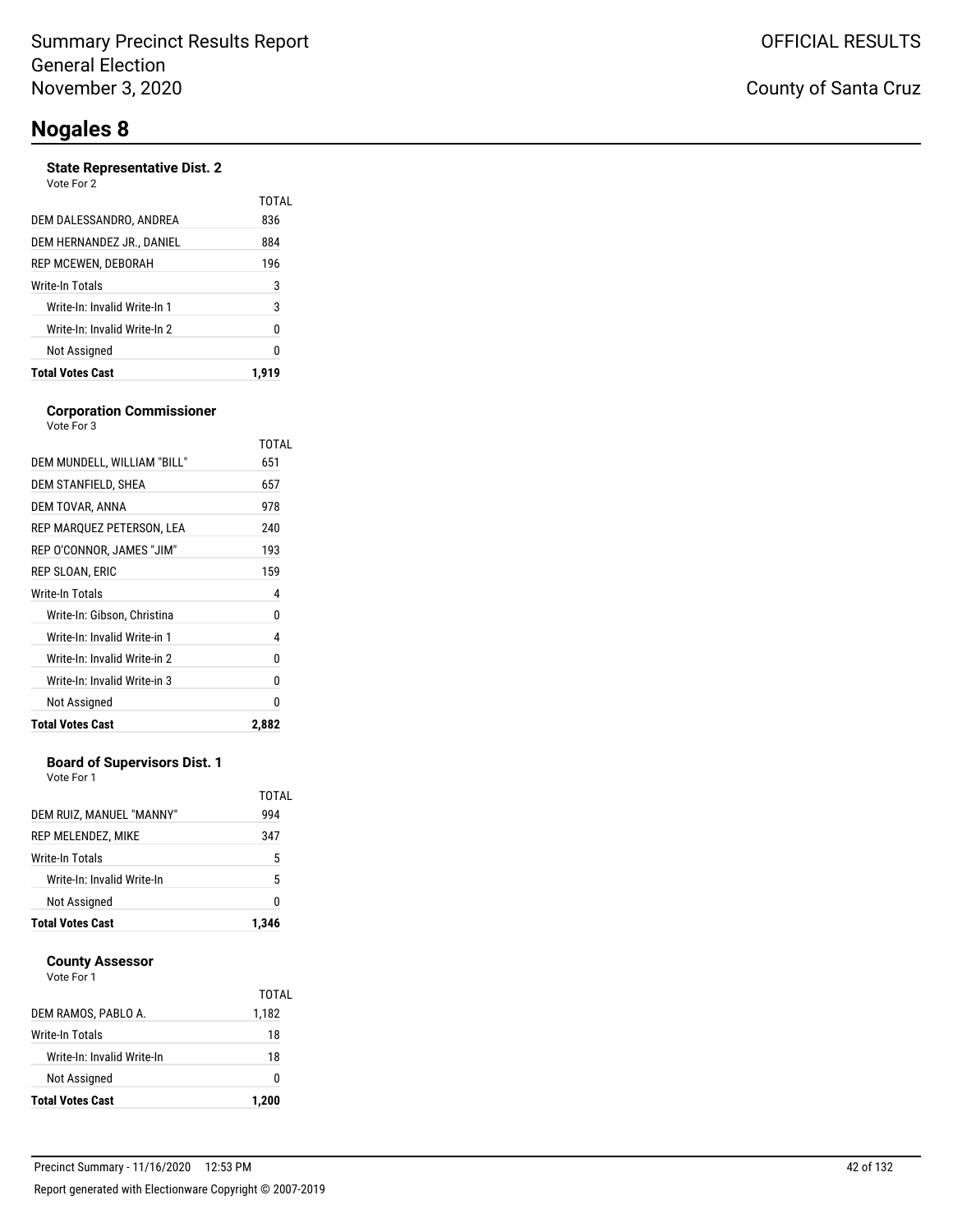Summary Precinct Results Report
General Election
November 3, 2020

OFFICIAL RESULTS

County of Santa Cruz

# Nogales 8

### State Representative Dist. 2
Vote For 2

| | TOTAL |
|---|---|
| DEM DALESSANDRO, ANDREA | 836 |
| DEM HERNANDEZ JR., DANIEL | 884 |
| REP MCEWEN, DEBORAH | 196 |
| Write-In Totals | 3 |
| Write-In: Invalid Write-In 1 | 3 |
| Write-In: Invalid Write-In 2 | 0 |
| Not Assigned | 0 |
| **Total Votes Cast** | **1,919** |

### Corporation Commissioner
Vote For 3

| | TOTAL |
|---|---|
| DEM MUNDELL, WILLIAM "BILL" | 651 |
| DEM STANFIELD, SHEA | 657 |
| DEM TOVAR, ANNA | 978 |
| REP MARQUEZ PETERSON, LEA | 240 |
| REP O'CONNOR, JAMES "JIM" | 193 |
| REP SLOAN, ERIC | 159 |
| Write-In Totals | 4 |
| Write-In: Gibson, Christina | 0 |
| Write-In: Invalid Write-in 1 | 4 |
| Write-In: Invalid Write-in 2 | 0 |
| Write-In: Invalid Write-in 3 | 0 |
| Not Assigned | 0 |
| **Total Votes Cast** | **2,882** |

### Board of Supervisors Dist. 1
Vote For 1

| | TOTAL |
|---|---|
| DEM RUIZ, MANUEL "MANNY" | 994 |
| REP MELENDEZ, MIKE | 347 |
| Write-In Totals | 5 |
| Write-In: Invalid Write-In | 5 |
| Not Assigned | 0 |
| **Total Votes Cast** | **1,346** |

### County Assessor
Vote For 1

| | TOTAL |
|---|---|
| DEM RAMOS, PABLO A. | 1,182 |
| Write-In Totals | 18 |
| Write-In: Invalid Write-In | 18 |
| Not Assigned | 0 |
| **Total Votes Cast** | **1,200** |

Precinct Summary - 11/16/2020 12:53 PM

Report generated with Electionware Copyright © 2007-2019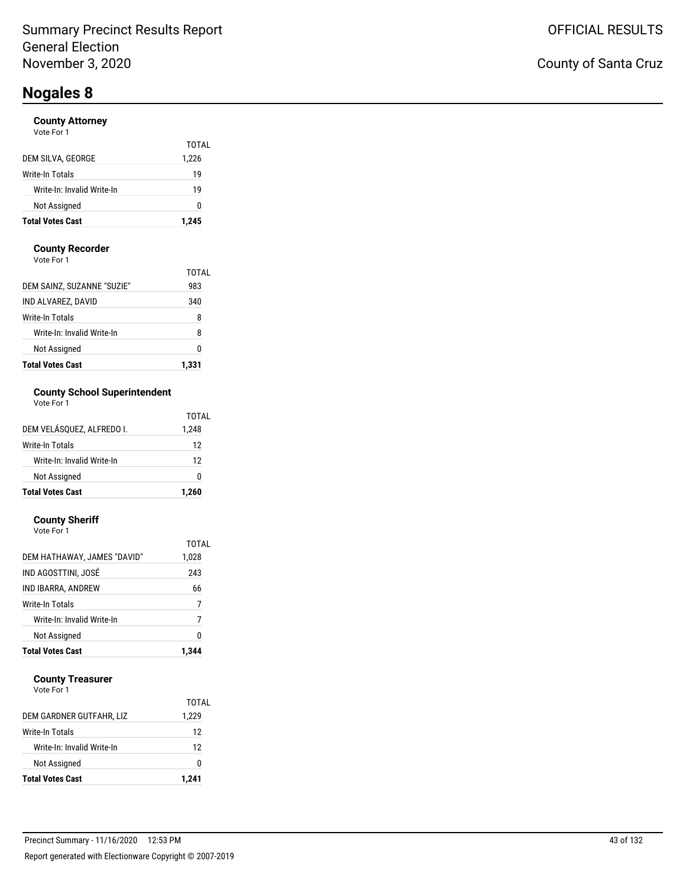# Nogales 8

### County Attorney

Vote For 1

| | TOTAL |
|---|---|
| DEM SILVA, GEORGE | 1,226 |
| Write-In Totals | 19 |
| Write-In: Invalid Write-In | 19 |
| Not Assigned | 0 |
| **Total Votes Cast** | **1,245** |

### County Recorder

Vote For 1

| | TOTAL |
|---|---|
| DEM SAINZ, SUZANNE "SUZIE" | 983 |
| IND ALVAREZ, DAVID | 340 |
| Write-In Totals | 8 |
| Write-In: Invalid Write-In | 8 |
| Not Assigned | 0 |
| **Total Votes Cast** | **1,331** |

### County School Superintendent

Vote For 1

| | TOTAL |
|---|---|
| DEM VELÁSQUEZ, ALFREDO I. | 1,248 |
| Write-In Totals | 12 |
| Write-In: Invalid Write-In | 12 |
| Not Assigned | 0 |
| **Total Votes Cast** | **1,260** |

### County Sheriff

Vote For 1

| | TOTAL |
|---|---|
| DEM HATHAWAY, JAMES "DAVID" | 1,028 |
| IND AGOSTTINI, JOSÉ | 243 |
| IND IBARRA, ANDREW | 66 |
| Write-In Totals | 7 |
| Write-In: Invalid Write-In | 7 |
| Not Assigned | 0 |
| **Total Votes Cast** | **1,344** |

### County Treasurer

Vote For 1

| | TOTAL |
|---|---|
| DEM GARDNER GUTFAHR, LIZ | 1,229 |
| Write-In Totals | 12 |
| Write-In: Invalid Write-In | 12 |
| Not Assigned | 0 |
| **Total Votes Cast** | **1,241** |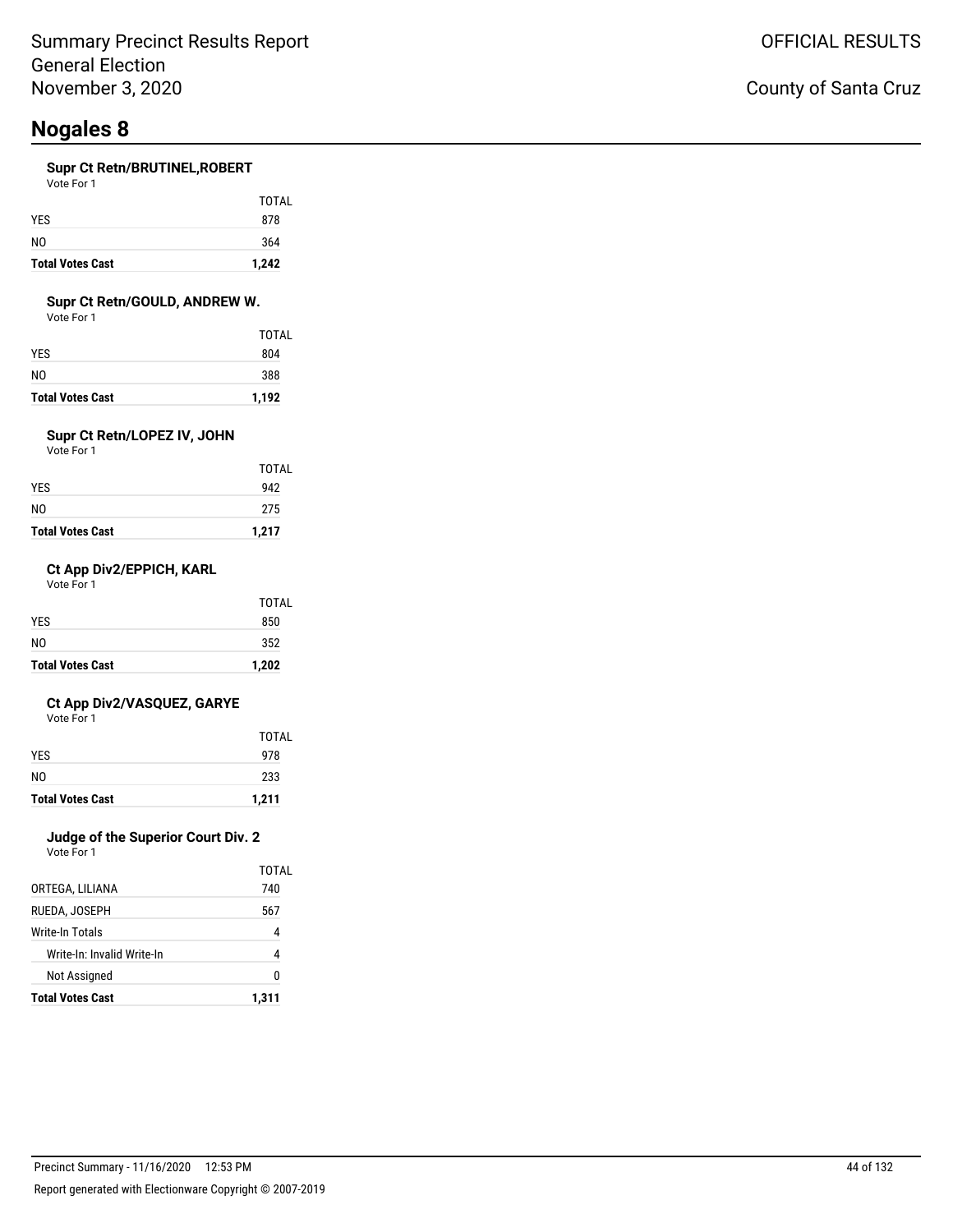Summary Precinct Results Report
General Election
November 3, 2020

OFFICIAL RESULTS

County of Santa Cruz

# Nogales 8

### Supr Ct Retn/BRUTINEL,ROBERT

Vote For 1

| | TOTAL |
|---|---|
| YES | 878 |
| NO | 364 |
| **Total Votes Cast** | **1,242** |

### Supr Ct Retn/GOULD, ANDREW W.

Vote For 1

| | TOTAL |
|---|---|
| YES | 804 |
| NO | 388 |
| **Total Votes Cast** | **1,192** |

### Supr Ct Retn/LOPEZ IV, JOHN

Vote For 1

| | TOTAL |
|---|---|
| YES | 942 |
| NO | 275 |
| **Total Votes Cast** | **1,217** |

### Ct App Div2/EPPICH, KARL

Vote For 1

| | TOTAL |
|---|---|
| YES | 850 |
| NO | 352 |
| **Total Votes Cast** | **1,202** |

### Ct App Div2/VASQUEZ, GARYE

Vote For 1

| | TOTAL |
|---|---|
| YES | 978 |
| NO | 233 |
| **Total Votes Cast** | **1,211** |

### Judge of the Superior Court Div. 2

Vote For 1

| | TOTAL |
|---|---|
| ORTEGA, LILIANA | 740 |
| RUEDA, JOSEPH | 567 |
| Write-In Totals | 4 |
| Write-In: Invalid Write-In | 4 |
| Not Assigned | 0 |
| **Total Votes Cast** | **1,311** |

Precinct Summary - 11/16/2020 12:53 PM

Report generated with Electionware Copyright © 2007-2019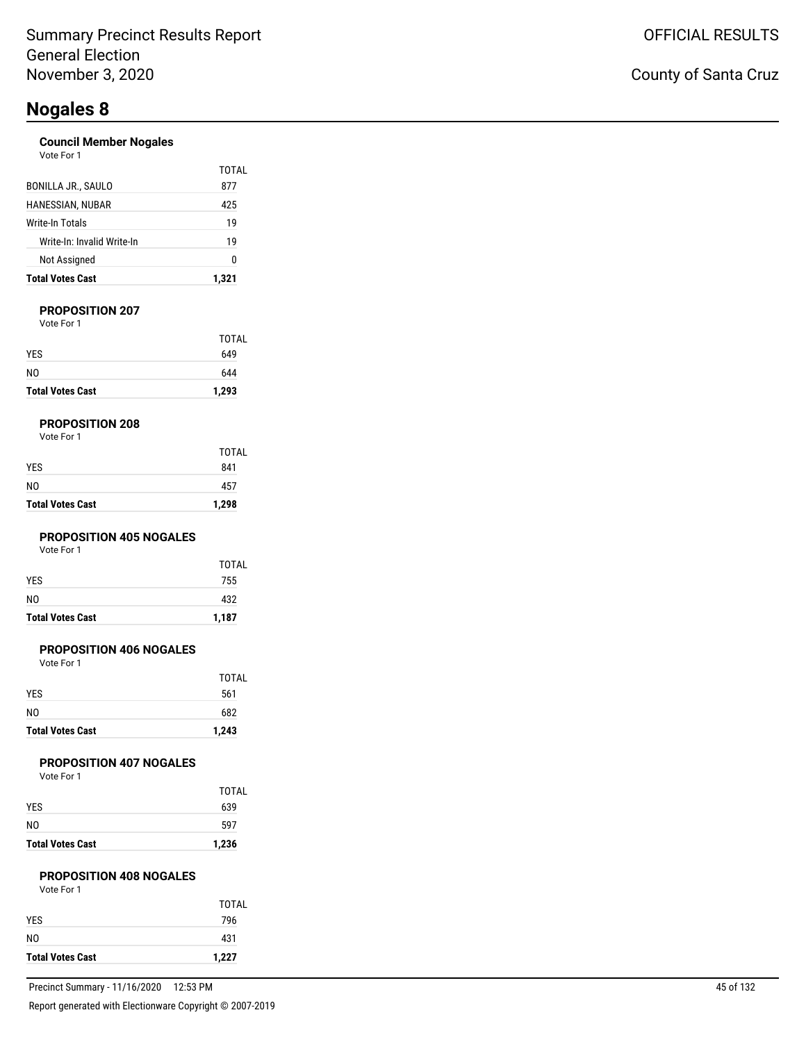# Nogales 8

### Council Member Nogales

Vote For 1

| | TOTAL |
|---|---|
| BONILLA JR., SAULO | 877 |
| HANESSIAN, NUBAR | 425 |
| Write-In Totals | 19 |
| Write-In: Invalid Write-In | 19 |
| Not Assigned | 0 |
| **Total Votes Cast** | **1,321** |

### PROPOSITION 207

Vote For 1

| | TOTAL |
|---|---|
| YES | 649 |
| NO | 644 |
| **Total Votes Cast** | **1,293** |

### PROPOSITION 208

Vote For 1

| | TOTAL |
|---|---|
| YES | 841 |
| NO | 457 |
| **Total Votes Cast** | **1,298** |

### PROPOSITION 405 NOGALES

Vote For 1

| | TOTAL |
|---|---|
| YES | 755 |
| NO | 432 |
| **Total Votes Cast** | **1,187** |

### PROPOSITION 406 NOGALES

Vote For 1

| | TOTAL |
|---|---|
| YES | 561 |
| NO | 682 |
| **Total Votes Cast** | **1,243** |

### PROPOSITION 407 NOGALES

Vote For 1

| | TOTAL |
|---|---|
| YES | 639 |
| NO | 597 |
| **Total Votes Cast** | **1,236** |

### PROPOSITION 408 NOGALES

Vote For 1

| | TOTAL |
|---|---|
| YES | 796 |
| NO | 431 |
| **Total Votes Cast** | **1,227** |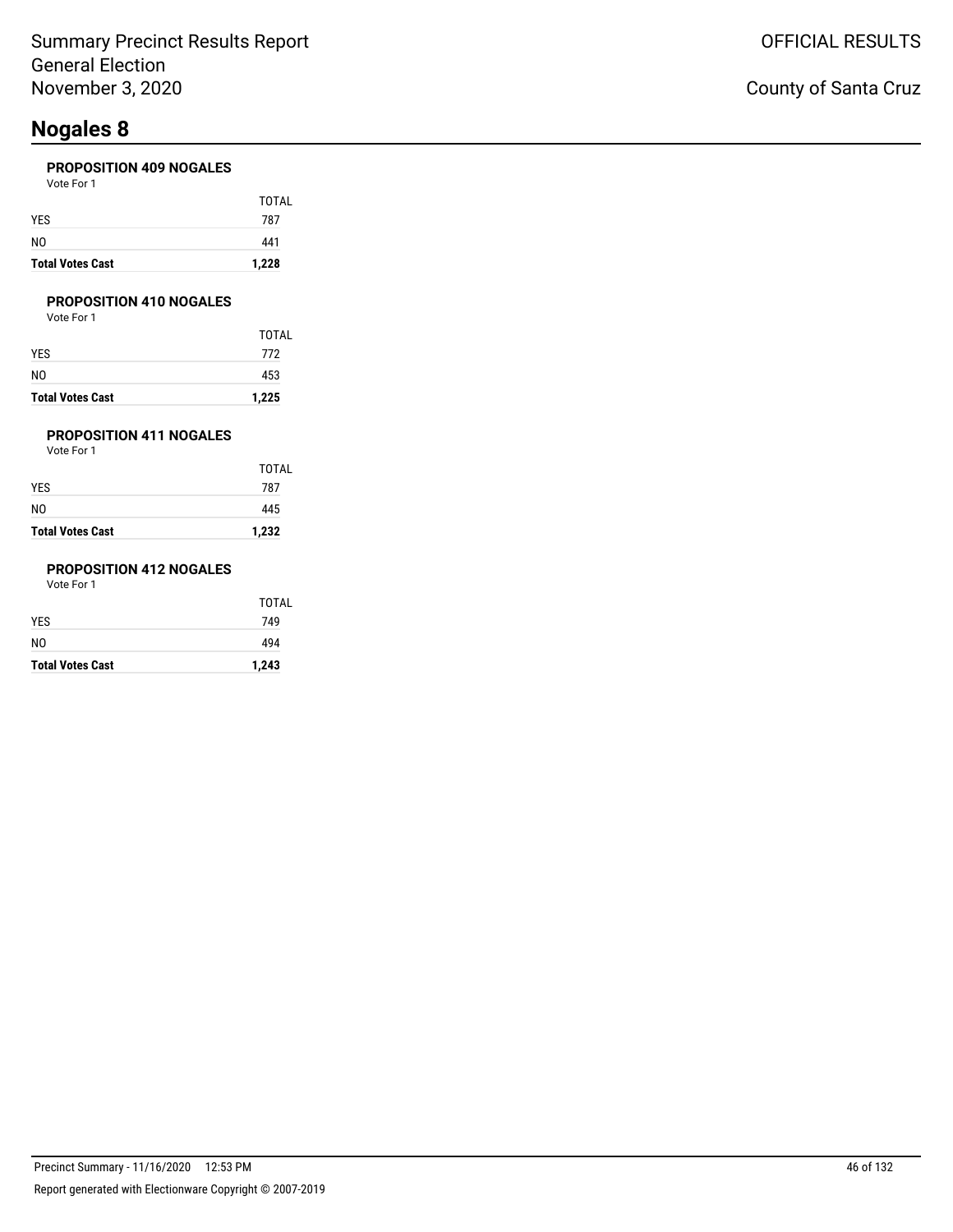# Nogales 8

### PROPOSITION 409 NOGALES

Vote For 1

| | TOTAL |
|---|---|
| YES | 787 |
| NO | 441 |
| **Total Votes Cast** | **1,228** |

### PROPOSITION 410 NOGALES

Vote For 1

| | TOTAL |
|---|---|
| YES | 772 |
| NO | 453 |
| **Total Votes Cast** | **1,225** |

### PROPOSITION 411 NOGALES

Vote For 1

| | TOTAL |
|---|---|
| YES | 787 |
| NO | 445 |
| **Total Votes Cast** | **1,232** |

### PROPOSITION 412 NOGALES

Vote For 1

| | TOTAL |
|---|---|
| YES | 749 |
| NO | 494 |
| **Total Votes Cast** | **1,243** |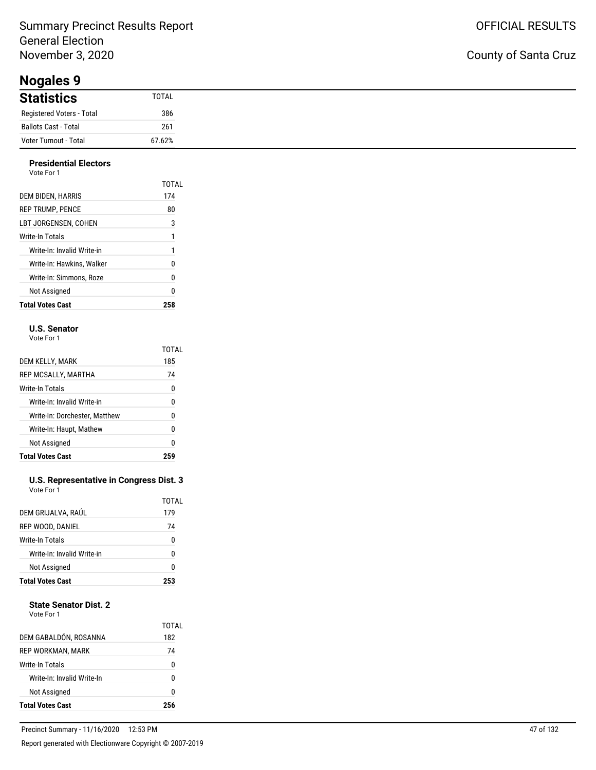Summary Precinct Results Report
General Election
November 3, 2020

OFFICIAL RESULTS

County of Santa Cruz

# Nogales 9

## Statistics

| Statistics | TOTAL |
|---|---|
| Registered Voters - Total | 386 |
| Ballots Cast - Total | 261 |
| Voter Turnout - Total | 67.62% |

### Presidential Electors

Vote For 1

| | TOTAL |
|---|---|
| DEM BIDEN, HARRIS | 174 |
| REP TRUMP, PENCE | 80 |
| LBT JORGENSEN, COHEN | 3 |
| Write-In Totals | 1 |
| Write-In: Invalid Write-in | 1 |
| Write-In: Hawkins, Walker | 0 |
| Write-In: Simmons, Roze | 0 |
| Not Assigned | 0 |
| **Total Votes Cast** | **258** |

### U.S. Senator

Vote For 1

| | TOTAL |
|---|---|
| DEM KELLY, MARK | 185 |
| REP MCSALLY, MARTHA | 74 |
| Write-In Totals | 0 |
| Write-In: Invalid Write-in | 0 |
| Write-In: Dorchester, Matthew | 0 |
| Write-In: Haupt, Mathew | 0 |
| Not Assigned | 0 |
| **Total Votes Cast** | **259** |

### U.S. Representative in Congress Dist. 3

Vote For 1

| | TOTAL |
|---|---|
| DEM GRIJALVA, RAÚL | 179 |
| REP WOOD, DANIEL | 74 |
| Write-In Totals | 0 |
| Write-In: Invalid Write-in | 0 |
| Not Assigned | 0 |
| **Total Votes Cast** | **253** |

### State Senator Dist. 2

Vote For 1

| | TOTAL |
|---|---|
| DEM GABALDÓN, ROSANNA | 182 |
| REP WORKMAN, MARK | 74 |
| Write-In Totals | 0 |
| Write-In: Invalid Write-In | 0 |
| Not Assigned | 0 |
| **Total Votes Cast** | **256** |

Precinct Summary - 11/16/2020 12:53 PM

Report generated with Electionware Copyright © 2007-2019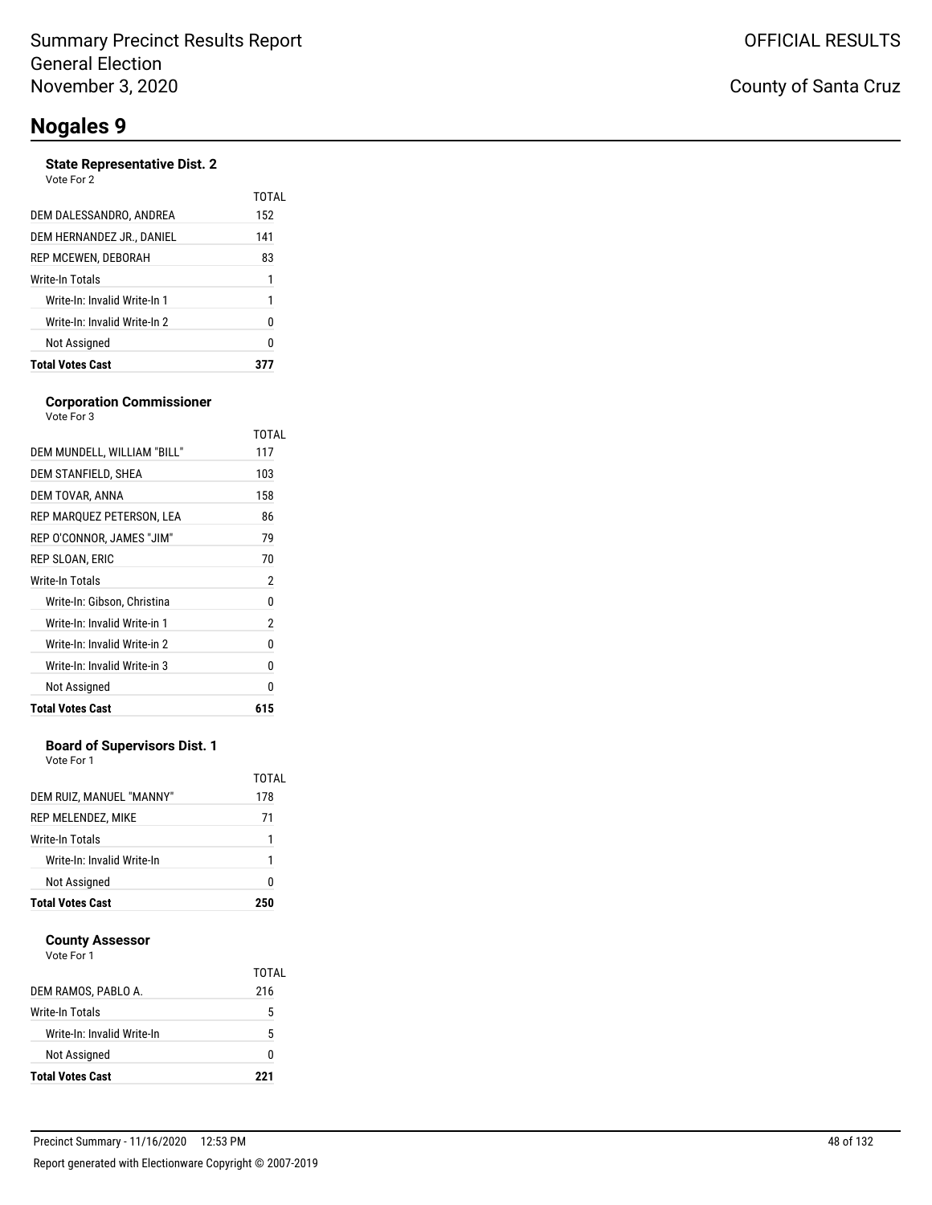# Nogales 9

### State Representative Dist. 2

Vote For 2

| | TOTAL |
|---|---|
| DEM DALESSANDRO, ANDREA | 152 |
| DEM HERNANDEZ JR., DANIEL | 141 |
| REP MCEWEN, DEBORAH | 83 |
| Write-In Totals | 1 |
| Write-In: Invalid Write-In 1 | 1 |
| Write-In: Invalid Write-In 2 | 0 |
| Not Assigned | 0 |
| **Total Votes Cast** | **377** |

### Corporation Commissioner

Vote For 3

| | TOTAL |
|---|---|
| DEM MUNDELL, WILLIAM "BILL" | 117 |
| DEM STANFIELD, SHEA | 103 |
| DEM TOVAR, ANNA | 158 |
| REP MARQUEZ PETERSON, LEA | 86 |
| REP O'CONNOR, JAMES "JIM" | 79 |
| REP SLOAN, ERIC | 70 |
| Write-In Totals | 2 |
| Write-In: Gibson, Christina | 0 |
| Write-In: Invalid Write-in 1 | 2 |
| Write-In: Invalid Write-in 2 | 0 |
| Write-In: Invalid Write-in 3 | 0 |
| Not Assigned | 0 |
| **Total Votes Cast** | **615** |

### Board of Supervisors Dist. 1

Vote For 1

| | TOTAL |
|---|---|
| DEM RUIZ, MANUEL "MANNY" | 178 |
| REP MELENDEZ, MIKE | 71 |
| Write-In Totals | 1 |
| Write-In: Invalid Write-In | 1 |
| Not Assigned | 0 |
| **Total Votes Cast** | **250** |

### County Assessor

Vote For 1

| | TOTAL |
|---|---|
| DEM RAMOS, PABLO A. | 216 |
| Write-In Totals | 5 |
| Write-In: Invalid Write-In | 5 |
| Not Assigned | 0 |
| **Total Votes Cast** | **221** |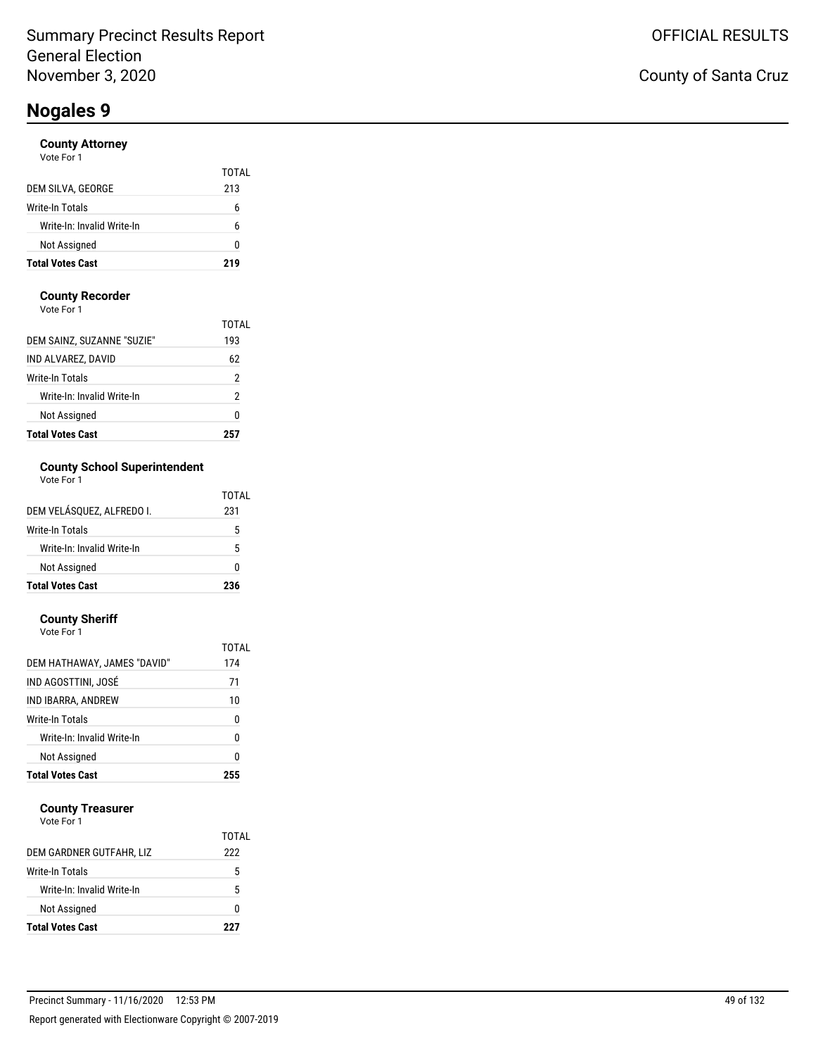# Nogales 9

### County Attorney

Vote For 1

| | TOTAL |
|---|---|
| DEM SILVA, GEORGE | 213 |
| Write-In Totals | 6 |
| Write-In: Invalid Write-In | 6 |
| Not Assigned | 0 |
| **Total Votes Cast** | **219** |

### County Recorder

Vote For 1

| | TOTAL |
|---|---|
| DEM SAINZ, SUZANNE "SUZIE" | 193 |
| IND ALVAREZ, DAVID | 62 |
| Write-In Totals | 2 |
| Write-In: Invalid Write-In | 2 |
| Not Assigned | 0 |
| **Total Votes Cast** | **257** |

### County School Superintendent

Vote For 1

| | TOTAL |
|---|---|
| DEM VELÁSQUEZ, ALFREDO I. | 231 |
| Write-In Totals | 5 |
| Write-In: Invalid Write-In | 5 |
| Not Assigned | 0 |
| **Total Votes Cast** | **236** |

### County Sheriff

Vote For 1

| | TOTAL |
|---|---|
| DEM HATHAWAY, JAMES "DAVID" | 174 |
| IND AGOSTTINI, JOSÉ | 71 |
| IND IBARRA, ANDREW | 10 |
| Write-In Totals | 0 |
| Write-In: Invalid Write-In | 0 |
| Not Assigned | 0 |
| **Total Votes Cast** | **255** |

### County Treasurer

Vote For 1

| | TOTAL |
|---|---|
| DEM GARDNER GUTFAHR, LIZ | 222 |
| Write-In Totals | 5 |
| Write-In: Invalid Write-In | 5 |
| Not Assigned | 0 |
| **Total Votes Cast** | **227** |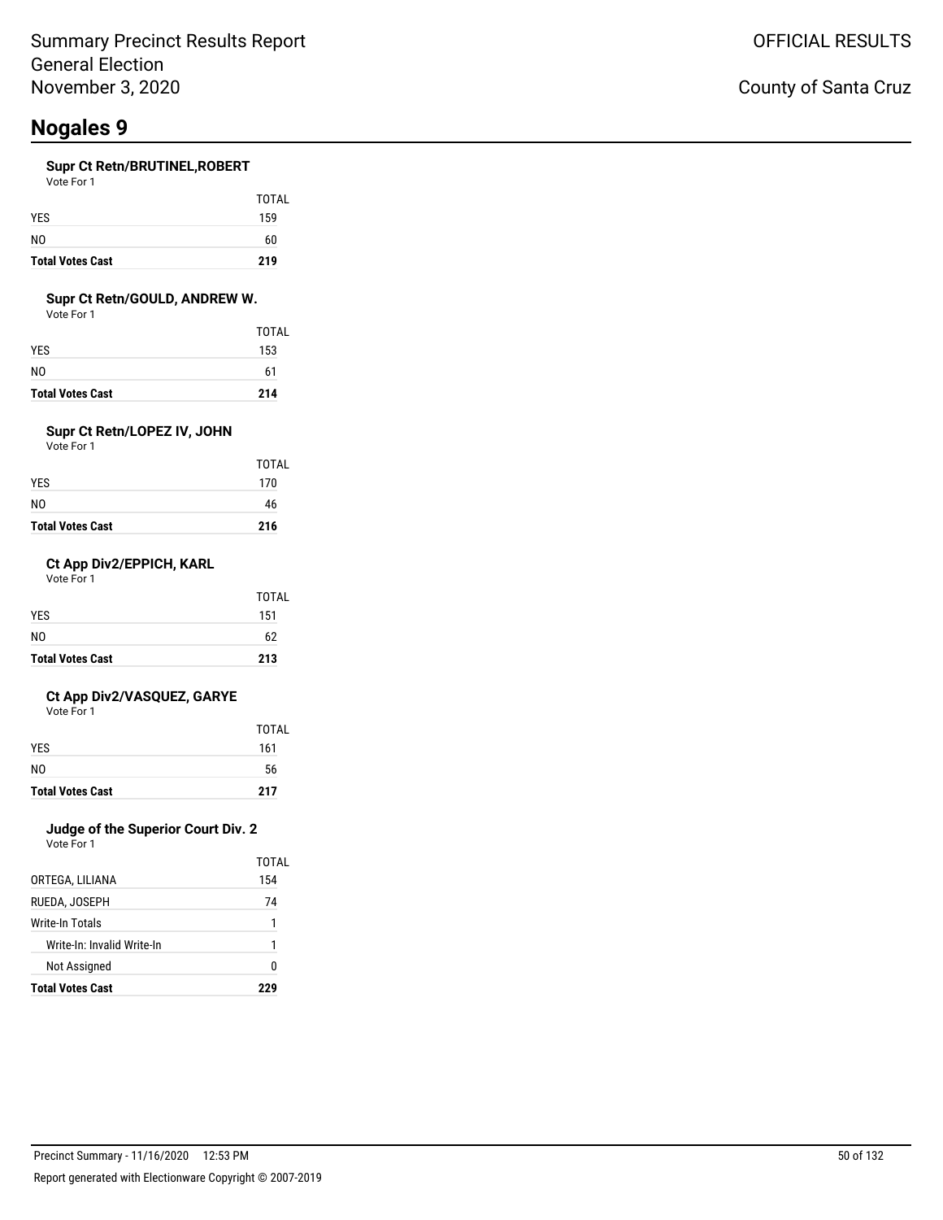# Nogales 9

### Supr Ct Retn/BRUTINEL,ROBERT

Vote For 1

| | TOTAL |
|---|---|
| YES | 159 |
| NO | 60 |
| **Total Votes Cast** | **219** |

### Supr Ct Retn/GOULD, ANDREW W.

Vote For 1

| | TOTAL |
|---|---|
| YES | 153 |
| NO | 61 |
| **Total Votes Cast** | **214** |

### Supr Ct Retn/LOPEZ IV, JOHN

Vote For 1

| | TOTAL |
|---|---|
| YES | 170 |
| NO | 46 |
| **Total Votes Cast** | **216** |

### Ct App Div2/EPPICH, KARL

Vote For 1

| | TOTAL |
|---|---|
| YES | 151 |
| NO | 62 |
| **Total Votes Cast** | **213** |

### Ct App Div2/VASQUEZ, GARYE

Vote For 1

| | TOTAL |
|---|---|
| YES | 161 |
| NO | 56 |
| **Total Votes Cast** | **217** |

### Judge of the Superior Court Div. 2

Vote For 1

| | TOTAL |
|---|---|
| ORTEGA, LILIANA | 154 |
| RUEDA, JOSEPH | 74 |
| Write-In Totals | 1 |
| Write-In: Invalid Write-In | 1 |
| Not Assigned | 0 |
| **Total Votes Cast** | **229** |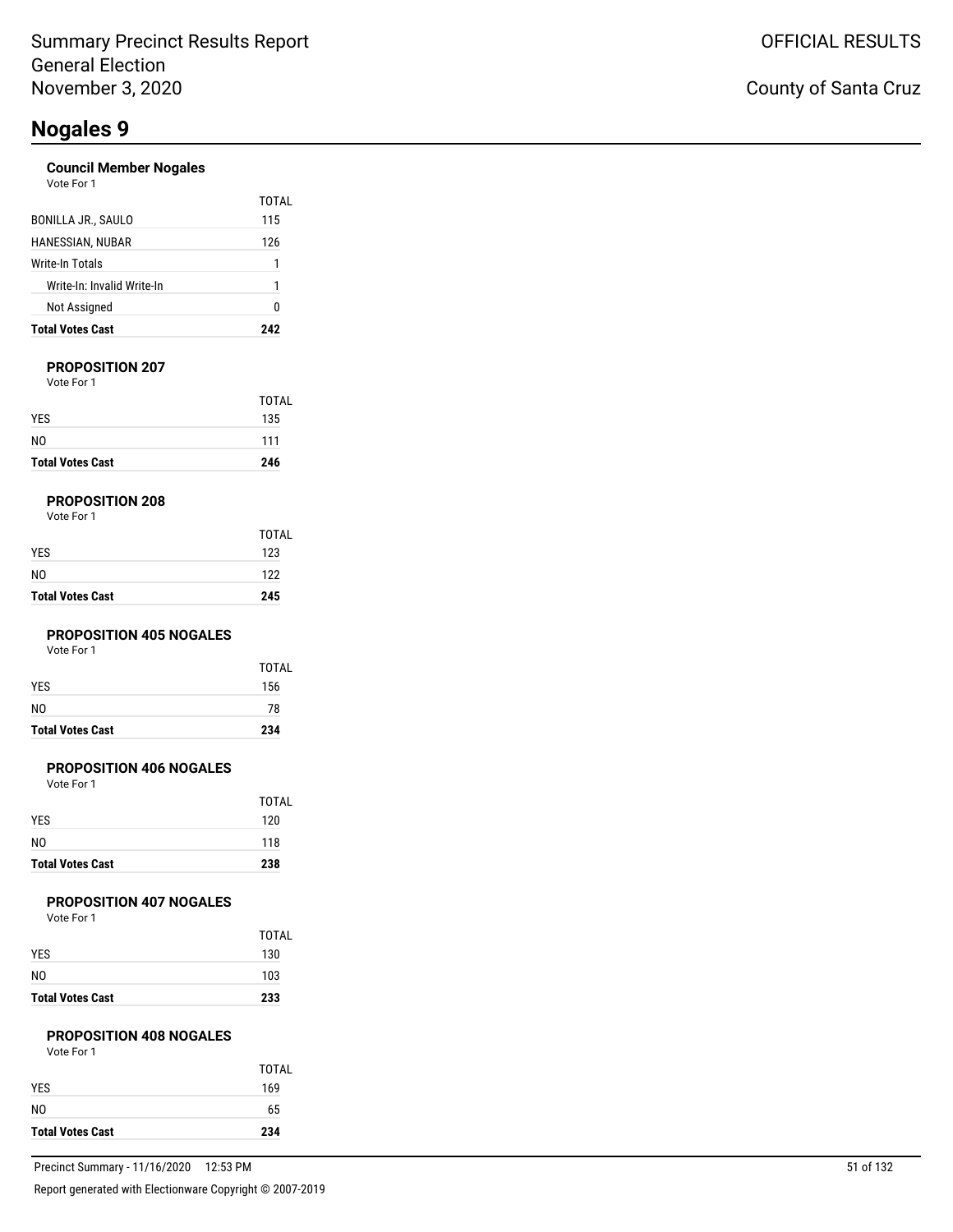# Nogales 9

### Council Member Nogales

Vote For 1

| | TOTAL |
|---|---|
| BONILLA JR., SAULO | 115 |
| HANESSIAN, NUBAR | 126 |
| Write-In Totals | 1 |
| Write-In: Invalid Write-In | 1 |
| Not Assigned | 0 |
| **Total Votes Cast** | **242** |

### PROPOSITION 207

Vote For 1

| | TOTAL |
|---|---|
| YES | 135 |
| NO | 111 |
| **Total Votes Cast** | **246** |

### PROPOSITION 208

Vote For 1

| | TOTAL |
|---|---|
| YES | 123 |
| NO | 122 |
| **Total Votes Cast** | **245** |

### PROPOSITION 405 NOGALES

Vote For 1

| | TOTAL |
|---|---|
| YES | 156 |
| NO | 78 |
| **Total Votes Cast** | **234** |

### PROPOSITION 406 NOGALES

Vote For 1

| | TOTAL |
|---|---|
| YES | 120 |
| NO | 118 |
| **Total Votes Cast** | **238** |

### PROPOSITION 407 NOGALES

Vote For 1

| | TOTAL |
|---|---|
| YES | 130 |
| NO | 103 |
| **Total Votes Cast** | **233** |

### PROPOSITION 408 NOGALES

Vote For 1

| | TOTAL |
|---|---|
| YES | 169 |
| NO | 65 |
| **Total Votes Cast** | **234** |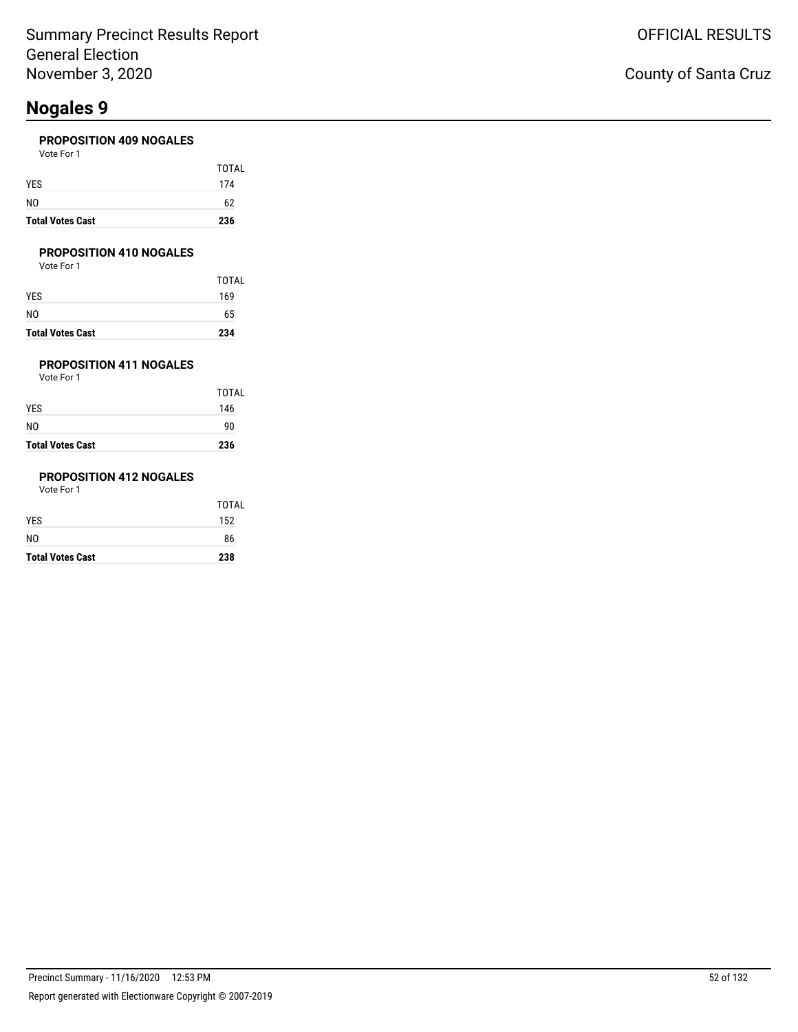# Nogales 9

### PROPOSITION 409 NOGALES

Vote For 1

| | TOTAL |
|---|---|
| YES | 174 |
| NO | 62 |
| **Total Votes Cast** | **236** |

### PROPOSITION 410 NOGALES

Vote For 1

| | TOTAL |
|---|---|
| YES | 169 |
| NO | 65 |
| **Total Votes Cast** | **234** |

### PROPOSITION 411 NOGALES

Vote For 1

| | TOTAL |
|---|---|
| YES | 146 |
| NO | 90 |
| **Total Votes Cast** | **236** |

### PROPOSITION 412 NOGALES

Vote For 1

| | TOTAL |
|---|---|
| YES | 152 |
| NO | 86 |
| **Total Votes Cast** | **238** |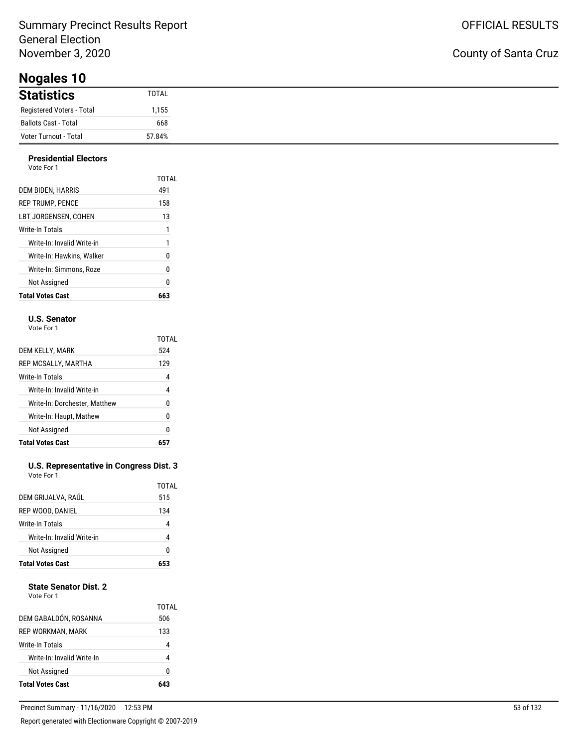Summary Precinct Results Report
General Election
November 3, 2020

OFFICIAL RESULTS

County of Santa Cruz

# Nogales 10

## Statistics

| Statistics | TOTAL |
|---|---|
| Registered Voters - Total | 1,155 |
| Ballots Cast - Total | 668 |
| Voter Turnout - Total | 57.84% |

### Presidential Electors

Vote For 1

| | TOTAL |
|---|---|
| DEM BIDEN, HARRIS | 491 |
| REP TRUMP, PENCE | 158 |
| LBT JORGENSEN, COHEN | 13 |
| Write-In Totals | 1 |
| Write-In: Invalid Write-in | 1 |
| Write-In: Hawkins, Walker | 0 |
| Write-In: Simmons, Roze | 0 |
| Not Assigned | 0 |
| **Total Votes Cast** | **663** |

### U.S. Senator

Vote For 1

| | TOTAL |
|---|---|
| DEM KELLY, MARK | 524 |
| REP MCSALLY, MARTHA | 129 |
| Write-In Totals | 4 |
| Write-In: Invalid Write-in | 4 |
| Write-In: Dorchester, Matthew | 0 |
| Write-In: Haupt, Mathew | 0 |
| Not Assigned | 0 |
| **Total Votes Cast** | **657** |

### U.S. Representative in Congress Dist. 3

Vote For 1

| | TOTAL |
|---|---|
| DEM GRIJALVA, RAÚL | 515 |
| REP WOOD, DANIEL | 134 |
| Write-In Totals | 4 |
| Write-In: Invalid Write-in | 4 |
| Not Assigned | 0 |
| **Total Votes Cast** | **653** |

### State Senator Dist. 2

Vote For 1

| | TOTAL |
|---|---|
| DEM GABALDÓN, ROSANNA | 506 |
| REP WORKMAN, MARK | 133 |
| Write-In Totals | 4 |
| Write-In: Invalid Write-In | 4 |
| Not Assigned | 0 |
| **Total Votes Cast** | **643** |

Precinct Summary - 11/16/2020 12:53 PM

Report generated with Electionware Copyright © 2007-2019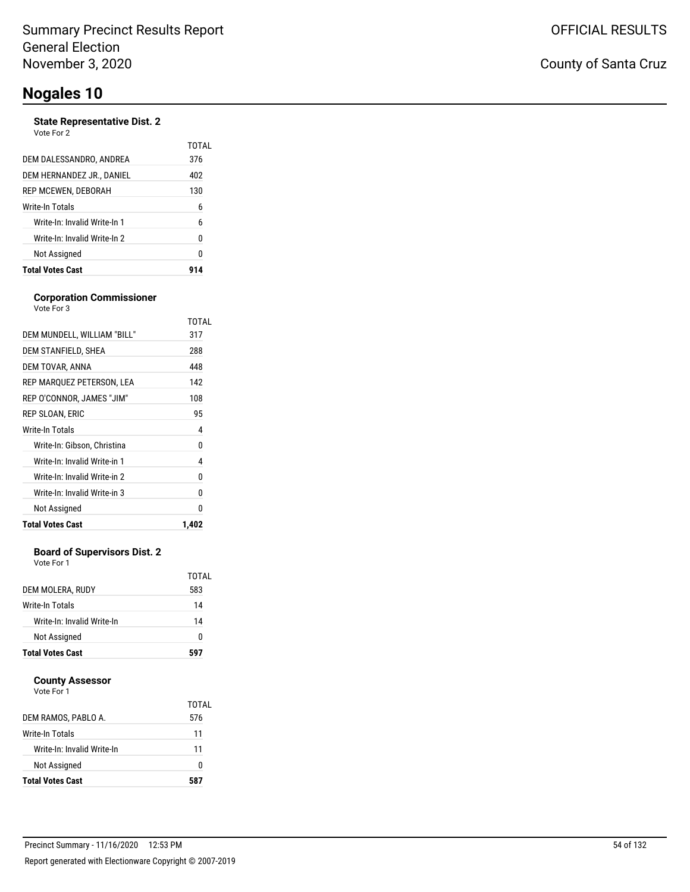# Nogales 10

### State Representative Dist. 2

Vote For 2

| | TOTAL |
|---|---|
| DEM DALESSANDRO, ANDREA | 376 |
| DEM HERNANDEZ JR., DANIEL | 402 |
| REP MCEWEN, DEBORAH | 130 |
| Write-In Totals | 6 |
| Write-In: Invalid Write-In 1 | 6 |
| Write-In: Invalid Write-In 2 | 0 |
| Not Assigned | 0 |
| **Total Votes Cast** | **914** |

### Corporation Commissioner

Vote For 3

| | TOTAL |
|---|---|
| DEM MUNDELL, WILLIAM "BILL" | 317 |
| DEM STANFIELD, SHEA | 288 |
| DEM TOVAR, ANNA | 448 |
| REP MARQUEZ PETERSON, LEA | 142 |
| REP O'CONNOR, JAMES "JIM" | 108 |
| REP SLOAN, ERIC | 95 |
| Write-In Totals | 4 |
| Write-In: Gibson, Christina | 0 |
| Write-In: Invalid Write-in 1 | 4 |
| Write-In: Invalid Write-in 2 | 0 |
| Write-In: Invalid Write-in 3 | 0 |
| Not Assigned | 0 |
| **Total Votes Cast** | **1,402** |

### Board of Supervisors Dist. 2

Vote For 1

| | TOTAL |
|---|---|
| DEM MOLERA, RUDY | 583 |
| Write-In Totals | 14 |
| Write-In: Invalid Write-In | 14 |
| Not Assigned | 0 |
| **Total Votes Cast** | **597** |

### County Assessor

Vote For 1

| | TOTAL |
|---|---|
| DEM RAMOS, PABLO A. | 576 |
| Write-In Totals | 11 |
| Write-In: Invalid Write-In | 11 |
| Not Assigned | 0 |
| **Total Votes Cast** | **587** |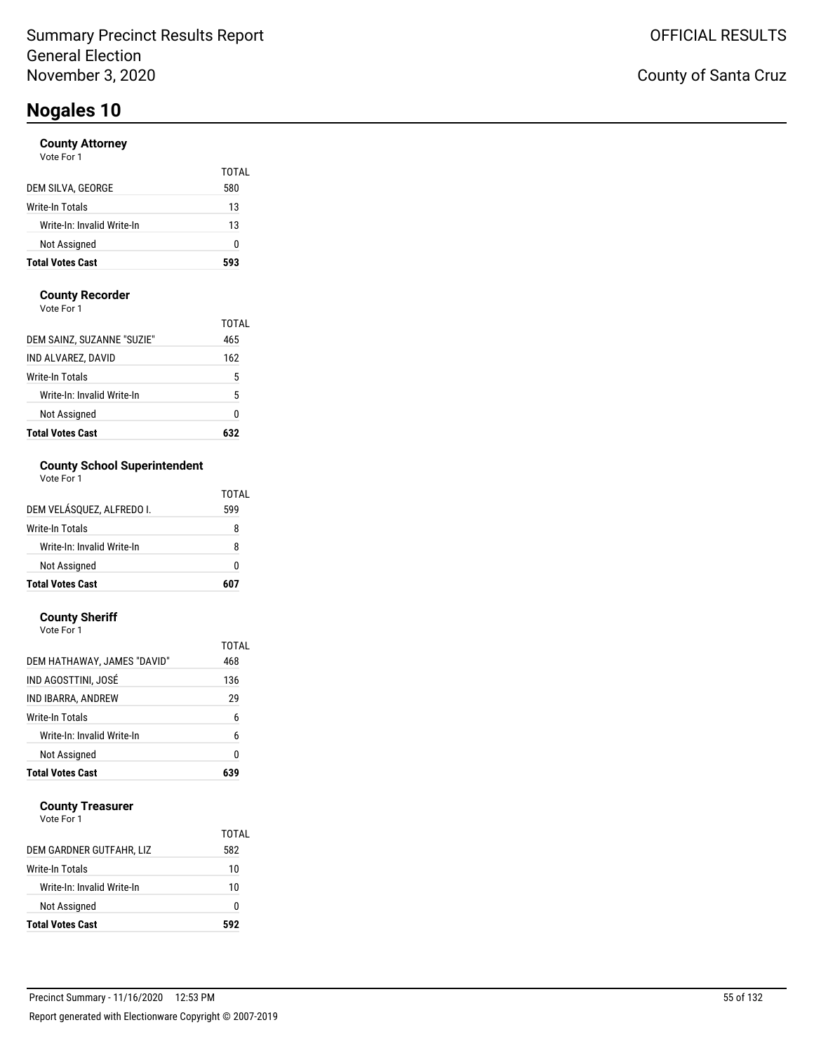Summary Precinct Results Report
General Election
November 3, 2020

OFFICIAL RESULTS

County of Santa Cruz

# Nogales 10

### County Attorney
Vote For 1

| | TOTAL |
|---|---|
| DEM SILVA, GEORGE | 580 |
| Write-In Totals | 13 |
| Write-In: Invalid Write-In | 13 |
| Not Assigned | 0 |
| **Total Votes Cast** | **593** |

### County Recorder
Vote For 1

| | TOTAL |
|---|---|
| DEM SAINZ, SUZANNE "SUZIE" | 465 |
| IND ALVAREZ, DAVID | 162 |
| Write-In Totals | 5 |
| Write-In: Invalid Write-In | 5 |
| Not Assigned | 0 |
| **Total Votes Cast** | **632** |

### County School Superintendent
Vote For 1

| | TOTAL |
|---|---|
| DEM VELÁSQUEZ, ALFREDO I. | 599 |
| Write-In Totals | 8 |
| Write-In: Invalid Write-In | 8 |
| Not Assigned | 0 |
| **Total Votes Cast** | **607** |

### County Sheriff
Vote For 1

| | TOTAL |
|---|---|
| DEM HATHAWAY, JAMES "DAVID" | 468 |
| IND AGOSTTINI, JOSÉ | 136 |
| IND IBARRA, ANDREW | 29 |
| Write-In Totals | 6 |
| Write-In: Invalid Write-In | 6 |
| Not Assigned | 0 |
| **Total Votes Cast** | **639** |

### County Treasurer
Vote For 1

| | TOTAL |
|---|---|
| DEM GARDNER GUTFAHR, LIZ | 582 |
| Write-In Totals | 10 |
| Write-In: Invalid Write-In | 10 |
| Not Assigned | 0 |
| **Total Votes Cast** | **592** |

Precinct Summary - 11/16/2020 12:53 PM

Report generated with Electionware Copyright © 2007-2019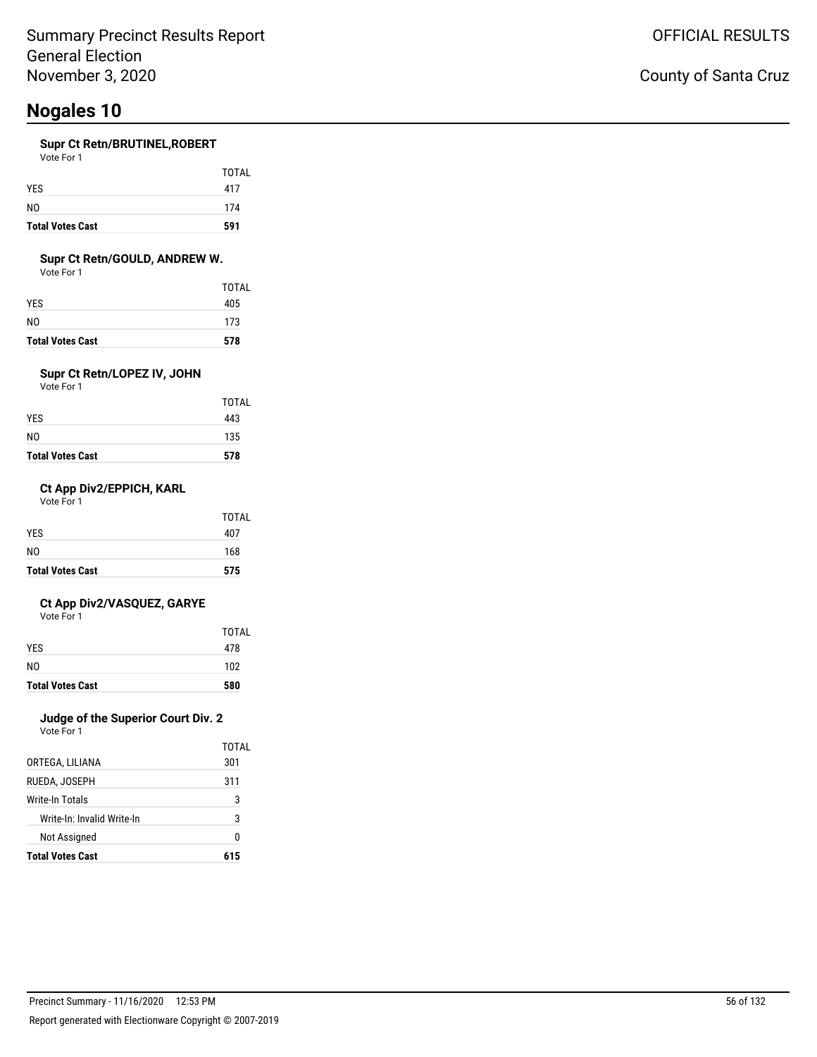# Nogales 10

### Supr Ct Retn/BRUTINEL,ROBERT

Vote For 1

| | TOTAL |
|---|---|
| YES | 417 |
| NO | 174 |
| **Total Votes Cast** | **591** |

### Supr Ct Retn/GOULD, ANDREW W.

Vote For 1

| | TOTAL |
|---|---|
| YES | 405 |
| NO | 173 |
| **Total Votes Cast** | **578** |

### Supr Ct Retn/LOPEZ IV, JOHN

Vote For 1

| | TOTAL |
|---|---|
| YES | 443 |
| NO | 135 |
| **Total Votes Cast** | **578** |

### Ct App Div2/EPPICH, KARL

Vote For 1

| | TOTAL |
|---|---|
| YES | 407 |
| NO | 168 |
| **Total Votes Cast** | **575** |

### Ct App Div2/VASQUEZ, GARYE

Vote For 1

| | TOTAL |
|---|---|
| YES | 478 |
| NO | 102 |
| **Total Votes Cast** | **580** |

### Judge of the Superior Court Div. 2

Vote For 1

| | TOTAL |
|---|---|
| ORTEGA, LILIANA | 301 |
| RUEDA, JOSEPH | 311 |
| Write-In Totals | 3 |
| Write-In: Invalid Write-In | 3 |
| Not Assigned | 0 |
| **Total Votes Cast** | **615** |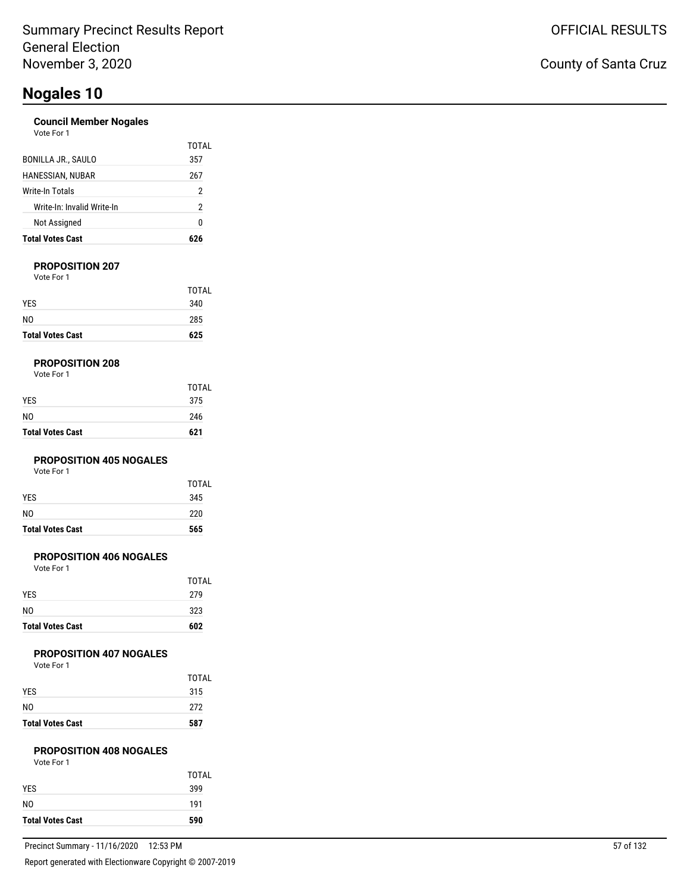Summary Precinct Results Report
General Election
November 3, 2020

OFFICIAL RESULTS

County of Santa Cruz

# Nogales 10

### Council Member Nogales

Vote For 1

| | TOTAL |
|---|---|
| BONILLA JR., SAULO | 357 |
| HANESSIAN, NUBAR | 267 |
| Write-In Totals | 2 |
| Write-In: Invalid Write-In | 2 |
| Not Assigned | 0 |
| **Total Votes Cast** | **626** |

### PROPOSITION 207

Vote For 1

| | TOTAL |
|---|---|
| YES | 340 |
| NO | 285 |
| **Total Votes Cast** | **625** |

### PROPOSITION 208

Vote For 1

| | TOTAL |
|---|---|
| YES | 375 |
| NO | 246 |
| **Total Votes Cast** | **621** |

### PROPOSITION 405 NOGALES

Vote For 1

| | TOTAL |
|---|---|
| YES | 345 |
| NO | 220 |
| **Total Votes Cast** | **565** |

### PROPOSITION 406 NOGALES

Vote For 1

| | TOTAL |
|---|---|
| YES | 279 |
| NO | 323 |
| **Total Votes Cast** | **602** |

### PROPOSITION 407 NOGALES

Vote For 1

| | TOTAL |
|---|---|
| YES | 315 |
| NO | 272 |
| **Total Votes Cast** | **587** |

### PROPOSITION 408 NOGALES

Vote For 1

| | TOTAL |
|---|---|
| YES | 399 |
| NO | 191 |
| **Total Votes Cast** | **590** |

Precinct Summary - 11/16/2020 12:53 PM

Report generated with Electionware Copyright © 2007-2019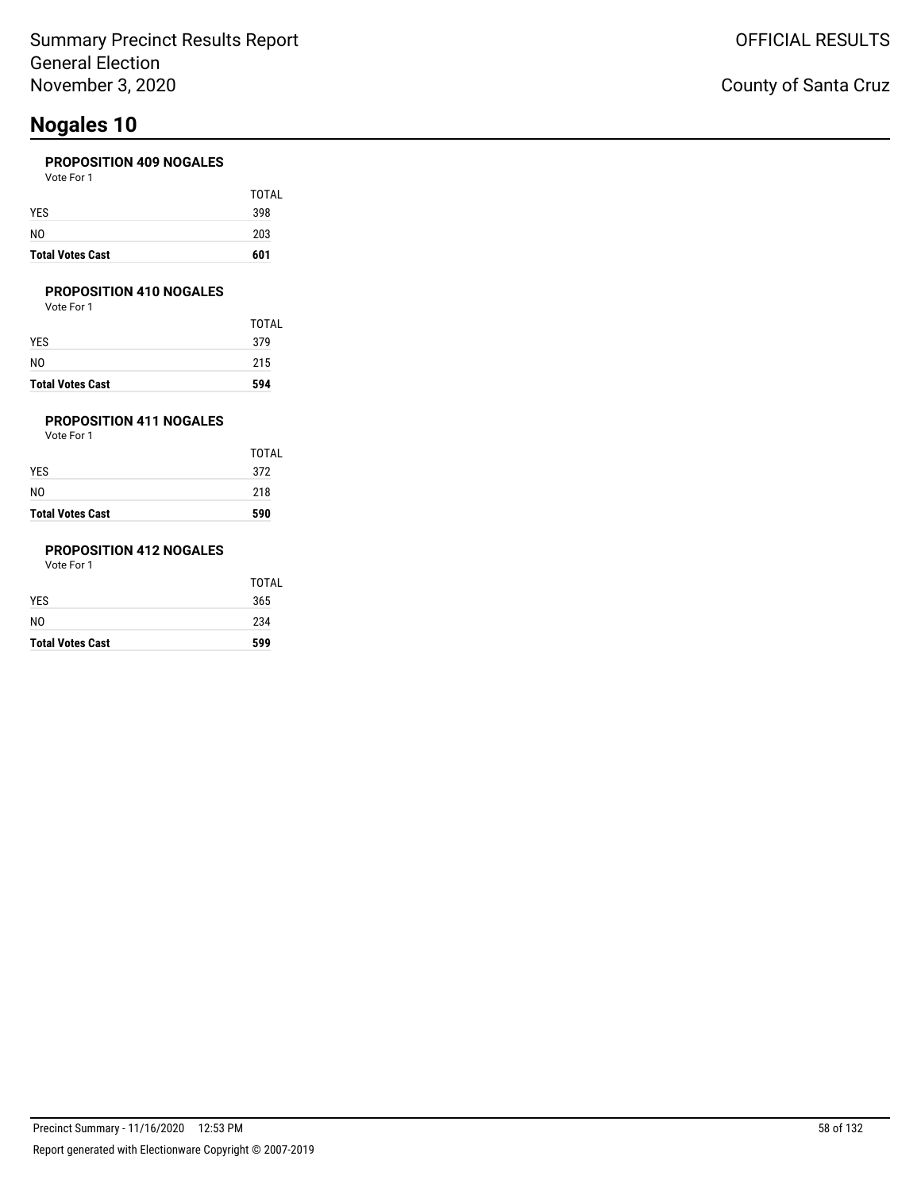# Nogales 10

### PROPOSITION 409 NOGALES

Vote For 1

| | TOTAL |
|---|---|
| YES | 398 |
| NO | 203 |
| **Total Votes Cast** | **601** |

### PROPOSITION 410 NOGALES

Vote For 1

| | TOTAL |
|---|---|
| YES | 379 |
| NO | 215 |
| **Total Votes Cast** | **594** |

### PROPOSITION 411 NOGALES

Vote For 1

| | TOTAL |
|---|---|
| YES | 372 |
| NO | 218 |
| **Total Votes Cast** | **590** |

### PROPOSITION 412 NOGALES

Vote For 1

| | TOTAL |
|---|---|
| YES | 365 |
| NO | 234 |
| **Total Votes Cast** | **599** |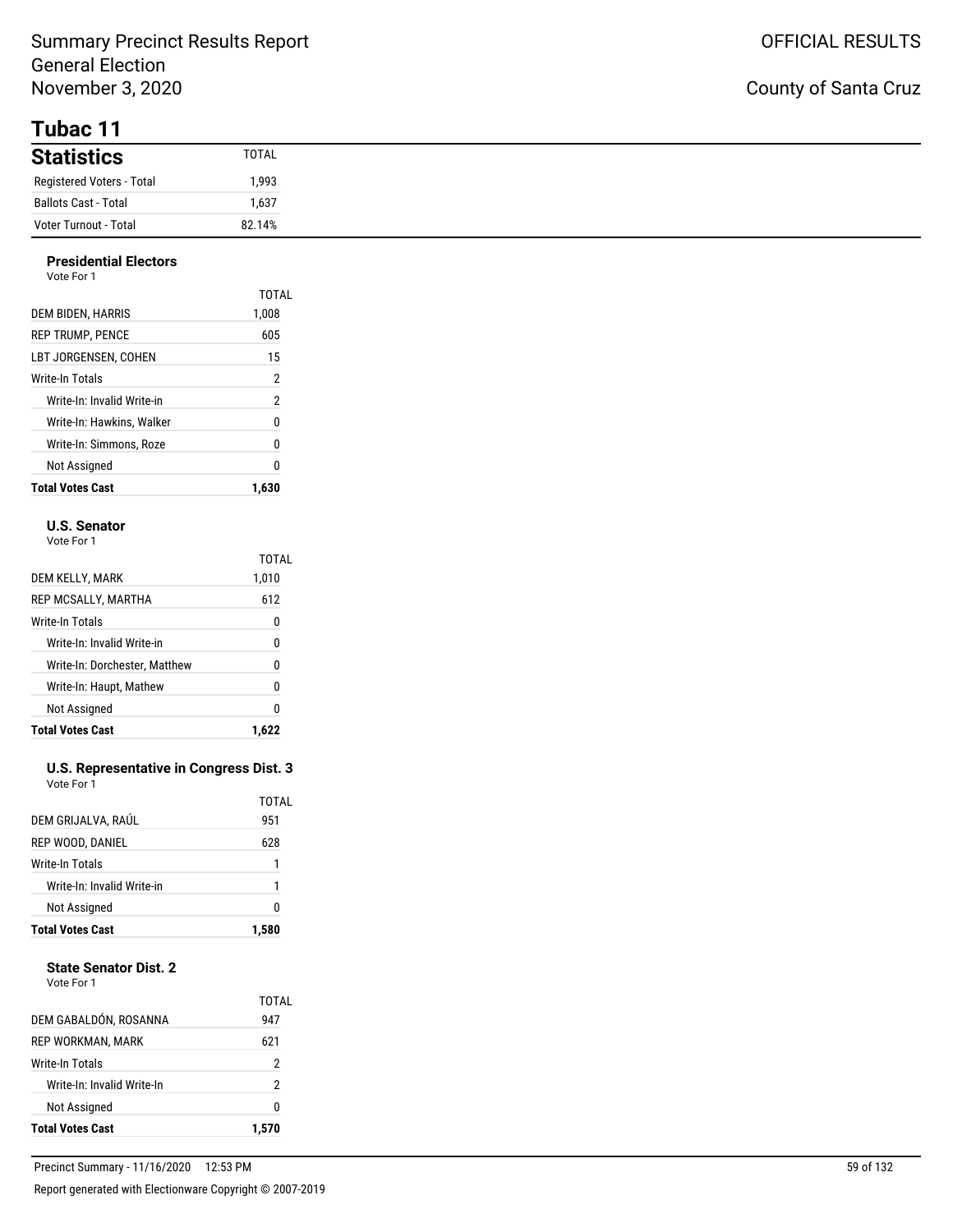# Tubac 11

## Statistics

| Statistics | TOTAL |
|---|---|
| Registered Voters - Total | 1,993 |
| Ballots Cast - Total | 1,637 |
| Voter Turnout - Total | 82.14% |

### Presidential Electors

Vote For 1

| | TOTAL |
|---|---|
| DEM BIDEN, HARRIS | 1,008 |
| REP TRUMP, PENCE | 605 |
| LBT JORGENSEN, COHEN | 15 |
| Write-In Totals | 2 |
| Write-In: Invalid Write-in | 2 |
| Write-In: Hawkins, Walker | 0 |
| Write-In: Simmons, Roze | 0 |
| Not Assigned | 0 |
| **Total Votes Cast** | **1,630** |

### U.S. Senator

Vote For 1

| | TOTAL |
|---|---|
| DEM KELLY, MARK | 1,010 |
| REP MCSALLY, MARTHA | 612 |
| Write-In Totals | 0 |
| Write-In: Invalid Write-in | 0 |
| Write-In: Dorchester, Matthew | 0 |
| Write-In: Haupt, Mathew | 0 |
| Not Assigned | 0 |
| **Total Votes Cast** | **1,622** |

### U.S. Representative in Congress Dist. 3

Vote For 1

| | TOTAL |
|---|---|
| DEM GRIJALVA, RAÚL | 951 |
| REP WOOD, DANIEL | 628 |
| Write-In Totals | 1 |
| Write-In: Invalid Write-in | 1 |
| Not Assigned | 0 |
| **Total Votes Cast** | **1,580** |

### State Senator Dist. 2

Vote For 1

| | TOTAL |
|---|---|
| DEM GABALDÓN, ROSANNA | 947 |
| REP WORKMAN, MARK | 621 |
| Write-In Totals | 2 |
| Write-In: Invalid Write-In | 2 |
| Not Assigned | 0 |
| **Total Votes Cast** | **1,570** |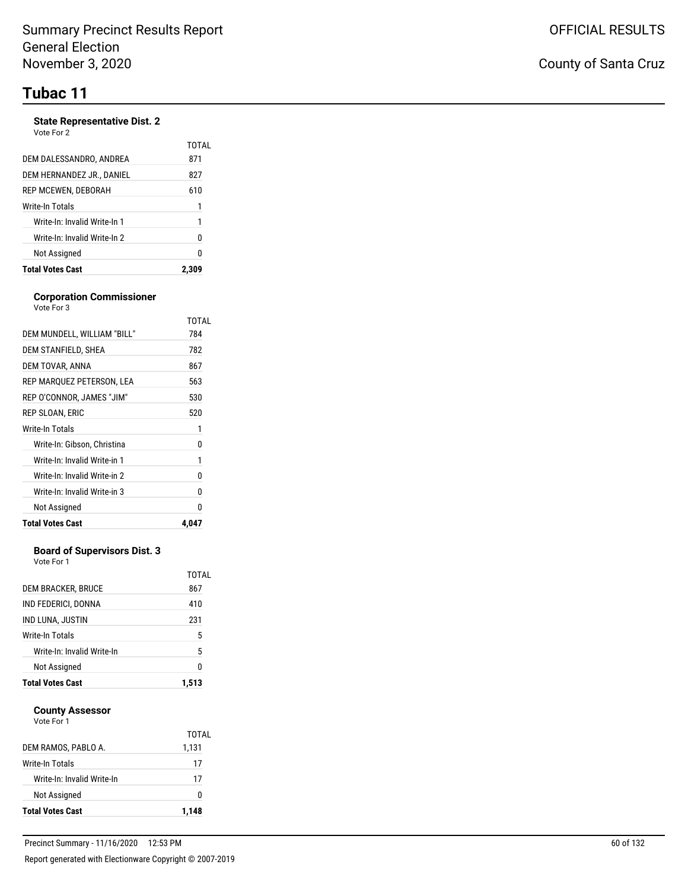# Summary Precinct Results Report
General Election
November 3, 2020

OFFICIAL RESULTS

County of Santa Cruz

## Tubac 11

### State Representative Dist. 2
Vote For 2

| | TOTAL |
|---|---|
| DEM DALESSANDRO, ANDREA | 871 |
| DEM HERNANDEZ JR., DANIEL | 827 |
| REP MCEWEN, DEBORAH | 610 |
| Write-In Totals | 1 |
| Write-In: Invalid Write-In 1 | 1 |
| Write-In: Invalid Write-In 2 | 0 |
| Not Assigned | 0 |
| **Total Votes Cast** | **2,309** |

### Corporation Commissioner
Vote For 3

| | TOTAL |
|---|---|
| DEM MUNDELL, WILLIAM "BILL" | 784 |
| DEM STANFIELD, SHEA | 782 |
| DEM TOVAR, ANNA | 867 |
| REP MARQUEZ PETERSON, LEA | 563 |
| REP O'CONNOR, JAMES "JIM" | 530 |
| REP SLOAN, ERIC | 520 |
| Write-In Totals | 1 |
| Write-In: Gibson, Christina | 0 |
| Write-In: Invalid Write-in 1 | 1 |
| Write-In: Invalid Write-in 2 | 0 |
| Write-In: Invalid Write-in 3 | 0 |
| Not Assigned | 0 |
| **Total Votes Cast** | **4,047** |

### Board of Supervisors Dist. 3
Vote For 1

| | TOTAL |
|---|---|
| DEM BRACKER, BRUCE | 867 |
| IND FEDERICI, DONNA | 410 |
| IND LUNA, JUSTIN | 231 |
| Write-In Totals | 5 |
| Write-In: Invalid Write-In | 5 |
| Not Assigned | 0 |
| **Total Votes Cast** | **1,513** |

### County Assessor
Vote For 1

| | TOTAL |
|---|---|
| DEM RAMOS, PABLO A. | 1,131 |
| Write-In Totals | 17 |
| Write-In: Invalid Write-In | 17 |
| Not Assigned | 0 |
| **Total Votes Cast** | **1,148** |

Precinct Summary - 11/16/2020 12:53 PM

Report generated with Electionware Copyright © 2007-2019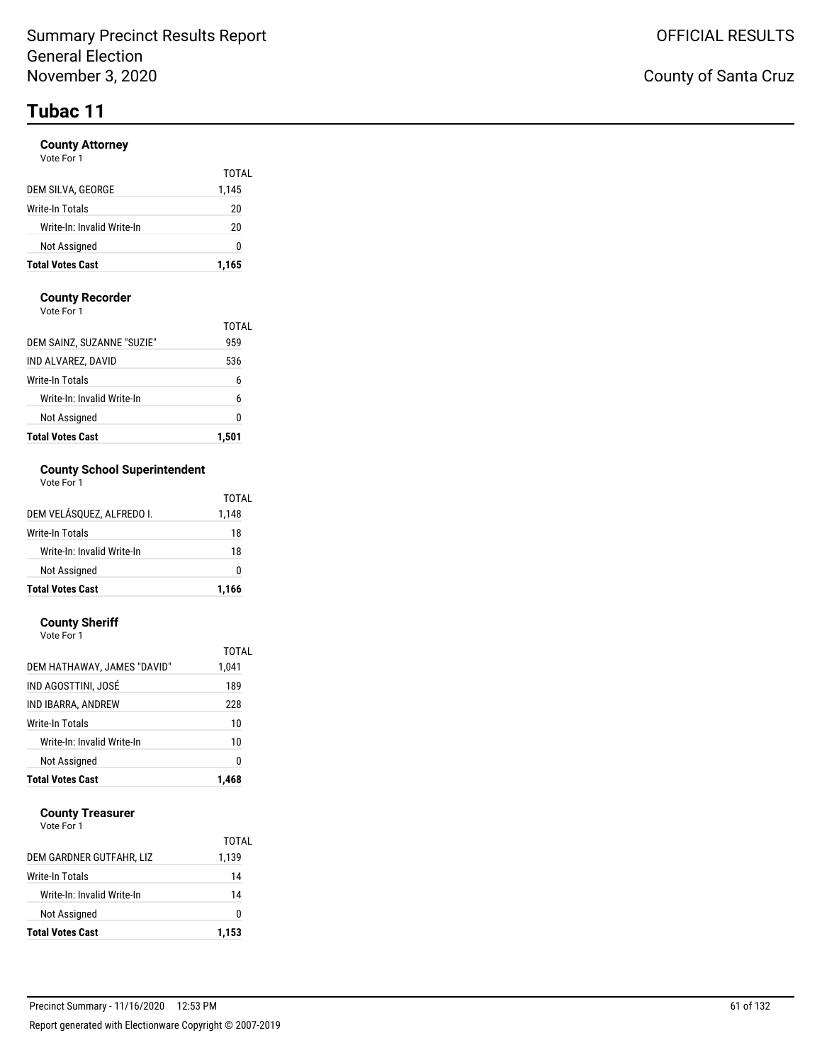# Summary Precinct Results Report
General Election
November 3, 2020

OFFICIAL RESULTS

County of Santa Cruz

## Tubac 11

### County Attorney
Vote For 1

| | TOTAL |
|---|---|
| DEM SILVA, GEORGE | 1,145 |
| Write-In Totals | 20 |
| Write-In: Invalid Write-In | 20 |
| Not Assigned | 0 |
| **Total Votes Cast** | **1,165** |

### County Recorder
Vote For 1

| | TOTAL |
|---|---|
| DEM SAINZ, SUZANNE "SUZIE" | 959 |
| IND ALVAREZ, DAVID | 536 |
| Write-In Totals | 6 |
| Write-In: Invalid Write-In | 6 |
| Not Assigned | 0 |
| **Total Votes Cast** | **1,501** |

### County School Superintendent
Vote For 1

| | TOTAL |
|---|---|
| DEM VELÁSQUEZ, ALFREDO I. | 1,148 |
| Write-In Totals | 18 |
| Write-In: Invalid Write-In | 18 |
| Not Assigned | 0 |
| **Total Votes Cast** | **1,166** |

### County Sheriff
Vote For 1

| | TOTAL |
|---|---|
| DEM HATHAWAY, JAMES "DAVID" | 1,041 |
| IND AGOSTTINI, JOSÉ | 189 |
| IND IBARRA, ANDREW | 228 |
| Write-In Totals | 10 |
| Write-In: Invalid Write-In | 10 |
| Not Assigned | 0 |
| **Total Votes Cast** | **1,468** |

### County Treasurer
Vote For 1

| | TOTAL |
|---|---|
| DEM GARDNER GUTFAHR, LIZ | 1,139 |
| Write-In Totals | 14 |
| Write-In: Invalid Write-In | 14 |
| Not Assigned | 0 |
| **Total Votes Cast** | **1,153** |

Precinct Summary - 11/16/2020 12:53 PM

Report generated with Electionware Copyright © 2007-2019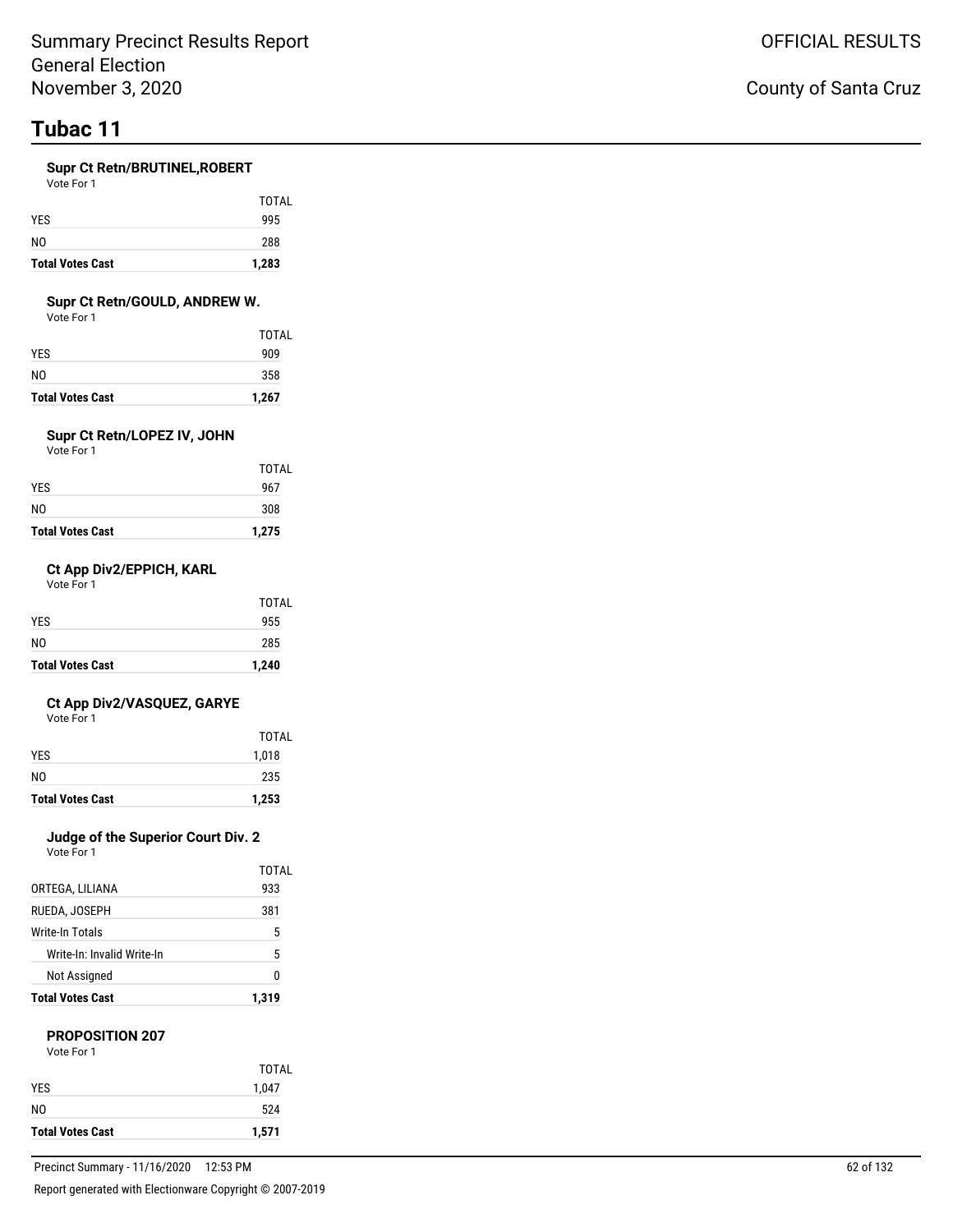# Tubac 11

### Supr Ct Retn/BRUTINEL,ROBERT

Vote For 1

| | TOTAL |
|---|---|
| YES | 995 |
| NO | 288 |
| **Total Votes Cast** | **1,283** |

### Supr Ct Retn/GOULD, ANDREW W.

Vote For 1

| | TOTAL |
|---|---|
| YES | 909 |
| NO | 358 |
| **Total Votes Cast** | **1,267** |

### Supr Ct Retn/LOPEZ IV, JOHN

Vote For 1

| | TOTAL |
|---|---|
| YES | 967 |
| NO | 308 |
| **Total Votes Cast** | **1,275** |

### Ct App Div2/EPPICH, KARL

Vote For 1

| | TOTAL |
|---|---|
| YES | 955 |
| NO | 285 |
| **Total Votes Cast** | **1,240** |

### Ct App Div2/VASQUEZ, GARYE

Vote For 1

| | TOTAL |
|---|---|
| YES | 1,018 |
| NO | 235 |
| **Total Votes Cast** | **1,253** |

### Judge of the Superior Court Div. 2

Vote For 1

| | TOTAL |
|---|---|
| ORTEGA, LILIANA | 933 |
| RUEDA, JOSEPH | 381 |
| Write-In Totals | 5 |
| Write-In: Invalid Write-In | 5 |
| Not Assigned | 0 |
| **Total Votes Cast** | **1,319** |

### PROPOSITION 207

Vote For 1

| | TOTAL |
|---|---|
| YES | 1,047 |
| NO | 524 |
| **Total Votes Cast** | **1,571** |

Precinct Summary - 11/16/2020 12:53 PM

Report generated with Electionware Copyright © 2007-2019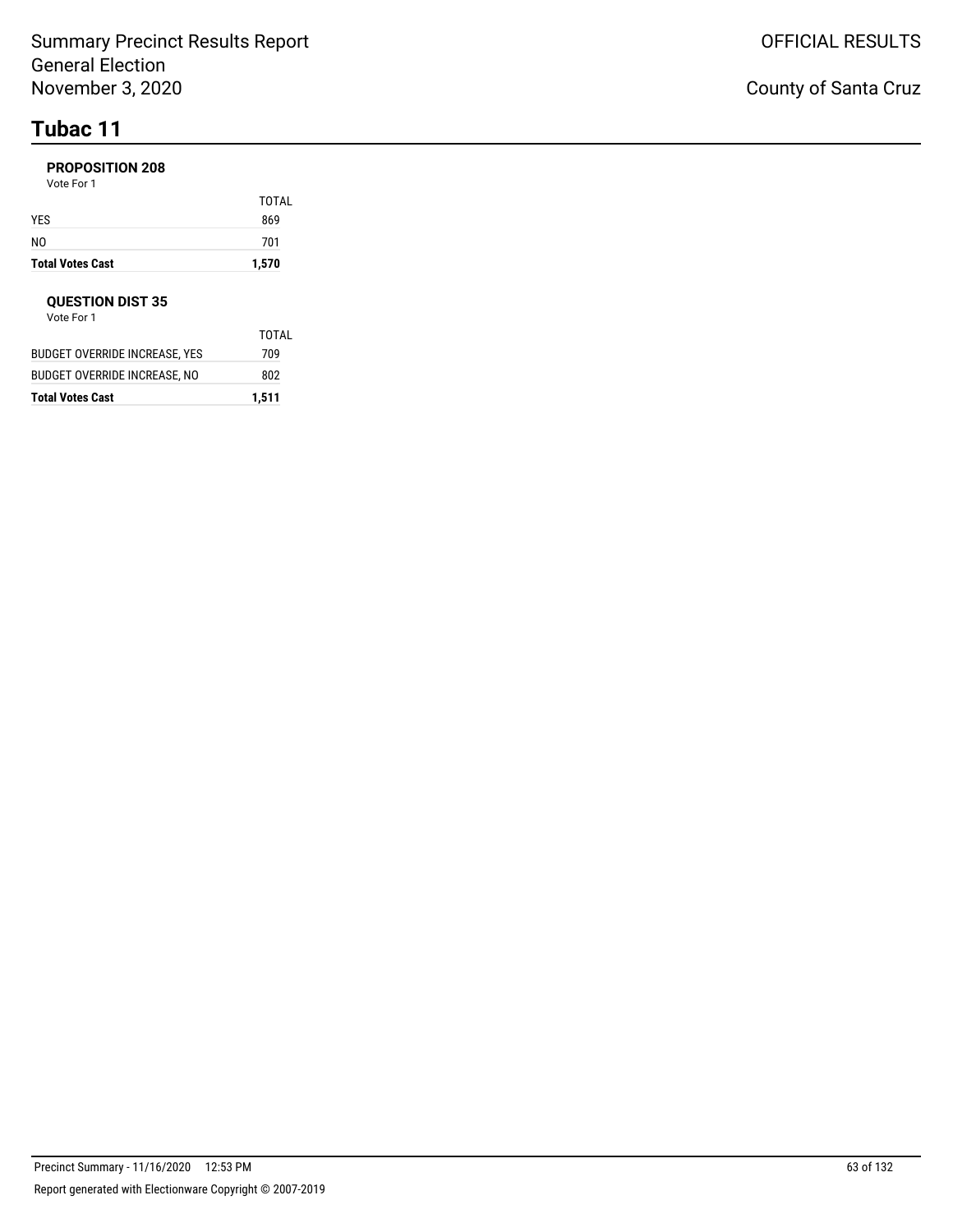# Tubac 11

### PROPOSITION 208

Vote For 1

| | TOTAL |
|---|---|
| YES | 869 |
| NO | 701 |
| **Total Votes Cast** | **1,570** |

### QUESTION DIST 35

Vote For 1

| | TOTAL |
|---|---|
| BUDGET OVERRIDE INCREASE, YES | 709 |
| BUDGET OVERRIDE INCREASE, NO | 802 |
| **Total Votes Cast** | **1,511** |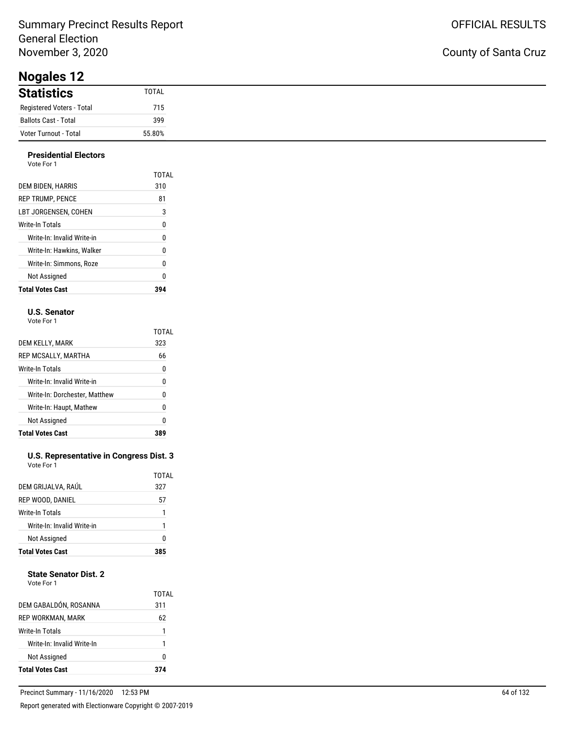# Nogales 12

## Statistics

| Statistics | TOTAL |
|---|---|
| Registered Voters - Total | 715 |
| Ballots Cast - Total | 399 |
| Voter Turnout - Total | 55.80% |

### Presidential Electors

Vote For 1

| | TOTAL |
|---|---|
| DEM BIDEN, HARRIS | 310 |
| REP TRUMP, PENCE | 81 |
| LBT JORGENSEN, COHEN | 3 |
| Write-In Totals | 0 |
| Write-In: Invalid Write-in | 0 |
| Write-In: Hawkins, Walker | 0 |
| Write-In: Simmons, Roze | 0 |
| Not Assigned | 0 |
| **Total Votes Cast** | **394** |

### U.S. Senator

Vote For 1

| | TOTAL |
|---|---|
| DEM KELLY, MARK | 323 |
| REP MCSALLY, MARTHA | 66 |
| Write-In Totals | 0 |
| Write-In: Invalid Write-in | 0 |
| Write-In: Dorchester, Matthew | 0 |
| Write-In: Haupt, Mathew | 0 |
| Not Assigned | 0 |
| **Total Votes Cast** | **389** |

### U.S. Representative in Congress Dist. 3

Vote For 1

| | TOTAL |
|---|---|
| DEM GRIJALVA, RAÚL | 327 |
| REP WOOD, DANIEL | 57 |
| Write-In Totals | 1 |
| Write-In: Invalid Write-in | 1 |
| Not Assigned | 0 |
| **Total Votes Cast** | **385** |

### State Senator Dist. 2

Vote For 1

| | TOTAL |
|---|---|
| DEM GABALDÓN, ROSANNA | 311 |
| REP WORKMAN, MARK | 62 |
| Write-In Totals | 1 |
| Write-In: Invalid Write-In | 1 |
| Not Assigned | 0 |
| **Total Votes Cast** | **374** |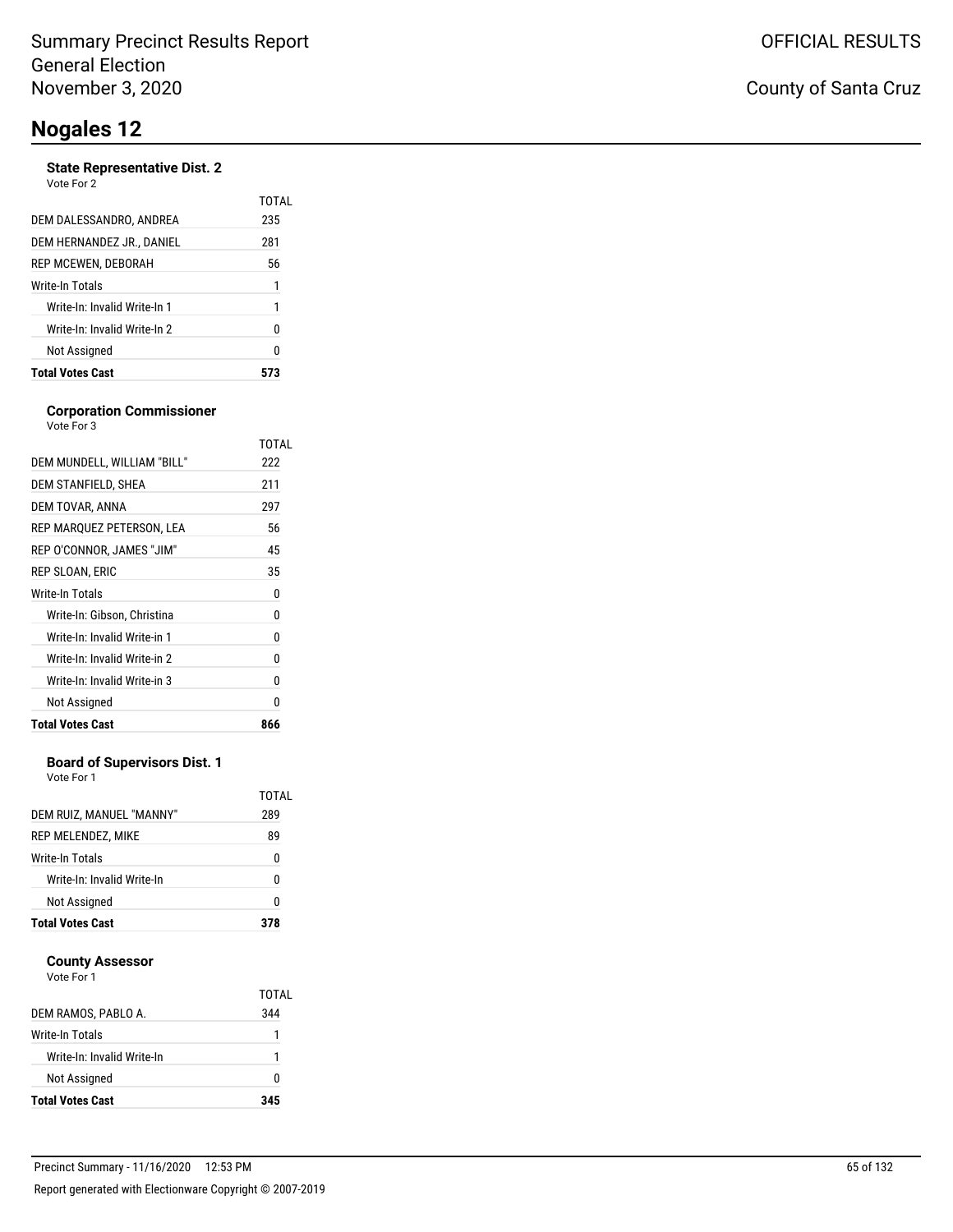# Nogales 12

### State Representative Dist. 2

Vote For 2

| | TOTAL |
|---|---|
| DEM DALESSANDRO, ANDREA | 235 |
| DEM HERNANDEZ JR., DANIEL | 281 |
| REP MCEWEN, DEBORAH | 56 |
| Write-In Totals | 1 |
| Write-In: Invalid Write-In 1 | 1 |
| Write-In: Invalid Write-In 2 | 0 |
| Not Assigned | 0 |
| **Total Votes Cast** | **573** |

### Corporation Commissioner

Vote For 3

| | TOTAL |
|---|---|
| DEM MUNDELL, WILLIAM "BILL" | 222 |
| DEM STANFIELD, SHEA | 211 |
| DEM TOVAR, ANNA | 297 |
| REP MARQUEZ PETERSON, LEA | 56 |
| REP O'CONNOR, JAMES "JIM" | 45 |
| REP SLOAN, ERIC | 35 |
| Write-In Totals | 0 |
| Write-In: Gibson, Christina | 0 |
| Write-In: Invalid Write-in 1 | 0 |
| Write-In: Invalid Write-in 2 | 0 |
| Write-In: Invalid Write-in 3 | 0 |
| Not Assigned | 0 |
| **Total Votes Cast** | **866** |

### Board of Supervisors Dist. 1

Vote For 1

| | TOTAL |
|---|---|
| DEM RUIZ, MANUEL "MANNY" | 289 |
| REP MELENDEZ, MIKE | 89 |
| Write-In Totals | 0 |
| Write-In: Invalid Write-In | 0 |
| Not Assigned | 0 |
| **Total Votes Cast** | **378** |

### County Assessor

Vote For 1

| | TOTAL |
|---|---|
| DEM RAMOS, PABLO A. | 344 |
| Write-In Totals | 1 |
| Write-In: Invalid Write-In | 1 |
| Not Assigned | 0 |
| **Total Votes Cast** | **345** |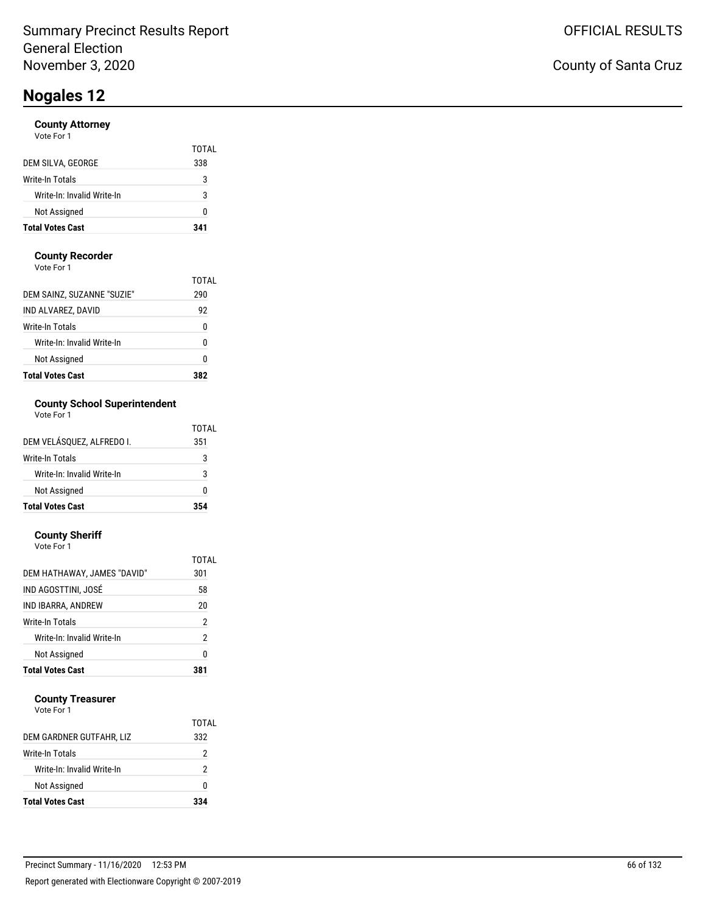Summary Precinct Results Report
General Election
November 3, 2020

OFFICIAL RESULTS

County of Santa Cruz

# Nogales 12

### County Attorney
Vote For 1

| | TOTAL |
|---|---|
| DEM SILVA, GEORGE | 338 |
| Write-In Totals | 3 |
| Write-In: Invalid Write-In | 3 |
| Not Assigned | 0 |
| **Total Votes Cast** | **341** |

### County Recorder
Vote For 1

| | TOTAL |
|---|---|
| DEM SAINZ, SUZANNE "SUZIE" | 290 |
| IND ALVAREZ, DAVID | 92 |
| Write-In Totals | 0 |
| Write-In: Invalid Write-In | 0 |
| Not Assigned | 0 |
| **Total Votes Cast** | **382** |

### County School Superintendent
Vote For 1

| | TOTAL |
|---|---|
| DEM VELÁSQUEZ, ALFREDO I. | 351 |
| Write-In Totals | 3 |
| Write-In: Invalid Write-In | 3 |
| Not Assigned | 0 |
| **Total Votes Cast** | **354** |

### County Sheriff
Vote For 1

| | TOTAL |
|---|---|
| DEM HATHAWAY, JAMES "DAVID" | 301 |
| IND AGOSTTINI, JOSÉ | 58 |
| IND IBARRA, ANDREW | 20 |
| Write-In Totals | 2 |
| Write-In: Invalid Write-In | 2 |
| Not Assigned | 0 |
| **Total Votes Cast** | **381** |

### County Treasurer
Vote For 1

| | TOTAL |
|---|---|
| DEM GARDNER GUTFAHR, LIZ | 332 |
| Write-In Totals | 2 |
| Write-In: Invalid Write-In | 2 |
| Not Assigned | 0 |
| **Total Votes Cast** | **334** |

Precinct Summary - 11/16/2020 12:53 PM

Report generated with Electionware Copyright © 2007-2019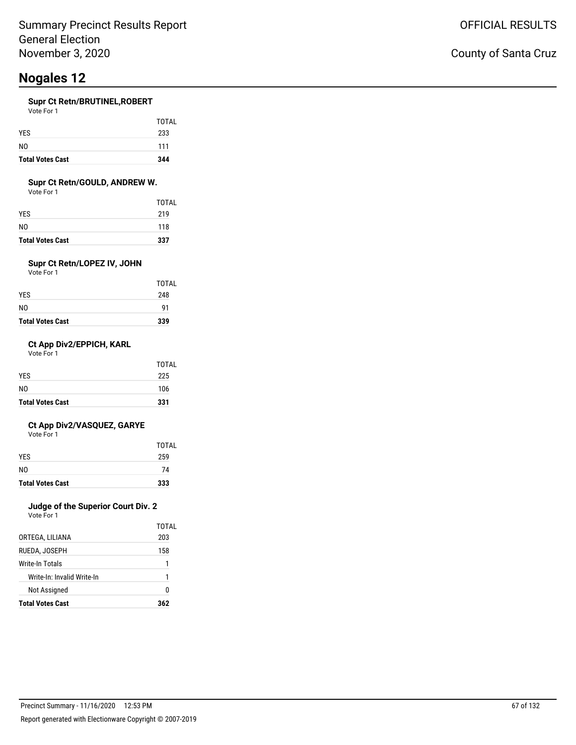# Nogales 12

### Supr Ct Retn/BRUTINEL,ROBERT

Vote For 1

| | TOTAL |
|---|---|
| YES | 233 |
| NO | 111 |
| **Total Votes Cast** | **344** |

### Supr Ct Retn/GOULD, ANDREW W.

Vote For 1

| | TOTAL |
|---|---|
| YES | 219 |
| NO | 118 |
| **Total Votes Cast** | **337** |

### Supr Ct Retn/LOPEZ IV, JOHN

Vote For 1

| | TOTAL |
|---|---|
| YES | 248 |
| NO | 91 |
| **Total Votes Cast** | **339** |

### Ct App Div2/EPPICH, KARL

Vote For 1

| | TOTAL |
|---|---|
| YES | 225 |
| NO | 106 |
| **Total Votes Cast** | **331** |

### Ct App Div2/VASQUEZ, GARYE

Vote For 1

| | TOTAL |
|---|---|
| YES | 259 |
| NO | 74 |
| **Total Votes Cast** | **333** |

### Judge of the Superior Court Div. 2

Vote For 1

| | TOTAL |
|---|---|
| ORTEGA, LILIANA | 203 |
| RUEDA, JOSEPH | 158 |
| Write-In Totals | 1 |
| Write-In: Invalid Write-In | 1 |
| Not Assigned | 0 |
| **Total Votes Cast** | **362** |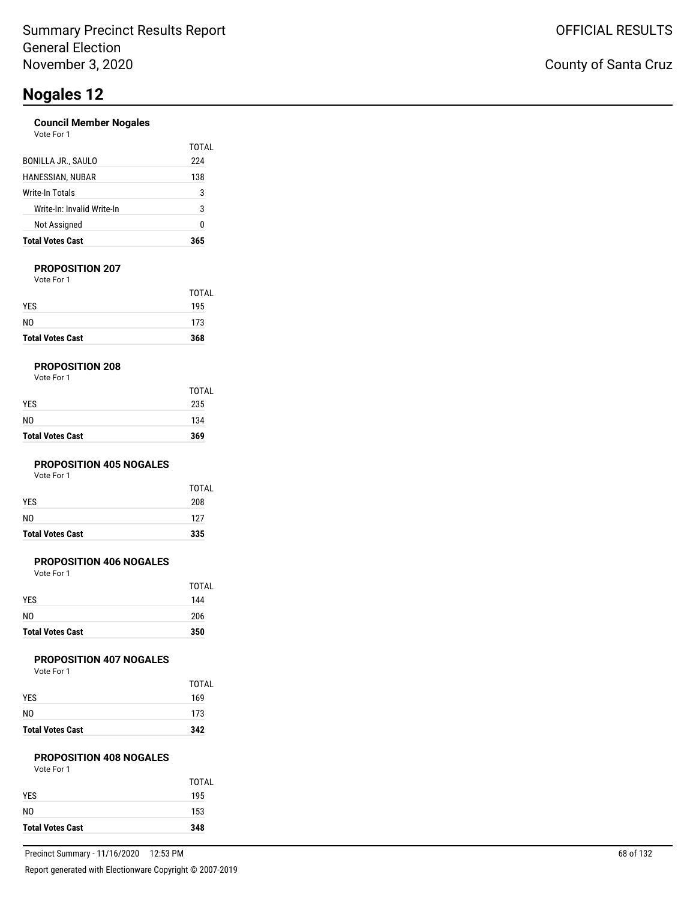# Nogales 12

### Council Member Nogales

Vote For 1

| | TOTAL |
|---|---|
| BONILLA JR., SAULO | 224 |
| HANESSIAN, NUBAR | 138 |
| Write-In Totals | 3 |
| Write-In: Invalid Write-In | 3 |
| Not Assigned | 0 |
| **Total Votes Cast** | **365** |

### PROPOSITION 207

Vote For 1

| | TOTAL |
|---|---|
| YES | 195 |
| NO | 173 |
| **Total Votes Cast** | **368** |

### PROPOSITION 208

Vote For 1

| | TOTAL |
|---|---|
| YES | 235 |
| NO | 134 |
| **Total Votes Cast** | **369** |

### PROPOSITION 405 NOGALES

Vote For 1

| | TOTAL |
|---|---|
| YES | 208 |
| NO | 127 |
| **Total Votes Cast** | **335** |

### PROPOSITION 406 NOGALES

Vote For 1

| | TOTAL |
|---|---|
| YES | 144 |
| NO | 206 |
| **Total Votes Cast** | **350** |

### PROPOSITION 407 NOGALES

Vote For 1

| | TOTAL |
|---|---|
| YES | 169 |
| NO | 173 |
| **Total Votes Cast** | **342** |

### PROPOSITION 408 NOGALES

Vote For 1

| | TOTAL |
|---|---|
| YES | 195 |
| NO | 153 |
| **Total Votes Cast** | **348** |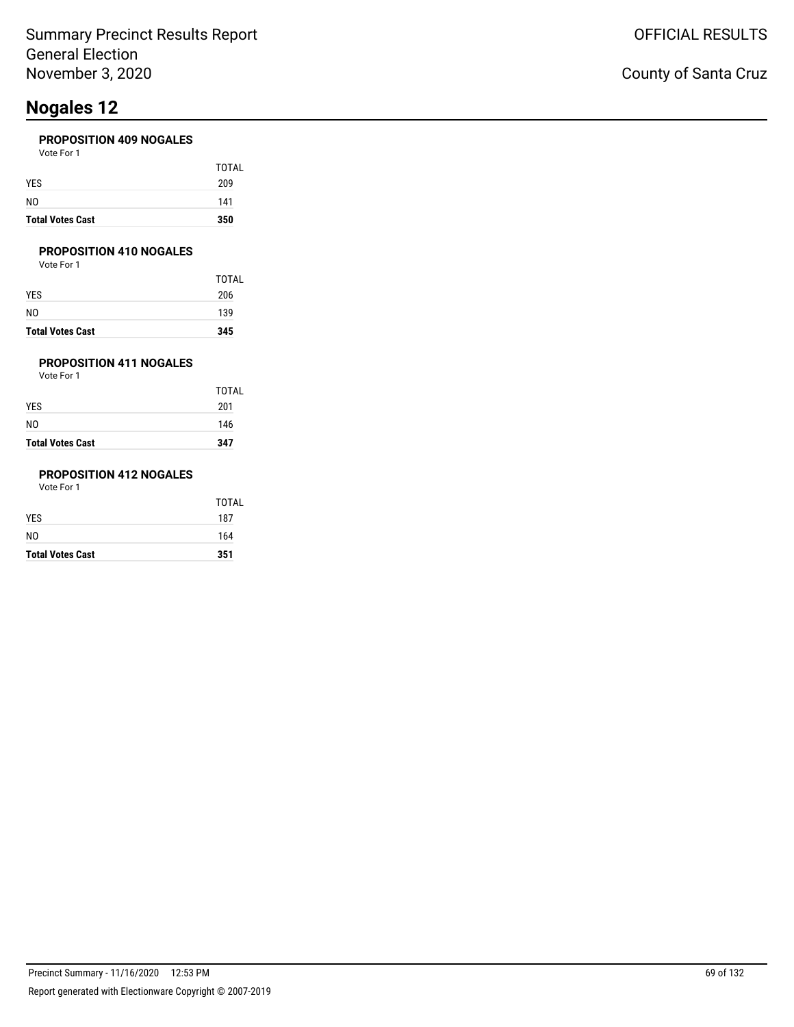# Nogales 12

### PROPOSITION 409 NOGALES

Vote For 1

| | TOTAL |
|---|---|
| YES | 209 |
| NO | 141 |
| **Total Votes Cast** | **350** |

### PROPOSITION 410 NOGALES

Vote For 1

| | TOTAL |
|---|---|
| YES | 206 |
| NO | 139 |
| **Total Votes Cast** | **345** |

### PROPOSITION 411 NOGALES

Vote For 1

| | TOTAL |
|---|---|
| YES | 201 |
| NO | 146 |
| **Total Votes Cast** | **347** |

### PROPOSITION 412 NOGALES

Vote For 1

| | TOTAL |
|---|---|
| YES | 187 |
| NO | 164 |
| **Total Votes Cast** | **351** |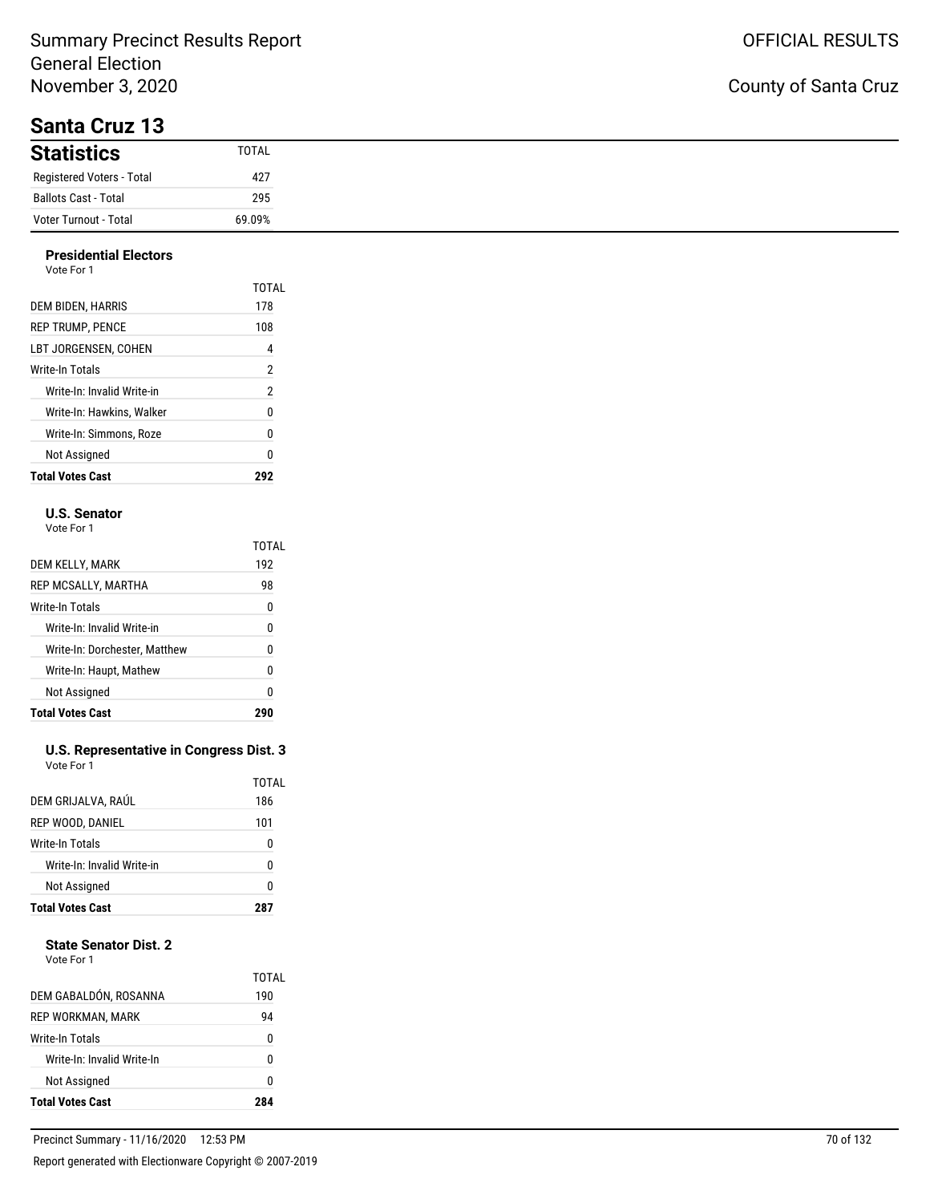Summary Precinct Results Report
General Election
November 3, 2020

OFFICIAL RESULTS

County of Santa Cruz

# Santa Cruz 13

| Statistics | TOTAL |
|---|---|
| Registered Voters - Total | 427 |
| Ballots Cast - Total | 295 |
| Voter Turnout - Total | 69.09% |

### Presidential Electors

Vote For 1

| | TOTAL |
|---|---|
| DEM BIDEN, HARRIS | 178 |
| REP TRUMP, PENCE | 108 |
| LBT JORGENSEN, COHEN | 4 |
| Write-In Totals | 2 |
| Write-In: Invalid Write-in | 2 |
| Write-In: Hawkins, Walker | 0 |
| Write-In: Simmons, Roze | 0 |
| Not Assigned | 0 |
| **Total Votes Cast** | **292** |

### U.S. Senator

Vote For 1

| | TOTAL |
|---|---|
| DEM KELLY, MARK | 192 |
| REP MCSALLY, MARTHA | 98 |
| Write-In Totals | 0 |
| Write-In: Invalid Write-in | 0 |
| Write-In: Dorchester, Matthew | 0 |
| Write-In: Haupt, Mathew | 0 |
| Not Assigned | 0 |
| **Total Votes Cast** | **290** |

### U.S. Representative in Congress Dist. 3

Vote For 1

| | TOTAL |
|---|---|
| DEM GRIJALVA, RAÚL | 186 |
| REP WOOD, DANIEL | 101 |
| Write-In Totals | 0 |
| Write-In: Invalid Write-in | 0 |
| Not Assigned | 0 |
| **Total Votes Cast** | **287** |

### State Senator Dist. 2

Vote For 1

| | TOTAL |
|---|---|
| DEM GABALDÓN, ROSANNA | 190 |
| REP WORKMAN, MARK | 94 |
| Write-In Totals | 0 |
| Write-In: Invalid Write-In | 0 |
| Not Assigned | 0 |
| **Total Votes Cast** | **284** |

Precinct Summary - 11/16/2020 12:53 PM

Report generated with Electionware Copyright © 2007-2019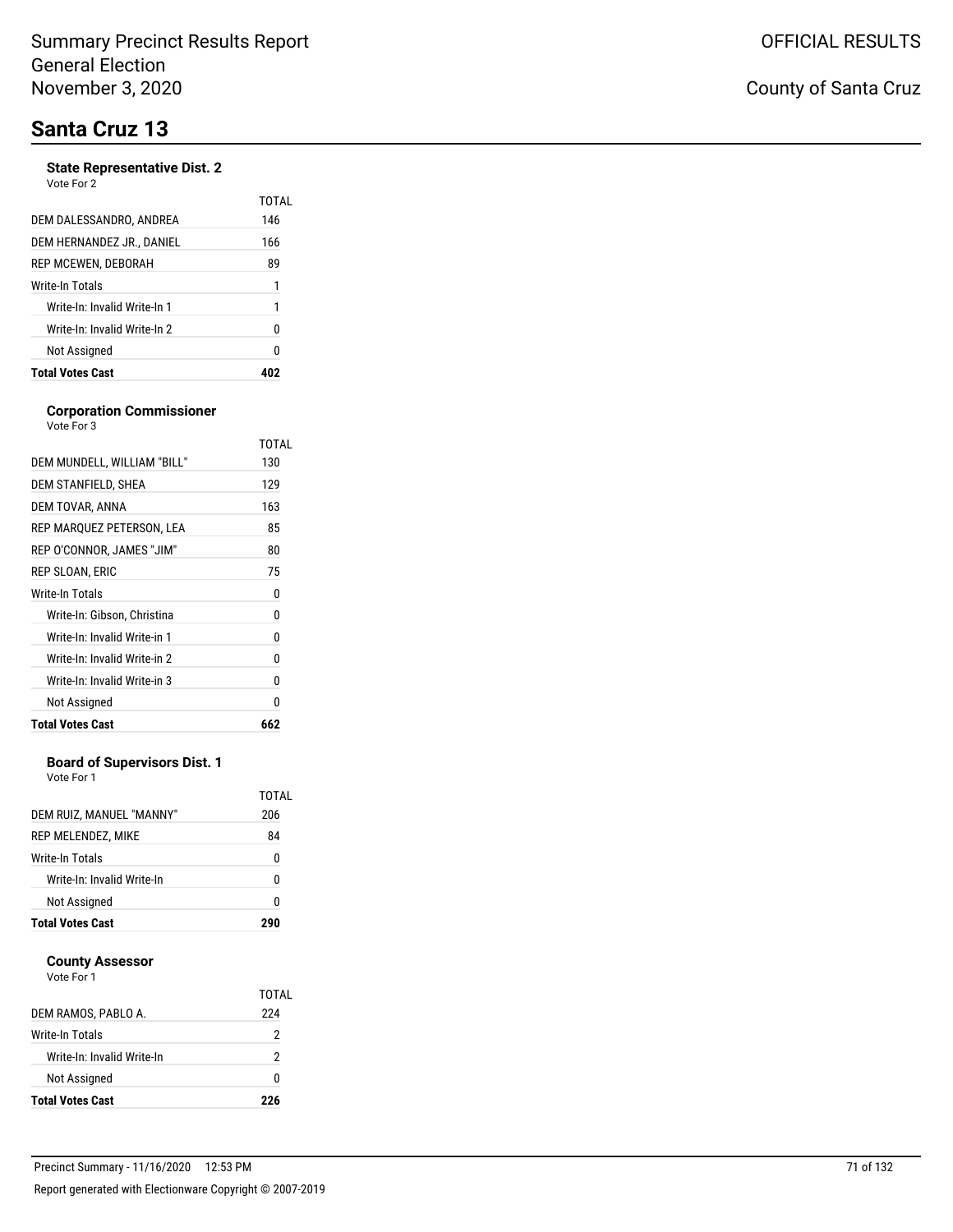# Santa Cruz 13

### State Representative Dist. 2

Vote For 2

| | TOTAL |
|---|---|
| DEM DALESSANDRO, ANDREA | 146 |
| DEM HERNANDEZ JR., DANIEL | 166 |
| REP MCEWEN, DEBORAH | 89 |
| Write-In Totals | 1 |
| Write-In: Invalid Write-In 1 | 1 |
| Write-In: Invalid Write-In 2 | 0 |
| Not Assigned | 0 |
| **Total Votes Cast** | **402** |

### Corporation Commissioner

Vote For 3

| | TOTAL |
|---|---|
| DEM MUNDELL, WILLIAM "BILL" | 130 |
| DEM STANFIELD, SHEA | 129 |
| DEM TOVAR, ANNA | 163 |
| REP MARQUEZ PETERSON, LEA | 85 |
| REP O'CONNOR, JAMES "JIM" | 80 |
| REP SLOAN, ERIC | 75 |
| Write-In Totals | 0 |
| Write-In: Gibson, Christina | 0 |
| Write-In: Invalid Write-in 1 | 0 |
| Write-In: Invalid Write-in 2 | 0 |
| Write-In: Invalid Write-in 3 | 0 |
| Not Assigned | 0 |
| **Total Votes Cast** | **662** |

### Board of Supervisors Dist. 1

Vote For 1

| | TOTAL |
|---|---|
| DEM RUIZ, MANUEL "MANNY" | 206 |
| REP MELENDEZ, MIKE | 84 |
| Write-In Totals | 0 |
| Write-In: Invalid Write-In | 0 |
| Not Assigned | 0 |
| **Total Votes Cast** | **290** |

### County Assessor

Vote For 1

| | TOTAL |
|---|---|
| DEM RAMOS, PABLO A. | 224 |
| Write-In Totals | 2 |
| Write-In: Invalid Write-In | 2 |
| Not Assigned | 0 |
| **Total Votes Cast** | **226** |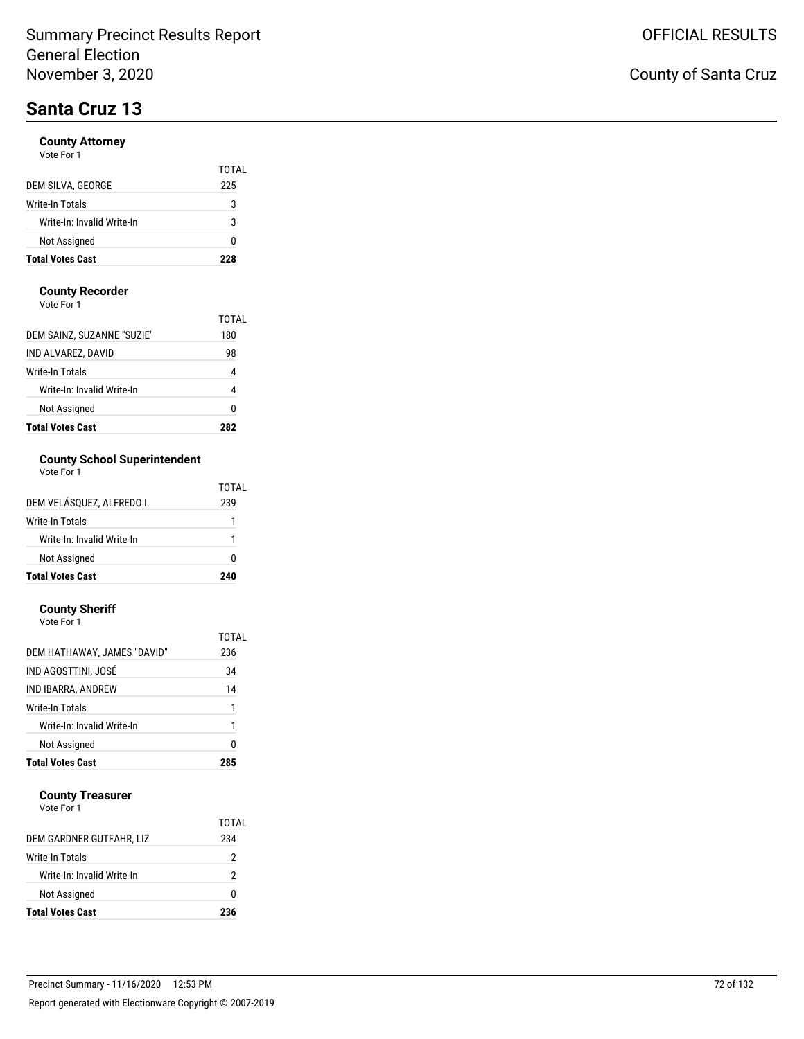# Santa Cruz 13

### County Attorney

Vote For 1

| | TOTAL |
|---|---|
| DEM SILVA, GEORGE | 225 |
| Write-In Totals | 3 |
| Write-In: Invalid Write-In | 3 |
| Not Assigned | 0 |
| **Total Votes Cast** | **228** |

### County Recorder

Vote For 1

| | TOTAL |
|---|---|
| DEM SAINZ, SUZANNE "SUZIE" | 180 |
| IND ALVAREZ, DAVID | 98 |
| Write-In Totals | 4 |
| Write-In: Invalid Write-In | 4 |
| Not Assigned | 0 |
| **Total Votes Cast** | **282** |

### County School Superintendent

Vote For 1

| | TOTAL |
|---|---|
| DEM VELÁSQUEZ, ALFREDO I. | 239 |
| Write-In Totals | 1 |
| Write-In: Invalid Write-In | 1 |
| Not Assigned | 0 |
| **Total Votes Cast** | **240** |

### County Sheriff

Vote For 1

| | TOTAL |
|---|---|
| DEM HATHAWAY, JAMES "DAVID" | 236 |
| IND AGOSTTINI, JOSÉ | 34 |
| IND IBARRA, ANDREW | 14 |
| Write-In Totals | 1 |
| Write-In: Invalid Write-In | 1 |
| Not Assigned | 0 |
| **Total Votes Cast** | **285** |

### County Treasurer

Vote For 1

| | TOTAL |
|---|---|
| DEM GARDNER GUTFAHR, LIZ | 234 |
| Write-In Totals | 2 |
| Write-In: Invalid Write-In | 2 |
| Not Assigned | 0 |
| **Total Votes Cast** | **236** |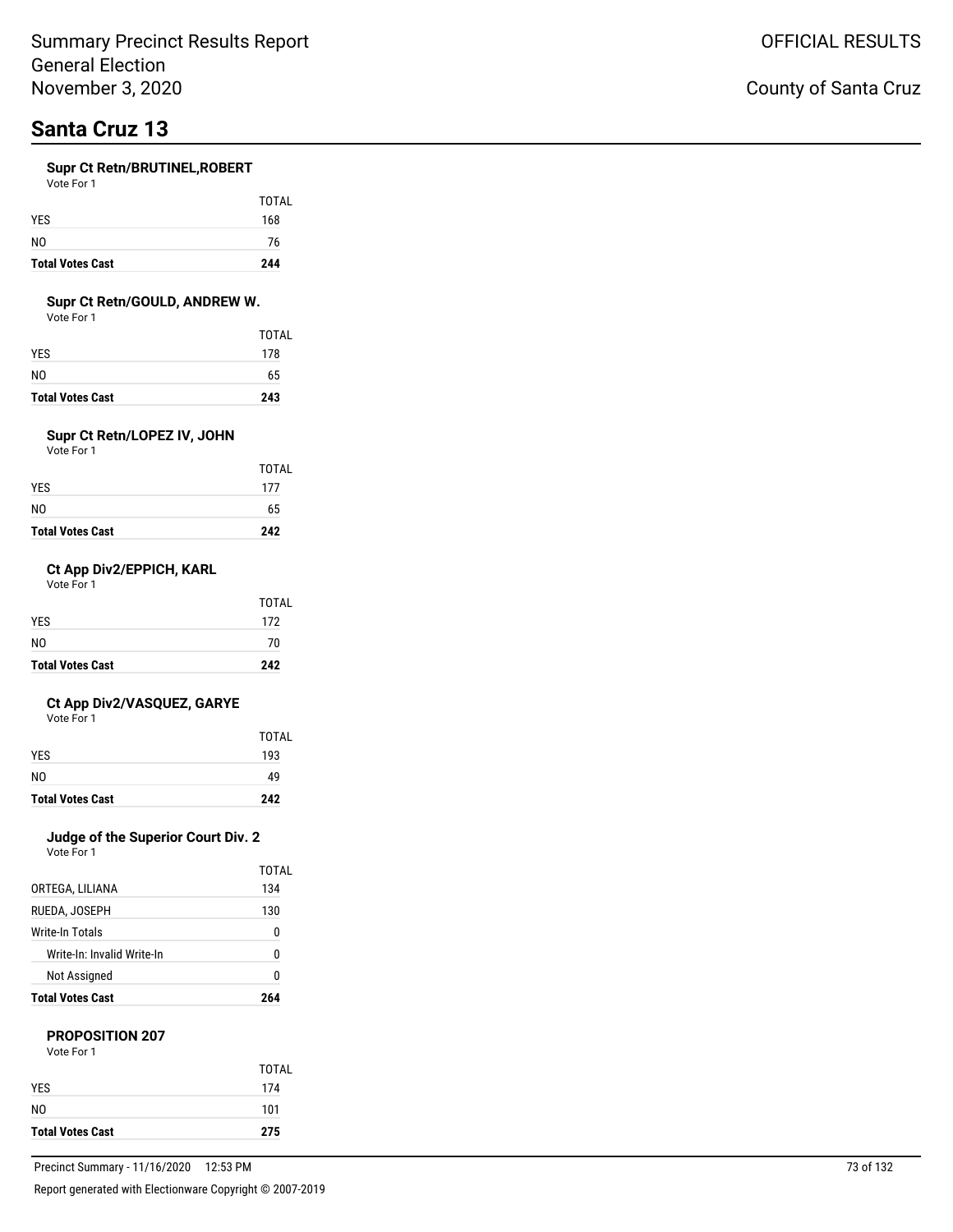Summary Precinct Results Report
General Election
November 3, 2020

OFFICIAL RESULTS

County of Santa Cruz

# Santa Cruz 13

### Supr Ct Retn/BRUTINEL,ROBERT

Vote For 1

| | TOTAL |
|---|---|
| YES | 168 |
| NO | 76 |
| **Total Votes Cast** | **244** |

### Supr Ct Retn/GOULD, ANDREW W.

Vote For 1

| | TOTAL |
|---|---|
| YES | 178 |
| NO | 65 |
| **Total Votes Cast** | **243** |

### Supr Ct Retn/LOPEZ IV, JOHN

Vote For 1

| | TOTAL |
|---|---|
| YES | 177 |
| NO | 65 |
| **Total Votes Cast** | **242** |

### Ct App Div2/EPPICH, KARL

Vote For 1

| | TOTAL |
|---|---|
| YES | 172 |
| NO | 70 |
| **Total Votes Cast** | **242** |

### Ct App Div2/VASQUEZ, GARYE

Vote For 1

| | TOTAL |
|---|---|
| YES | 193 |
| NO | 49 |
| **Total Votes Cast** | **242** |

### Judge of the Superior Court Div. 2

Vote For 1

| | TOTAL |
|---|---|
| ORTEGA, LILIANA | 134 |
| RUEDA, JOSEPH | 130 |
| Write-In Totals | 0 |
| Write-In: Invalid Write-In | 0 |
| Not Assigned | 0 |
| **Total Votes Cast** | **264** |

### PROPOSITION 207

Vote For 1

| | TOTAL |
|---|---|
| YES | 174 |
| NO | 101 |
| **Total Votes Cast** | **275** |

Precinct Summary - 11/16/2020 12:53 PM

Report generated with Electionware Copyright © 2007-2019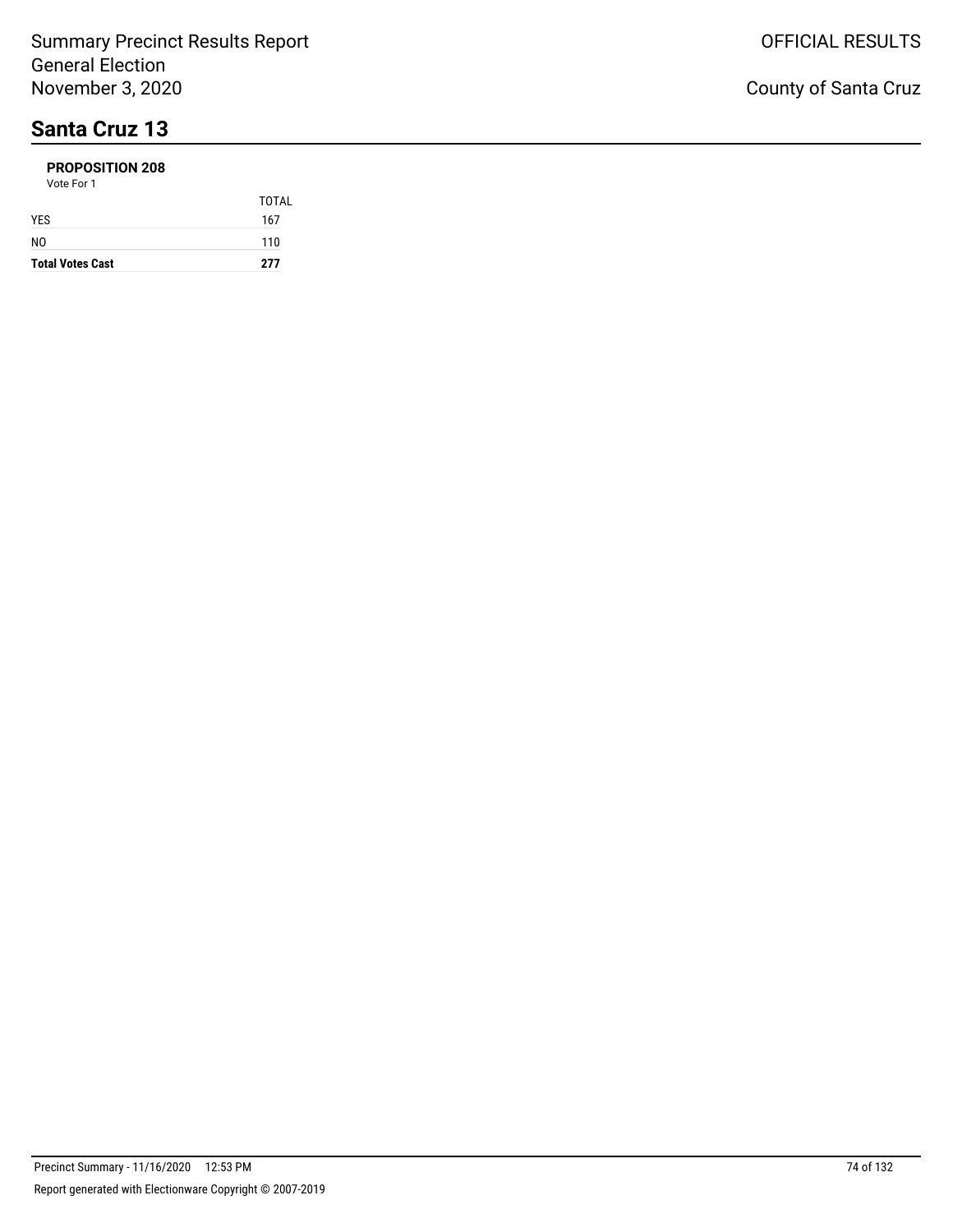# Santa Cruz 13

**PROPOSITION 208**

Vote For 1

| | TOTAL |
|---|---|
| YES | 167 |
| NO | 110 |
| **Total Votes Cast** | **277** |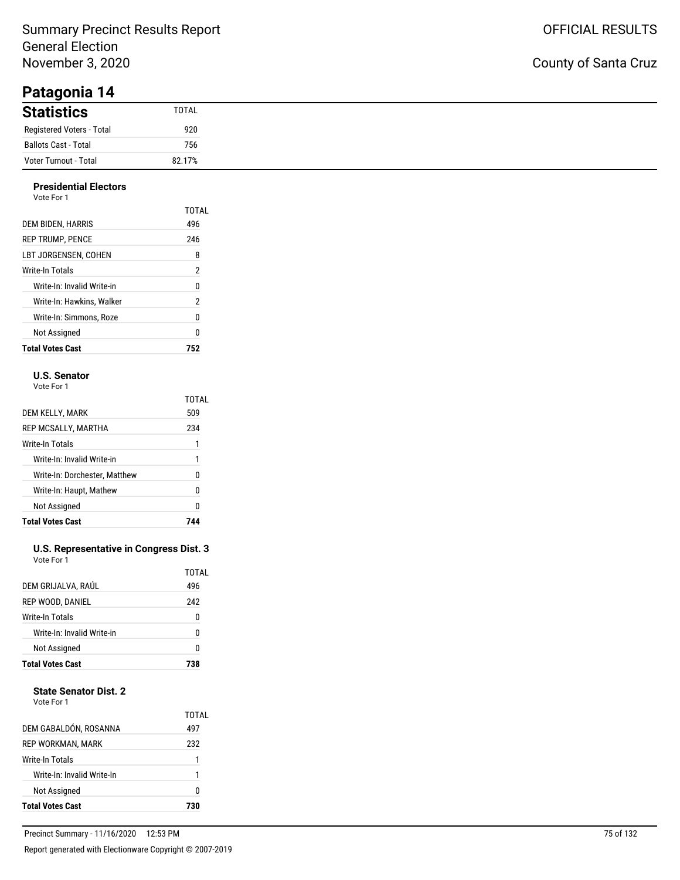Summary Precinct Results Report
General Election
November 3, 2020

OFFICIAL RESULTS

County of Santa Cruz

# Patagonia 14

## Statistics

| Statistics | TOTAL |
|---|---|
| Registered Voters - Total | 920 |
| Ballots Cast - Total | 756 |
| Voter Turnout - Total | 82.17% |

### Presidential Electors

Vote For 1

| | TOTAL |
|---|---|
| DEM BIDEN, HARRIS | 496 |
| REP TRUMP, PENCE | 246 |
| LBT JORGENSEN, COHEN | 8 |
| Write-In Totals | 2 |
| Write-In: Invalid Write-in | 0 |
| Write-In: Hawkins, Walker | 2 |
| Write-In: Simmons, Roze | 0 |
| Not Assigned | 0 |
| **Total Votes Cast** | **752** |

### U.S. Senator

Vote For 1

| | TOTAL |
|---|---|
| DEM KELLY, MARK | 509 |
| REP MCSALLY, MARTHA | 234 |
| Write-In Totals | 1 |
| Write-In: Invalid Write-in | 1 |
| Write-In: Dorchester, Matthew | 0 |
| Write-In: Haupt, Mathew | 0 |
| Not Assigned | 0 |
| **Total Votes Cast** | **744** |

### U.S. Representative in Congress Dist. 3

Vote For 1

| | TOTAL |
|---|---|
| DEM GRIJALVA, RAÚL | 496 |
| REP WOOD, DANIEL | 242 |
| Write-In Totals | 0 |
| Write-In: Invalid Write-in | 0 |
| Not Assigned | 0 |
| **Total Votes Cast** | **738** |

### State Senator Dist. 2

Vote For 1

| | TOTAL |
|---|---|
| DEM GABALDÓN, ROSANNA | 497 |
| REP WORKMAN, MARK | 232 |
| Write-In Totals | 1 |
| Write-In: Invalid Write-In | 1 |
| Not Assigned | 0 |
| **Total Votes Cast** | **730** |

Precinct Summary - 11/16/2020 12:53 PM

Report generated with Electionware Copyright © 2007-2019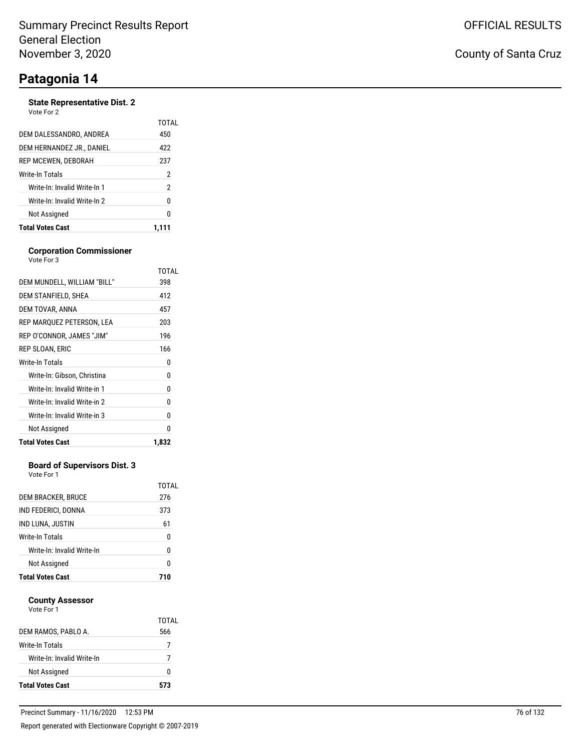Summary Precinct Results Report
General Election
November 3, 2020

OFFICIAL RESULTS

County of Santa Cruz

# Patagonia 14

### State Representative Dist. 2

Vote For 2

| | TOTAL |
|---|---|
| DEM DALESSANDRO, ANDREA | 450 |
| DEM HERNANDEZ JR., DANIEL | 422 |
| REP MCEWEN, DEBORAH | 237 |
| Write-In Totals | 2 |
| Write-In: Invalid Write-In 1 | 2 |
| Write-In: Invalid Write-In 2 | 0 |
| Not Assigned | 0 |
| **Total Votes Cast** | **1,111** |

### Corporation Commissioner

Vote For 3

| | TOTAL |
|---|---|
| DEM MUNDELL, WILLIAM "BILL" | 398 |
| DEM STANFIELD, SHEA | 412 |
| DEM TOVAR, ANNA | 457 |
| REP MARQUEZ PETERSON, LEA | 203 |
| REP O'CONNOR, JAMES "JIM" | 196 |
| REP SLOAN, ERIC | 166 |
| Write-In Totals | 0 |
| Write-In: Gibson, Christina | 0 |
| Write-In: Invalid Write-in 1 | 0 |
| Write-In: Invalid Write-in 2 | 0 |
| Write-In: Invalid Write-in 3 | 0 |
| Not Assigned | 0 |
| **Total Votes Cast** | **1,832** |

### Board of Supervisors Dist. 3

Vote For 1

| | TOTAL |
|---|---|
| DEM BRACKER, BRUCE | 276 |
| IND FEDERICI, DONNA | 373 |
| IND LUNA, JUSTIN | 61 |
| Write-In Totals | 0 |
| Write-In: Invalid Write-In | 0 |
| Not Assigned | 0 |
| **Total Votes Cast** | **710** |

### County Assessor

Vote For 1

| | TOTAL |
|---|---|
| DEM RAMOS, PABLO A. | 566 |
| Write-In Totals | 7 |
| Write-In: Invalid Write-In | 7 |
| Not Assigned | 0 |
| **Total Votes Cast** | **573** |

Precinct Summary - 11/16/2020 12:53 PM

Report generated with Electionware Copyright © 2007-2019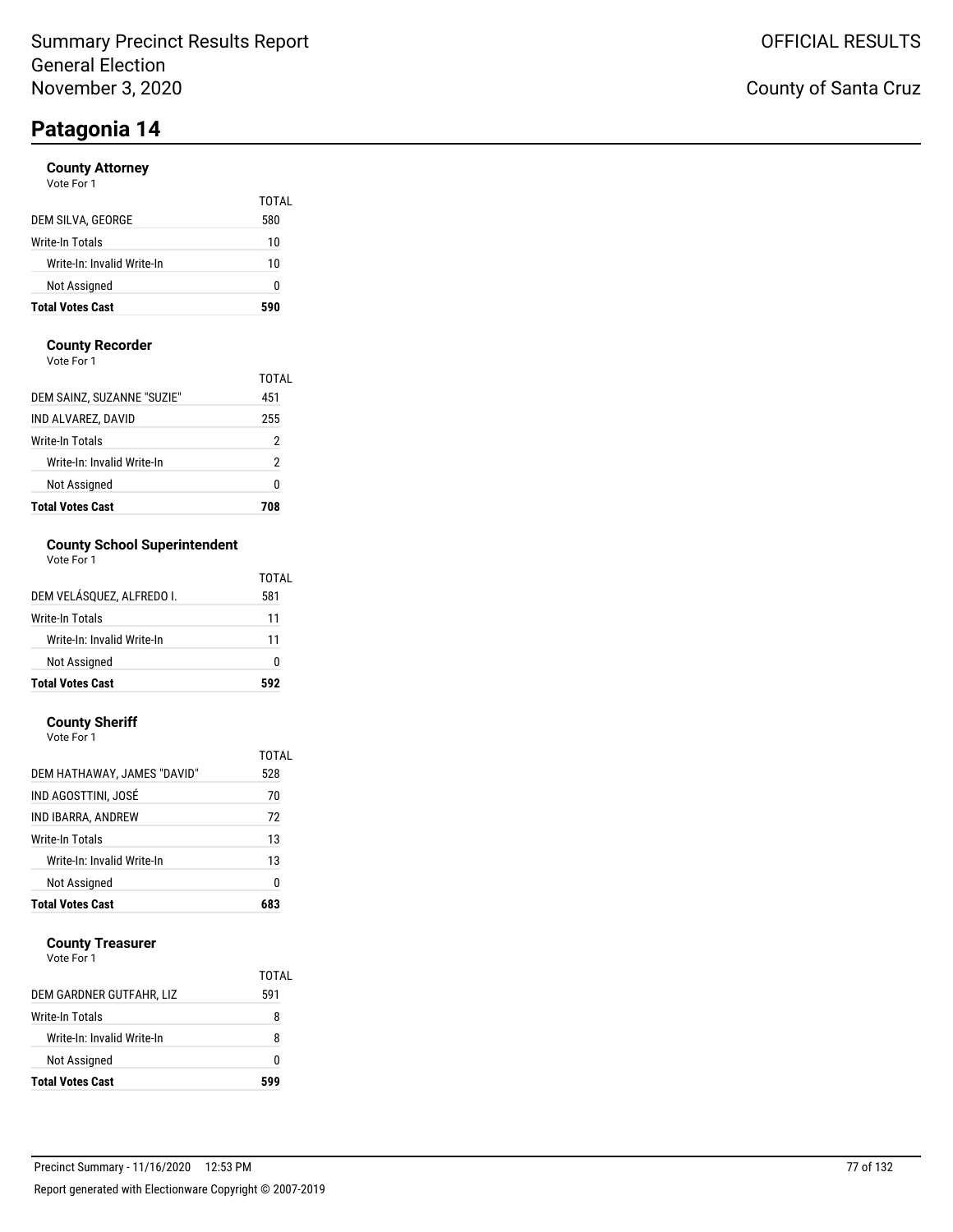Summary Precinct Results Report
General Election
November 3, 2020

OFFICIAL RESULTS

County of Santa Cruz

# Patagonia 14

### County Attorney

Vote For 1

| | TOTAL |
|---|---|
| DEM SILVA, GEORGE | 580 |
| Write-In Totals | 10 |
| Write-In: Invalid Write-In | 10 |
| Not Assigned | 0 |
| **Total Votes Cast** | **590** |

### County Recorder

Vote For 1

| | TOTAL |
|---|---|
| DEM SAINZ, SUZANNE "SUZIE" | 451 |
| IND ALVAREZ, DAVID | 255 |
| Write-In Totals | 2 |
| Write-In: Invalid Write-In | 2 |
| Not Assigned | 0 |
| **Total Votes Cast** | **708** |

### County School Superintendent

Vote For 1

| | TOTAL |
|---|---|
| DEM VELÁSQUEZ, ALFREDO I. | 581 |
| Write-In Totals | 11 |
| Write-In: Invalid Write-In | 11 |
| Not Assigned | 0 |
| **Total Votes Cast** | **592** |

### County Sheriff

Vote For 1

| | TOTAL |
|---|---|
| DEM HATHAWAY, JAMES "DAVID" | 528 |
| IND AGOSTTINI, JOSÉ | 70 |
| IND IBARRA, ANDREW | 72 |
| Write-In Totals | 13 |
| Write-In: Invalid Write-In | 13 |
| Not Assigned | 0 |
| **Total Votes Cast** | **683** |

### County Treasurer

Vote For 1

| | TOTAL |
|---|---|
| DEM GARDNER GUTFAHR, LIZ | 591 |
| Write-In Totals | 8 |
| Write-In: Invalid Write-In | 8 |
| Not Assigned | 0 |
| **Total Votes Cast** | **599** |

Precinct Summary - 11/16/2020 12:53 PM

Report generated with Electionware Copyright © 2007-2019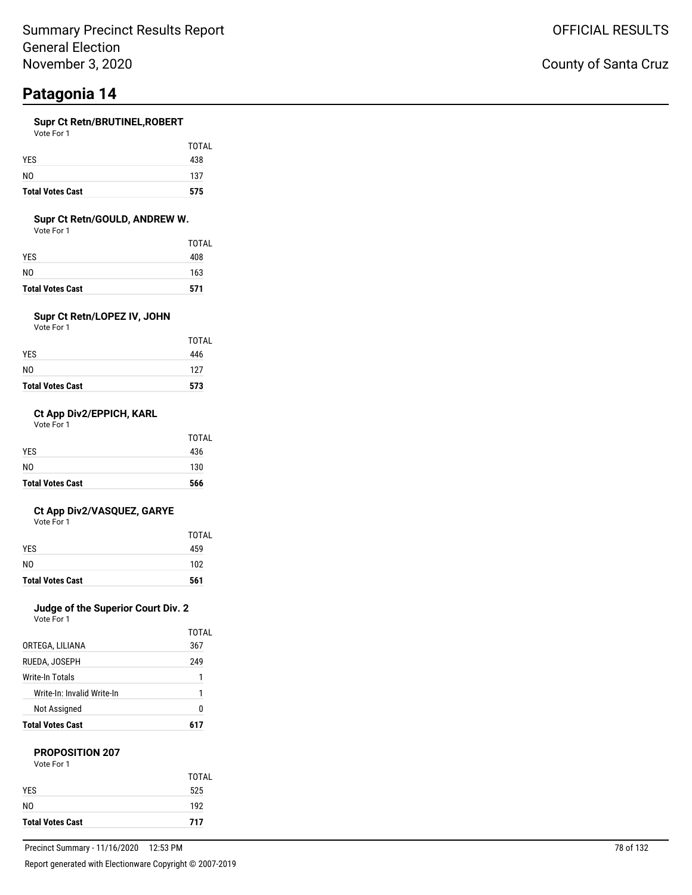# Patagonia 14

### Supr Ct Retn/BRUTINEL,ROBERT

Vote For 1

| | TOTAL |
|---|---|
| YES | 438 |
| NO | 137 |
| **Total Votes Cast** | **575** |

### Supr Ct Retn/GOULD, ANDREW W.

Vote For 1

| | TOTAL |
|---|---|
| YES | 408 |
| NO | 163 |
| **Total Votes Cast** | **571** |

### Supr Ct Retn/LOPEZ IV, JOHN

Vote For 1

| | TOTAL |
|---|---|
| YES | 446 |
| NO | 127 |
| **Total Votes Cast** | **573** |

### Ct App Div2/EPPICH, KARL

Vote For 1

| | TOTAL |
|---|---|
| YES | 436 |
| NO | 130 |
| **Total Votes Cast** | **566** |

### Ct App Div2/VASQUEZ, GARYE

Vote For 1

| | TOTAL |
|---|---|
| YES | 459 |
| NO | 102 |
| **Total Votes Cast** | **561** |

### Judge of the Superior Court Div. 2

Vote For 1

| | TOTAL |
|---|---|
| ORTEGA, LILIANA | 367 |
| RUEDA, JOSEPH | 249 |
| Write-In Totals | 1 |
| Write-In: Invalid Write-In | 1 |
| Not Assigned | 0 |
| **Total Votes Cast** | **617** |

### PROPOSITION 207

Vote For 1

| | TOTAL |
|---|---|
| YES | 525 |
| NO | 192 |
| **Total Votes Cast** | **717** |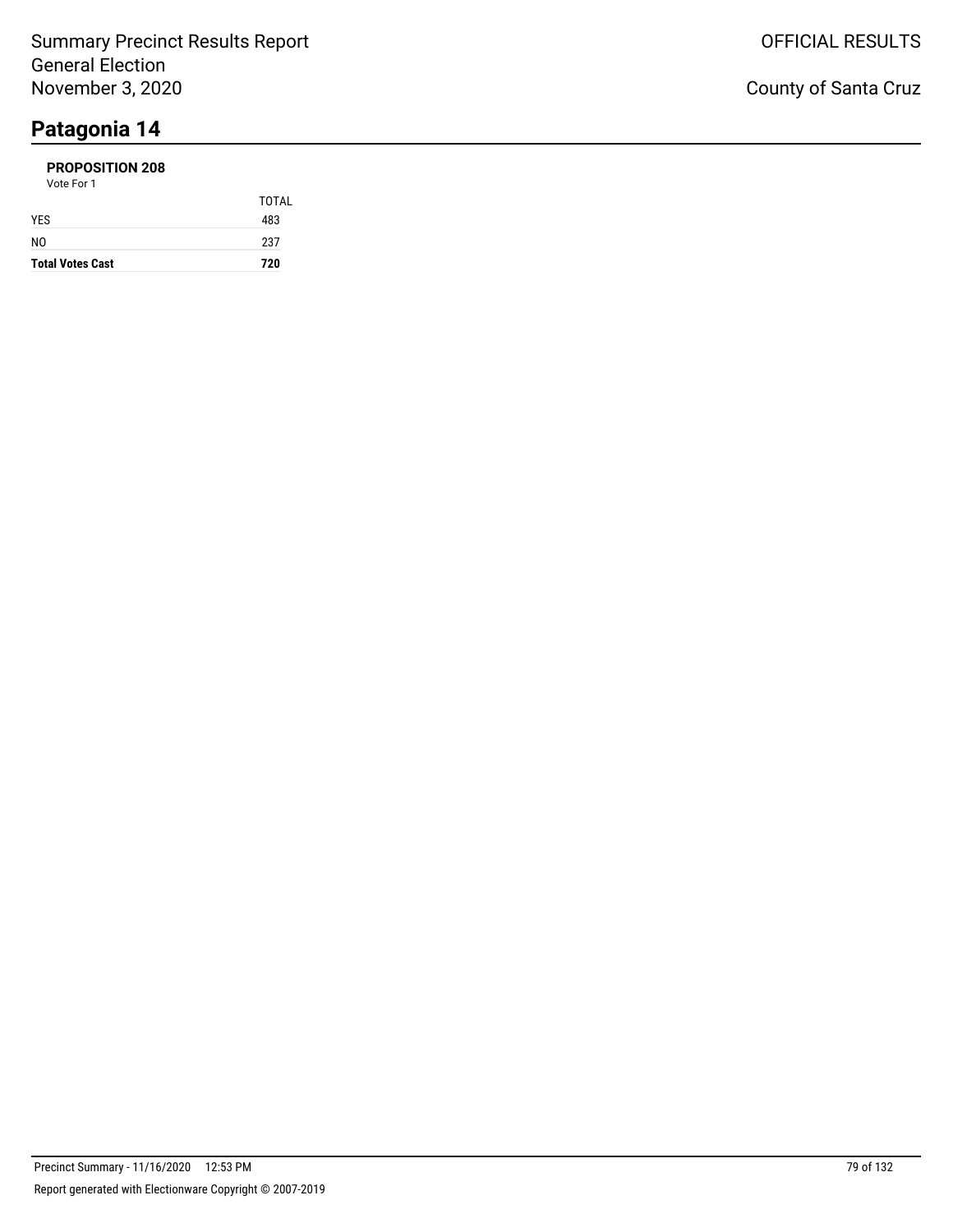# Patagonia 14

### PROPOSITION 208

Vote For 1

| | TOTAL |
|---|---|
| YES | 483 |
| NO | 237 |
| **Total Votes Cast** | **720** |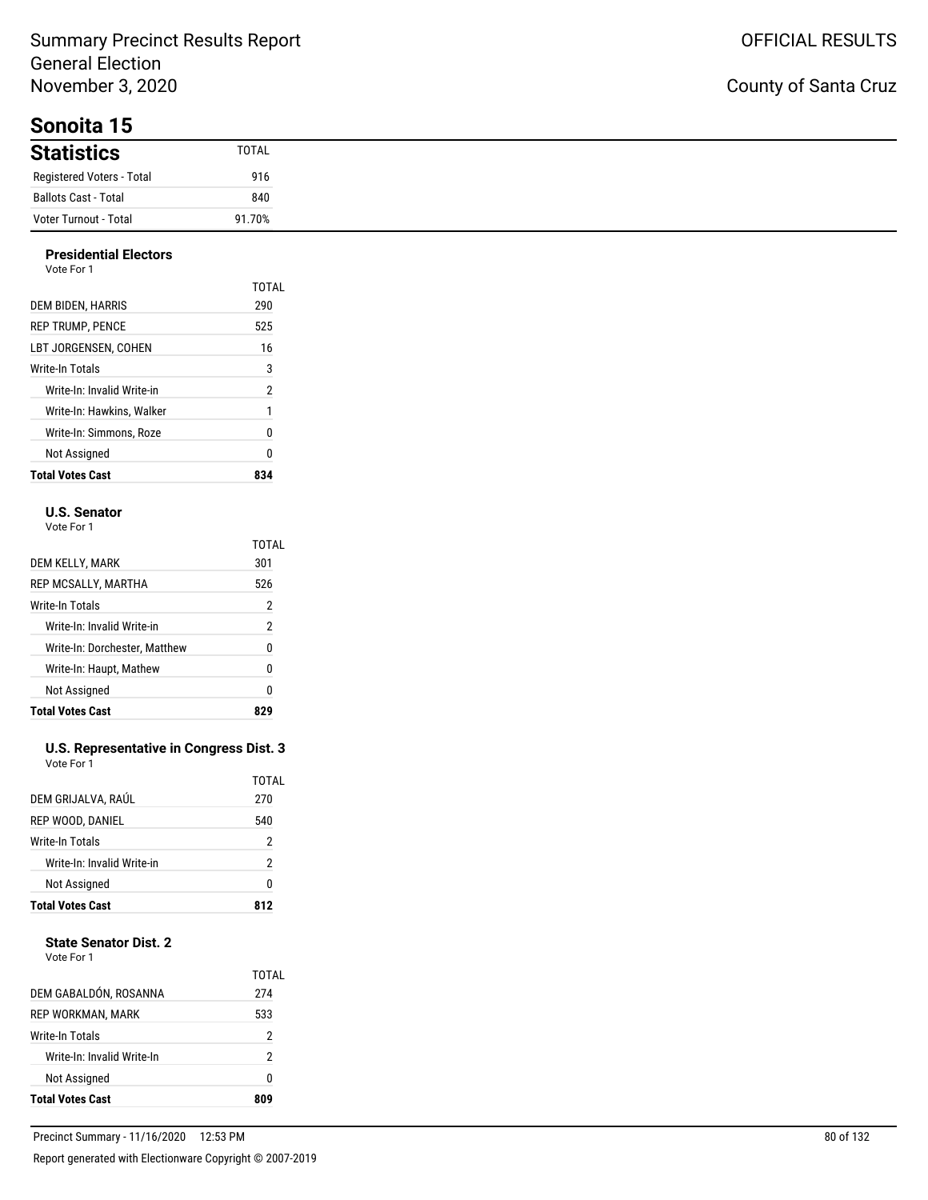# Sonoita 15

## Statistics

| Statistics | TOTAL |
|---|---|
| Registered Voters - Total | 916 |
| Ballots Cast - Total | 840 |
| Voter Turnout - Total | 91.70% |

### Presidential Electors

Vote For 1

| | TOTAL |
|---|---|
| DEM BIDEN, HARRIS | 290 |
| REP TRUMP, PENCE | 525 |
| LBT JORGENSEN, COHEN | 16 |
| Write-In Totals | 3 |
| Write-In: Invalid Write-in | 2 |
| Write-In: Hawkins, Walker | 1 |
| Write-In: Simmons, Roze | 0 |
| Not Assigned | 0 |
| **Total Votes Cast** | **834** |

### U.S. Senator

Vote For 1

| | TOTAL |
|---|---|
| DEM KELLY, MARK | 301 |
| REP MCSALLY, MARTHA | 526 |
| Write-In Totals | 2 |
| Write-In: Invalid Write-in | 2 |
| Write-In: Dorchester, Matthew | 0 |
| Write-In: Haupt, Mathew | 0 |
| Not Assigned | 0 |
| **Total Votes Cast** | **829** |

### U.S. Representative in Congress Dist. 3

Vote For 1

| | TOTAL |
|---|---|
| DEM GRIJALVA, RAÚL | 270 |
| REP WOOD, DANIEL | 540 |
| Write-In Totals | 2 |
| Write-In: Invalid Write-in | 2 |
| Not Assigned | 0 |
| **Total Votes Cast** | **812** |

### State Senator Dist. 2

Vote For 1

| | TOTAL |
|---|---|
| DEM GABALDÓN, ROSANNA | 274 |
| REP WORKMAN, MARK | 533 |
| Write-In Totals | 2 |
| Write-In: Invalid Write-In | 2 |
| Not Assigned | 0 |
| **Total Votes Cast** | **809** |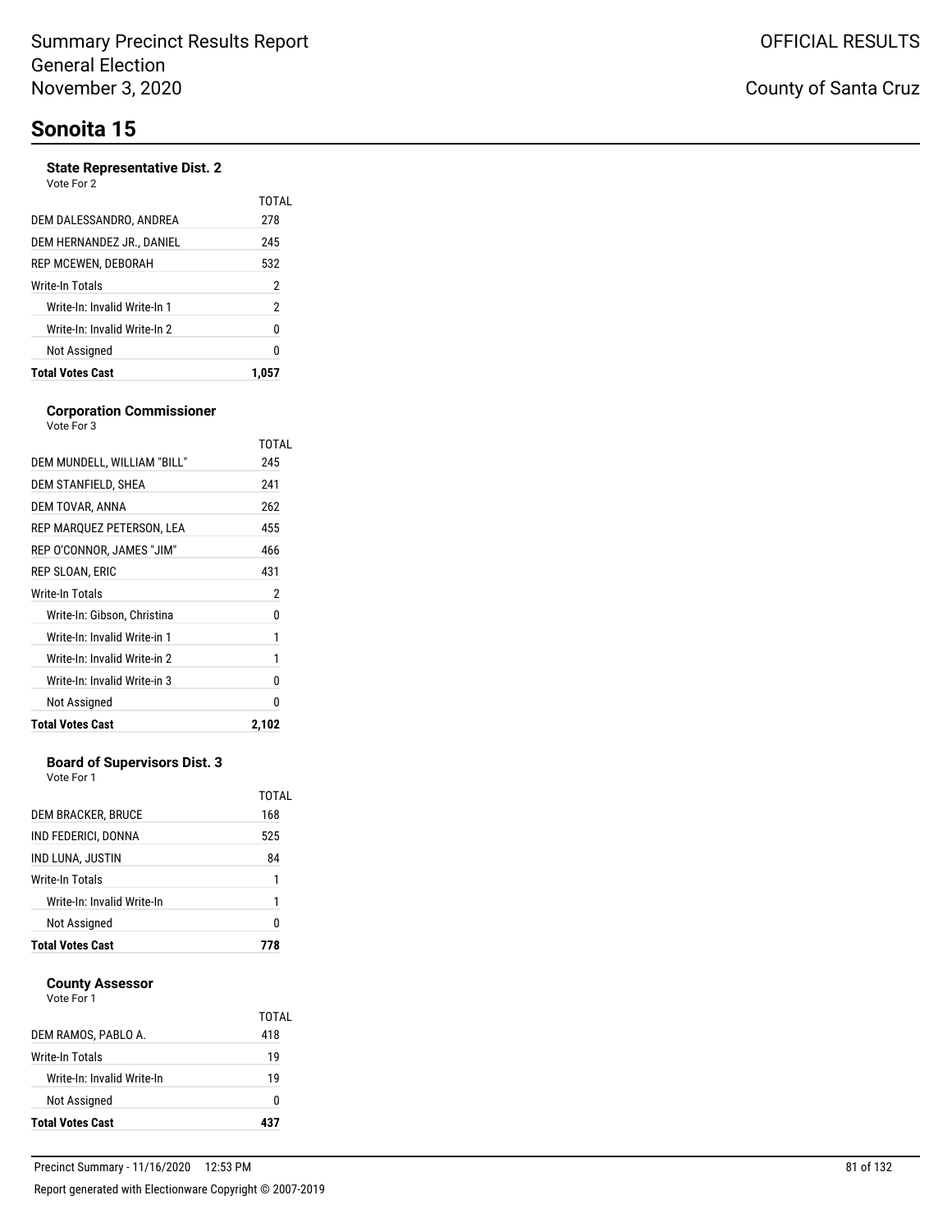# Sonoita 15

### State Representative Dist. 2

Vote For 2

| | TOTAL |
|---|---|
| DEM DALESSANDRO, ANDREA | 278 |
| DEM HERNANDEZ JR., DANIEL | 245 |
| REP MCEWEN, DEBORAH | 532 |
| Write-In Totals | 2 |
| Write-In: Invalid Write-In 1 | 2 |
| Write-In: Invalid Write-In 2 | 0 |
| Not Assigned | 0 |
| **Total Votes Cast** | **1,057** |

### Corporation Commissioner

Vote For 3

| | TOTAL |
|---|---|
| DEM MUNDELL, WILLIAM "BILL" | 245 |
| DEM STANFIELD, SHEA | 241 |
| DEM TOVAR, ANNA | 262 |
| REP MARQUEZ PETERSON, LEA | 455 |
| REP O'CONNOR, JAMES "JIM" | 466 |
| REP SLOAN, ERIC | 431 |
| Write-In Totals | 2 |
| Write-In: Gibson, Christina | 0 |
| Write-In: Invalid Write-in 1 | 1 |
| Write-In: Invalid Write-in 2 | 1 |
| Write-In: Invalid Write-in 3 | 0 |
| Not Assigned | 0 |
| **Total Votes Cast** | **2,102** |

### Board of Supervisors Dist. 3

Vote For 1

| | TOTAL |
|---|---|
| DEM BRACKER, BRUCE | 168 |
| IND FEDERICI, DONNA | 525 |
| IND LUNA, JUSTIN | 84 |
| Write-In Totals | 1 |
| Write-In: Invalid Write-In | 1 |
| Not Assigned | 0 |
| **Total Votes Cast** | **778** |

### County Assessor

Vote For 1

| | TOTAL |
|---|---|
| DEM RAMOS, PABLO A. | 418 |
| Write-In Totals | 19 |
| Write-In: Invalid Write-In | 19 |
| Not Assigned | 0 |
| **Total Votes Cast** | **437** |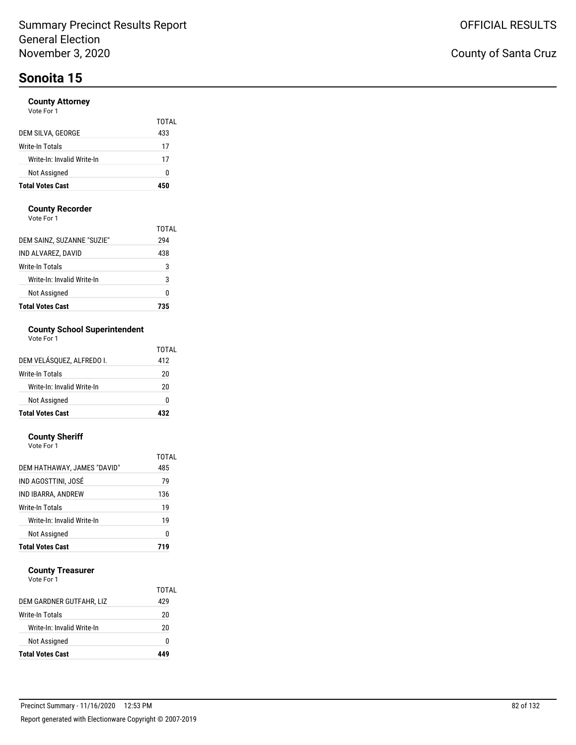# Sonoita 15

### County Attorney

Vote For 1

| | TOTAL |
|---|---|
| DEM SILVA, GEORGE | 433 |
| Write-In Totals | 17 |
| Write-In: Invalid Write-In | 17 |
| Not Assigned | 0 |
| **Total Votes Cast** | **450** |

### County Recorder

Vote For 1

| | TOTAL |
|---|---|
| DEM SAINZ, SUZANNE "SUZIE" | 294 |
| IND ALVAREZ, DAVID | 438 |
| Write-In Totals | 3 |
| Write-In: Invalid Write-In | 3 |
| Not Assigned | 0 |
| **Total Votes Cast** | **735** |

### County School Superintendent

Vote For 1

| | TOTAL |
|---|---|
| DEM VELÁSQUEZ, ALFREDO I. | 412 |
| Write-In Totals | 20 |
| Write-In: Invalid Write-In | 20 |
| Not Assigned | 0 |
| **Total Votes Cast** | **432** |

### County Sheriff

Vote For 1

| | TOTAL |
|---|---|
| DEM HATHAWAY, JAMES "DAVID" | 485 |
| IND AGOSTTINI, JOSÉ | 79 |
| IND IBARRA, ANDREW | 136 |
| Write-In Totals | 19 |
| Write-In: Invalid Write-In | 19 |
| Not Assigned | 0 |
| **Total Votes Cast** | **719** |

### County Treasurer

Vote For 1

| | TOTAL |
|---|---|
| DEM GARDNER GUTFAHR, LIZ | 429 |
| Write-In Totals | 20 |
| Write-In: Invalid Write-In | 20 |
| Not Assigned | 0 |
| **Total Votes Cast** | **449** |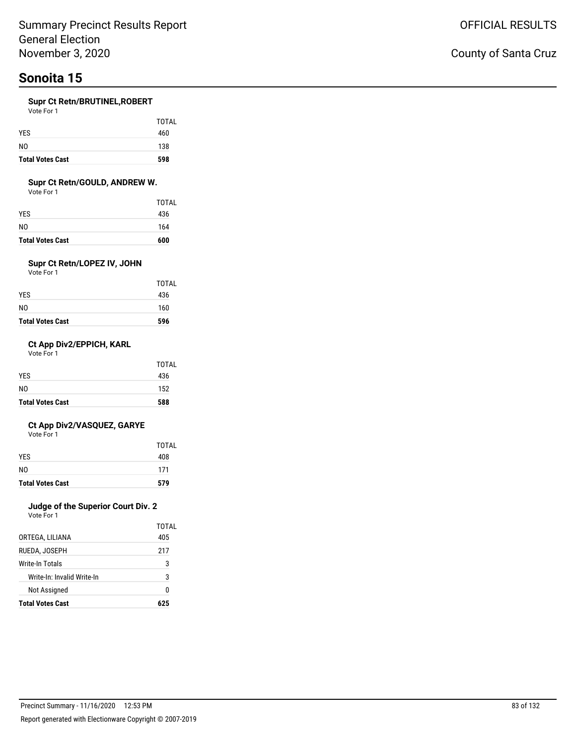# Sonoita 15

### Supr Ct Retn/BRUTINEL,ROBERT

Vote For 1

| | TOTAL |
|---|---|
| YES | 460 |
| NO | 138 |
| **Total Votes Cast** | **598** |

### Supr Ct Retn/GOULD, ANDREW W.

Vote For 1

| | TOTAL |
|---|---|
| YES | 436 |
| NO | 164 |
| **Total Votes Cast** | **600** |

### Supr Ct Retn/LOPEZ IV, JOHN

Vote For 1

| | TOTAL |
|---|---|
| YES | 436 |
| NO | 160 |
| **Total Votes Cast** | **596** |

### Ct App Div2/EPPICH, KARL

Vote For 1

| | TOTAL |
|---|---|
| YES | 436 |
| NO | 152 |
| **Total Votes Cast** | **588** |

### Ct App Div2/VASQUEZ, GARYE

Vote For 1

| | TOTAL |
|---|---|
| YES | 408 |
| NO | 171 |
| **Total Votes Cast** | **579** |

### Judge of the Superior Court Div. 2

Vote For 1

| | TOTAL |
|---|---|
| ORTEGA, LILIANA | 405 |
| RUEDA, JOSEPH | 217 |
| Write-In Totals | 3 |
| Write-In: Invalid Write-In | 3 |
| Not Assigned | 0 |
| **Total Votes Cast** | **625** |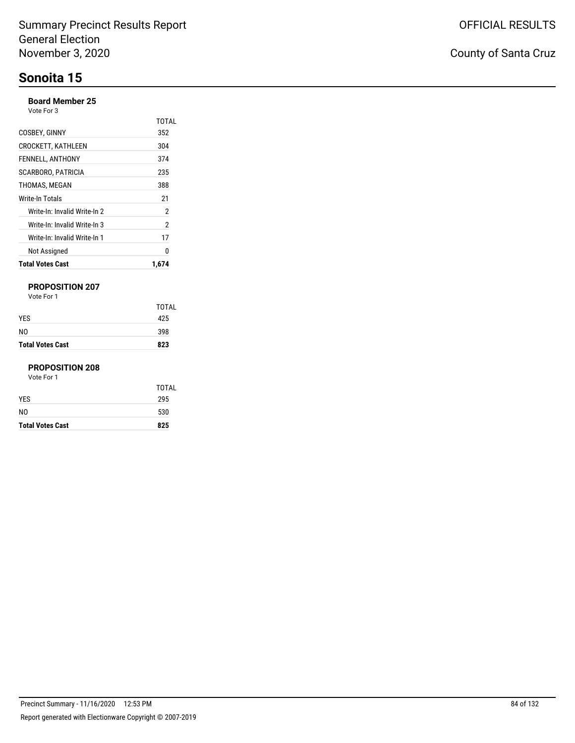# Sonoita 15

### Board Member 25

Vote For 3

| | TOTAL |
|---|---|
| COSBEY, GINNY | 352 |
| CROCKETT, KATHLEEN | 304 |
| FENNELL, ANTHONY | 374 |
| SCARBORO, PATRICIA | 235 |
| THOMAS, MEGAN | 388 |
| Write-In Totals | 21 |
| Write-In: Invalid Write-In 2 | 2 |
| Write-In: Invalid Write-In 3 | 2 |
| Write-In: Invalid Write-In 1 | 17 |
| Not Assigned | 0 |
| **Total Votes Cast** | **1,674** |

### PROPOSITION 207

Vote For 1

| | TOTAL |
|---|---|
| YES | 425 |
| NO | 398 |
| **Total Votes Cast** | **823** |

### PROPOSITION 208

Vote For 1

| | TOTAL |
|---|---|
| YES | 295 |
| NO | 530 |
| **Total Votes Cast** | **825** |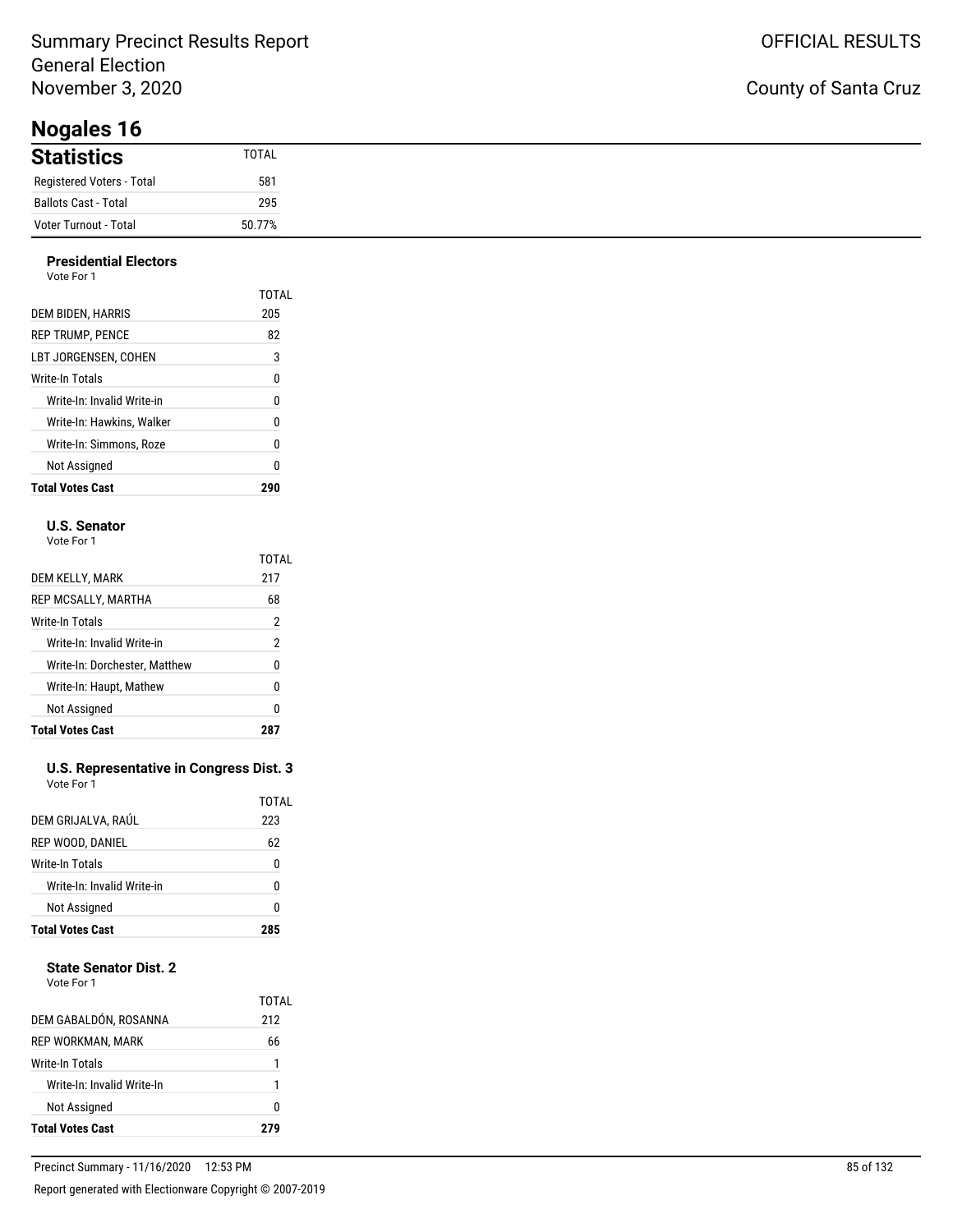Summary Precinct Results Report
General Election
November 3, 2020

OFFICIAL RESULTS

County of Santa Cruz

# Nogales 16

## Statistics

| Statistics | TOTAL |
| --- | --- |
| Registered Voters - Total | 581 |
| Ballots Cast - Total | 295 |
| Voter Turnout - Total | 50.77% |

### Presidential Electors
Vote For 1

| | TOTAL |
| --- | --- |
| DEM BIDEN, HARRIS | 205 |
| REP TRUMP, PENCE | 82 |
| LBT JORGENSEN, COHEN | 3 |
| Write-In Totals | 0 |
| Write-In: Invalid Write-in | 0 |
| Write-In: Hawkins, Walker | 0 |
| Write-In: Simmons, Roze | 0 |
| Not Assigned | 0 |
| **Total Votes Cast** | **290** |

### U.S. Senator
Vote For 1

| | TOTAL |
| --- | --- |
| DEM KELLY, MARK | 217 |
| REP MCSALLY, MARTHA | 68 |
| Write-In Totals | 2 |
| Write-In: Invalid Write-in | 2 |
| Write-In: Dorchester, Matthew | 0 |
| Write-In: Haupt, Mathew | 0 |
| Not Assigned | 0 |
| **Total Votes Cast** | **287** |

### U.S. Representative in Congress Dist. 3
Vote For 1

| | TOTAL |
| --- | --- |
| DEM GRIJALVA, RAÚL | 223 |
| REP WOOD, DANIEL | 62 |
| Write-In Totals | 0 |
| Write-In: Invalid Write-in | 0 |
| Not Assigned | 0 |
| **Total Votes Cast** | **285** |

### State Senator Dist. 2
Vote For 1

| | TOTAL |
| --- | --- |
| DEM GABALDÓN, ROSANNA | 212 |
| REP WORKMAN, MARK | 66 |
| Write-In Totals | 1 |
| Write-In: Invalid Write-In | 1 |
| Not Assigned | 0 |
| **Total Votes Cast** | **279** |

Precinct Summary - 11/16/2020 12:53 PM

Report generated with Electionware Copyright © 2007-2019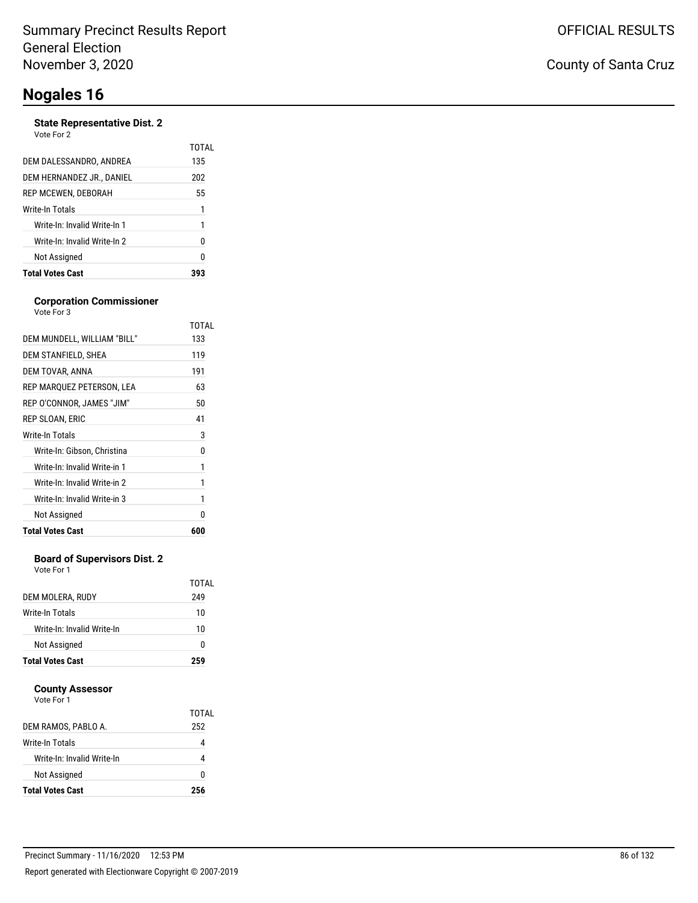# Nogales 16

### State Representative Dist. 2

Vote For 2

| | TOTAL |
|---|---|
| DEM DALESSANDRO, ANDREA | 135 |
| DEM HERNANDEZ JR., DANIEL | 202 |
| REP MCEWEN, DEBORAH | 55 |
| Write-In Totals | 1 |
| Write-In: Invalid Write-In 1 | 1 |
| Write-In: Invalid Write-In 2 | 0 |
| Not Assigned | 0 |
| **Total Votes Cast** | **393** |

### Corporation Commissioner

Vote For 3

| | TOTAL |
|---|---|
| DEM MUNDELL, WILLIAM "BILL" | 133 |
| DEM STANFIELD, SHEA | 119 |
| DEM TOVAR, ANNA | 191 |
| REP MARQUEZ PETERSON, LEA | 63 |
| REP O'CONNOR, JAMES "JIM" | 50 |
| REP SLOAN, ERIC | 41 |
| Write-In Totals | 3 |
| Write-In: Gibson, Christina | 0 |
| Write-In: Invalid Write-in 1 | 1 |
| Write-In: Invalid Write-in 2 | 1 |
| Write-In: Invalid Write-in 3 | 1 |
| Not Assigned | 0 |
| **Total Votes Cast** | **600** |

### Board of Supervisors Dist. 2

Vote For 1

| | TOTAL |
|---|---|
| DEM MOLERA, RUDY | 249 |
| Write-In Totals | 10 |
| Write-In: Invalid Write-In | 10 |
| Not Assigned | 0 |
| **Total Votes Cast** | **259** |

### County Assessor

Vote For 1

| | TOTAL |
|---|---|
| DEM RAMOS, PABLO A. | 252 |
| Write-In Totals | 4 |
| Write-In: Invalid Write-In | 4 |
| Not Assigned | 0 |
| **Total Votes Cast** | **256** |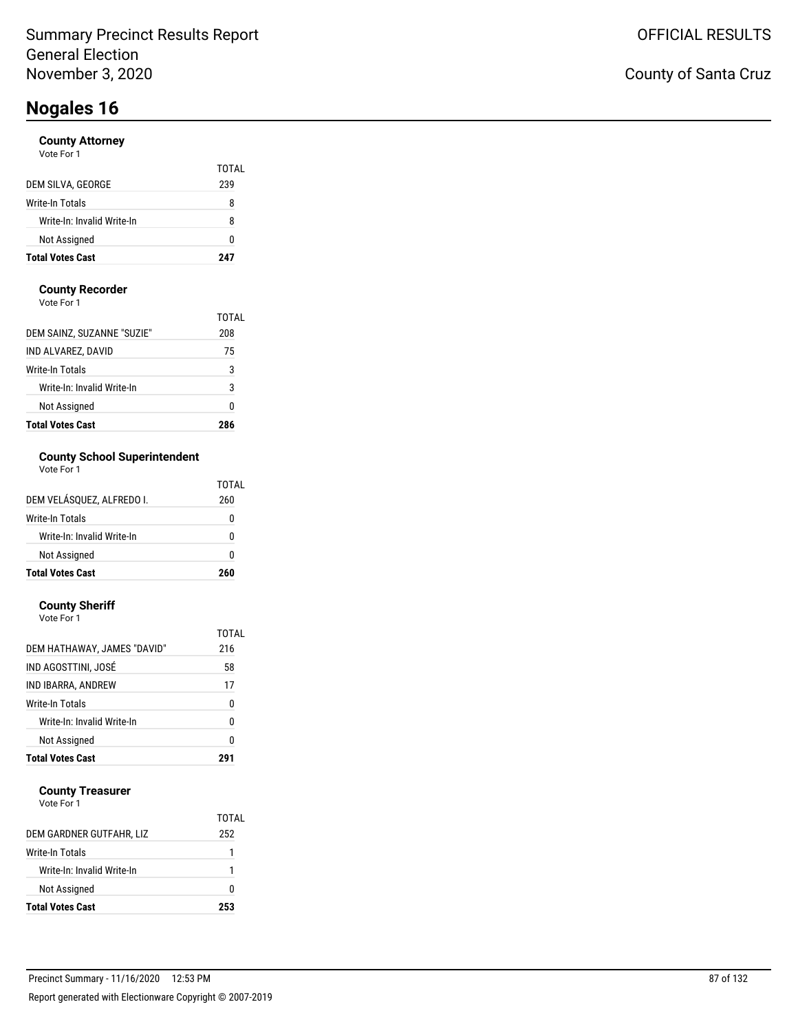Summary Precinct Results Report
General Election
November 3, 2020

OFFICIAL RESULTS

County of Santa Cruz

# Nogales 16

### County Attorney
Vote For 1

| | TOTAL |
|---|---|
| DEM SILVA, GEORGE | 239 |
| Write-In Totals | 8 |
| Write-In: Invalid Write-In | 8 |
| Not Assigned | 0 |
| **Total Votes Cast** | **247** |

### County Recorder
Vote For 1

| | TOTAL |
|---|---|
| DEM SAINZ, SUZANNE "SUZIE" | 208 |
| IND ALVAREZ, DAVID | 75 |
| Write-In Totals | 3 |
| Write-In: Invalid Write-In | 3 |
| Not Assigned | 0 |
| **Total Votes Cast** | **286** |

### County School Superintendent
Vote For 1

| | TOTAL |
|---|---|
| DEM VELÁSQUEZ, ALFREDO I. | 260 |
| Write-In Totals | 0 |
| Write-In: Invalid Write-In | 0 |
| Not Assigned | 0 |
| **Total Votes Cast** | **260** |

### County Sheriff
Vote For 1

| | TOTAL |
|---|---|
| DEM HATHAWAY, JAMES "DAVID" | 216 |
| IND AGOSTTINI, JOSÉ | 58 |
| IND IBARRA, ANDREW | 17 |
| Write-In Totals | 0 |
| Write-In: Invalid Write-In | 0 |
| Not Assigned | 0 |
| **Total Votes Cast** | **291** |

### County Treasurer
Vote For 1

| | TOTAL |
|---|---|
| DEM GARDNER GUTFAHR, LIZ | 252 |
| Write-In Totals | 1 |
| Write-In: Invalid Write-In | 1 |
| Not Assigned | 0 |
| **Total Votes Cast** | **253** |

Precinct Summary - 11/16/2020 12:53 PM

Report generated with Electionware Copyright © 2007-2019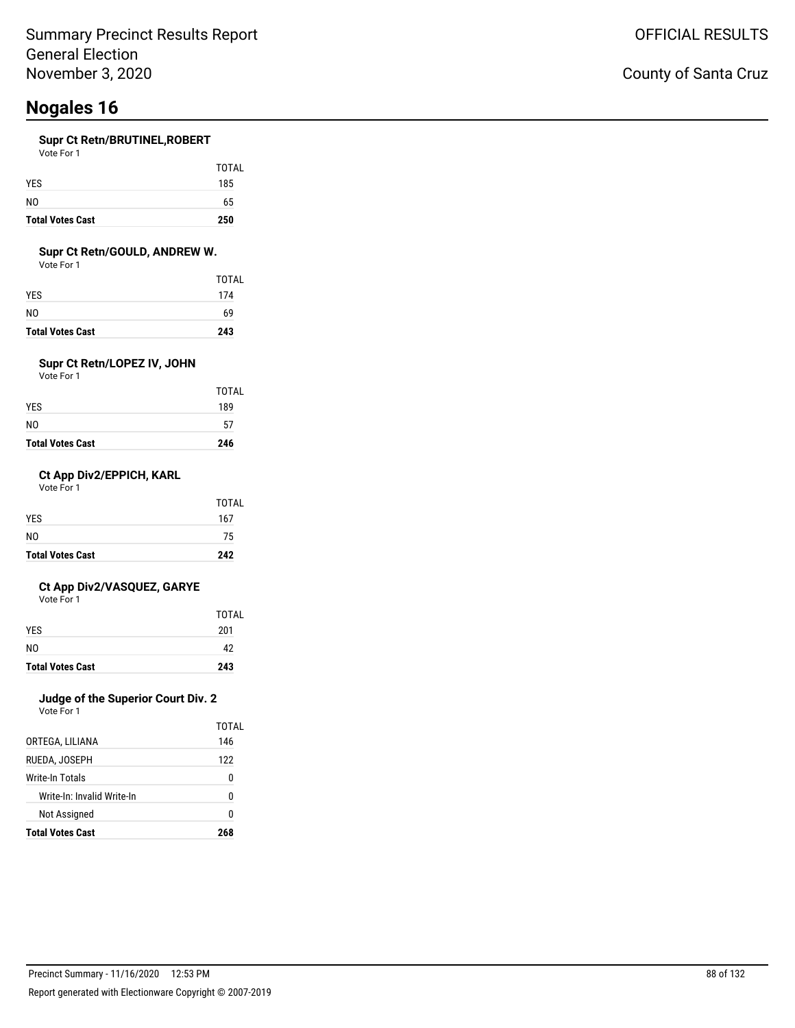# Nogales 16

### Supr Ct Retn/BRUTINEL,ROBERT

Vote For 1

| | TOTAL |
|---|---|
| YES | 185 |
| NO | 65 |
| **Total Votes Cast** | **250** |

### Supr Ct Retn/GOULD, ANDREW W.

Vote For 1

| | TOTAL |
|---|---|
| YES | 174 |
| NO | 69 |
| **Total Votes Cast** | **243** |

### Supr Ct Retn/LOPEZ IV, JOHN

Vote For 1

| | TOTAL |
|---|---|
| YES | 189 |
| NO | 57 |
| **Total Votes Cast** | **246** |

### Ct App Div2/EPPICH, KARL

Vote For 1

| | TOTAL |
|---|---|
| YES | 167 |
| NO | 75 |
| **Total Votes Cast** | **242** |

### Ct App Div2/VASQUEZ, GARYE

Vote For 1

| | TOTAL |
|---|---|
| YES | 201 |
| NO | 42 |
| **Total Votes Cast** | **243** |

### Judge of the Superior Court Div. 2

Vote For 1

| | TOTAL |
|---|---|
| ORTEGA, LILIANA | 146 |
| RUEDA, JOSEPH | 122 |
| Write-In Totals | 0 |
| Write-In: Invalid Write-In | 0 |
| Not Assigned | 0 |
| **Total Votes Cast** | **268** |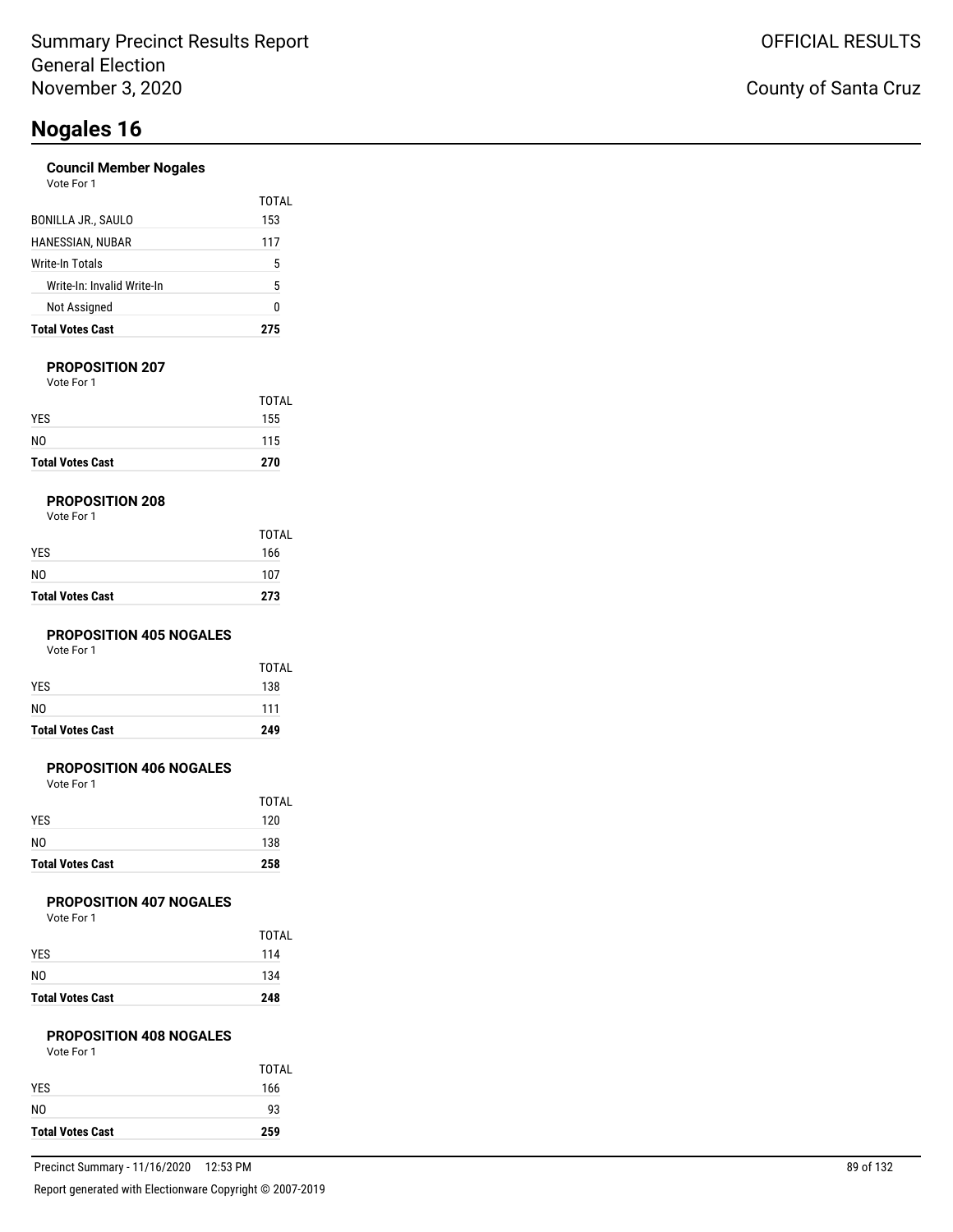# Nogales 16

### Council Member Nogales

Vote For 1

| | TOTAL |
|---|---|
| BONILLA JR., SAULO | 153 |
| HANESSIAN, NUBAR | 117 |
| Write-In Totals | 5 |
| Write-In: Invalid Write-In | 5 |
| Not Assigned | 0 |
| **Total Votes Cast** | **275** |

### PROPOSITION 207

Vote For 1

| | TOTAL |
|---|---|
| YES | 155 |
| NO | 115 |
| **Total Votes Cast** | **270** |

### PROPOSITION 208

Vote For 1

| | TOTAL |
|---|---|
| YES | 166 |
| NO | 107 |
| **Total Votes Cast** | **273** |

### PROPOSITION 405 NOGALES

Vote For 1

| | TOTAL |
|---|---|
| YES | 138 |
| NO | 111 |
| **Total Votes Cast** | **249** |

### PROPOSITION 406 NOGALES

Vote For 1

| | TOTAL |
|---|---|
| YES | 120 |
| NO | 138 |
| **Total Votes Cast** | **258** |

### PROPOSITION 407 NOGALES

Vote For 1

| | TOTAL |
|---|---|
| YES | 114 |
| NO | 134 |
| **Total Votes Cast** | **248** |

### PROPOSITION 408 NOGALES

Vote For 1

| | TOTAL |
|---|---|
| YES | 166 |
| NO | 93 |
| **Total Votes Cast** | **259** |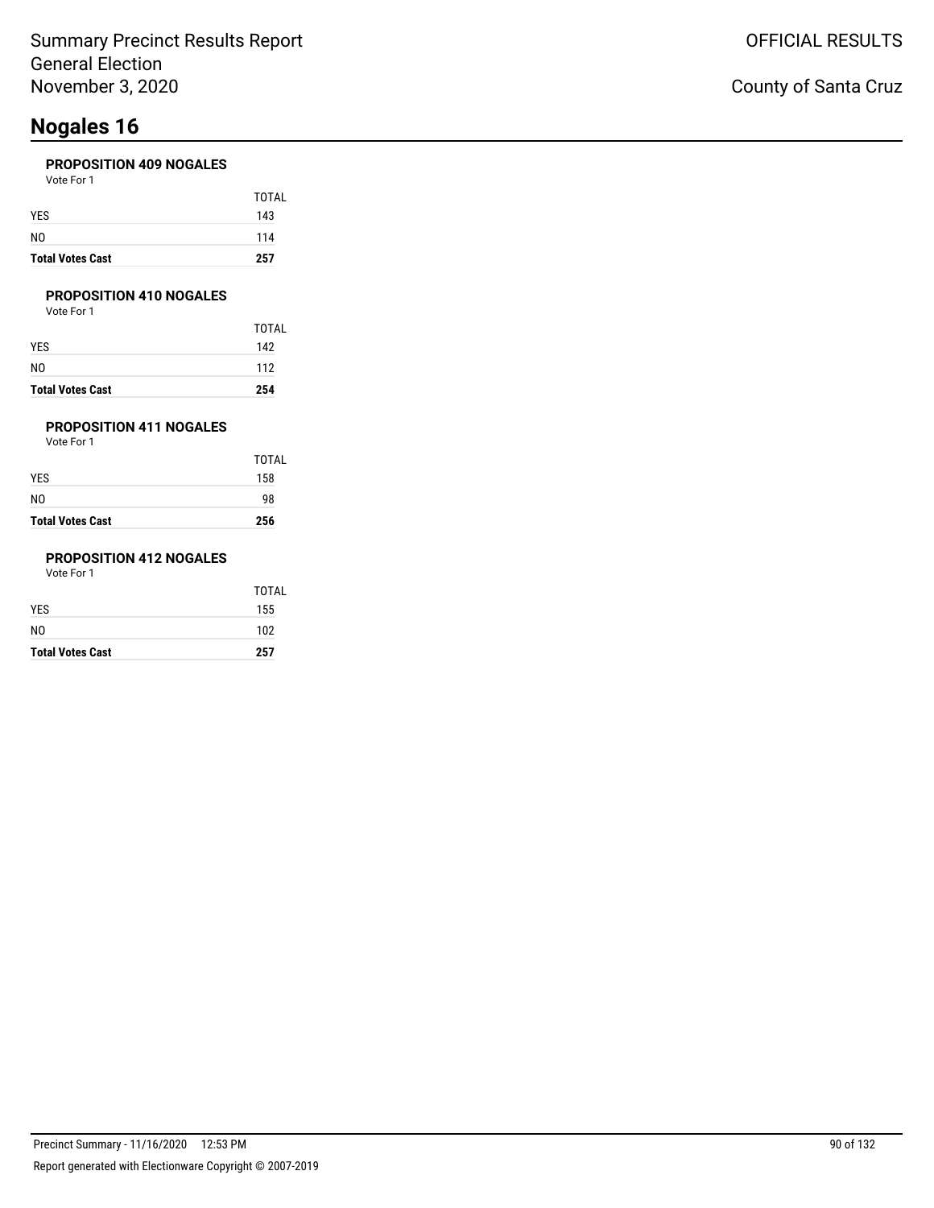# Nogales 16

### PROPOSITION 409 NOGALES

Vote For 1

| | TOTAL |
|---|---|
| YES | 143 |
| NO | 114 |
| **Total Votes Cast** | **257** |

### PROPOSITION 410 NOGALES

Vote For 1

| | TOTAL |
|---|---|
| YES | 142 |
| NO | 112 |
| **Total Votes Cast** | **254** |

### PROPOSITION 411 NOGALES

Vote For 1

| | TOTAL |
|---|---|
| YES | 158 |
| NO | 98 |
| **Total Votes Cast** | **256** |

### PROPOSITION 412 NOGALES

Vote For 1

| | TOTAL |
|---|---|
| YES | 155 |
| NO | 102 |
| **Total Votes Cast** | **257** |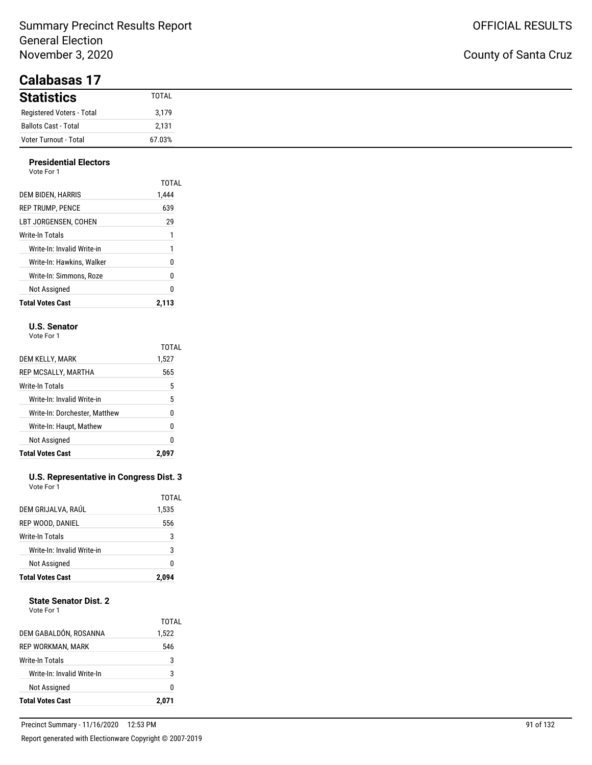Summary Precinct Results Report
General Election
November 3, 2020

OFFICIAL RESULTS

County of Santa Cruz

# Calabasas 17

| Statistics | TOTAL |
|---|---|
| Registered Voters - Total | 3,179 |
| Ballots Cast - Total | 2,131 |
| Voter Turnout - Total | 67.03% |

### Presidential Electors

Vote For 1

| | TOTAL |
|---|---|
| DEM BIDEN, HARRIS | 1,444 |
| REP TRUMP, PENCE | 639 |
| LBT JORGENSEN, COHEN | 29 |
| Write-In Totals | 1 |
| Write-In: Invalid Write-in | 1 |
| Write-In: Hawkins, Walker | 0 |
| Write-In: Simmons, Roze | 0 |
| Not Assigned | 0 |
| **Total Votes Cast** | **2,113** |

### U.S. Senator

Vote For 1

| | TOTAL |
|---|---|
| DEM KELLY, MARK | 1,527 |
| REP MCSALLY, MARTHA | 565 |
| Write-In Totals | 5 |
| Write-In: Invalid Write-in | 5 |
| Write-In: Dorchester, Matthew | 0 |
| Write-In: Haupt, Mathew | 0 |
| Not Assigned | 0 |
| **Total Votes Cast** | **2,097** |

### U.S. Representative in Congress Dist. 3

Vote For 1

| | TOTAL |
|---|---|
| DEM GRIJALVA, RAÚL | 1,535 |
| REP WOOD, DANIEL | 556 |
| Write-In Totals | 3 |
| Write-In: Invalid Write-in | 3 |
| Not Assigned | 0 |
| **Total Votes Cast** | **2,094** |

### State Senator Dist. 2

Vote For 1

| | TOTAL |
|---|---|
| DEM GABALDÓN, ROSANNA | 1,522 |
| REP WORKMAN, MARK | 546 |
| Write-In Totals | 3 |
| Write-In: Invalid Write-In | 3 |
| Not Assigned | 0 |
| **Total Votes Cast** | **2,071** |

Precinct Summary - 11/16/2020 12:53 PM

Report generated with Electionware Copyright © 2007-2019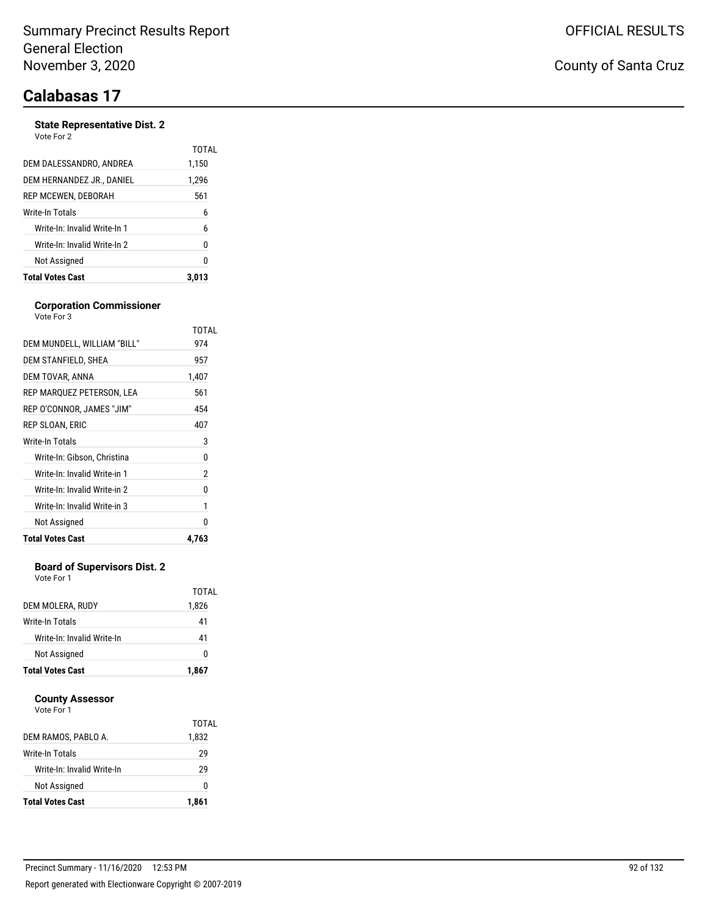# Summary Precinct Results Report
General Election
November 3, 2020

OFFICIAL RESULTS

County of Santa Cruz

## Calabasas 17

### State Representative Dist. 2

Vote For 2

| | TOTAL |
|---|---|
| DEM DALESSANDRO, ANDREA | 1,150 |
| DEM HERNANDEZ JR., DANIEL | 1,296 |
| REP MCEWEN, DEBORAH | 561 |
| Write-In Totals | 6 |
| Write-In: Invalid Write-In 1 | 6 |
| Write-In: Invalid Write-In 2 | 0 |
| Not Assigned | 0 |
| **Total Votes Cast** | **3,013** |

### Corporation Commissioner

Vote For 3

| | TOTAL |
|---|---|
| DEM MUNDELL, WILLIAM "BILL" | 974 |
| DEM STANFIELD, SHEA | 957 |
| DEM TOVAR, ANNA | 1,407 |
| REP MARQUEZ PETERSON, LEA | 561 |
| REP O'CONNOR, JAMES "JIM" | 454 |
| REP SLOAN, ERIC | 407 |
| Write-In Totals | 3 |
| Write-In: Gibson, Christina | 0 |
| Write-In: Invalid Write-in 1 | 2 |
| Write-In: Invalid Write-in 2 | 0 |
| Write-In: Invalid Write-in 3 | 1 |
| Not Assigned | 0 |
| **Total Votes Cast** | **4,763** |

### Board of Supervisors Dist. 2

Vote For 1

| | TOTAL |
|---|---|
| DEM MOLERA, RUDY | 1,826 |
| Write-In Totals | 41 |
| Write-In: Invalid Write-In | 41 |
| Not Assigned | 0 |
| **Total Votes Cast** | **1,867** |

### County Assessor

Vote For 1

| | TOTAL |
|---|---|
| DEM RAMOS, PABLO A. | 1,832 |
| Write-In Totals | 29 |
| Write-In: Invalid Write-In | 29 |
| Not Assigned | 0 |
| **Total Votes Cast** | **1,861** |

Precinct Summary - 11/16/2020 12:53 PM

Report generated with Electionware Copyright © 2007-2019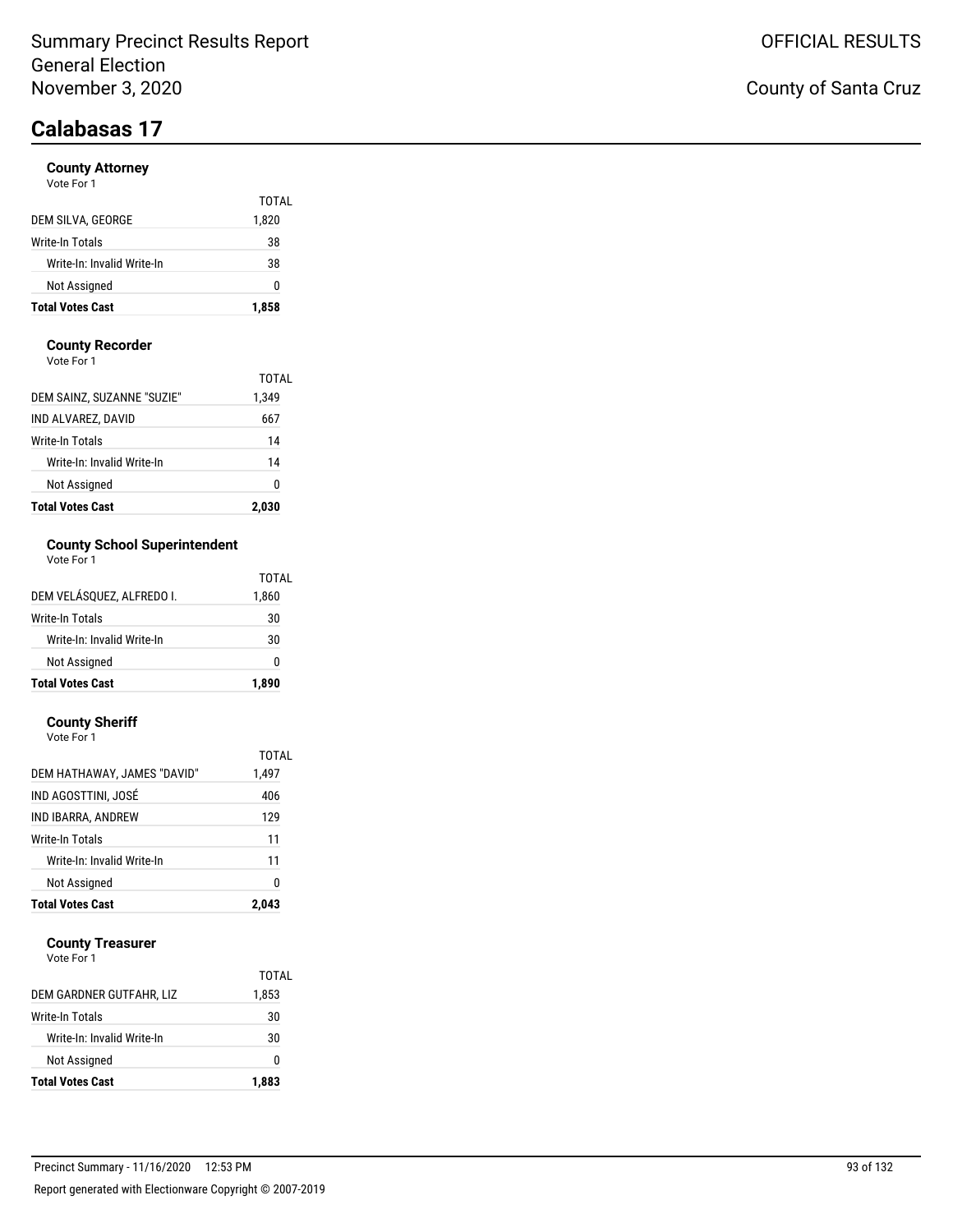Summary Precinct Results Report
General Election
November 3, 2020

OFFICIAL RESULTS

County of Santa Cruz

# Calabasas 17

### County Attorney
Vote For 1

| | TOTAL |
|---|---|
| DEM SILVA, GEORGE | 1,820 |
| Write-In Totals | 38 |
| Write-In: Invalid Write-In | 38 |
| Not Assigned | 0 |
| **Total Votes Cast** | **1,858** |

### County Recorder
Vote For 1

| | TOTAL |
|---|---|
| DEM SAINZ, SUZANNE "SUZIE" | 1,349 |
| IND ALVAREZ, DAVID | 667 |
| Write-In Totals | 14 |
| Write-In: Invalid Write-In | 14 |
| Not Assigned | 0 |
| **Total Votes Cast** | **2,030** |

### County School Superintendent
Vote For 1

| | TOTAL |
|---|---|
| DEM VELÁSQUEZ, ALFREDO I. | 1,860 |
| Write-In Totals | 30 |
| Write-In: Invalid Write-In | 30 |
| Not Assigned | 0 |
| **Total Votes Cast** | **1,890** |

### County Sheriff
Vote For 1

| | TOTAL |
|---|---|
| DEM HATHAWAY, JAMES "DAVID" | 1,497 |
| IND AGOSTTINI, JOSÉ | 406 |
| IND IBARRA, ANDREW | 129 |
| Write-In Totals | 11 |
| Write-In: Invalid Write-In | 11 |
| Not Assigned | 0 |
| **Total Votes Cast** | **2,043** |

### County Treasurer
Vote For 1

| | TOTAL |
|---|---|
| DEM GARDNER GUTFAHR, LIZ | 1,853 |
| Write-In Totals | 30 |
| Write-In: Invalid Write-In | 30 |
| Not Assigned | 0 |
| **Total Votes Cast** | **1,883** |

Precinct Summary - 11/16/2020 12:53 PM

Report generated with Electionware Copyright © 2007-2019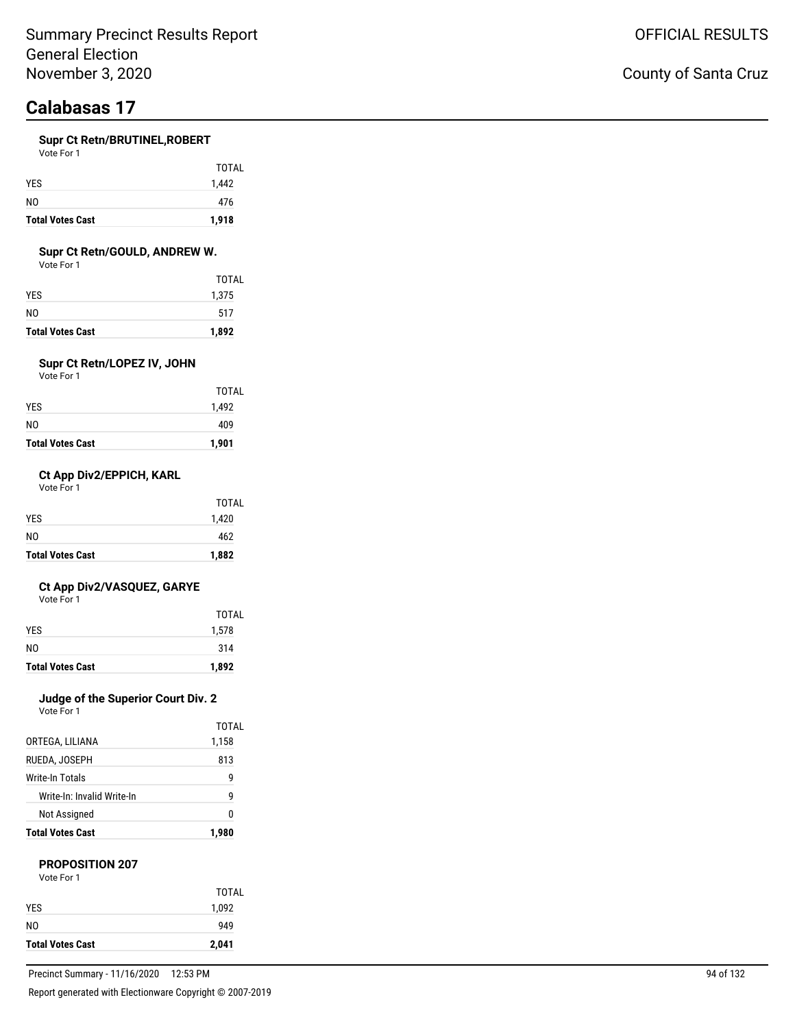# Calabasas 17

### Supr Ct Retn/BRUTINEL,ROBERT

Vote For 1

| | TOTAL |
|---|---|
| YES | 1,442 |
| NO | 476 |
| **Total Votes Cast** | **1,918** |

### Supr Ct Retn/GOULD, ANDREW W.

Vote For 1

| | TOTAL |
|---|---|
| YES | 1,375 |
| NO | 517 |
| **Total Votes Cast** | **1,892** |

### Supr Ct Retn/LOPEZ IV, JOHN

Vote For 1

| | TOTAL |
|---|---|
| YES | 1,492 |
| NO | 409 |
| **Total Votes Cast** | **1,901** |

### Ct App Div2/EPPICH, KARL

Vote For 1

| | TOTAL |
|---|---|
| YES | 1,420 |
| NO | 462 |
| **Total Votes Cast** | **1,882** |

### Ct App Div2/VASQUEZ, GARYE

Vote For 1

| | TOTAL |
|---|---|
| YES | 1,578 |
| NO | 314 |
| **Total Votes Cast** | **1,892** |

### Judge of the Superior Court Div. 2

Vote For 1

| | TOTAL |
|---|---|
| ORTEGA, LILIANA | 1,158 |
| RUEDA, JOSEPH | 813 |
| Write-In Totals | 9 |
| Write-In: Invalid Write-In | 9 |
| Not Assigned | 0 |
| **Total Votes Cast** | **1,980** |

### PROPOSITION 207

Vote For 1

| | TOTAL |
|---|---|
| YES | 1,092 |
| NO | 949 |
| **Total Votes Cast** | **2,041** |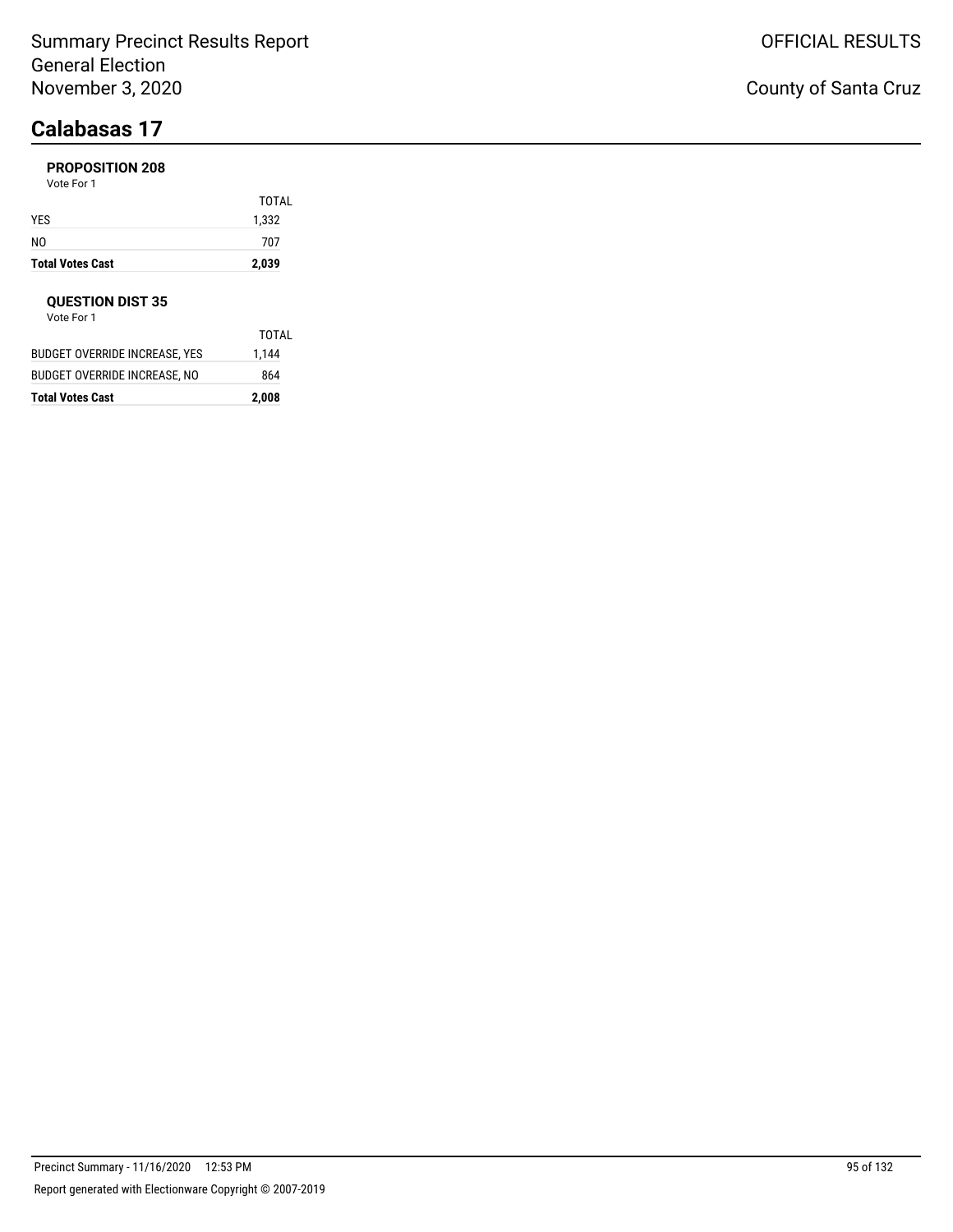# Calabasas 17

### PROPOSITION 208

Vote For 1

| | TOTAL |
|---|---|
| YES | 1,332 |
| NO | 707 |
| **Total Votes Cast** | **2,039** |

### QUESTION DIST 35

Vote For 1

| | TOTAL |
|---|---|
| BUDGET OVERRIDE INCREASE, YES | 1,144 |
| BUDGET OVERRIDE INCREASE, NO | 864 |
| **Total Votes Cast** | **2,008** |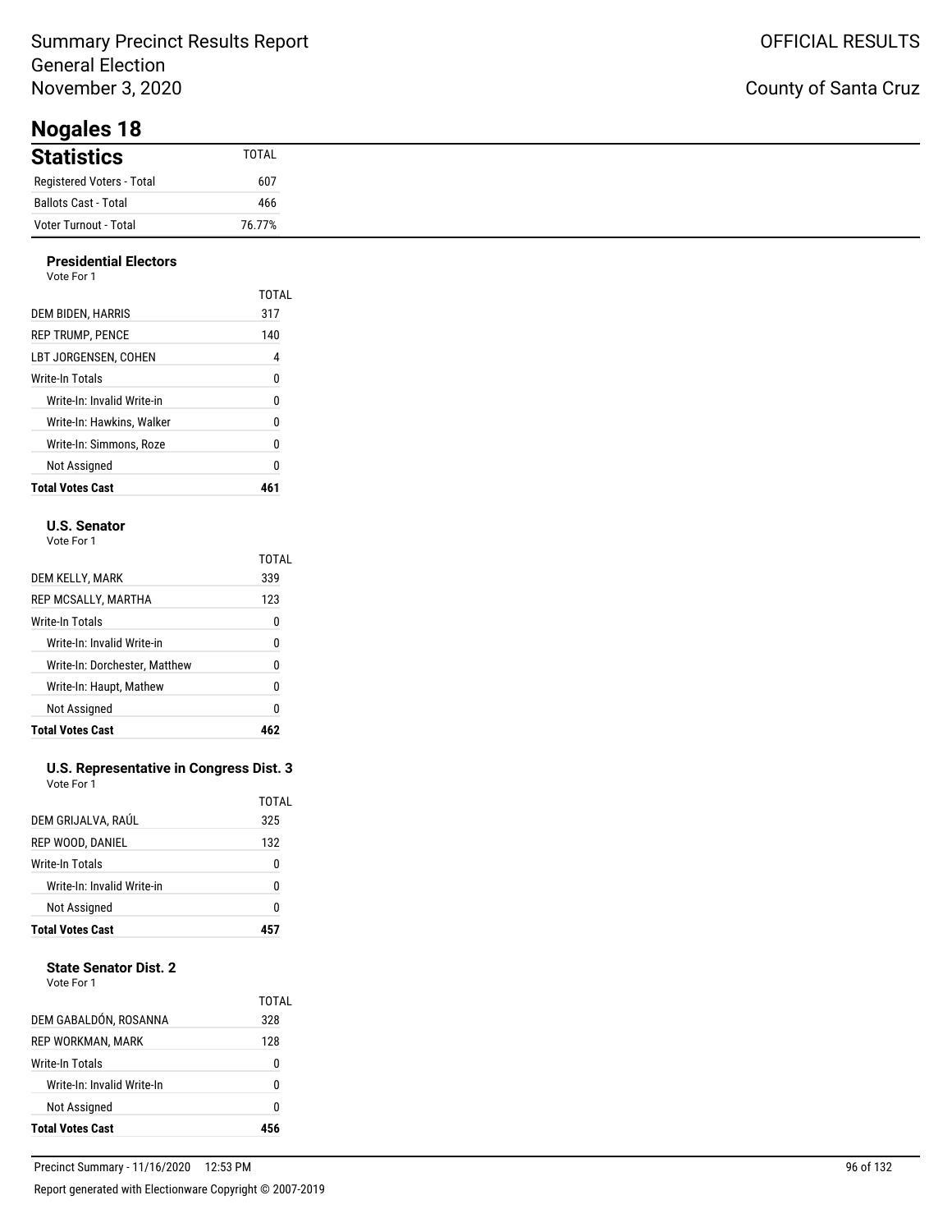# Summary Precinct Results Report
General Election
November 3, 2020

OFFICIAL RESULTS

County of Santa Cruz

## Nogales 18

### Statistics

| Statistics | TOTAL |
|---|---|
| Registered Voters - Total | 607 |
| Ballots Cast - Total | 466 |
| Voter Turnout - Total | 76.77% |

#### Presidential Electors
Vote For 1

| | TOTAL |
|---|---|
| DEM BIDEN, HARRIS | 317 |
| REP TRUMP, PENCE | 140 |
| LBT JORGENSEN, COHEN | 4 |
| Write-In Totals | 0 |
| Write-In: Invalid Write-in | 0 |
| Write-In: Hawkins, Walker | 0 |
| Write-In: Simmons, Roze | 0 |
| Not Assigned | 0 |
| **Total Votes Cast** | **461** |

#### U.S. Senator
Vote For 1

| | TOTAL |
|---|---|
| DEM KELLY, MARK | 339 |
| REP MCSALLY, MARTHA | 123 |
| Write-In Totals | 0 |
| Write-In: Invalid Write-in | 0 |
| Write-In: Dorchester, Matthew | 0 |
| Write-In: Haupt, Mathew | 0 |
| Not Assigned | 0 |
| **Total Votes Cast** | **462** |

#### U.S. Representative in Congress Dist. 3
Vote For 1

| | TOTAL |
|---|---|
| DEM GRIJALVA, RAÚL | 325 |
| REP WOOD, DANIEL | 132 |
| Write-In Totals | 0 |
| Write-In: Invalid Write-in | 0 |
| Not Assigned | 0 |
| **Total Votes Cast** | **457** |

#### State Senator Dist. 2
Vote For 1

| | TOTAL |
|---|---|
| DEM GABALDÓN, ROSANNA | 328 |
| REP WORKMAN, MARK | 128 |
| Write-In Totals | 0 |
| Write-In: Invalid Write-In | 0 |
| Not Assigned | 0 |
| **Total Votes Cast** | **456** |

Precinct Summary - 11/16/2020 12:53 PM

Report generated with Electionware Copyright © 2007-2019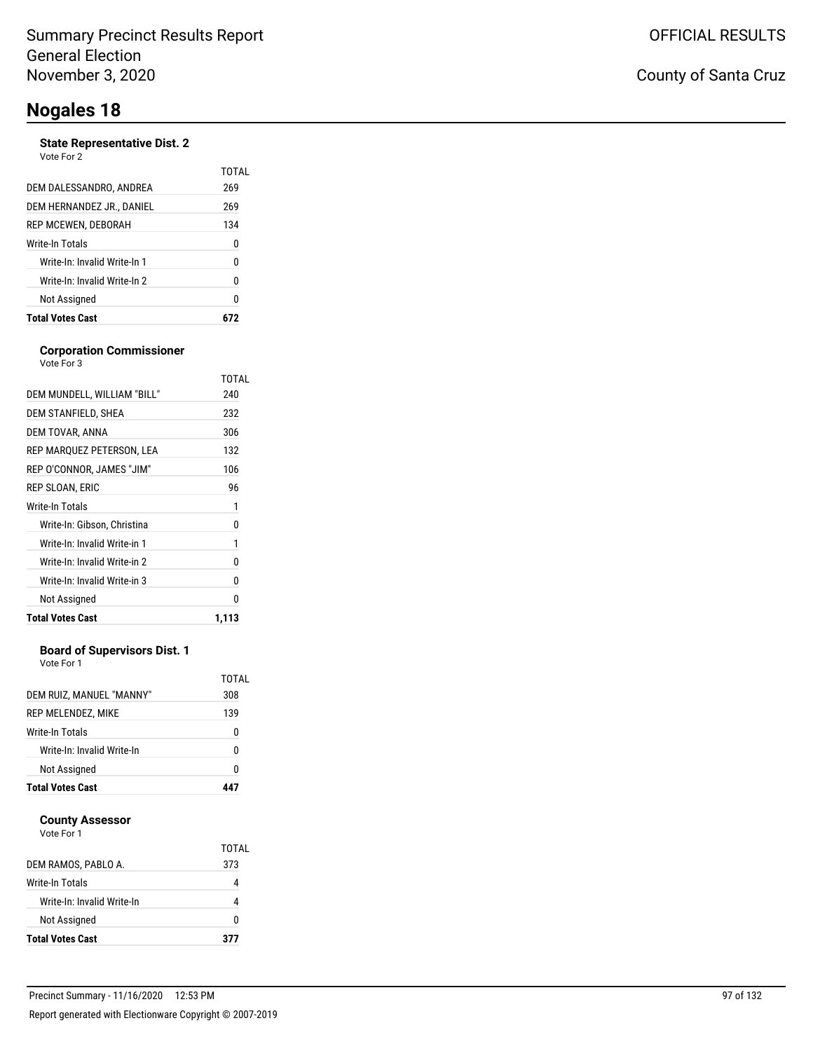Summary Precinct Results Report
General Election
November 3, 2020

OFFICIAL RESULTS

County of Santa Cruz

# Nogales 18

### State Representative Dist. 2

Vote For 2

| | TOTAL |
|---|---|
| DEM DALESSANDRO, ANDREA | 269 |
| DEM HERNANDEZ JR., DANIEL | 269 |
| REP MCEWEN, DEBORAH | 134 |
| Write-In Totals | 0 |
| Write-In: Invalid Write-In 1 | 0 |
| Write-In: Invalid Write-In 2 | 0 |
| Not Assigned | 0 |
| **Total Votes Cast** | **672** |

### Corporation Commissioner

Vote For 3

| | TOTAL |
|---|---|
| DEM MUNDELL, WILLIAM "BILL" | 240 |
| DEM STANFIELD, SHEA | 232 |
| DEM TOVAR, ANNA | 306 |
| REP MARQUEZ PETERSON, LEA | 132 |
| REP O'CONNOR, JAMES "JIM" | 106 |
| REP SLOAN, ERIC | 96 |
| Write-In Totals | 1 |
| Write-In: Gibson, Christina | 0 |
| Write-In: Invalid Write-in 1 | 1 |
| Write-In: Invalid Write-in 2 | 0 |
| Write-In: Invalid Write-in 3 | 0 |
| Not Assigned | 0 |
| **Total Votes Cast** | **1,113** |

### Board of Supervisors Dist. 1

Vote For 1

| | TOTAL |
|---|---|
| DEM RUIZ, MANUEL "MANNY" | 308 |
| REP MELENDEZ, MIKE | 139 |
| Write-In Totals | 0 |
| Write-In: Invalid Write-In | 0 |
| Not Assigned | 0 |
| **Total Votes Cast** | **447** |

### County Assessor

Vote For 1

| | TOTAL |
|---|---|
| DEM RAMOS, PABLO A. | 373 |
| Write-In Totals | 4 |
| Write-In: Invalid Write-In | 4 |
| Not Assigned | 0 |
| **Total Votes Cast** | **377** |

Precinct Summary - 11/16/2020 12:53 PM

Report generated with Electionware Copyright © 2007-2019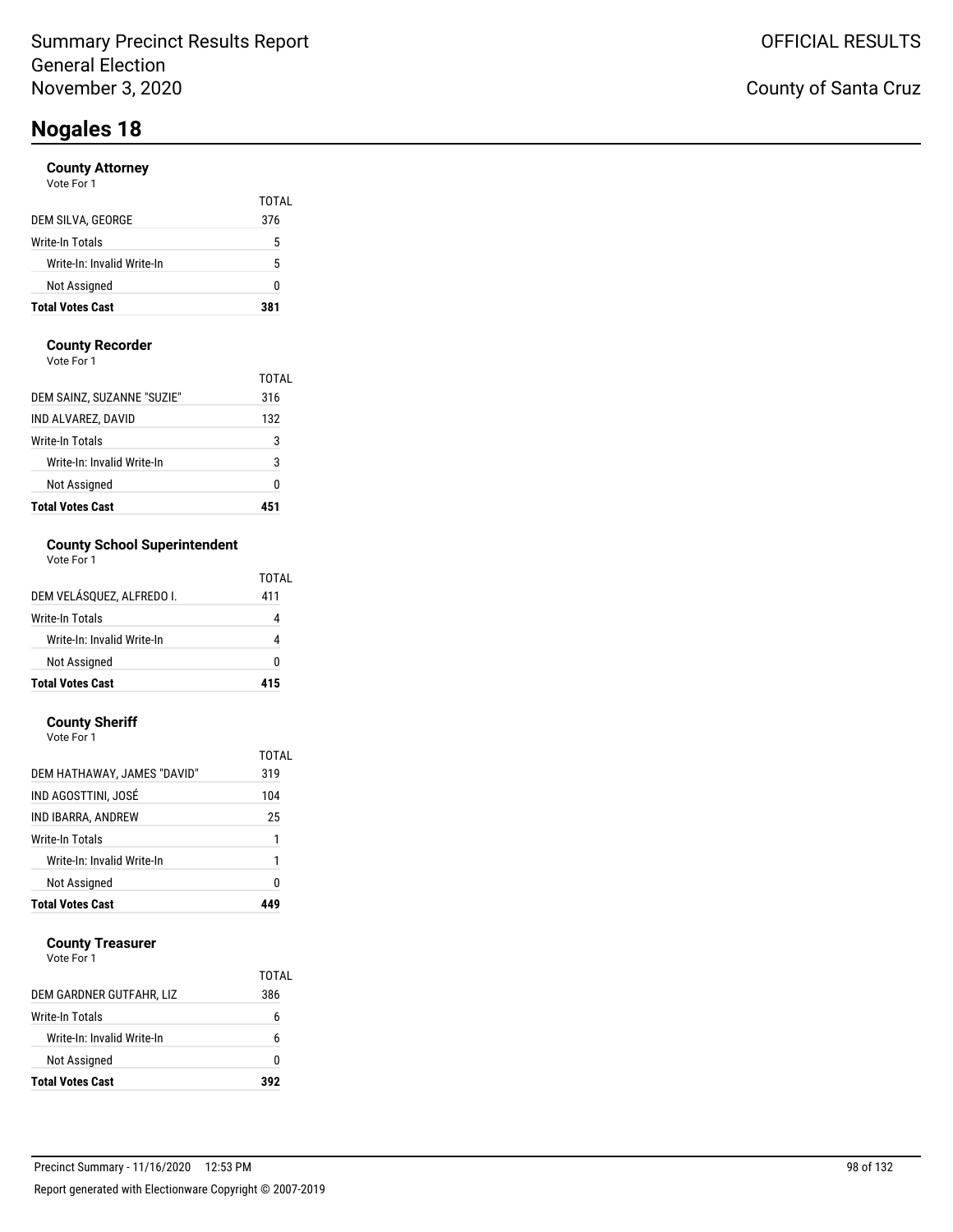# Nogales 18

### County Attorney

Vote For 1

| | TOTAL |
|---|---|
| DEM SILVA, GEORGE | 376 |
| Write-In Totals | 5 |
| Write-In: Invalid Write-In | 5 |
| Not Assigned | 0 |
| **Total Votes Cast** | **381** |

### County Recorder

Vote For 1

| | TOTAL |
|---|---|
| DEM SAINZ, SUZANNE "SUZIE" | 316 |
| IND ALVAREZ, DAVID | 132 |
| Write-In Totals | 3 |
| Write-In: Invalid Write-In | 3 |
| Not Assigned | 0 |
| **Total Votes Cast** | **451** |

### County School Superintendent

Vote For 1

| | TOTAL |
|---|---|
| DEM VELÁSQUEZ, ALFREDO I. | 411 |
| Write-In Totals | 4 |
| Write-In: Invalid Write-In | 4 |
| Not Assigned | 0 |
| **Total Votes Cast** | **415** |

### County Sheriff

Vote For 1

| | TOTAL |
|---|---|
| DEM HATHAWAY, JAMES "DAVID" | 319 |
| IND AGOSTTINI, JOSÉ | 104 |
| IND IBARRA, ANDREW | 25 |
| Write-In Totals | 1 |
| Write-In: Invalid Write-In | 1 |
| Not Assigned | 0 |
| **Total Votes Cast** | **449** |

### County Treasurer

Vote For 1

| | TOTAL |
|---|---|
| DEM GARDNER GUTFAHR, LIZ | 386 |
| Write-In Totals | 6 |
| Write-In: Invalid Write-In | 6 |
| Not Assigned | 0 |
| **Total Votes Cast** | **392** |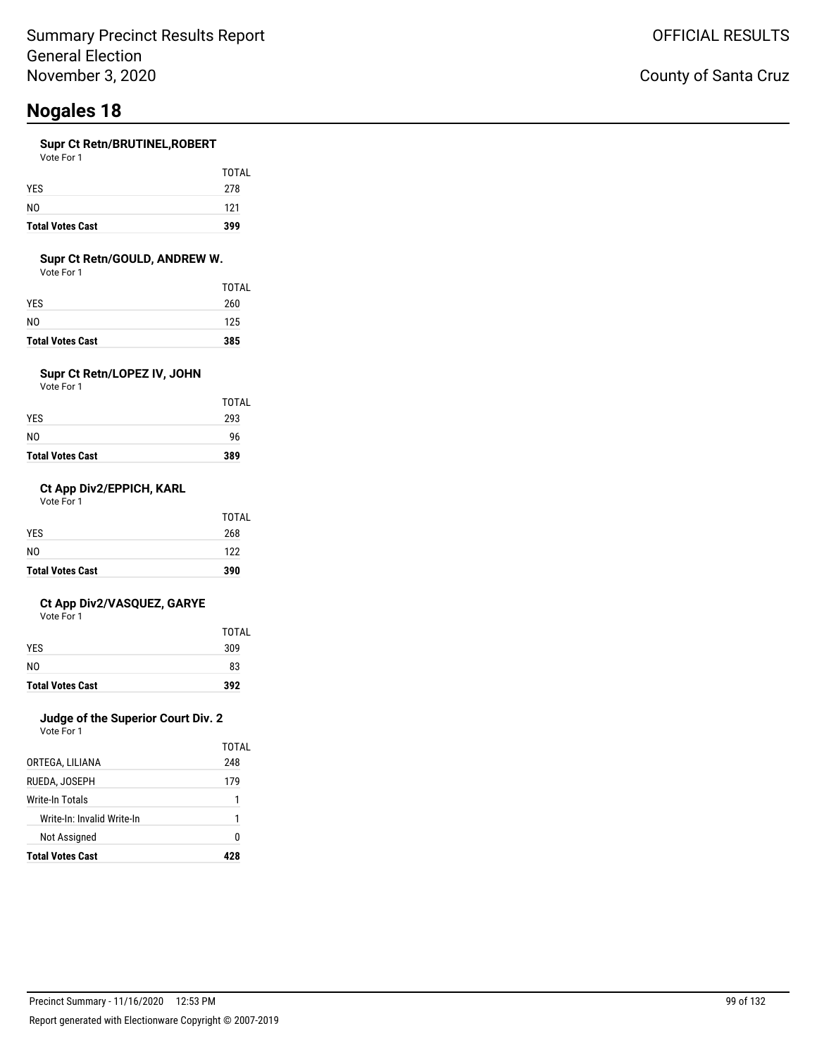Summary Precinct Results Report
General Election
November 3, 2020

OFFICIAL RESULTS

County of Santa Cruz

# Nogales 18

### Supr Ct Retn/BRUTINEL,ROBERT

Vote For 1

| | TOTAL |
|---|---|
| YES | 278 |
| NO | 121 |
| **Total Votes Cast** | **399** |

### Supr Ct Retn/GOULD, ANDREW W.

Vote For 1

| | TOTAL |
|---|---|
| YES | 260 |
| NO | 125 |
| **Total Votes Cast** | **385** |

### Supr Ct Retn/LOPEZ IV, JOHN

Vote For 1

| | TOTAL |
|---|---|
| YES | 293 |
| NO | 96 |
| **Total Votes Cast** | **389** |

### Ct App Div2/EPPICH, KARL

Vote For 1

| | TOTAL |
|---|---|
| YES | 268 |
| NO | 122 |
| **Total Votes Cast** | **390** |

### Ct App Div2/VASQUEZ, GARYE

Vote For 1

| | TOTAL |
|---|---|
| YES | 309 |
| NO | 83 |
| **Total Votes Cast** | **392** |

### Judge of the Superior Court Div. 2

Vote For 1

| | TOTAL |
|---|---|
| ORTEGA, LILIANA | 248 |
| RUEDA, JOSEPH | 179 |
| Write-In Totals | 1 |
| Write-In: Invalid Write-In | 1 |
| Not Assigned | 0 |
| **Total Votes Cast** | **428** |

Precinct Summary - 11/16/2020 12:53 PM

Report generated with Electionware Copyright © 2007-2019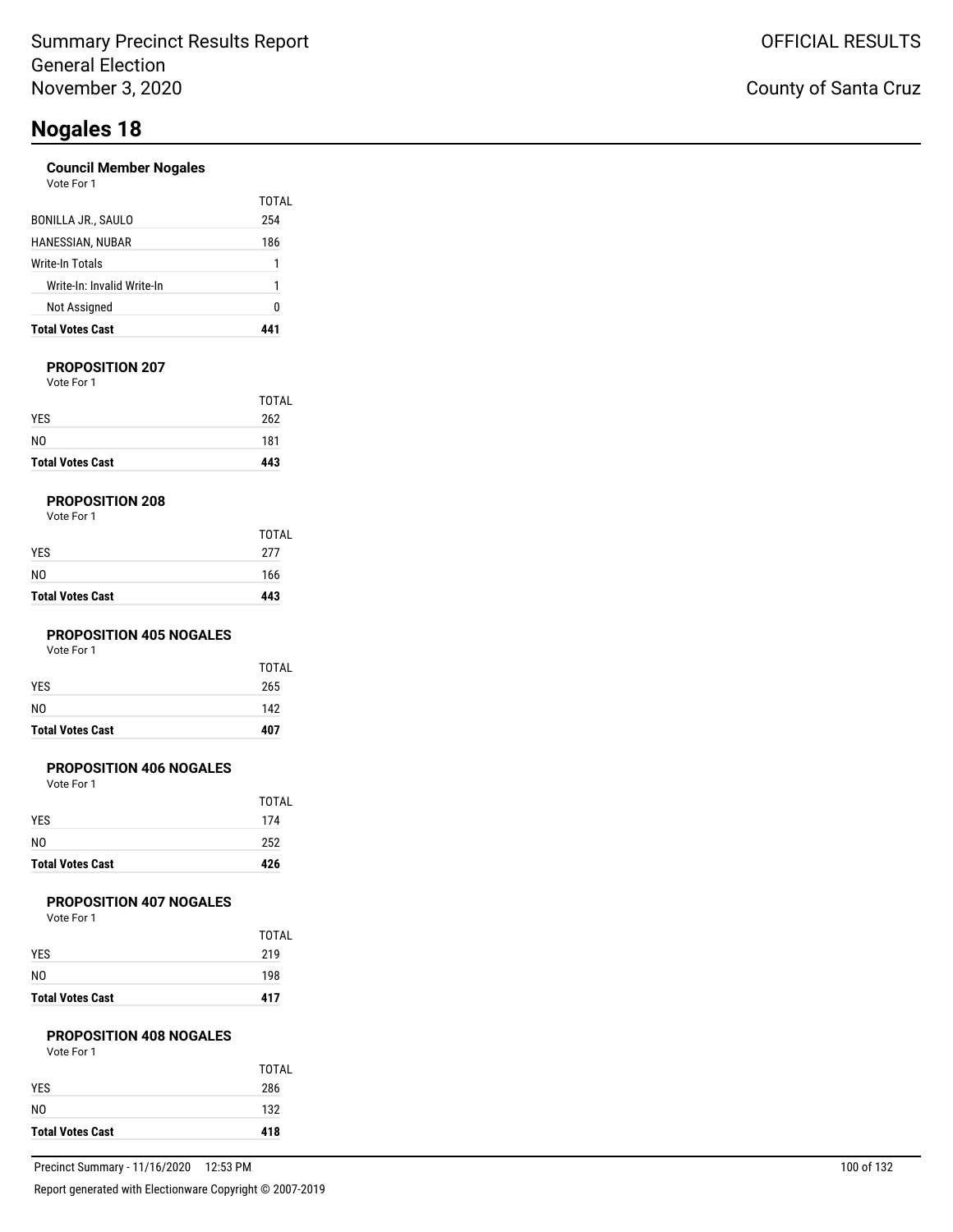# Nogales 18

### Council Member Nogales

Vote For 1

| | TOTAL |
|---|---|
| BONILLA JR., SAULO | 254 |
| HANESSIAN, NUBAR | 186 |
| Write-In Totals | 1 |
| Write-In: Invalid Write-In | 1 |
| Not Assigned | 0 |
| **Total Votes Cast** | **441** |

### PROPOSITION 207

Vote For 1

| | TOTAL |
|---|---|
| YES | 262 |
| NO | 181 |
| **Total Votes Cast** | **443** |

### PROPOSITION 208

Vote For 1

| | TOTAL |
|---|---|
| YES | 277 |
| NO | 166 |
| **Total Votes Cast** | **443** |

### PROPOSITION 405 NOGALES

Vote For 1

| | TOTAL |
|---|---|
| YES | 265 |
| NO | 142 |
| **Total Votes Cast** | **407** |

### PROPOSITION 406 NOGALES

Vote For 1

| | TOTAL |
|---|---|
| YES | 174 |
| NO | 252 |
| **Total Votes Cast** | **426** |

### PROPOSITION 407 NOGALES

Vote For 1

| | TOTAL |
|---|---|
| YES | 219 |
| NO | 198 |
| **Total Votes Cast** | **417** |

### PROPOSITION 408 NOGALES

Vote For 1

| | TOTAL |
|---|---|
| YES | 286 |
| NO | 132 |
| **Total Votes Cast** | **418** |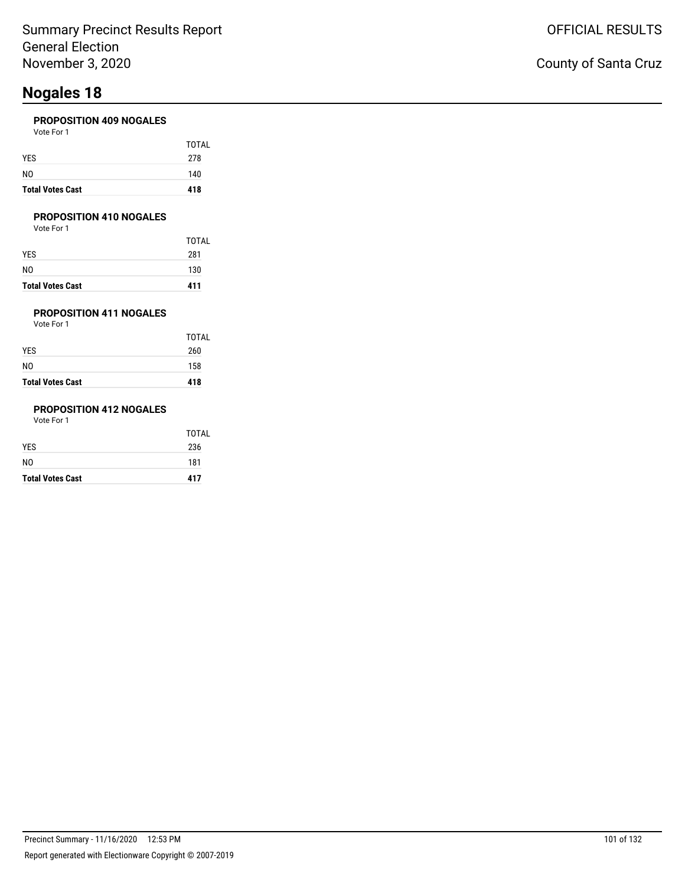# Nogales 18

### PROPOSITION 409 NOGALES

Vote For 1

| | TOTAL |
|---|---|
| YES | 278 |
| NO | 140 |
| **Total Votes Cast** | **418** |

### PROPOSITION 410 NOGALES

Vote For 1

| | TOTAL |
|---|---|
| YES | 281 |
| NO | 130 |
| **Total Votes Cast** | **411** |

### PROPOSITION 411 NOGALES

Vote For 1

| | TOTAL |
|---|---|
| YES | 260 |
| NO | 158 |
| **Total Votes Cast** | **418** |

### PROPOSITION 412 NOGALES

Vote For 1

| | TOTAL |
|---|---|
| YES | 236 |
| NO | 181 |
| **Total Votes Cast** | **417** |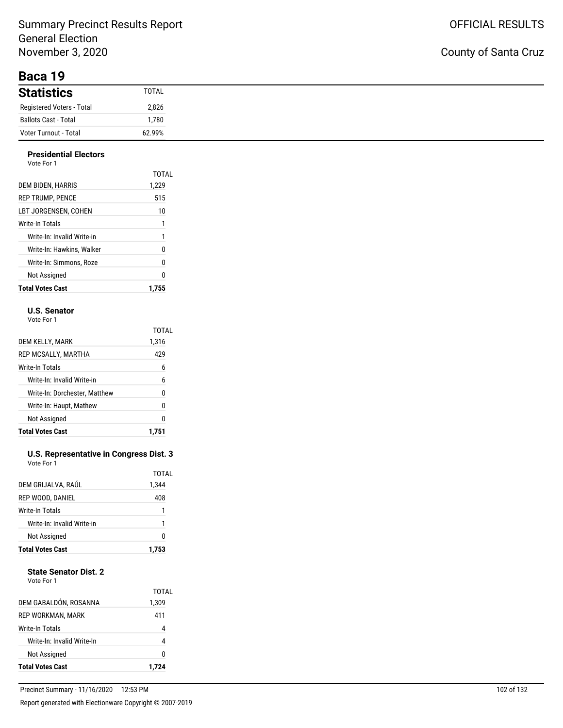Summary Precinct Results Report
General Election
November 3, 2020

OFFICIAL RESULTS

County of Santa Cruz

# Baca 19

| Statistics | TOTAL |
|---|---|
| Registered Voters - Total | 2,826 |
| Ballots Cast - Total | 1,780 |
| Voter Turnout - Total | 62.99% |

### Presidential Electors

Vote For 1

| | TOTAL |
|---|---|
| DEM BIDEN, HARRIS | 1,229 |
| REP TRUMP, PENCE | 515 |
| LBT JORGENSEN, COHEN | 10 |
| Write-In Totals | 1 |
| Write-In: Invalid Write-in | 1 |
| Write-In: Hawkins, Walker | 0 |
| Write-In: Simmons, Roze | 0 |
| Not Assigned | 0 |
| **Total Votes Cast** | **1,755** |

### U.S. Senator

Vote For 1

| | TOTAL |
|---|---|
| DEM KELLY, MARK | 1,316 |
| REP MCSALLY, MARTHA | 429 |
| Write-In Totals | 6 |
| Write-In: Invalid Write-in | 6 |
| Write-In: Dorchester, Matthew | 0 |
| Write-In: Haupt, Mathew | 0 |
| Not Assigned | 0 |
| **Total Votes Cast** | **1,751** |

### U.S. Representative in Congress Dist. 3

Vote For 1

| | TOTAL |
|---|---|
| DEM GRIJALVA, RAÚL | 1,344 |
| REP WOOD, DANIEL | 408 |
| Write-In Totals | 1 |
| Write-In: Invalid Write-in | 1 |
| Not Assigned | 0 |
| **Total Votes Cast** | **1,753** |

### State Senator Dist. 2

Vote For 1

| | TOTAL |
|---|---|
| DEM GABALDÓN, ROSANNA | 1,309 |
| REP WORKMAN, MARK | 411 |
| Write-In Totals | 4 |
| Write-In: Invalid Write-In | 4 |
| Not Assigned | 0 |
| **Total Votes Cast** | **1,724** |

Precinct Summary - 11/16/2020 12:53 PM

Report generated with Electionware Copyright © 2007-2019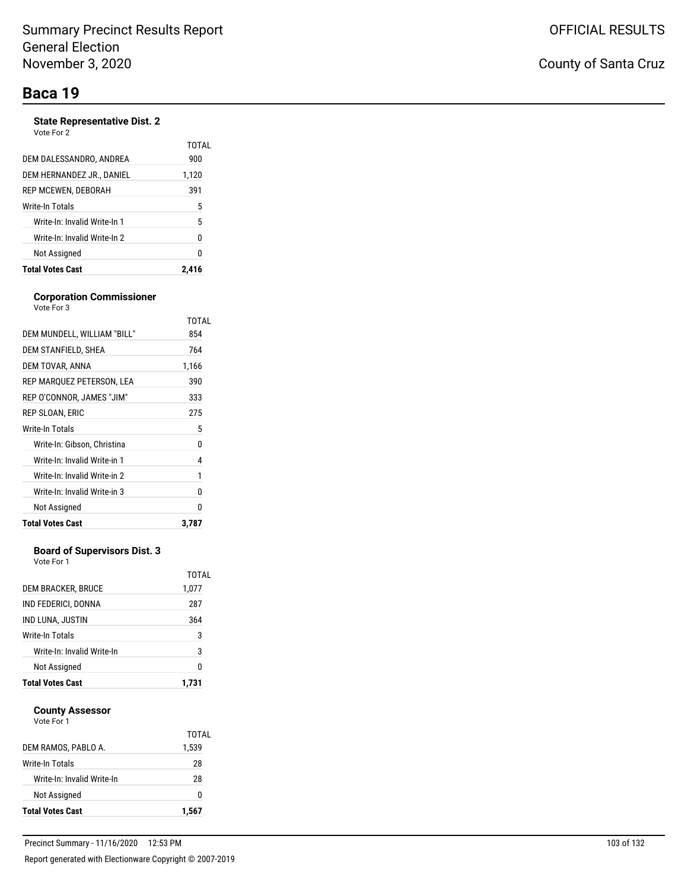# Baca 19

### State Representative Dist. 2

Vote For 2

| | TOTAL |
|---|---|
| DEM DALESSANDRO, ANDREA | 900 |
| DEM HERNANDEZ JR., DANIEL | 1,120 |
| REP MCEWEN, DEBORAH | 391 |
| Write-In Totals | 5 |
| Write-In: Invalid Write-In 1 | 5 |
| Write-In: Invalid Write-In 2 | 0 |
| Not Assigned | 0 |
| **Total Votes Cast** | **2,416** |

### Corporation Commissioner

Vote For 3

| | TOTAL |
|---|---|
| DEM MUNDELL, WILLIAM "BILL" | 854 |
| DEM STANFIELD, SHEA | 764 |
| DEM TOVAR, ANNA | 1,166 |
| REP MARQUEZ PETERSON, LEA | 390 |
| REP O'CONNOR, JAMES "JIM" | 333 |
| REP SLOAN, ERIC | 275 |
| Write-In Totals | 5 |
| Write-In: Gibson, Christina | 0 |
| Write-In: Invalid Write-in 1 | 4 |
| Write-In: Invalid Write-in 2 | 1 |
| Write-In: Invalid Write-in 3 | 0 |
| Not Assigned | 0 |
| **Total Votes Cast** | **3,787** |

### Board of Supervisors Dist. 3

Vote For 1

| | TOTAL |
|---|---|
| DEM BRACKER, BRUCE | 1,077 |
| IND FEDERICI, DONNA | 287 |
| IND LUNA, JUSTIN | 364 |
| Write-In Totals | 3 |
| Write-In: Invalid Write-In | 3 |
| Not Assigned | 0 |
| **Total Votes Cast** | **1,731** |

### County Assessor

Vote For 1

| | TOTAL |
|---|---|
| DEM RAMOS, PABLO A. | 1,539 |
| Write-In Totals | 28 |
| Write-In: Invalid Write-In | 28 |
| Not Assigned | 0 |
| **Total Votes Cast** | **1,567** |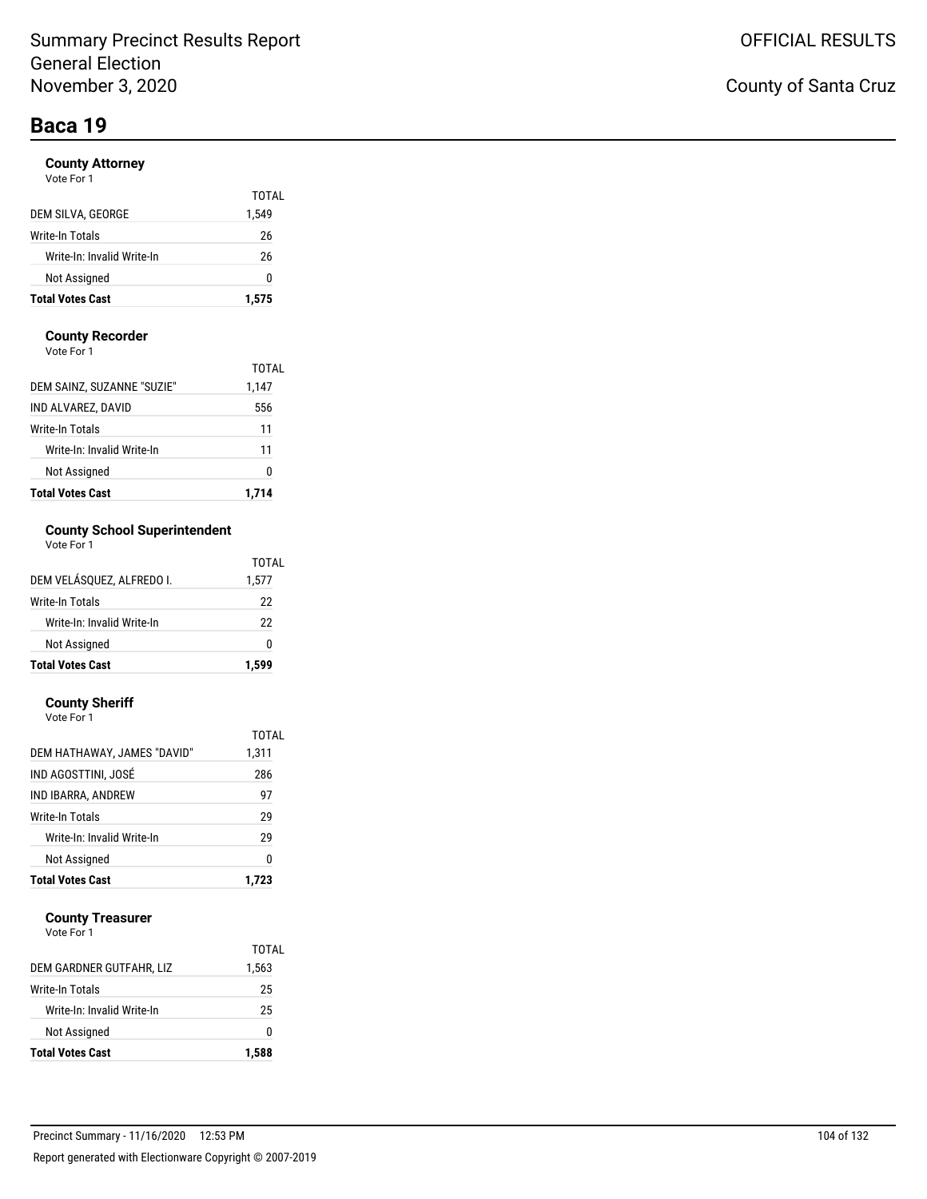# Summary Precinct Results Report
General Election
November 3, 2020

OFFICIAL RESULTS

County of Santa Cruz

## Baca 19

### County Attorney
Vote For 1

| | TOTAL |
|---|---|
| DEM SILVA, GEORGE | 1,549 |
| Write-In Totals | 26 |
| Write-In: Invalid Write-In | 26 |
| Not Assigned | 0 |
| **Total Votes Cast** | **1,575** |

### County Recorder
Vote For 1

| | TOTAL |
|---|---|
| DEM SAINZ, SUZANNE "SUZIE" | 1,147 |
| IND ALVAREZ, DAVID | 556 |
| Write-In Totals | 11 |
| Write-In: Invalid Write-In | 11 |
| Not Assigned | 0 |
| **Total Votes Cast** | **1,714** |

### County School Superintendent
Vote For 1

| | TOTAL |
|---|---|
| DEM VELÁSQUEZ, ALFREDO I. | 1,577 |
| Write-In Totals | 22 |
| Write-In: Invalid Write-In | 22 |
| Not Assigned | 0 |
| **Total Votes Cast** | **1,599** |

### County Sheriff
Vote For 1

| | TOTAL |
|---|---|
| DEM HATHAWAY, JAMES "DAVID" | 1,311 |
| IND AGOSTTINI, JOSÉ | 286 |
| IND IBARRA, ANDREW | 97 |
| Write-In Totals | 29 |
| Write-In: Invalid Write-In | 29 |
| Not Assigned | 0 |
| **Total Votes Cast** | **1,723** |

### County Treasurer
Vote For 1

| | TOTAL |
|---|---|
| DEM GARDNER GUTFAHR, LIZ | 1,563 |
| Write-In Totals | 25 |
| Write-In: Invalid Write-In | 25 |
| Not Assigned | 0 |
| **Total Votes Cast** | **1,588** |

Precinct Summary - 11/16/2020 12:53 PM

Report generated with Electionware Copyright © 2007-2019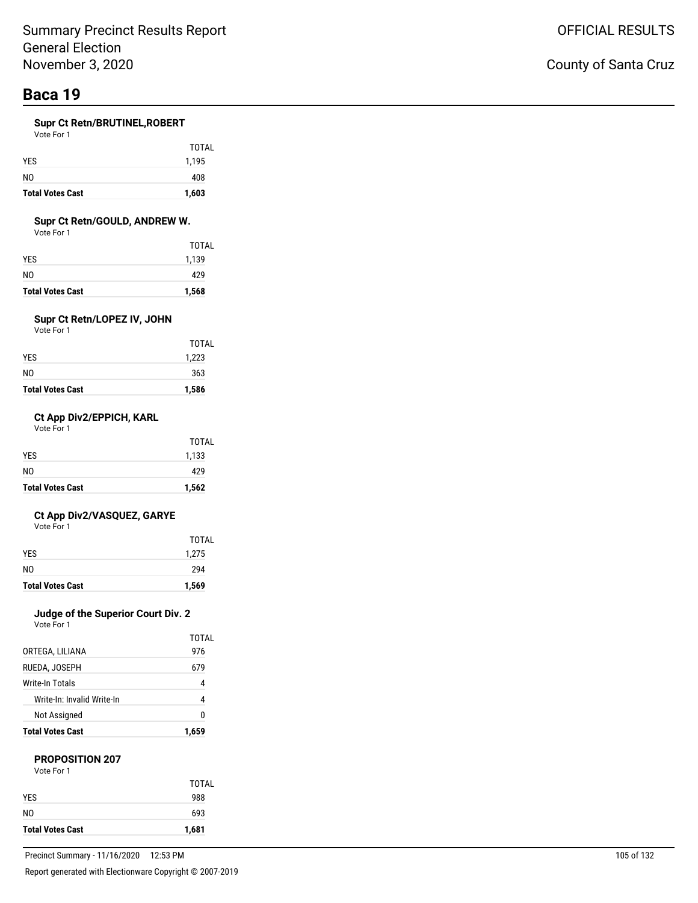# Baca 19

### Supr Ct Retn/BRUTINEL,ROBERT

Vote For 1

| | TOTAL |
|---|---|
| YES | 1,195 |
| NO | 408 |
| **Total Votes Cast** | **1,603** |

### Supr Ct Retn/GOULD, ANDREW W.

Vote For 1

| | TOTAL |
|---|---|
| YES | 1,139 |
| NO | 429 |
| **Total Votes Cast** | **1,568** |

### Supr Ct Retn/LOPEZ IV, JOHN

Vote For 1

| | TOTAL |
|---|---|
| YES | 1,223 |
| NO | 363 |
| **Total Votes Cast** | **1,586** |

### Ct App Div2/EPPICH, KARL

Vote For 1

| | TOTAL |
|---|---|
| YES | 1,133 |
| NO | 429 |
| **Total Votes Cast** | **1,562** |

### Ct App Div2/VASQUEZ, GARYE

Vote For 1

| | TOTAL |
|---|---|
| YES | 1,275 |
| NO | 294 |
| **Total Votes Cast** | **1,569** |

### Judge of the Superior Court Div. 2

Vote For 1

| | TOTAL |
|---|---|
| ORTEGA, LILIANA | 976 |
| RUEDA, JOSEPH | 679 |
| Write-In Totals | 4 |
| Write-In: Invalid Write-In | 4 |
| Not Assigned | 0 |
| **Total Votes Cast** | **1,659** |

### PROPOSITION 207

Vote For 1

| | TOTAL |
|---|---|
| YES | 988 |
| NO | 693 |
| **Total Votes Cast** | **1,681** |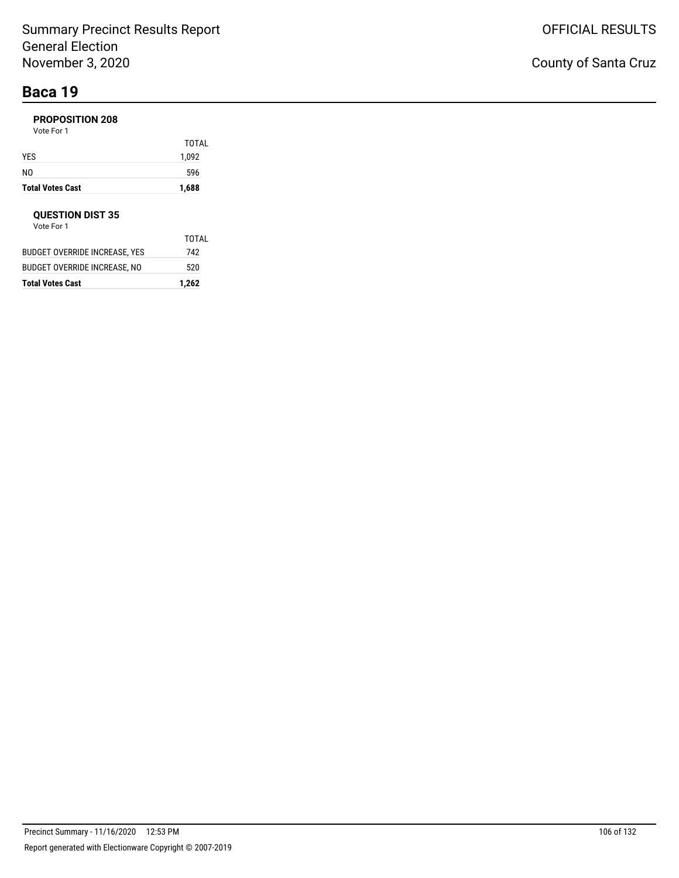# Baca 19

### PROPOSITION 208

Vote For 1

| | TOTAL |
|---|---|
| YES | 1,092 |
| NO | 596 |
| **Total Votes Cast** | **1,688** |

### QUESTION DIST 35

Vote For 1

| | TOTAL |
|---|---|
| BUDGET OVERRIDE INCREASE, YES | 742 |
| BUDGET OVERRIDE INCREASE, NO | 520 |
| **Total Votes Cast** | **1,262** |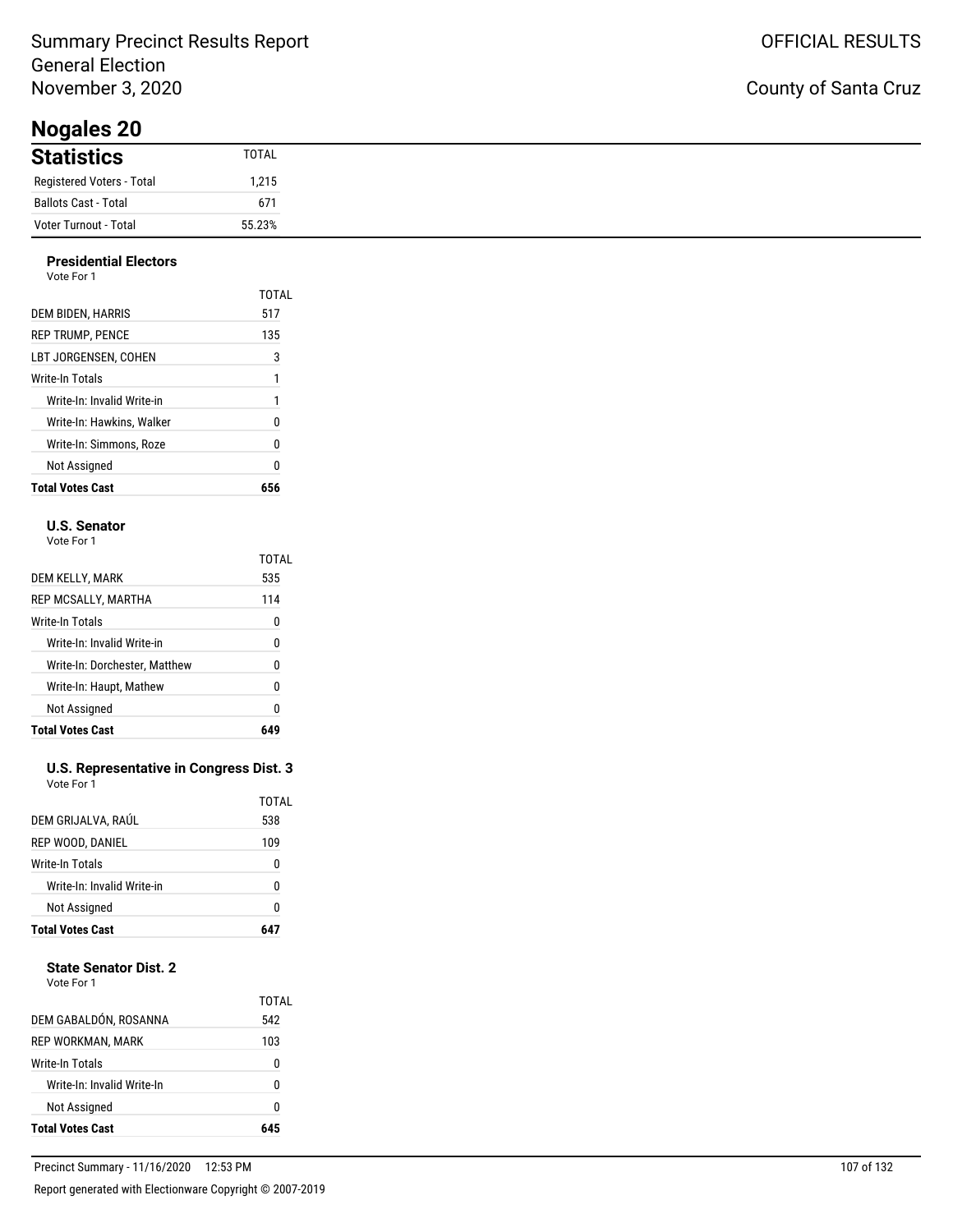Summary Precinct Results Report
General Election
November 3, 2020

OFFICIAL RESULTS

County of Santa Cruz

# Nogales 20

## Statistics

| Statistics | TOTAL |
|---|---|
| Registered Voters - Total | 1,215 |
| Ballots Cast - Total | 671 |
| Voter Turnout - Total | 55.23% |

### Presidential Electors

Vote For 1

| | TOTAL |
|---|---|
| DEM BIDEN, HARRIS | 517 |
| REP TRUMP, PENCE | 135 |
| LBT JORGENSEN, COHEN | 3 |
| Write-In Totals | 1 |
| Write-In: Invalid Write-in | 1 |
| Write-In: Hawkins, Walker | 0 |
| Write-In: Simmons, Roze | 0 |
| Not Assigned | 0 |
| **Total Votes Cast** | **656** |

### U.S. Senator

Vote For 1

| | TOTAL |
|---|---|
| DEM KELLY, MARK | 535 |
| REP MCSALLY, MARTHA | 114 |
| Write-In Totals | 0 |
| Write-In: Invalid Write-in | 0 |
| Write-In: Dorchester, Matthew | 0 |
| Write-In: Haupt, Mathew | 0 |
| Not Assigned | 0 |
| **Total Votes Cast** | **649** |

### U.S. Representative in Congress Dist. 3

Vote For 1

| | TOTAL |
|---|---|
| DEM GRIJALVA, RAÚL | 538 |
| REP WOOD, DANIEL | 109 |
| Write-In Totals | 0 |
| Write-In: Invalid Write-in | 0 |
| Not Assigned | 0 |
| **Total Votes Cast** | **647** |

### State Senator Dist. 2

Vote For 1

| | TOTAL |
|---|---|
| DEM GABALDÓN, ROSANNA | 542 |
| REP WORKMAN, MARK | 103 |
| Write-In Totals | 0 |
| Write-In: Invalid Write-In | 0 |
| Not Assigned | 0 |
| **Total Votes Cast** | **645** |

Precinct Summary - 11/16/2020 12:53 PM

Report generated with Electionware Copyright © 2007-2019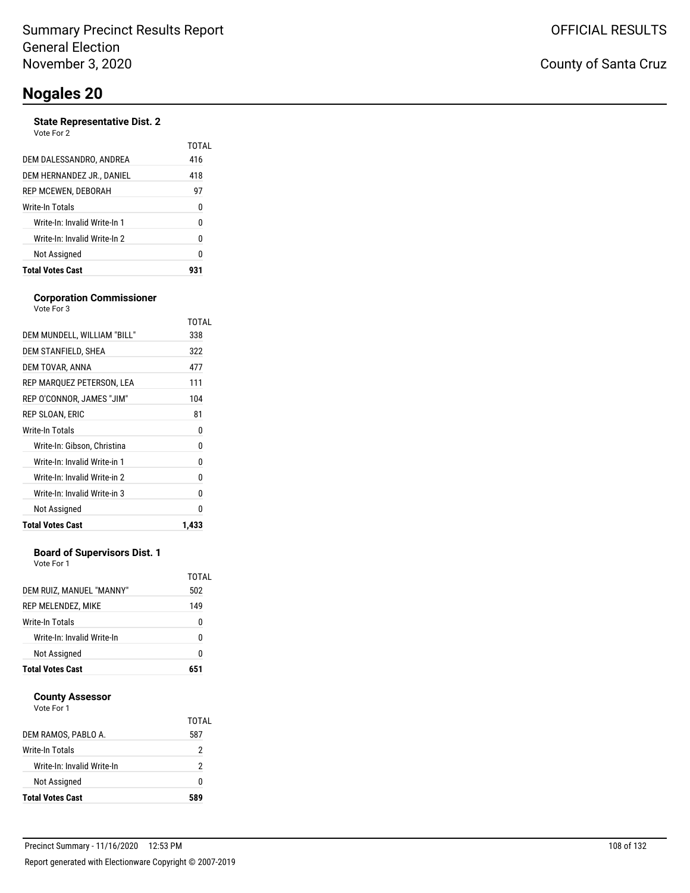Summary Precinct Results Report
General Election
November 3, 2020

OFFICIAL RESULTS

County of Santa Cruz

# Nogales 20

### State Representative Dist. 2

Vote For 2

| | TOTAL |
|---|---|
| DEM DALESSANDRO, ANDREA | 416 |
| DEM HERNANDEZ JR., DANIEL | 418 |
| REP MCEWEN, DEBORAH | 97 |
| Write-In Totals | 0 |
| Write-In: Invalid Write-In 1 | 0 |
| Write-In: Invalid Write-In 2 | 0 |
| Not Assigned | 0 |
| **Total Votes Cast** | **931** |

### Corporation Commissioner

Vote For 3

| | TOTAL |
|---|---|
| DEM MUNDELL, WILLIAM "BILL" | 338 |
| DEM STANFIELD, SHEA | 322 |
| DEM TOVAR, ANNA | 477 |
| REP MARQUEZ PETERSON, LEA | 111 |
| REP O'CONNOR, JAMES "JIM" | 104 |
| REP SLOAN, ERIC | 81 |
| Write-In Totals | 0 |
| Write-In: Gibson, Christina | 0 |
| Write-In: Invalid Write-in 1 | 0 |
| Write-In: Invalid Write-in 2 | 0 |
| Write-In: Invalid Write-in 3 | 0 |
| Not Assigned | 0 |
| **Total Votes Cast** | **1,433** |

### Board of Supervisors Dist. 1

Vote For 1

| | TOTAL |
|---|---|
| DEM RUIZ, MANUEL "MANNY" | 502 |
| REP MELENDEZ, MIKE | 149 |
| Write-In Totals | 0 |
| Write-In: Invalid Write-In | 0 |
| Not Assigned | 0 |
| **Total Votes Cast** | **651** |

### County Assessor

Vote For 1

| | TOTAL |
|---|---|
| DEM RAMOS, PABLO A. | 587 |
| Write-In Totals | 2 |
| Write-In: Invalid Write-In | 2 |
| Not Assigned | 0 |
| **Total Votes Cast** | **589** |

Precinct Summary - 11/16/2020 12:53 PM

Report generated with Electionware Copyright © 2007-2019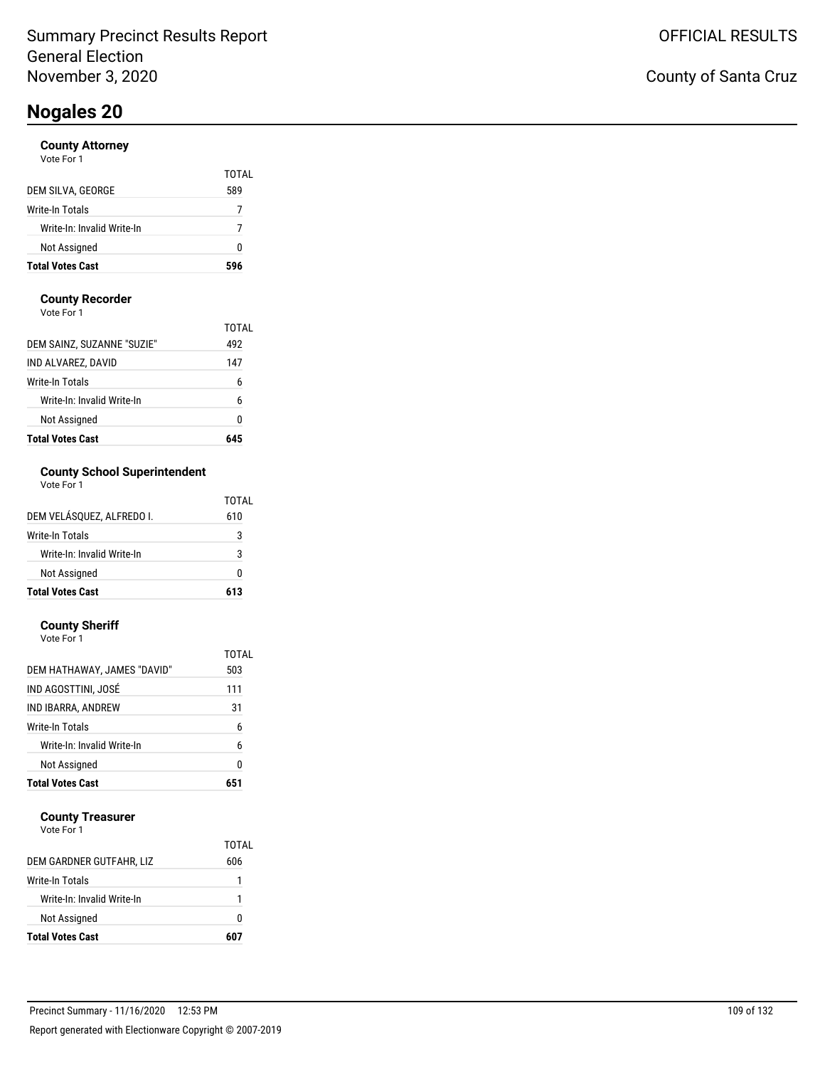Summary Precinct Results Report
General Election
November 3, 2020

OFFICIAL RESULTS

County of Santa Cruz

# Nogales 20

### County Attorney

Vote For 1

| | TOTAL |
|---|---|
| DEM SILVA, GEORGE | 589 |
| Write-In Totals | 7 |
| Write-In: Invalid Write-In | 7 |
| Not Assigned | 0 |
| **Total Votes Cast** | **596** |

### County Recorder

Vote For 1

| | TOTAL |
|---|---|
| DEM SAINZ, SUZANNE "SUZIE" | 492 |
| IND ALVAREZ, DAVID | 147 |
| Write-In Totals | 6 |
| Write-In: Invalid Write-In | 6 |
| Not Assigned | 0 |
| **Total Votes Cast** | **645** |

### County School Superintendent

Vote For 1

| | TOTAL |
|---|---|
| DEM VELÁSQUEZ, ALFREDO I. | 610 |
| Write-In Totals | 3 |
| Write-In: Invalid Write-In | 3 |
| Not Assigned | 0 |
| **Total Votes Cast** | **613** |

### County Sheriff

Vote For 1

| | TOTAL |
|---|---|
| DEM HATHAWAY, JAMES "DAVID" | 503 |
| IND AGOSTTINI, JOSÉ | 111 |
| IND IBARRA, ANDREW | 31 |
| Write-In Totals | 6 |
| Write-In: Invalid Write-In | 6 |
| Not Assigned | 0 |
| **Total Votes Cast** | **651** |

### County Treasurer

Vote For 1

| | TOTAL |
|---|---|
| DEM GARDNER GUTFAHR, LIZ | 606 |
| Write-In Totals | 1 |
| Write-In: Invalid Write-In | 1 |
| Not Assigned | 0 |
| **Total Votes Cast** | **607** |

Precinct Summary - 11/16/2020 12:53 PM

Report generated with Electionware Copyright © 2007-2019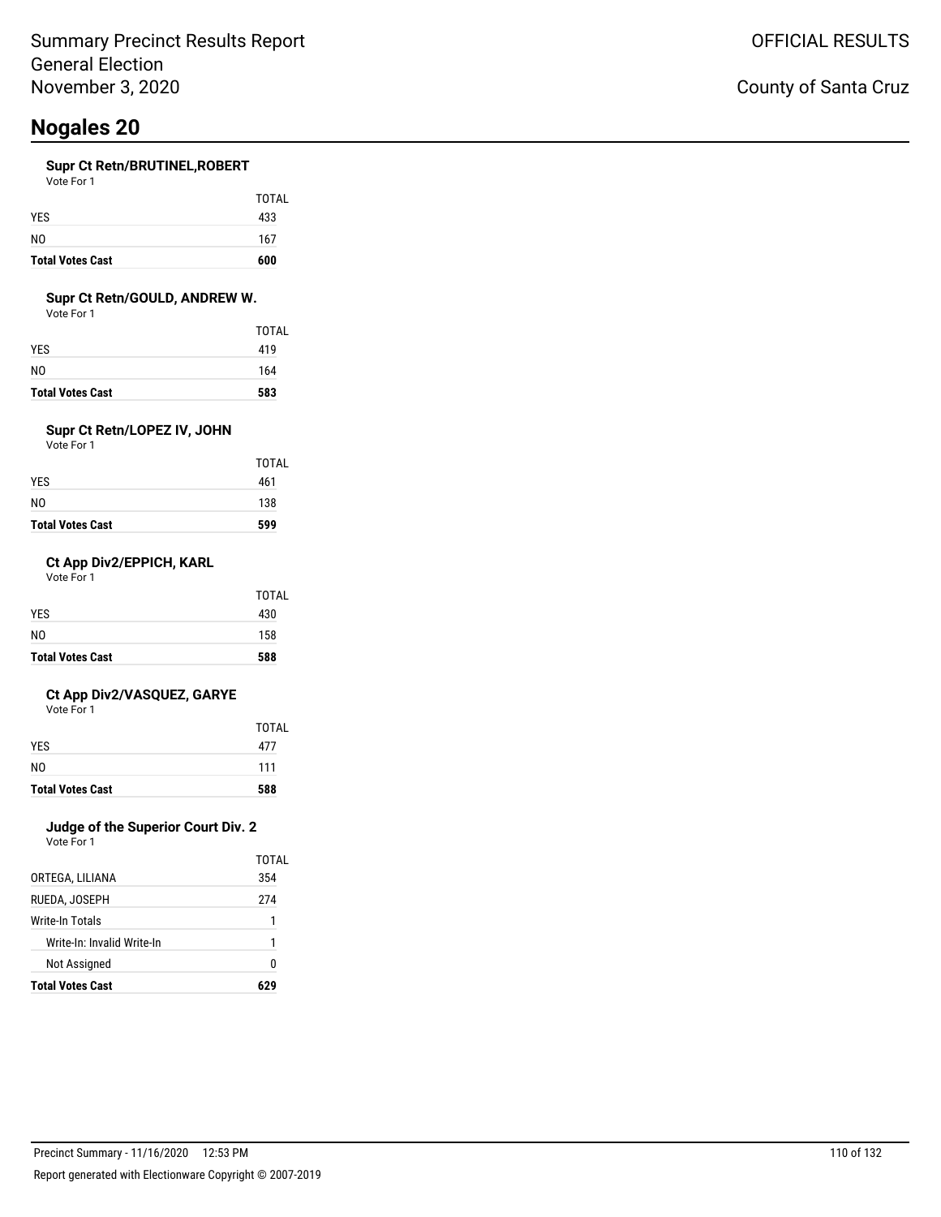# Nogales 20

### Supr Ct Retn/BRUTINEL,ROBERT

Vote For 1

| | TOTAL |
|---|---|
| YES | 433 |
| NO | 167 |
| **Total Votes Cast** | **600** |

### Supr Ct Retn/GOULD, ANDREW W.

Vote For 1

| | TOTAL |
|---|---|
| YES | 419 |
| NO | 164 |
| **Total Votes Cast** | **583** |

### Supr Ct Retn/LOPEZ IV, JOHN

Vote For 1

| | TOTAL |
|---|---|
| YES | 461 |
| NO | 138 |
| **Total Votes Cast** | **599** |

### Ct App Div2/EPPICH, KARL

Vote For 1

| | TOTAL |
|---|---|
| YES | 430 |
| NO | 158 |
| **Total Votes Cast** | **588** |

### Ct App Div2/VASQUEZ, GARYE

Vote For 1

| | TOTAL |
|---|---|
| YES | 477 |
| NO | 111 |
| **Total Votes Cast** | **588** |

### Judge of the Superior Court Div. 2

Vote For 1

| | TOTAL |
|---|---|
| ORTEGA, LILIANA | 354 |
| RUEDA, JOSEPH | 274 |
| Write-In Totals | 1 |
| Write-In: Invalid Write-In | 1 |
| Not Assigned | 0 |
| **Total Votes Cast** | **629** |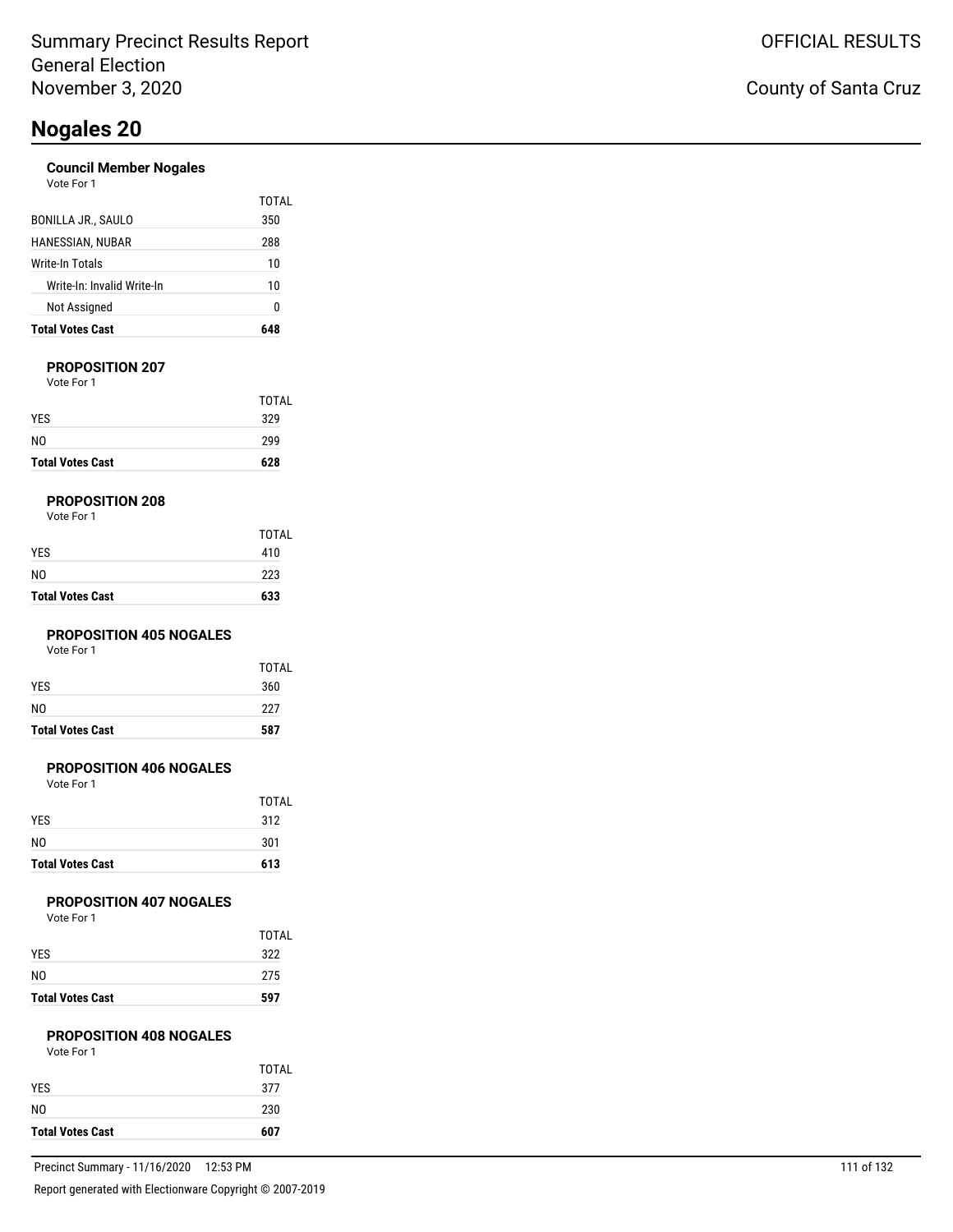Summary Precinct Results Report
General Election
November 3, 2020

OFFICIAL RESULTS

County of Santa Cruz

# Nogales 20

### Council Member Nogales

Vote For 1

| | TOTAL |
|---|---|
| BONILLA JR., SAULO | 350 |
| HANESSIAN, NUBAR | 288 |
| Write-In Totals | 10 |
| Write-In: Invalid Write-In | 10 |
| Not Assigned | 0 |
| **Total Votes Cast** | **648** |

### PROPOSITION 207

Vote For 1

| | TOTAL |
|---|---|
| YES | 329 |
| NO | 299 |
| **Total Votes Cast** | **628** |

### PROPOSITION 208

Vote For 1

| | TOTAL |
|---|---|
| YES | 410 |
| NO | 223 |
| **Total Votes Cast** | **633** |

### PROPOSITION 405 NOGALES

Vote For 1

| | TOTAL |
|---|---|
| YES | 360 |
| NO | 227 |
| **Total Votes Cast** | **587** |

### PROPOSITION 406 NOGALES

Vote For 1

| | TOTAL |
|---|---|
| YES | 312 |
| NO | 301 |
| **Total Votes Cast** | **613** |

### PROPOSITION 407 NOGALES

Vote For 1

| | TOTAL |
|---|---|
| YES | 322 |
| NO | 275 |
| **Total Votes Cast** | **597** |

### PROPOSITION 408 NOGALES

Vote For 1

| | TOTAL |
|---|---|
| YES | 377 |
| NO | 230 |
| **Total Votes Cast** | **607** |

Precinct Summary - 11/16/2020 12:53 PM

Report generated with Electionware Copyright © 2007-2019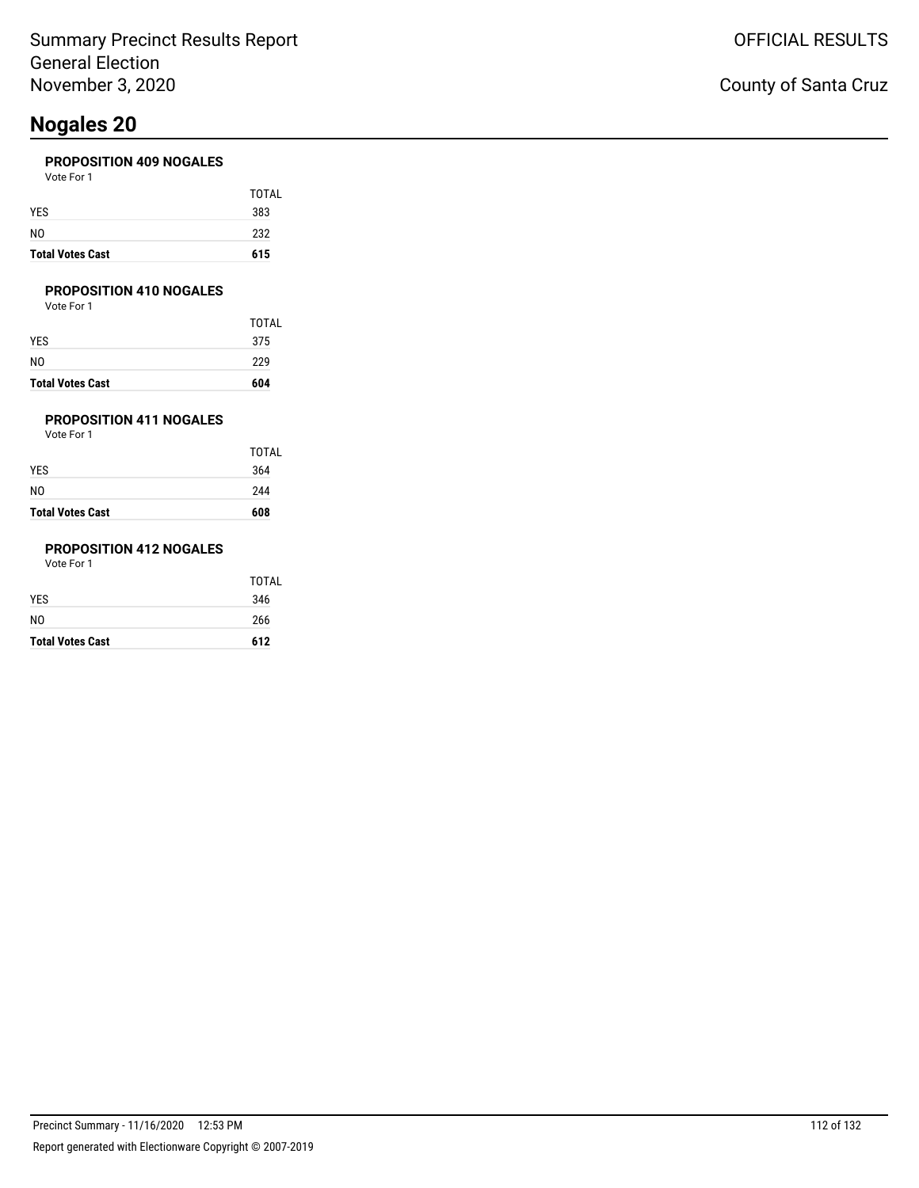# Nogales 20

### PROPOSITION 409 NOGALES

Vote For 1

| | TOTAL |
|---|---|
| YES | 383 |
| NO | 232 |
| **Total Votes Cast** | **615** |

### PROPOSITION 410 NOGALES

Vote For 1

| | TOTAL |
|---|---|
| YES | 375 |
| NO | 229 |
| **Total Votes Cast** | **604** |

### PROPOSITION 411 NOGALES

Vote For 1

| | TOTAL |
|---|---|
| YES | 364 |
| NO | 244 |
| **Total Votes Cast** | **608** |

### PROPOSITION 412 NOGALES

Vote For 1

| | TOTAL |
|---|---|
| YES | 346 |
| NO | 266 |
| **Total Votes Cast** | **612** |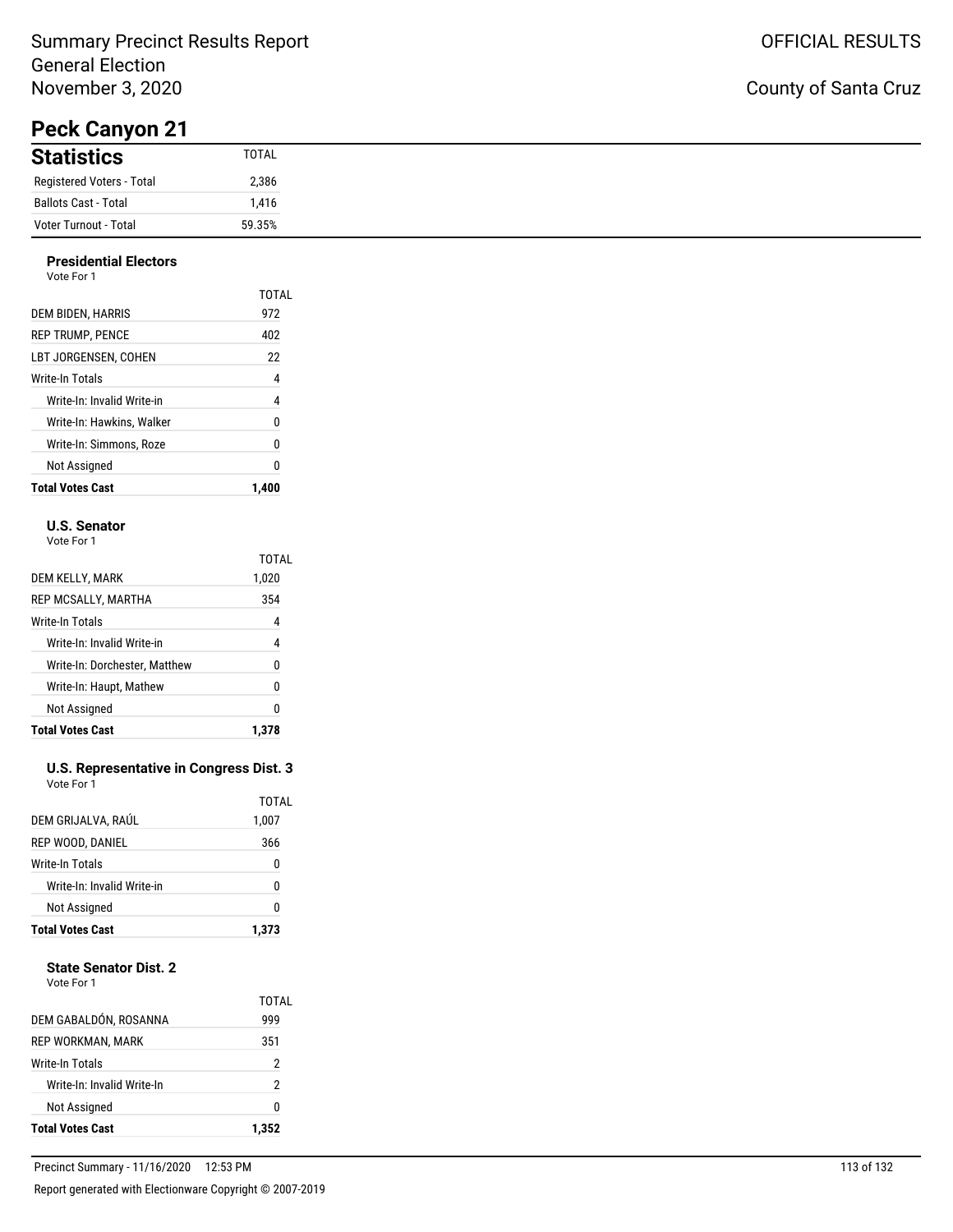Summary Precinct Results Report
General Election
November 3, 2020

OFFICIAL RESULTS

County of Santa Cruz

# Peck Canyon 21

| Statistics | TOTAL |
|---|---|
| Registered Voters - Total | 2,386 |
| Ballots Cast - Total | 1,416 |
| Voter Turnout - Total | 59.35% |

### Presidential Electors
Vote For 1

| | TOTAL |
|---|---|
| DEM BIDEN, HARRIS | 972 |
| REP TRUMP, PENCE | 402 |
| LBT JORGENSEN, COHEN | 22 |
| Write-In Totals | 4 |
| Write-In: Invalid Write-in | 4 |
| Write-In: Hawkins, Walker | 0 |
| Write-In: Simmons, Roze | 0 |
| Not Assigned | 0 |
| **Total Votes Cast** | **1,400** |

### U.S. Senator
Vote For 1

| | TOTAL |
|---|---|
| DEM KELLY, MARK | 1,020 |
| REP MCSALLY, MARTHA | 354 |
| Write-In Totals | 4 |
| Write-In: Invalid Write-in | 4 |
| Write-In: Dorchester, Matthew | 0 |
| Write-In: Haupt, Mathew | 0 |
| Not Assigned | 0 |
| **Total Votes Cast** | **1,378** |

### U.S. Representative in Congress Dist. 3
Vote For 1

| | TOTAL |
|---|---|
| DEM GRIJALVA, RAÚL | 1,007 |
| REP WOOD, DANIEL | 366 |
| Write-In Totals | 0 |
| Write-In: Invalid Write-in | 0 |
| Not Assigned | 0 |
| **Total Votes Cast** | **1,373** |

### State Senator Dist. 2
Vote For 1

| | TOTAL |
|---|---|
| DEM GABALDÓN, ROSANNA | 999 |
| REP WORKMAN, MARK | 351 |
| Write-In Totals | 2 |
| Write-In: Invalid Write-In | 2 |
| Not Assigned | 0 |
| **Total Votes Cast** | **1,352** |

Precinct Summary - 11/16/2020 12:53 PM

Report generated with Electionware Copyright © 2007-2019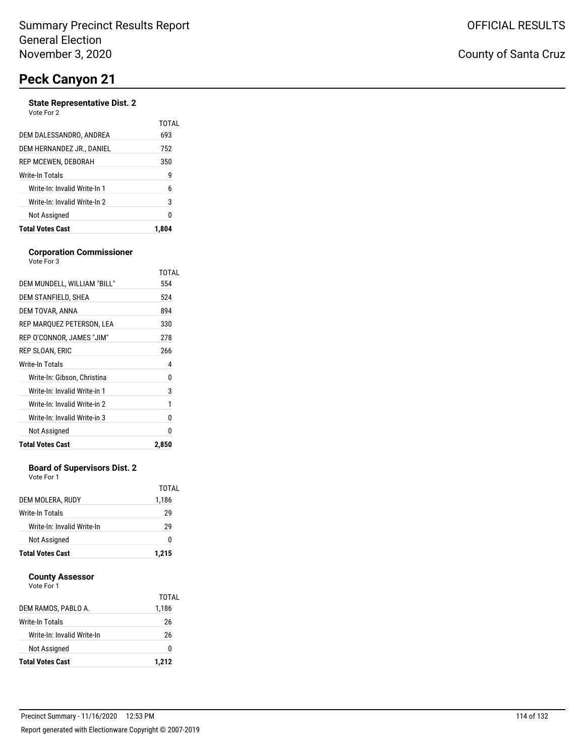# Summary Precinct Results Report
General Election
November 3, 2020

OFFICIAL RESULTS

County of Santa Cruz

## Peck Canyon 21

### State Representative Dist. 2
Vote For 2

| | TOTAL |
|---|---|
| DEM DALESSANDRO, ANDREA | 693 |
| DEM HERNANDEZ JR., DANIEL | 752 |
| REP MCEWEN, DEBORAH | 350 |
| Write-In Totals | 9 |
| Write-In: Invalid Write-In 1 | 6 |
| Write-In: Invalid Write-In 2 | 3 |
| Not Assigned | 0 |
| **Total Votes Cast** | **1,804** |

### Corporation Commissioner
Vote For 3

| | TOTAL |
|---|---|
| DEM MUNDELL, WILLIAM "BILL" | 554 |
| DEM STANFIELD, SHEA | 524 |
| DEM TOVAR, ANNA | 894 |
| REP MARQUEZ PETERSON, LEA | 330 |
| REP O'CONNOR, JAMES "JIM" | 278 |
| REP SLOAN, ERIC | 266 |
| Write-In Totals | 4 |
| Write-In: Gibson, Christina | 0 |
| Write-In: Invalid Write-in 1 | 3 |
| Write-In: Invalid Write-in 2 | 1 |
| Write-In: Invalid Write-in 3 | 0 |
| Not Assigned | 0 |
| **Total Votes Cast** | **2,850** |

### Board of Supervisors Dist. 2
Vote For 1

| | TOTAL |
|---|---|
| DEM MOLERA, RUDY | 1,186 |
| Write-In Totals | 29 |
| Write-In: Invalid Write-In | 29 |
| Not Assigned | 0 |
| **Total Votes Cast** | **1,215** |

### County Assessor
Vote For 1

| | TOTAL |
|---|---|
| DEM RAMOS, PABLO A. | 1,186 |
| Write-In Totals | 26 |
| Write-In: Invalid Write-In | 26 |
| Not Assigned | 0 |
| **Total Votes Cast** | **1,212** |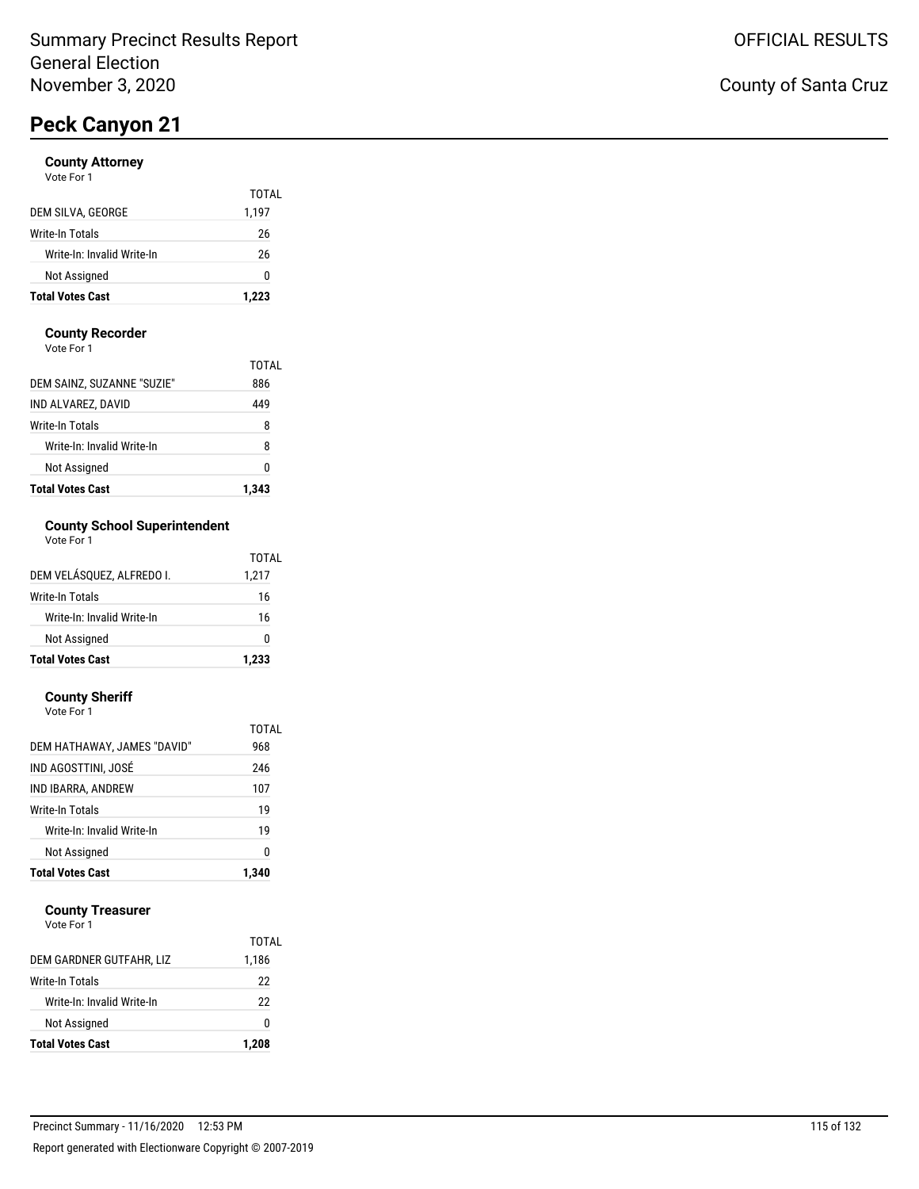Summary Precinct Results Report
General Election
November 3, 2020

OFFICIAL RESULTS

County of Santa Cruz

# Peck Canyon 21

### County Attorney
Vote For 1

| | TOTAL |
|---|---|
| DEM SILVA, GEORGE | 1,197 |
| Write-In Totals | 26 |
| Write-In: Invalid Write-In | 26 |
| Not Assigned | 0 |
| **Total Votes Cast** | **1,223** |

### County Recorder
Vote For 1

| | TOTAL |
|---|---|
| DEM SAINZ, SUZANNE "SUZIE" | 886 |
| IND ALVAREZ, DAVID | 449 |
| Write-In Totals | 8 |
| Write-In: Invalid Write-In | 8 |
| Not Assigned | 0 |
| **Total Votes Cast** | **1,343** |

### County School Superintendent
Vote For 1

| | TOTAL |
|---|---|
| DEM VELÁSQUEZ, ALFREDO I. | 1,217 |
| Write-In Totals | 16 |
| Write-In: Invalid Write-In | 16 |
| Not Assigned | 0 |
| **Total Votes Cast** | **1,233** |

### County Sheriff
Vote For 1

| | TOTAL |
|---|---|
| DEM HATHAWAY, JAMES "DAVID" | 968 |
| IND AGOSTTINI, JOSÉ | 246 |
| IND IBARRA, ANDREW | 107 |
| Write-In Totals | 19 |
| Write-In: Invalid Write-In | 19 |
| Not Assigned | 0 |
| **Total Votes Cast** | **1,340** |

### County Treasurer
Vote For 1

| | TOTAL |
|---|---|
| DEM GARDNER GUTFAHR, LIZ | 1,186 |
| Write-In Totals | 22 |
| Write-In: Invalid Write-In | 22 |
| Not Assigned | 0 |
| **Total Votes Cast** | **1,208** |

Precinct Summary - 11/16/2020 12:53 PM

Report generated with Electionware Copyright © 2007-2019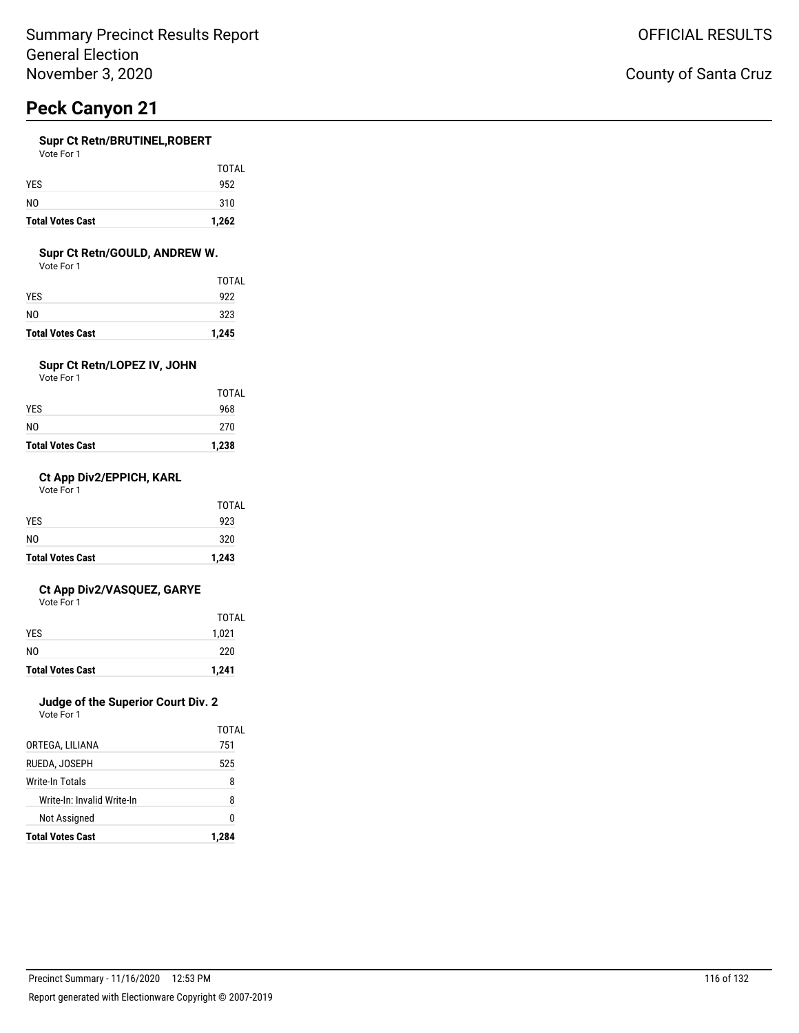Summary Precinct Results Report
General Election
November 3, 2020

OFFICIAL RESULTS

County of Santa Cruz

# Peck Canyon 21

### Supr Ct Retn/BRUTINEL,ROBERT

Vote For 1

| | TOTAL |
|---|---|
| YES | 952 |
| NO | 310 |
| **Total Votes Cast** | **1,262** |

### Supr Ct Retn/GOULD, ANDREW W.

Vote For 1

| | TOTAL |
|---|---|
| YES | 922 |
| NO | 323 |
| **Total Votes Cast** | **1,245** |

### Supr Ct Retn/LOPEZ IV, JOHN

Vote For 1

| | TOTAL |
|---|---|
| YES | 968 |
| NO | 270 |
| **Total Votes Cast** | **1,238** |

### Ct App Div2/EPPICH, KARL

Vote For 1

| | TOTAL |
|---|---|
| YES | 923 |
| NO | 320 |
| **Total Votes Cast** | **1,243** |

### Ct App Div2/VASQUEZ, GARYE

Vote For 1

| | TOTAL |
|---|---|
| YES | 1,021 |
| NO | 220 |
| **Total Votes Cast** | **1,241** |

### Judge of the Superior Court Div. 2

Vote For 1

| | TOTAL |
|---|---|
| ORTEGA, LILIANA | 751 |
| RUEDA, JOSEPH | 525 |
| Write-In Totals | 8 |
| Write-In: Invalid Write-In | 8 |
| Not Assigned | 0 |
| **Total Votes Cast** | **1,284** |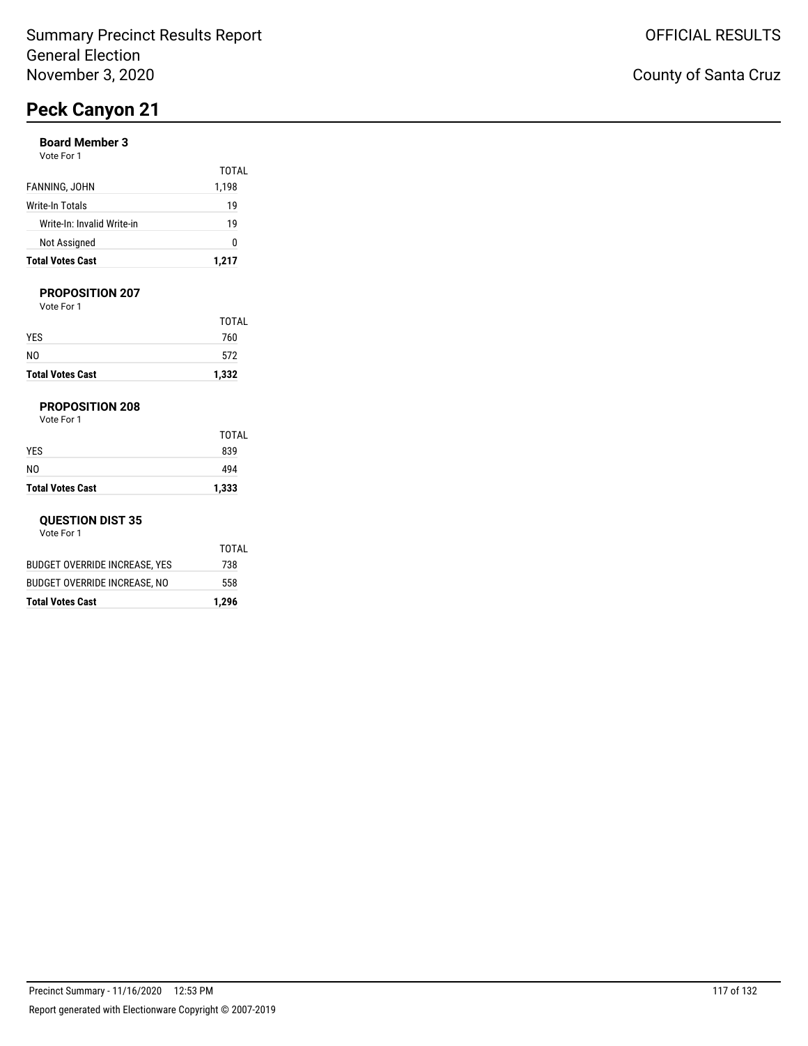Summary Precinct Results Report
General Election
November 3, 2020

OFFICIAL RESULTS

County of Santa Cruz

# Peck Canyon 21

### Board Member 3

Vote For 1

| | TOTAL |
|---|---|
| FANNING, JOHN | 1,198 |
| Write-In Totals | 19 |
| Write-In: Invalid Write-in | 19 |
| Not Assigned | 0 |
| **Total Votes Cast** | **1,217** |

### PROPOSITION 207

Vote For 1

| | TOTAL |
|---|---|
| YES | 760 |
| NO | 572 |
| **Total Votes Cast** | **1,332** |

### PROPOSITION 208

Vote For 1

| | TOTAL |
|---|---|
| YES | 839 |
| NO | 494 |
| **Total Votes Cast** | **1,333** |

### QUESTION DIST 35

Vote For 1

| | TOTAL |
|---|---|
| BUDGET OVERRIDE INCREASE, YES | 738 |
| BUDGET OVERRIDE INCREASE, NO | 558 |
| **Total Votes Cast** | **1,296** |

Precinct Summary - 11/16/2020 12:53 PM

Report generated with Electionware Copyright © 2007-2019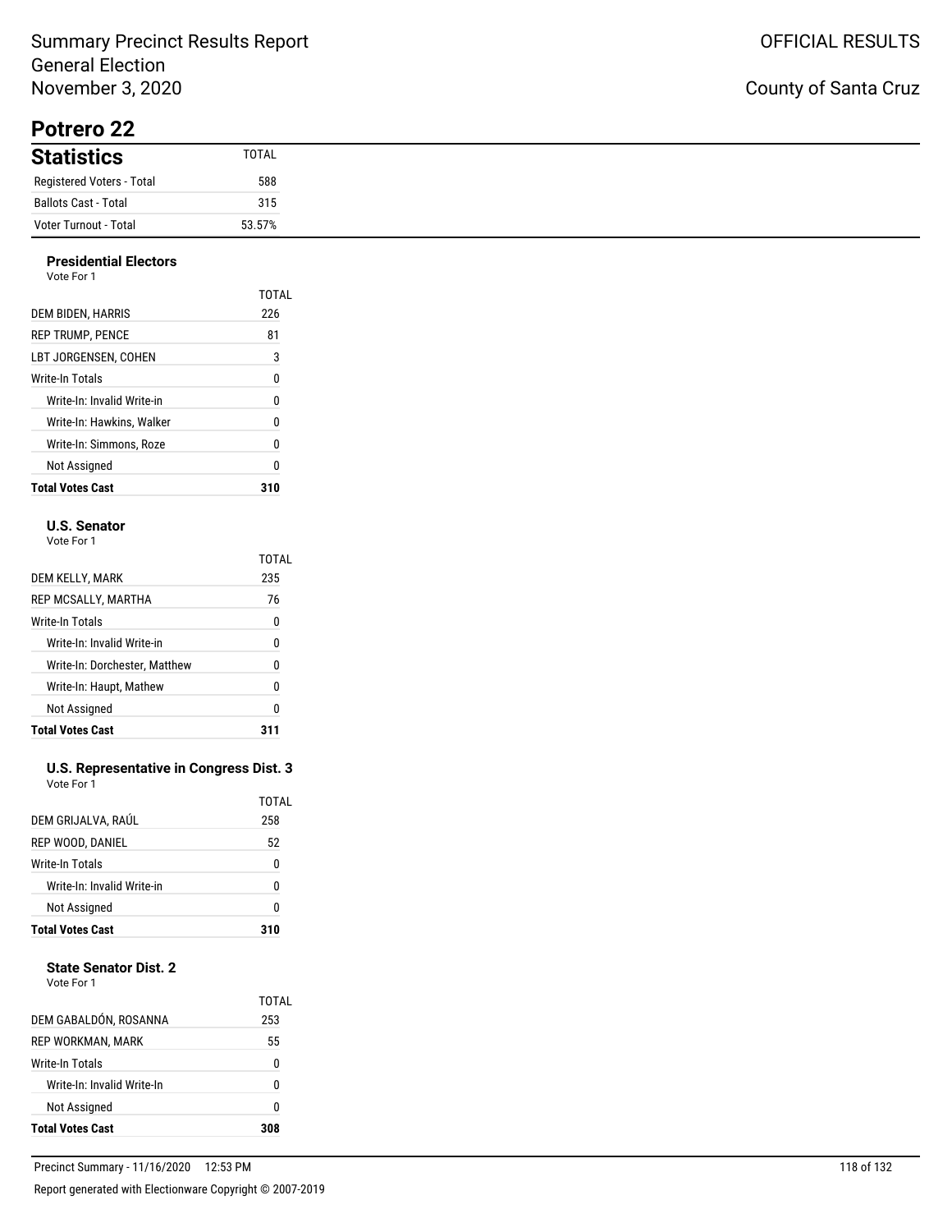Summary Precinct Results Report
General Election
November 3, 2020

OFFICIAL RESULTS

County of Santa Cruz

# Potrero 22

## Statistics

| Statistics | TOTAL |
|---|---|
| Registered Voters - Total | 588 |
| Ballots Cast - Total | 315 |
| Voter Turnout - Total | 53.57% |

### Presidential Electors

Vote For 1

| | TOTAL |
|---|---|
| DEM BIDEN, HARRIS | 226 |
| REP TRUMP, PENCE | 81 |
| LBT JORGENSEN, COHEN | 3 |
| Write-In Totals | 0 |
| Write-In: Invalid Write-in | 0 |
| Write-In: Hawkins, Walker | 0 |
| Write-In: Simmons, Roze | 0 |
| Not Assigned | 0 |
| **Total Votes Cast** | **310** |

### U.S. Senator

Vote For 1

| | TOTAL |
|---|---|
| DEM KELLY, MARK | 235 |
| REP MCSALLY, MARTHA | 76 |
| Write-In Totals | 0 |
| Write-In: Invalid Write-in | 0 |
| Write-In: Dorchester, Matthew | 0 |
| Write-In: Haupt, Mathew | 0 |
| Not Assigned | 0 |
| **Total Votes Cast** | **311** |

### U.S. Representative in Congress Dist. 3

Vote For 1

| | TOTAL |
|---|---|
| DEM GRIJALVA, RAÚL | 258 |
| REP WOOD, DANIEL | 52 |
| Write-In Totals | 0 |
| Write-In: Invalid Write-in | 0 |
| Not Assigned | 0 |
| **Total Votes Cast** | **310** |

### State Senator Dist. 2

Vote For 1

| | TOTAL |
|---|---|
| DEM GABALDÓN, ROSANNA | 253 |
| REP WORKMAN, MARK | 55 |
| Write-In Totals | 0 |
| Write-In: Invalid Write-In | 0 |
| Not Assigned | 0 |
| **Total Votes Cast** | **308** |

Precinct Summary - 11/16/2020 12:53 PM

Report generated with Electionware Copyright © 2007-2019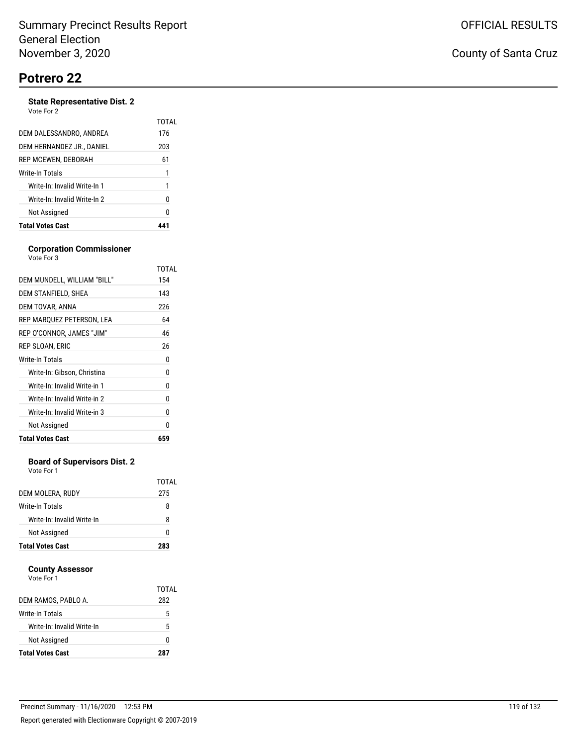# Potrero 22

### State Representative Dist. 2

Vote For 2

| | TOTAL |
|---|---|
| DEM DALESSANDRO, ANDREA | 176 |
| DEM HERNANDEZ JR., DANIEL | 203 |
| REP MCEWEN, DEBORAH | 61 |
| Write-In Totals | 1 |
| Write-In: Invalid Write-In 1 | 1 |
| Write-In: Invalid Write-In 2 | 0 |
| Not Assigned | 0 |
| **Total Votes Cast** | **441** |

### Corporation Commissioner

Vote For 3

| | TOTAL |
|---|---|
| DEM MUNDELL, WILLIAM "BILL" | 154 |
| DEM STANFIELD, SHEA | 143 |
| DEM TOVAR, ANNA | 226 |
| REP MARQUEZ PETERSON, LEA | 64 |
| REP O'CONNOR, JAMES "JIM" | 46 |
| REP SLOAN, ERIC | 26 |
| Write-In Totals | 0 |
| Write-In: Gibson, Christina | 0 |
| Write-In: Invalid Write-in 1 | 0 |
| Write-In: Invalid Write-in 2 | 0 |
| Write-In: Invalid Write-in 3 | 0 |
| Not Assigned | 0 |
| **Total Votes Cast** | **659** |

### Board of Supervisors Dist. 2

Vote For 1

| | TOTAL |
|---|---|
| DEM MOLERA, RUDY | 275 |
| Write-In Totals | 8 |
| Write-In: Invalid Write-In | 8 |
| Not Assigned | 0 |
| **Total Votes Cast** | **283** |

### County Assessor

Vote For 1

| | TOTAL |
|---|---|
| DEM RAMOS, PABLO A. | 282 |
| Write-In Totals | 5 |
| Write-In: Invalid Write-In | 5 |
| Not Assigned | 0 |
| **Total Votes Cast** | **287** |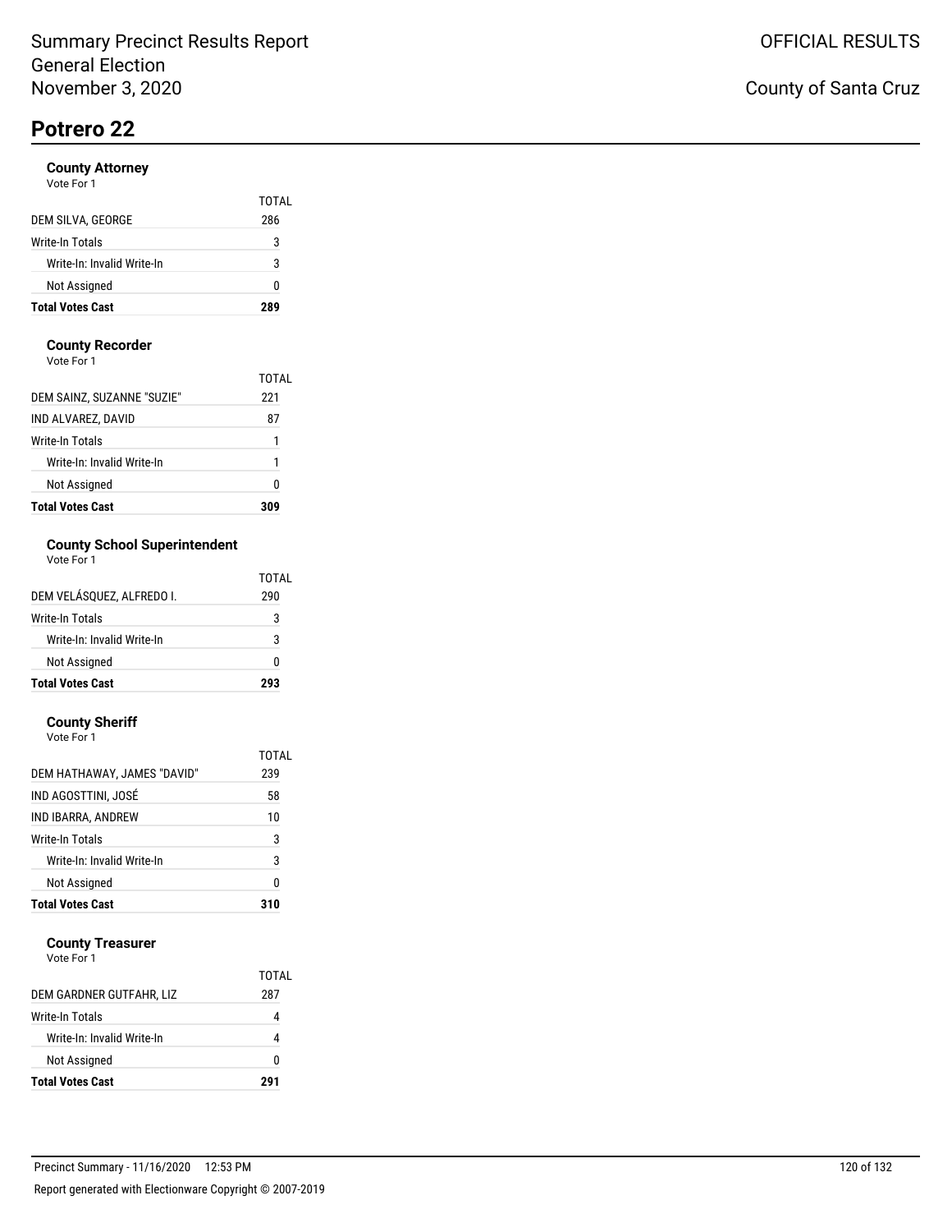Summary Precinct Results Report
General Election
November 3, 2020

OFFICIAL RESULTS

County of Santa Cruz

# Potrero 22

### County Attorney
Vote For 1

| | TOTAL |
|---|---|
| DEM SILVA, GEORGE | 286 |
| Write-In Totals | 3 |
| Write-In: Invalid Write-In | 3 |
| Not Assigned | 0 |
| **Total Votes Cast** | **289** |

### County Recorder
Vote For 1

| | TOTAL |
|---|---|
| DEM SAINZ, SUZANNE "SUZIE" | 221 |
| IND ALVAREZ, DAVID | 87 |
| Write-In Totals | 1 |
| Write-In: Invalid Write-In | 1 |
| Not Assigned | 0 |
| **Total Votes Cast** | **309** |

### County School Superintendent
Vote For 1

| | TOTAL |
|---|---|
| DEM VELÁSQUEZ, ALFREDO I. | 290 |
| Write-In Totals | 3 |
| Write-In: Invalid Write-In | 3 |
| Not Assigned | 0 |
| **Total Votes Cast** | **293** |

### County Sheriff
Vote For 1

| | TOTAL |
|---|---|
| DEM HATHAWAY, JAMES "DAVID" | 239 |
| IND AGOSTTINI, JOSÉ | 58 |
| IND IBARRA, ANDREW | 10 |
| Write-In Totals | 3 |
| Write-In: Invalid Write-In | 3 |
| Not Assigned | 0 |
| **Total Votes Cast** | **310** |

### County Treasurer
Vote For 1

| | TOTAL |
|---|---|
| DEM GARDNER GUTFAHR, LIZ | 287 |
| Write-In Totals | 4 |
| Write-In: Invalid Write-In | 4 |
| Not Assigned | 0 |
| **Total Votes Cast** | **291** |

Precinct Summary - 11/16/2020 12:53 PM

Report generated with Electionware Copyright © 2007-2019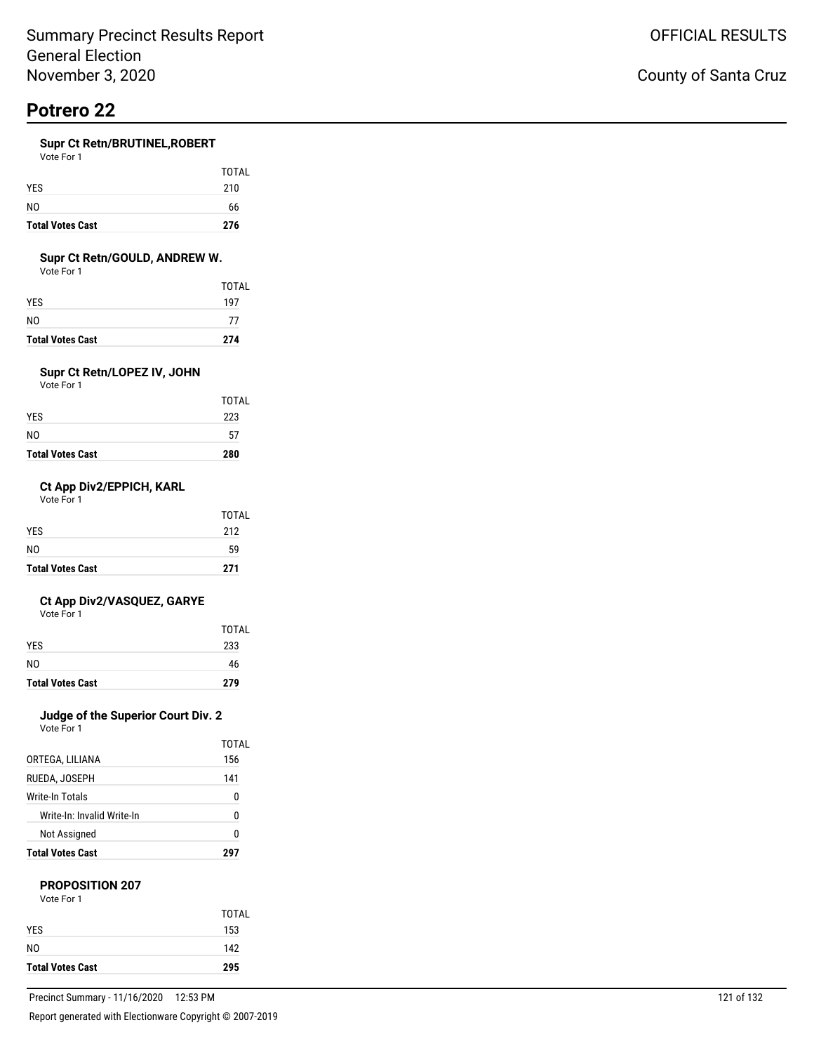# Potrero 22

### Supr Ct Retn/BRUTINEL,ROBERT

Vote For 1

| | TOTAL |
|---|---|
| YES | 210 |
| NO | 66 |
| **Total Votes Cast** | **276** |

### Supr Ct Retn/GOULD, ANDREW W.

Vote For 1

| | TOTAL |
|---|---|
| YES | 197 |
| NO | 77 |
| **Total Votes Cast** | **274** |

### Supr Ct Retn/LOPEZ IV, JOHN

Vote For 1

| | TOTAL |
|---|---|
| YES | 223 |
| NO | 57 |
| **Total Votes Cast** | **280** |

### Ct App Div2/EPPICH, KARL

Vote For 1

| | TOTAL |
|---|---|
| YES | 212 |
| NO | 59 |
| **Total Votes Cast** | **271** |

### Ct App Div2/VASQUEZ, GARYE

Vote For 1

| | TOTAL |
|---|---|
| YES | 233 |
| NO | 46 |
| **Total Votes Cast** | **279** |

### Judge of the Superior Court Div. 2

Vote For 1

| | TOTAL |
|---|---|
| ORTEGA, LILIANA | 156 |
| RUEDA, JOSEPH | 141 |
| Write-In Totals | 0 |
| Write-In: Invalid Write-In | 0 |
| Not Assigned | 0 |
| **Total Votes Cast** | **297** |

### PROPOSITION 207

Vote For 1

| | TOTAL |
|---|---|
| YES | 153 |
| NO | 142 |
| **Total Votes Cast** | **295** |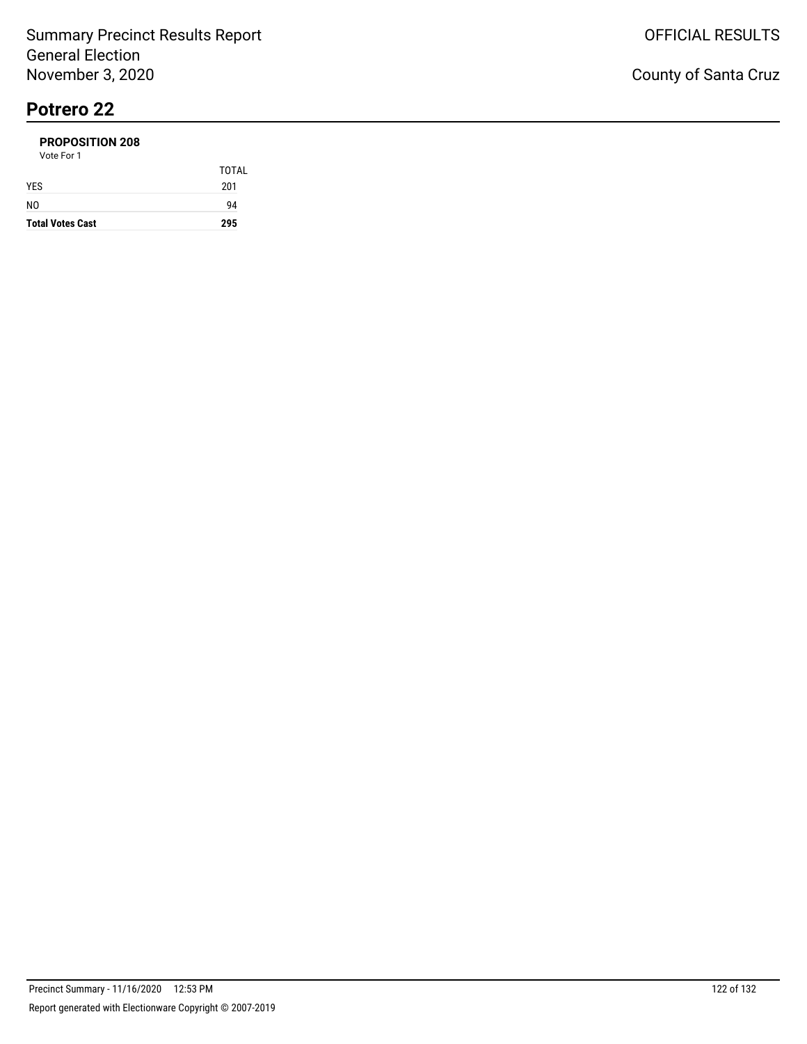# Potrero 22

**PROPOSITION 208**

Vote For 1

| | TOTAL |
|---|---|
| YES | 201 |
| NO | 94 |
| **Total Votes Cast** | **295** |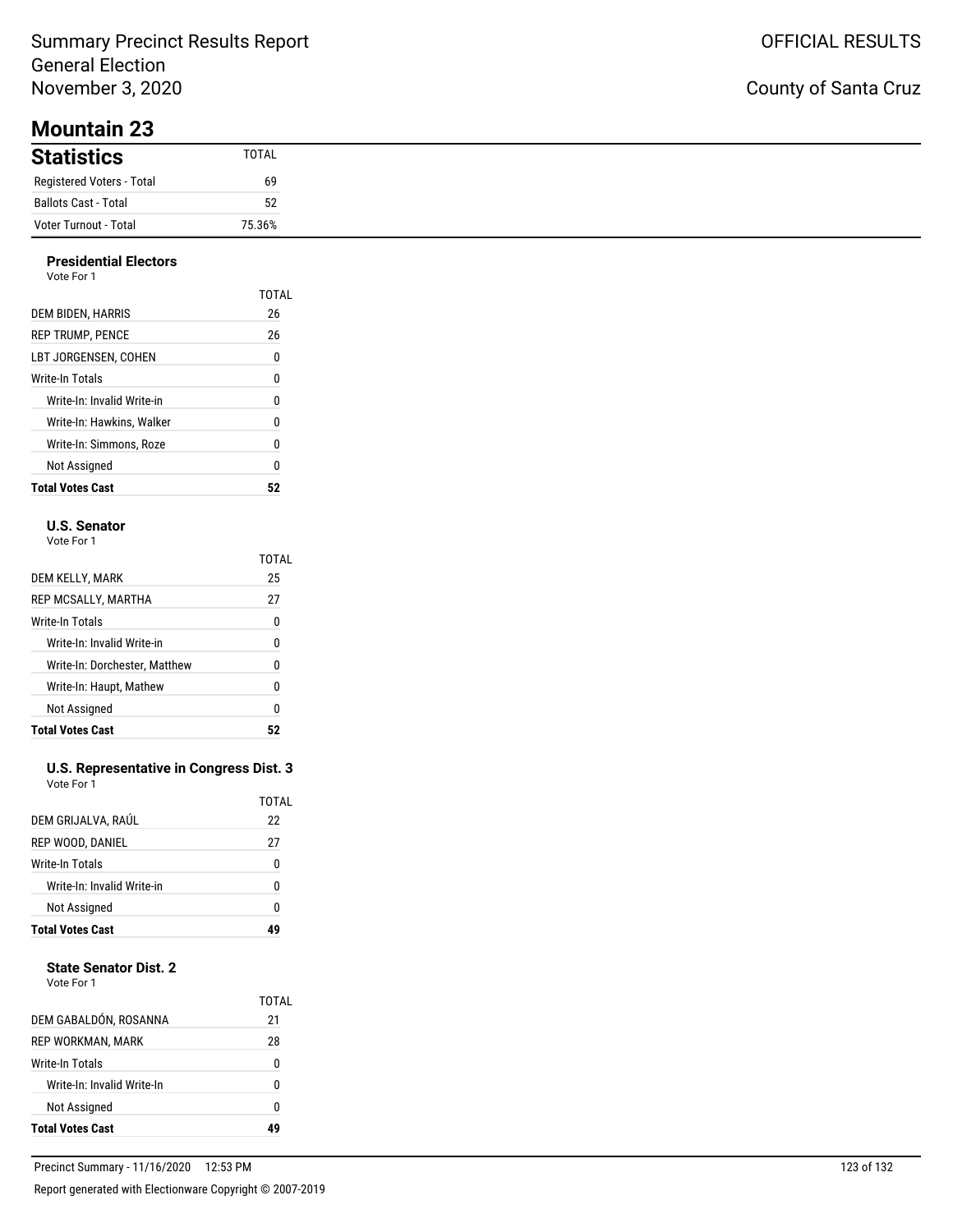Summary Precinct Results Report
General Election
November 3, 2020

OFFICIAL RESULTS

County of Santa Cruz

# Mountain 23

## Statistics

| Statistics | TOTAL |
| --- | --- |
| Registered Voters - Total | 69 |
| Ballots Cast - Total | 52 |
| Voter Turnout - Total | 75.36% |

### Presidential Electors

Vote For 1

| | TOTAL |
| --- | --- |
| DEM BIDEN, HARRIS | 26 |
| REP TRUMP, PENCE | 26 |
| LBT JORGENSEN, COHEN | 0 |
| Write-In Totals | 0 |
| Write-In: Invalid Write-in | 0 |
| Write-In: Hawkins, Walker | 0 |
| Write-In: Simmons, Roze | 0 |
| Not Assigned | 0 |
| **Total Votes Cast** | **52** |

### U.S. Senator

Vote For 1

| | TOTAL |
| --- | --- |
| DEM KELLY, MARK | 25 |
| REP MCSALLY, MARTHA | 27 |
| Write-In Totals | 0 |
| Write-In: Invalid Write-in | 0 |
| Write-In: Dorchester, Matthew | 0 |
| Write-In: Haupt, Mathew | 0 |
| Not Assigned | 0 |
| **Total Votes Cast** | **52** |

### U.S. Representative in Congress Dist. 3

Vote For 1

| | TOTAL |
| --- | --- |
| DEM GRIJALVA, RAÚL | 22 |
| REP WOOD, DANIEL | 27 |
| Write-In Totals | 0 |
| Write-In: Invalid Write-in | 0 |
| Not Assigned | 0 |
| **Total Votes Cast** | **49** |

### State Senator Dist. 2

Vote For 1

| | TOTAL |
| --- | --- |
| DEM GABALDÓN, ROSANNA | 21 |
| REP WORKMAN, MARK | 28 |
| Write-In Totals | 0 |
| Write-In: Invalid Write-In | 0 |
| Not Assigned | 0 |
| **Total Votes Cast** | **49** |

Precinct Summary - 11/16/2020 12:53 PM

Report generated with Electionware Copyright © 2007-2019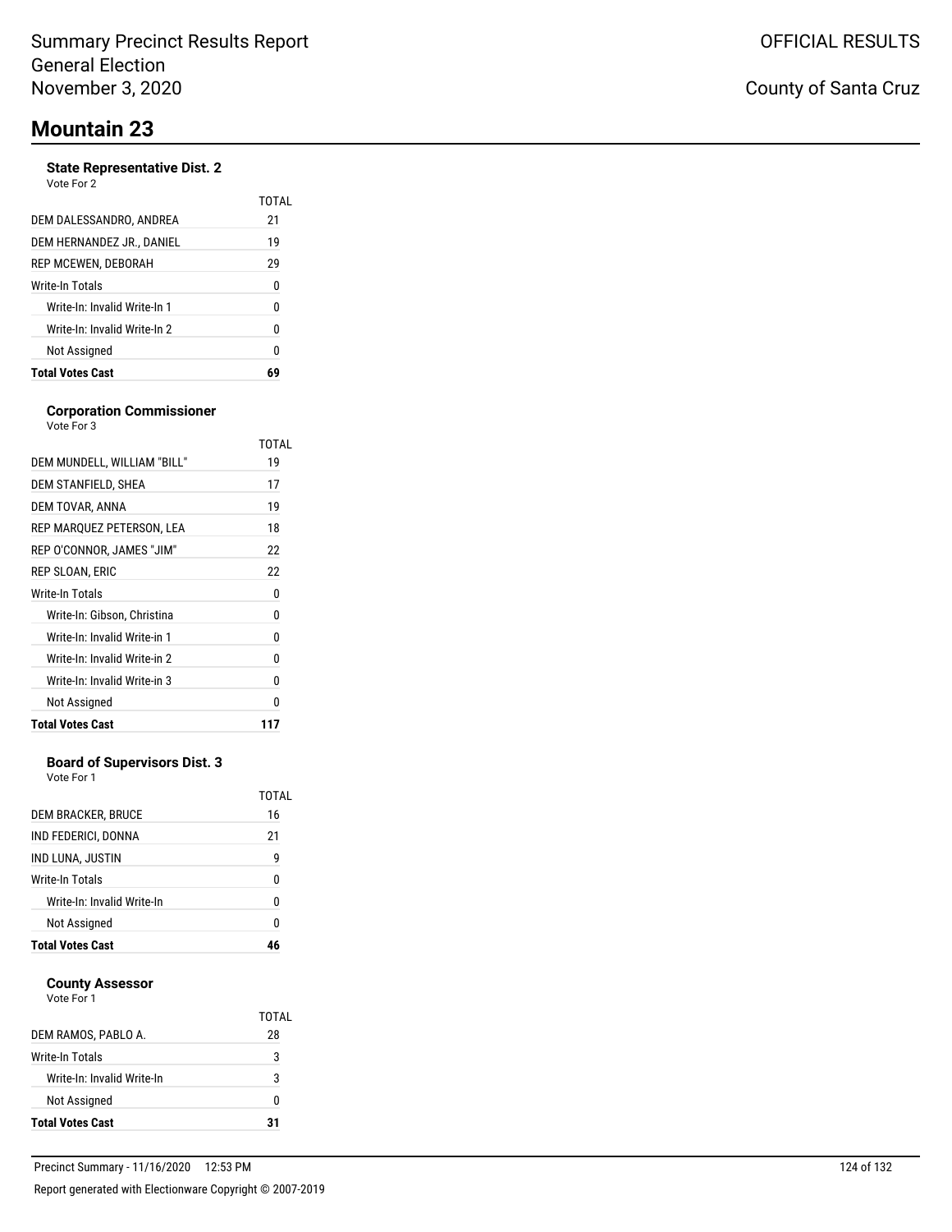Summary Precinct Results Report
General Election
November 3, 2020

OFFICIAL RESULTS

County of Santa Cruz

# Mountain 23

### State Representative Dist. 2

Vote For 2

| | TOTAL |
|---|---|
| DEM DALESSANDRO, ANDREA | 21 |
| DEM HERNANDEZ JR., DANIEL | 19 |
| REP MCEWEN, DEBORAH | 29 |
| Write-In Totals | 0 |
| Write-In: Invalid Write-In 1 | 0 |
| Write-In: Invalid Write-In 2 | 0 |
| Not Assigned | 0 |
| **Total Votes Cast** | **69** |

### Corporation Commissioner

Vote For 3

| | TOTAL |
|---|---|
| DEM MUNDELL, WILLIAM "BILL" | 19 |
| DEM STANFIELD, SHEA | 17 |
| DEM TOVAR, ANNA | 19 |
| REP MARQUEZ PETERSON, LEA | 18 |
| REP O'CONNOR, JAMES "JIM" | 22 |
| REP SLOAN, ERIC | 22 |
| Write-In Totals | 0 |
| Write-In: Gibson, Christina | 0 |
| Write-In: Invalid Write-in 1 | 0 |
| Write-In: Invalid Write-in 2 | 0 |
| Write-In: Invalid Write-in 3 | 0 |
| Not Assigned | 0 |
| **Total Votes Cast** | **117** |

### Board of Supervisors Dist. 3

Vote For 1

| | TOTAL |
|---|---|
| DEM BRACKER, BRUCE | 16 |
| IND FEDERICI, DONNA | 21 |
| IND LUNA, JUSTIN | 9 |
| Write-In Totals | 0 |
| Write-In: Invalid Write-In | 0 |
| Not Assigned | 0 |
| **Total Votes Cast** | **46** |

### County Assessor

Vote For 1

| | TOTAL |
|---|---|
| DEM RAMOS, PABLO A. | 28 |
| Write-In Totals | 3 |
| Write-In: Invalid Write-In | 3 |
| Not Assigned | 0 |
| **Total Votes Cast** | **31** |

Precinct Summary - 11/16/2020 12:53 PM

Report generated with Electionware Copyright © 2007-2019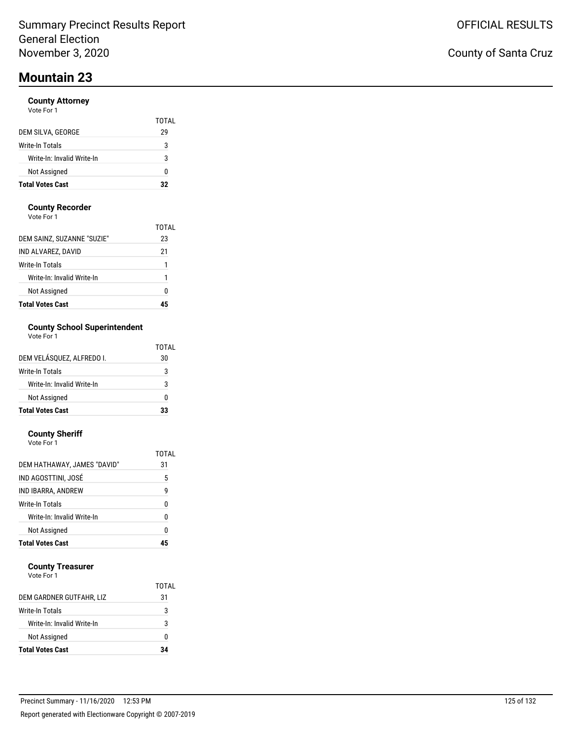# Mountain 23

### County Attorney

Vote For 1

| | TOTAL |
|---|---|
| DEM SILVA, GEORGE | 29 |
| Write-In Totals | 3 |
| Write-In: Invalid Write-In | 3 |
| Not Assigned | 0 |
| **Total Votes Cast** | **32** |

### County Recorder

Vote For 1

| | TOTAL |
|---|---|
| DEM SAINZ, SUZANNE "SUZIE" | 23 |
| IND ALVAREZ, DAVID | 21 |
| Write-In Totals | 1 |
| Write-In: Invalid Write-In | 1 |
| Not Assigned | 0 |
| **Total Votes Cast** | **45** |

### County School Superintendent

Vote For 1

| | TOTAL |
|---|---|
| DEM VELÁSQUEZ, ALFREDO I. | 30 |
| Write-In Totals | 3 |
| Write-In: Invalid Write-In | 3 |
| Not Assigned | 0 |
| **Total Votes Cast** | **33** |

### County Sheriff

Vote For 1

| | TOTAL |
|---|---|
| DEM HATHAWAY, JAMES "DAVID" | 31 |
| IND AGOSTTINI, JOSÉ | 5 |
| IND IBARRA, ANDREW | 9 |
| Write-In Totals | 0 |
| Write-In: Invalid Write-In | 0 |
| Not Assigned | 0 |
| **Total Votes Cast** | **45** |

### County Treasurer

Vote For 1

| | TOTAL |
|---|---|
| DEM GARDNER GUTFAHR, LIZ | 31 |
| Write-In Totals | 3 |
| Write-In: Invalid Write-In | 3 |
| Not Assigned | 0 |
| **Total Votes Cast** | **34** |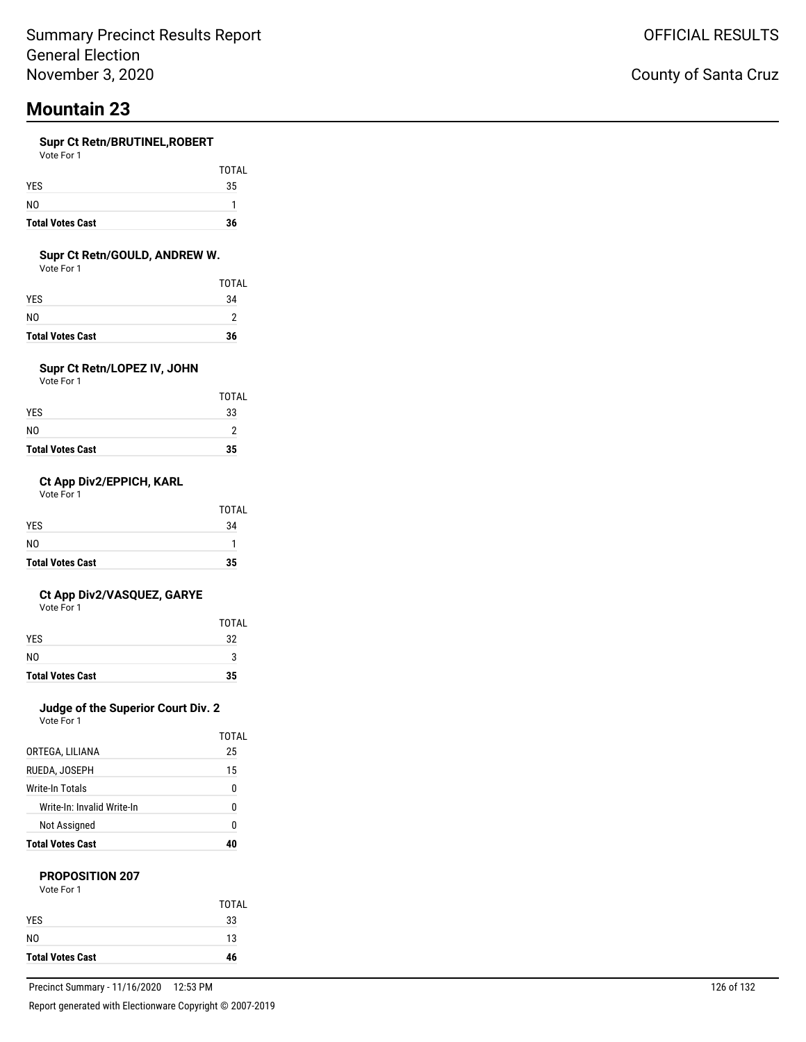Summary Precinct Results Report
General Election
November 3, 2020

OFFICIAL RESULTS

County of Santa Cruz

# Mountain 23

### Supr Ct Retn/BRUTINEL,ROBERT

Vote For 1

| | TOTAL |
|---|---|
| YES | 35 |
| NO | 1 |
| **Total Votes Cast** | **36** |

### Supr Ct Retn/GOULD, ANDREW W.

Vote For 1

| | TOTAL |
|---|---|
| YES | 34 |
| NO | 2 |
| **Total Votes Cast** | **36** |

### Supr Ct Retn/LOPEZ IV, JOHN

Vote For 1

| | TOTAL |
|---|---|
| YES | 33 |
| NO | 2 |
| **Total Votes Cast** | **35** |

### Ct App Div2/EPPICH, KARL

Vote For 1

| | TOTAL |
|---|---|
| YES | 34 |
| NO | 1 |
| **Total Votes Cast** | **35** |

### Ct App Div2/VASQUEZ, GARYE

Vote For 1

| | TOTAL |
|---|---|
| YES | 32 |
| NO | 3 |
| **Total Votes Cast** | **35** |

### Judge of the Superior Court Div. 2

Vote For 1

| | TOTAL |
|---|---|
| ORTEGA, LILIANA | 25 |
| RUEDA, JOSEPH | 15 |
| Write-In Totals | 0 |
| Write-In: Invalid Write-In | 0 |
| Not Assigned | 0 |
| **Total Votes Cast** | **40** |

### PROPOSITION 207

Vote For 1

| | TOTAL |
|---|---|
| YES | 33 |
| NO | 13 |
| **Total Votes Cast** | **46** |

Precinct Summary - 11/16/2020 12:53 PM

Report generated with Electionware Copyright © 2007-2019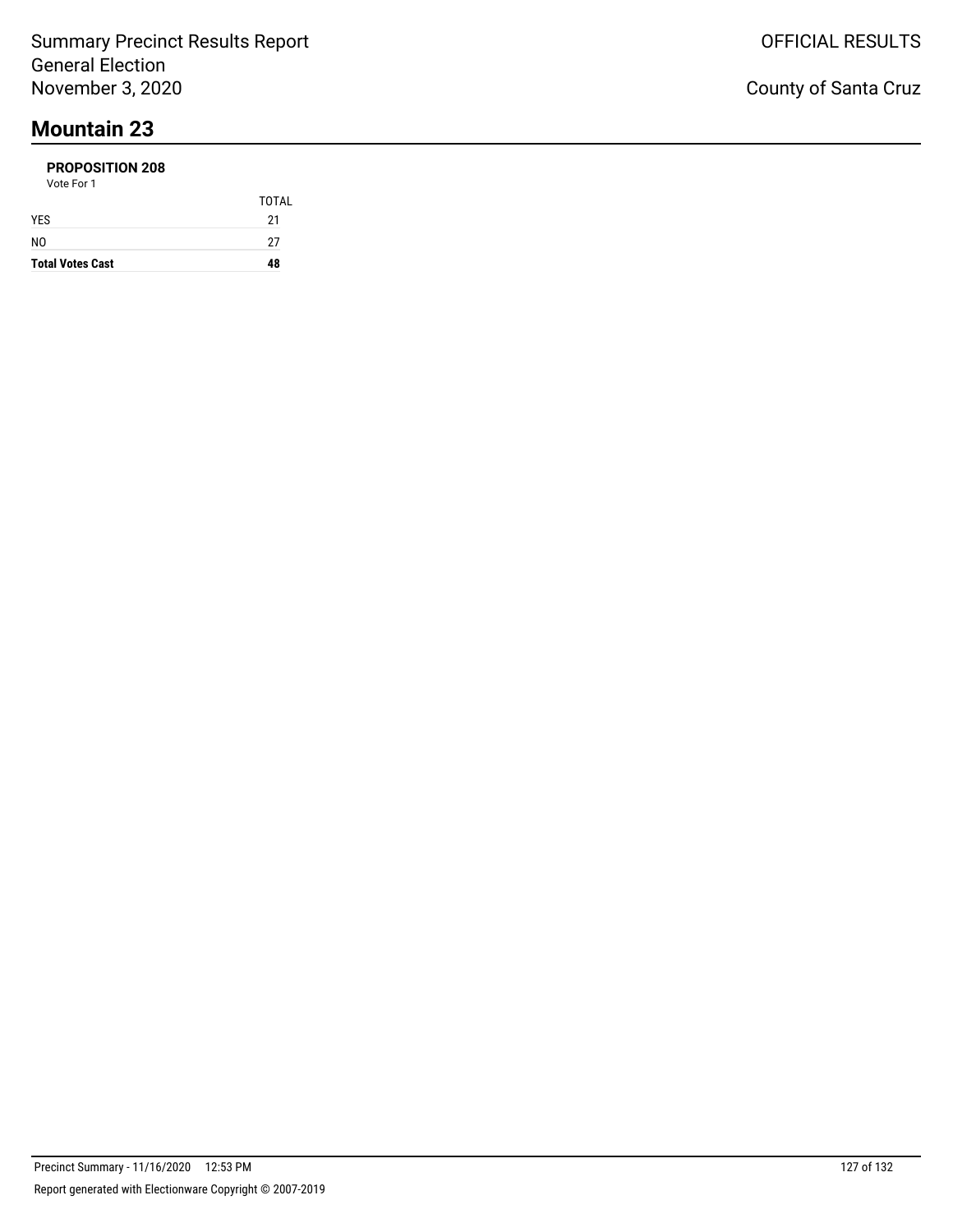# Mountain 23

### PROPOSITION 208

Vote For 1

| | TOTAL |
|---|---|
| YES | 21 |
| NO | 27 |
| **Total Votes Cast** | **48** |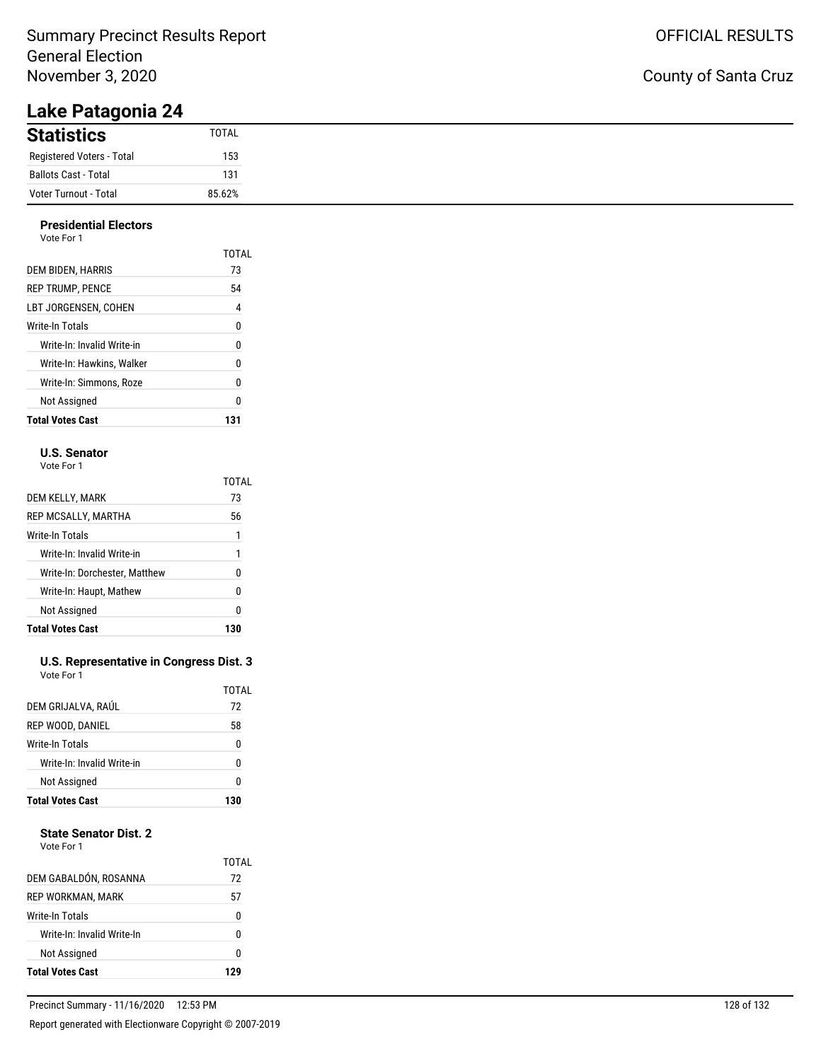Summary Precinct Results Report
General Election
November 3, 2020

OFFICIAL RESULTS

County of Santa Cruz

# Lake Patagonia 24

## Statistics

| Statistics | TOTAL |
|---|---|
| Registered Voters - Total | 153 |
| Ballots Cast - Total | 131 |
| Voter Turnout - Total | 85.62% |

### Presidential Electors

Vote For 1

| | TOTAL |
|---|---|
| DEM BIDEN, HARRIS | 73 |
| REP TRUMP, PENCE | 54 |
| LBT JORGENSEN, COHEN | 4 |
| Write-In Totals | 0 |
| Write-In: Invalid Write-in | 0 |
| Write-In: Hawkins, Walker | 0 |
| Write-In: Simmons, Roze | 0 |
| Not Assigned | 0 |
| **Total Votes Cast** | **131** |

### U.S. Senator

Vote For 1

| | TOTAL |
|---|---|
| DEM KELLY, MARK | 73 |
| REP MCSALLY, MARTHA | 56 |
| Write-In Totals | 1 |
| Write-In: Invalid Write-in | 1 |
| Write-In: Dorchester, Matthew | 0 |
| Write-In: Haupt, Mathew | 0 |
| Not Assigned | 0 |
| **Total Votes Cast** | **130** |

### U.S. Representative in Congress Dist. 3

Vote For 1

| | TOTAL |
|---|---|
| DEM GRIJALVA, RAÚL | 72 |
| REP WOOD, DANIEL | 58 |
| Write-In Totals | 0 |
| Write-In: Invalid Write-in | 0 |
| Not Assigned | 0 |
| **Total Votes Cast** | **130** |

### State Senator Dist. 2

Vote For 1

| | TOTAL |
|---|---|
| DEM GABALDÓN, ROSANNA | 72 |
| REP WORKMAN, MARK | 57 |
| Write-In Totals | 0 |
| Write-In: Invalid Write-In | 0 |
| Not Assigned | 0 |
| **Total Votes Cast** | **129** |

Precinct Summary - 11/16/2020 12:53 PM

Report generated with Electionware Copyright © 2007-2019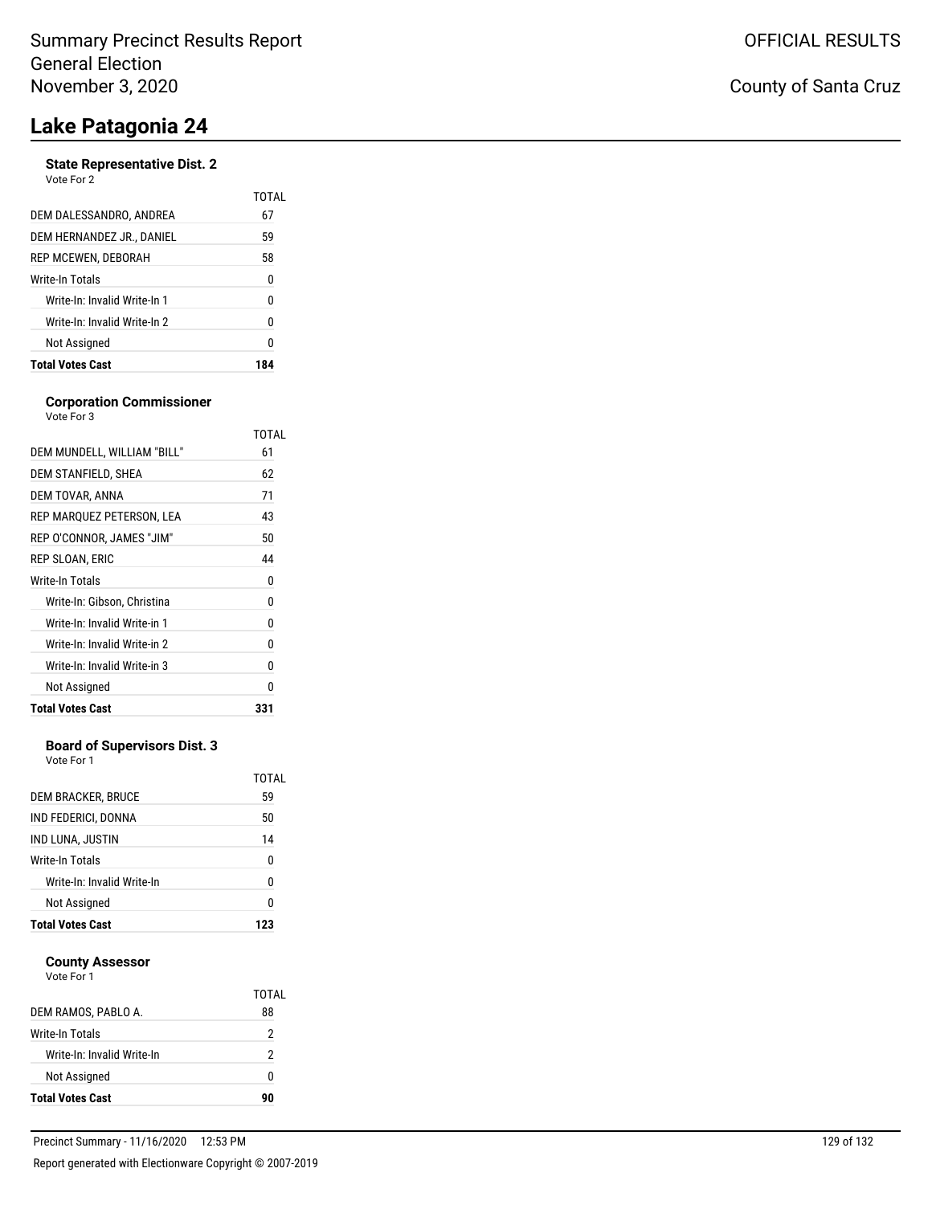Summary Precinct Results Report
General Election
November 3, 2020

OFFICIAL RESULTS

County of Santa Cruz

# Lake Patagonia 24

### State Representative Dist. 2
Vote For 2

| | TOTAL |
|---|---|
| DEM DALESSANDRO, ANDREA | 67 |
| DEM HERNANDEZ JR., DANIEL | 59 |
| REP MCEWEN, DEBORAH | 58 |
| Write-In Totals | 0 |
| Write-In: Invalid Write-In 1 | 0 |
| Write-In: Invalid Write-In 2 | 0 |
| Not Assigned | 0 |
| **Total Votes Cast** | **184** |

### Corporation Commissioner
Vote For 3

| | TOTAL |
|---|---|
| DEM MUNDELL, WILLIAM "BILL" | 61 |
| DEM STANFIELD, SHEA | 62 |
| DEM TOVAR, ANNA | 71 |
| REP MARQUEZ PETERSON, LEA | 43 |
| REP O'CONNOR, JAMES "JIM" | 50 |
| REP SLOAN, ERIC | 44 |
| Write-In Totals | 0 |
| Write-In: Gibson, Christina | 0 |
| Write-In: Invalid Write-in 1 | 0 |
| Write-In: Invalid Write-in 2 | 0 |
| Write-In: Invalid Write-in 3 | 0 |
| Not Assigned | 0 |
| **Total Votes Cast** | **331** |

### Board of Supervisors Dist. 3
Vote For 1

| | TOTAL |
|---|---|
| DEM BRACKER, BRUCE | 59 |
| IND FEDERICI, DONNA | 50 |
| IND LUNA, JUSTIN | 14 |
| Write-In Totals | 0 |
| Write-In: Invalid Write-In | 0 |
| Not Assigned | 0 |
| **Total Votes Cast** | **123** |

### County Assessor
Vote For 1

| | TOTAL |
|---|---|
| DEM RAMOS, PABLO A. | 88 |
| Write-In Totals | 2 |
| Write-In: Invalid Write-In | 2 |
| Not Assigned | 0 |
| **Total Votes Cast** | **90** |

Precinct Summary - 11/16/2020 12:53 PM

Report generated with Electionware Copyright © 2007-2019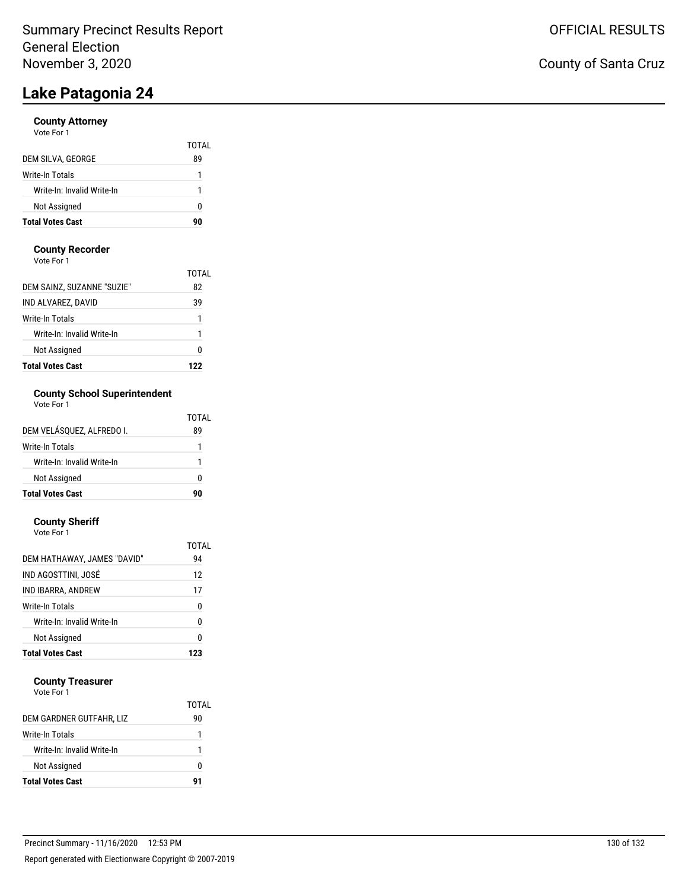Summary Precinct Results Report
General Election
November 3, 2020

OFFICIAL RESULTS

County of Santa Cruz

# Lake Patagonia 24

### County Attorney
Vote For 1

| | TOTAL |
|---|---|
| DEM SILVA, GEORGE | 89 |
| Write-In Totals | 1 |
| Write-In: Invalid Write-In | 1 |
| Not Assigned | 0 |
| **Total Votes Cast** | **90** |

### County Recorder
Vote For 1

| | TOTAL |
|---|---|
| DEM SAINZ, SUZANNE "SUZIE" | 82 |
| IND ALVAREZ, DAVID | 39 |
| Write-In Totals | 1 |
| Write-In: Invalid Write-In | 1 |
| Not Assigned | 0 |
| **Total Votes Cast** | **122** |

### County School Superintendent
Vote For 1

| | TOTAL |
|---|---|
| DEM VELÁSQUEZ, ALFREDO I. | 89 |
| Write-In Totals | 1 |
| Write-In: Invalid Write-In | 1 |
| Not Assigned | 0 |
| **Total Votes Cast** | **90** |

### County Sheriff
Vote For 1

| | TOTAL |
|---|---|
| DEM HATHAWAY, JAMES "DAVID" | 94 |
| IND AGOSTTINI, JOSÉ | 12 |
| IND IBARRA, ANDREW | 17 |
| Write-In Totals | 0 |
| Write-In: Invalid Write-In | 0 |
| Not Assigned | 0 |
| **Total Votes Cast** | **123** |

### County Treasurer
Vote For 1

| | TOTAL |
|---|---|
| DEM GARDNER GUTFAHR, LIZ | 90 |
| Write-In Totals | 1 |
| Write-In: Invalid Write-In | 1 |
| Not Assigned | 0 |
| **Total Votes Cast** | **91** |

Precinct Summary - 11/16/2020 12:53 PM

Report generated with Electionware Copyright © 2007-2019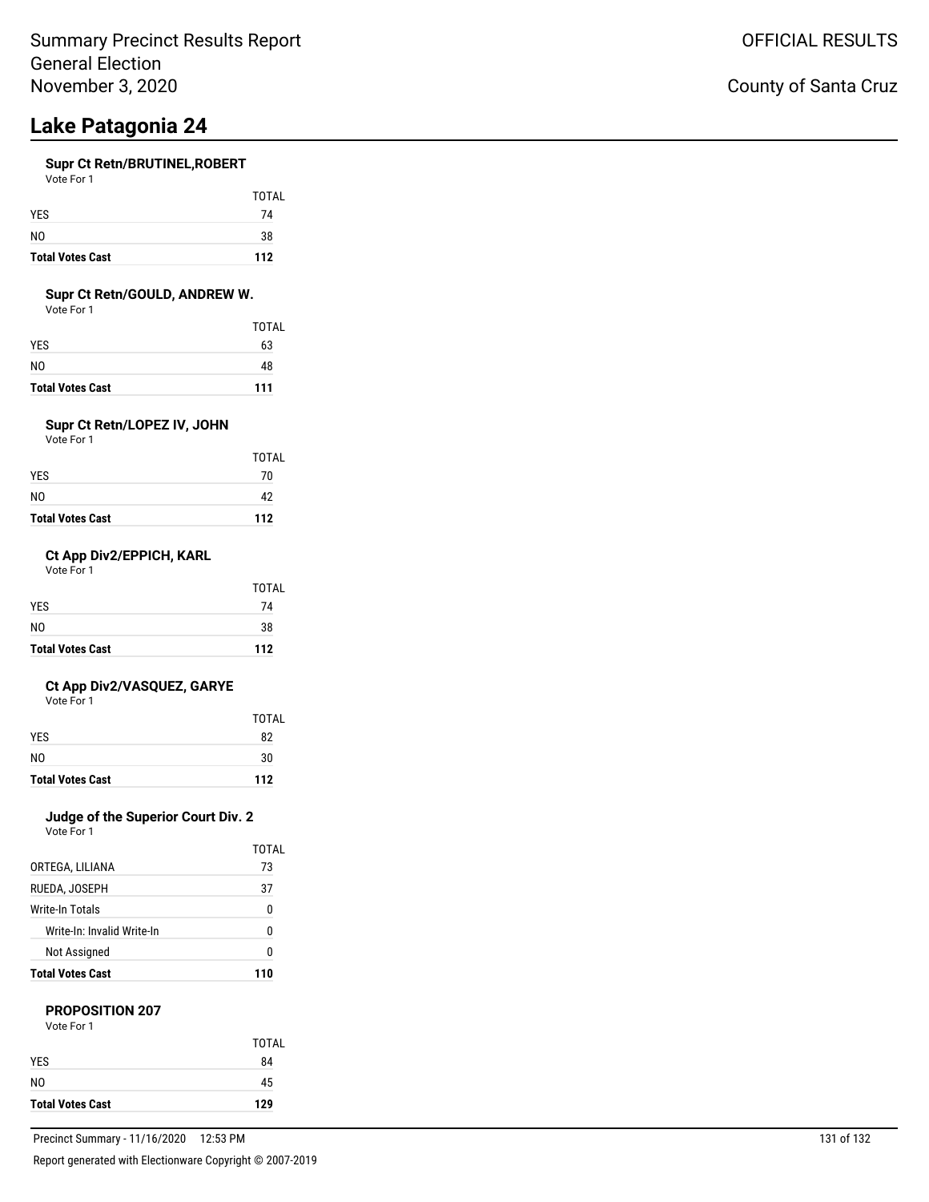# Lake Patagonia 24

### Supr Ct Retn/BRUTINEL,ROBERT

Vote For 1

| | TOTAL |
|---|---|
| YES | 74 |
| NO | 38 |
| **Total Votes Cast** | **112** |

### Supr Ct Retn/GOULD, ANDREW W.

Vote For 1

| | TOTAL |
|---|---|
| YES | 63 |
| NO | 48 |
| **Total Votes Cast** | **111** |

### Supr Ct Retn/LOPEZ IV, JOHN

Vote For 1

| | TOTAL |
|---|---|
| YES | 70 |
| NO | 42 |
| **Total Votes Cast** | **112** |

### Ct App Div2/EPPICH, KARL

Vote For 1

| | TOTAL |
|---|---|
| YES | 74 |
| NO | 38 |
| **Total Votes Cast** | **112** |

### Ct App Div2/VASQUEZ, GARYE

Vote For 1

| | TOTAL |
|---|---|
| YES | 82 |
| NO | 30 |
| **Total Votes Cast** | **112** |

### Judge of the Superior Court Div. 2

Vote For 1

| | TOTAL |
|---|---|
| ORTEGA, LILIANA | 73 |
| RUEDA, JOSEPH | 37 |
| Write-In Totals | 0 |
| Write-In: Invalid Write-In | 0 |
| Not Assigned | 0 |
| **Total Votes Cast** | **110** |

### PROPOSITION 207

Vote For 1

| | TOTAL |
|---|---|
| YES | 84 |
| NO | 45 |
| **Total Votes Cast** | **129** |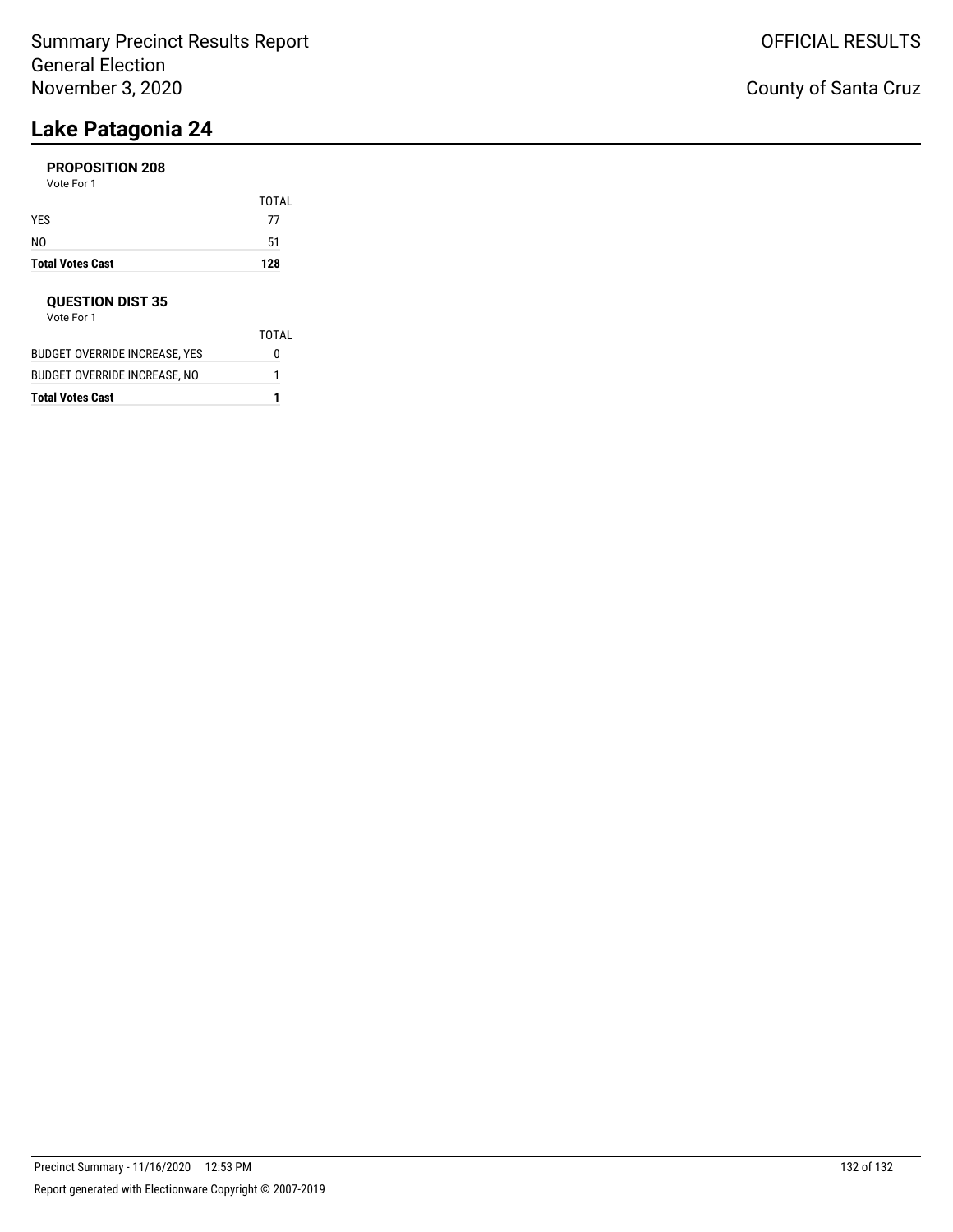# Lake Patagonia 24

### PROPOSITION 208

Vote For 1

| | TOTAL |
|---|---|
| YES | 77 |
| NO | 51 |
| **Total Votes Cast** | **128** |

### QUESTION DIST 35

Vote For 1

| | TOTAL |
|---|---|
| BUDGET OVERRIDE INCREASE, YES | 0 |
| BUDGET OVERRIDE INCREASE, NO | 1 |
| **Total Votes Cast** | **1** |